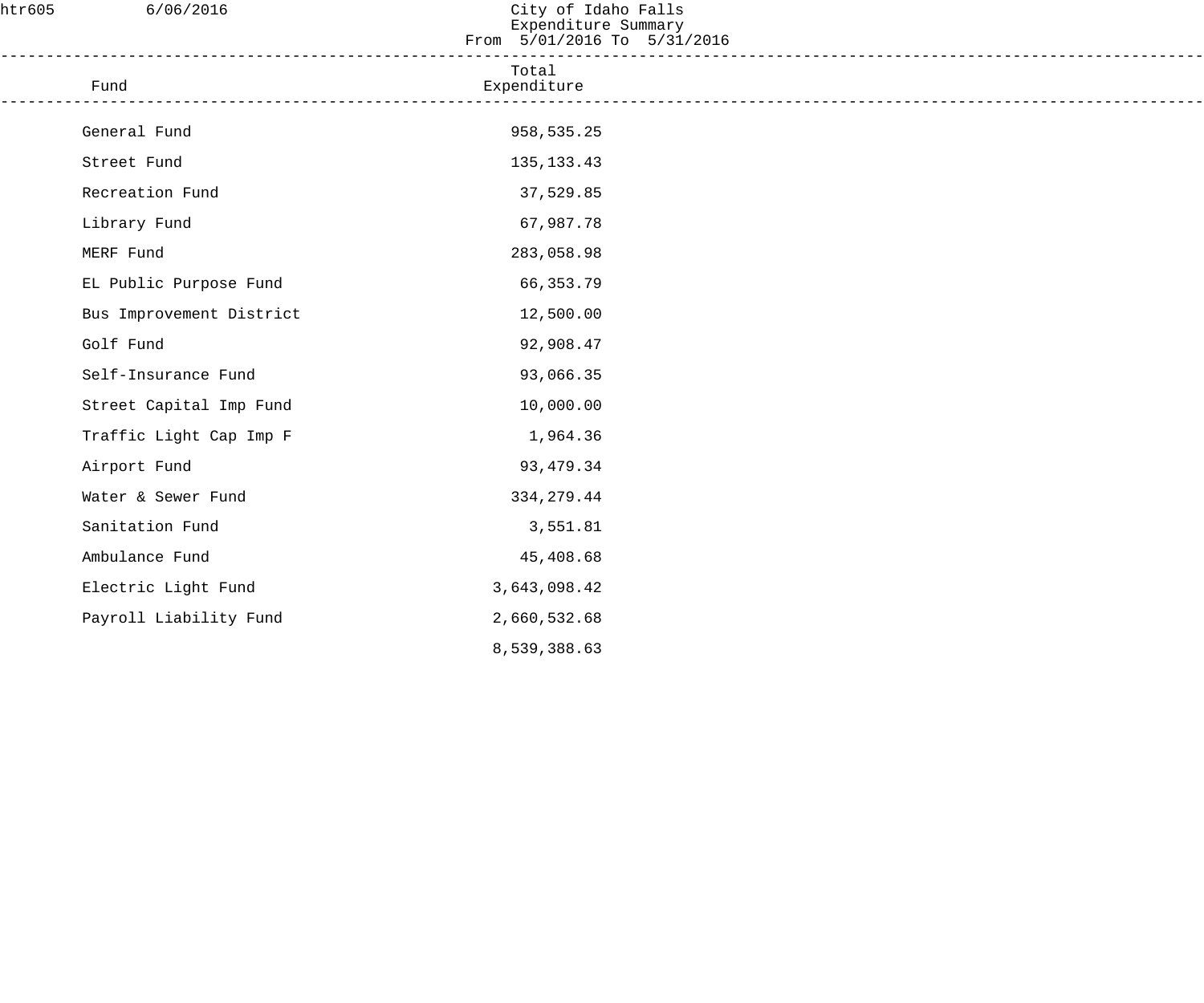htr605 6/06/2016

# City of Idaho Falls
## Expenditure Summary
From 5/01/2016 To 5/31/2016

| Fund | Total Expenditure |
| --- | ---: |
| General Fund | 958,535.25 |
| Street Fund | 135,133.43 |
| Recreation Fund | 37,529.85 |
| Library Fund | 67,987.78 |
| MERF Fund | 283,058.98 |
| EL Public Purpose Fund | 66,353.79 |
| Bus Improvement District | 12,500.00 |
| Golf Fund | 92,908.47 |
| Self-Insurance Fund | 93,066.35 |
| Street Capital Imp Fund | 10,000.00 |
| Traffic Light Cap Imp F | 1,964.36 |
| Airport Fund | 93,479.34 |
| Water & Sewer Fund | 334,279.44 |
| Sanitation Fund | 3,551.81 |
| Ambulance Fund | 45,408.68 |
| Electric Light Fund | 3,643,098.42 |
| Payroll Liability Fund | 2,660,532.68 |
| | 8,539,388.63 |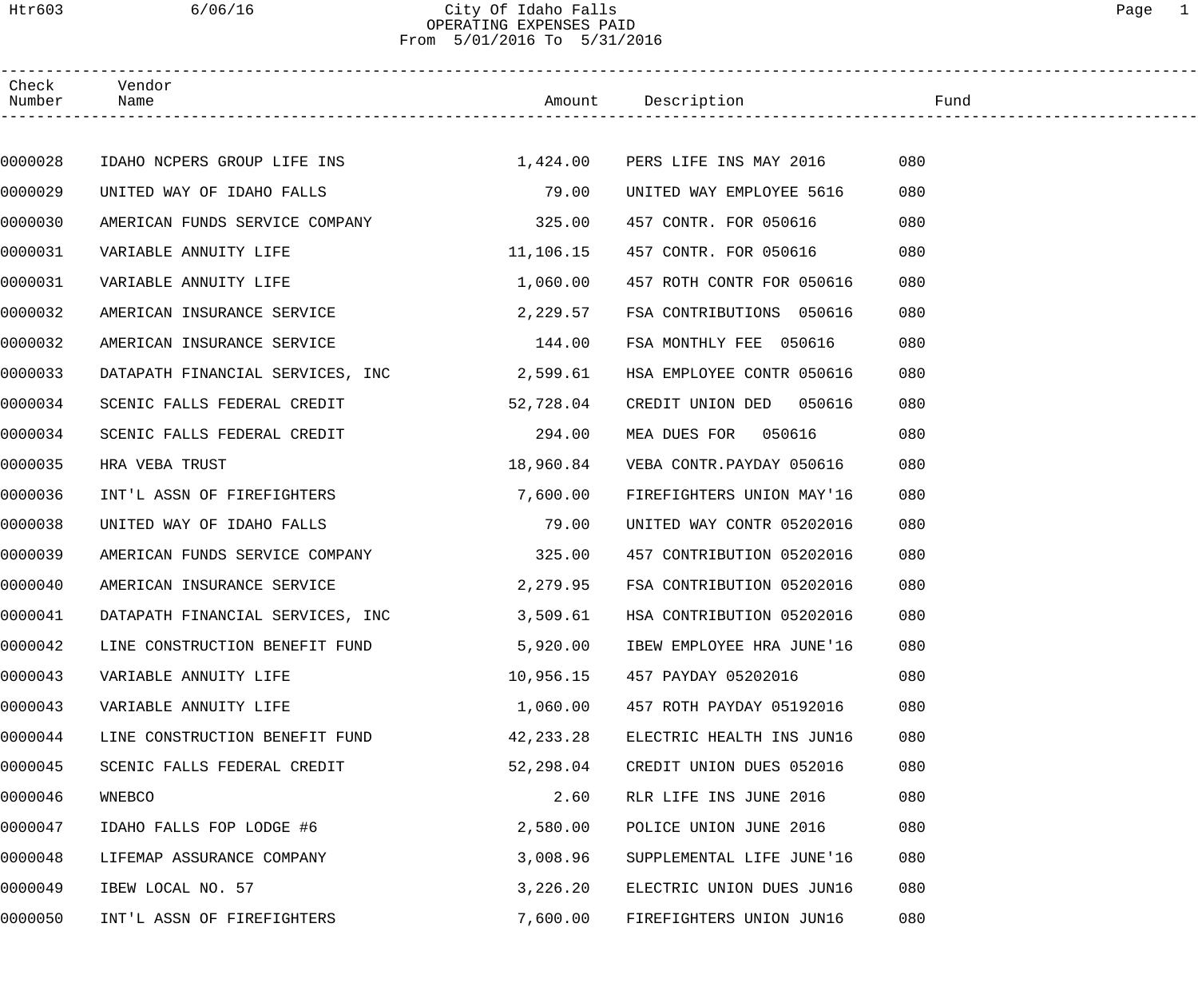City Of Idaho Falls
OPERATING EXPENSES PAID
From 5/01/2016 To 5/31/2016

| Check Number | Vendor Name | Amount | Description | Fund |
|---|---|---|---|---|
| 0000028 | IDAHO NCPERS GROUP LIFE INS | 1,424.00 | PERS LIFE INS MAY 2016 | 080 |
| 0000029 | UNITED WAY OF IDAHO FALLS | 79.00 | UNITED WAY EMPLOYEE 5616 | 080 |
| 0000030 | AMERICAN FUNDS SERVICE COMPANY | 325.00 | 457 CONTR. FOR 050616 | 080 |
| 0000031 | VARIABLE ANNUITY LIFE | 11,106.15 | 457 CONTR. FOR 050616 | 080 |
| 0000031 | VARIABLE ANNUITY LIFE | 1,060.00 | 457 ROTH CONTR FOR 050616 | 080 |
| 0000032 | AMERICAN INSURANCE SERVICE | 2,229.57 | FSA CONTRIBUTIONS 050616 | 080 |
| 0000032 | AMERICAN INSURANCE SERVICE | 144.00 | FSA MONTHLY FEE 050616 | 080 |
| 0000033 | DATAPATH FINANCIAL SERVICES, INC | 2,599.61 | HSA EMPLOYEE CONTR 050616 | 080 |
| 0000034 | SCENIC FALLS FEDERAL CREDIT | 52,728.04 | CREDIT UNION DED 050616 | 080 |
| 0000034 | SCENIC FALLS FEDERAL CREDIT | 294.00 | MEA DUES FOR 050616 | 080 |
| 0000035 | HRA VEBA TRUST | 18,960.84 | VEBA CONTR.PAYDAY 050616 | 080 |
| 0000036 | INT'L ASSN OF FIREFIGHTERS | 7,600.00 | FIREFIGHTERS UNION MAY'16 | 080 |
| 0000038 | UNITED WAY OF IDAHO FALLS | 79.00 | UNITED WAY CONTR 05202016 | 080 |
| 0000039 | AMERICAN FUNDS SERVICE COMPANY | 325.00 | 457 CONTRIBUTION 05202016 | 080 |
| 0000040 | AMERICAN INSURANCE SERVICE | 2,279.95 | FSA CONTRIBUTION 05202016 | 080 |
| 0000041 | DATAPATH FINANCIAL SERVICES, INC | 3,509.61 | HSA CONTRIBUTION 05202016 | 080 |
| 0000042 | LINE CONSTRUCTION BENEFIT FUND | 5,920.00 | IBEW EMPLOYEE HRA JUNE'16 | 080 |
| 0000043 | VARIABLE ANNUITY LIFE | 10,956.15 | 457 PAYDAY 05202016 | 080 |
| 0000043 | VARIABLE ANNUITY LIFE | 1,060.00 | 457 ROTH PAYDAY 05192016 | 080 |
| 0000044 | LINE CONSTRUCTION BENEFIT FUND | 42,233.28 | ELECTRIC HEALTH INS JUN16 | 080 |
| 0000045 | SCENIC FALLS FEDERAL CREDIT | 52,298.04 | CREDIT UNION DUES 052016 | 080 |
| 0000046 | WNEBCO | 2.60 | RLR LIFE INS JUNE 2016 | 080 |
| 0000047 | IDAHO FALLS FOP LODGE #6 | 2,580.00 | POLICE UNION JUNE 2016 | 080 |
| 0000048 | LIFEMAP ASSURANCE COMPANY | 3,008.96 | SUPPLEMENTAL LIFE JUNE'16 | 080 |
| 0000049 | IBEW LOCAL NO. 57 | 3,226.20 | ELECTRIC UNION DUES JUN16 | 080 |
| 0000050 | INT'L ASSN OF FIREFIGHTERS | 7,600.00 | FIREFIGHTERS UNION JUN16 | 080 |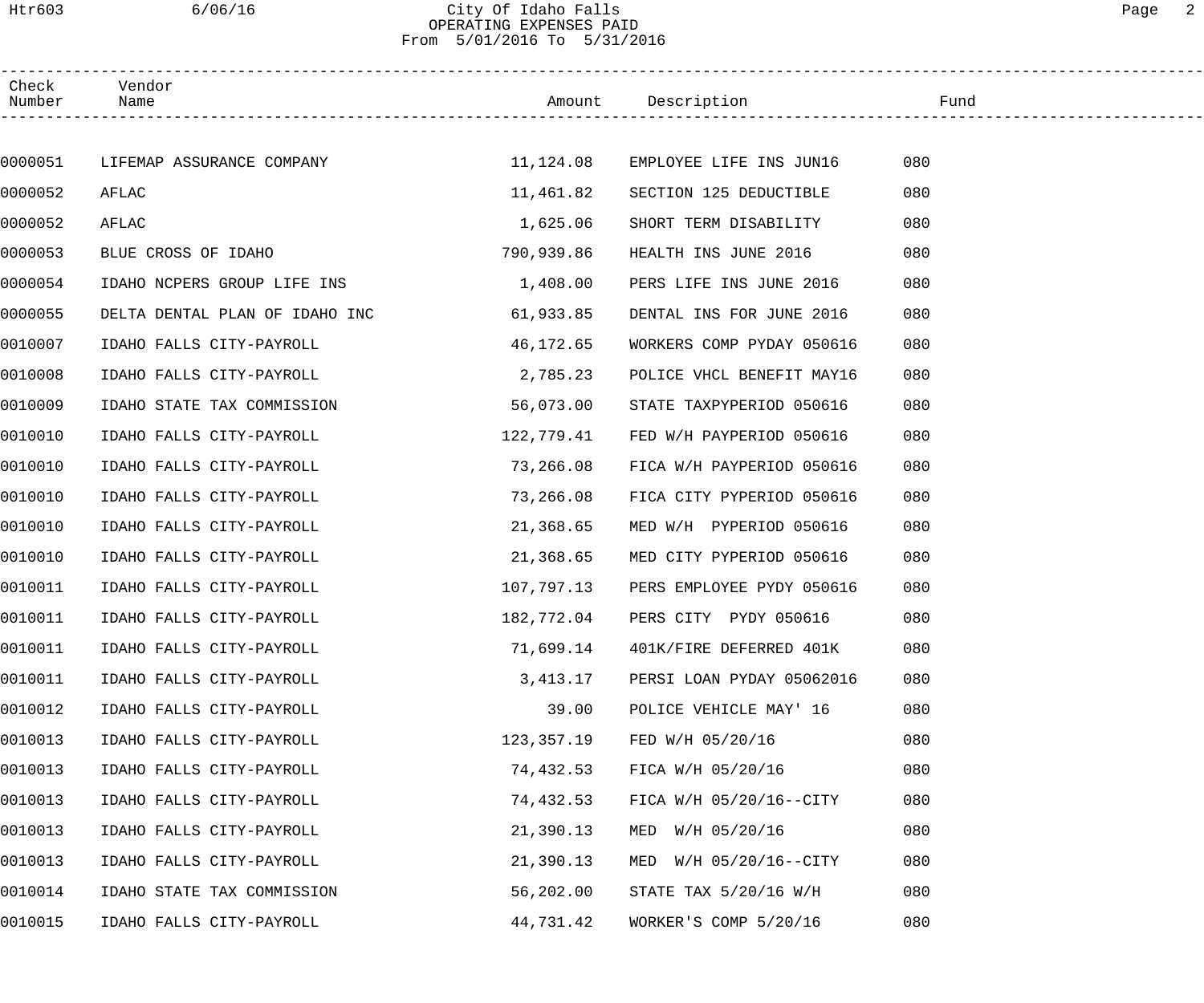# City Of Idaho Falls

## OPERATING EXPENSES PAID

From 5/01/2016 To 5/31/2016

| Check Number | Vendor Name | Amount | Description | Fund |
|---|---|---|---|---|
| 0000051 | LIFEMAP ASSURANCE COMPANY | 11,124.08 | EMPLOYEE LIFE INS JUN16 | 080 |
| 0000052 | AFLAC | 11,461.82 | SECTION 125 DEDUCTIBLE | 080 |
| 0000052 | AFLAC | 1,625.06 | SHORT TERM DISABILITY | 080 |
| 0000053 | BLUE CROSS OF IDAHO | 790,939.86 | HEALTH INS JUNE 2016 | 080 |
| 0000054 | IDAHO NCPERS GROUP LIFE INS | 1,408.00 | PERS LIFE INS JUNE 2016 | 080 |
| 0000055 | DELTA DENTAL PLAN OF IDAHO INC | 61,933.85 | DENTAL INS FOR JUNE 2016 | 080 |
| 0010007 | IDAHO FALLS CITY-PAYROLL | 46,172.65 | WORKERS COMP PYDAY 050616 | 080 |
| 0010008 | IDAHO FALLS CITY-PAYROLL | 2,785.23 | POLICE VHCL BENEFIT MAY16 | 080 |
| 0010009 | IDAHO STATE TAX COMMISSION | 56,073.00 | STATE TAXPYPERIOD 050616 | 080 |
| 0010010 | IDAHO FALLS CITY-PAYROLL | 122,779.41 | FED W/H PAYPERIOD 050616 | 080 |
| 0010010 | IDAHO FALLS CITY-PAYROLL | 73,266.08 | FICA W/H PAYPERIOD 050616 | 080 |
| 0010010 | IDAHO FALLS CITY-PAYROLL | 73,266.08 | FICA CITY PYPERIOD 050616 | 080 |
| 0010010 | IDAHO FALLS CITY-PAYROLL | 21,368.65 | MED W/H PYPERIOD 050616 | 080 |
| 0010010 | IDAHO FALLS CITY-PAYROLL | 21,368.65 | MED CITY PYPERIOD 050616 | 080 |
| 0010011 | IDAHO FALLS CITY-PAYROLL | 107,797.13 | PERS EMPLOYEE PYDY 050616 | 080 |
| 0010011 | IDAHO FALLS CITY-PAYROLL | 182,772.04 | PERS CITY PYDY 050616 | 080 |
| 0010011 | IDAHO FALLS CITY-PAYROLL | 71,699.14 | 401K/FIRE DEFERRED 401K | 080 |
| 0010011 | IDAHO FALLS CITY-PAYROLL | 3,413.17 | PERSI LOAN PYDAY 05062016 | 080 |
| 0010012 | IDAHO FALLS CITY-PAYROLL | 39.00 | POLICE VEHICLE MAY' 16 | 080 |
| 0010013 | IDAHO FALLS CITY-PAYROLL | 123,357.19 | FED W/H 05/20/16 | 080 |
| 0010013 | IDAHO FALLS CITY-PAYROLL | 74,432.53 | FICA W/H 05/20/16 | 080 |
| 0010013 | IDAHO FALLS CITY-PAYROLL | 74,432.53 | FICA W/H 05/20/16--CITY | 080 |
| 0010013 | IDAHO FALLS CITY-PAYROLL | 21,390.13 | MED W/H 05/20/16 | 080 |
| 0010013 | IDAHO FALLS CITY-PAYROLL | 21,390.13 | MED W/H 05/20/16--CITY | 080 |
| 0010014 | IDAHO STATE TAX COMMISSION | 56,202.00 | STATE TAX 5/20/16 W/H | 080 |
| 0010015 | IDAHO FALLS CITY-PAYROLL | 44,731.42 | WORKER'S COMP 5/20/16 | 080 |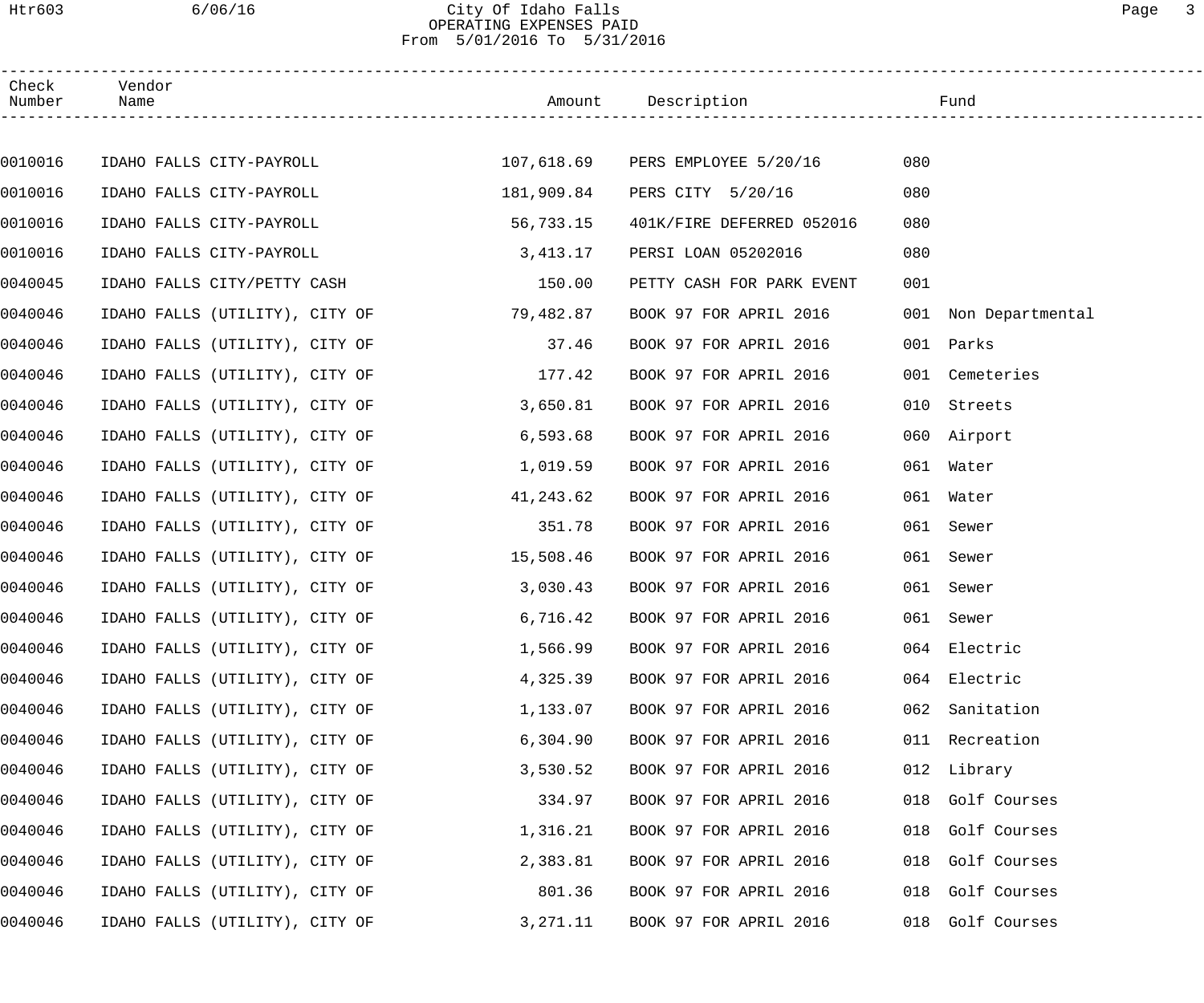City Of Idaho Falls
OPERATING EXPENSES PAID
From 5/01/2016 To 5/31/2016

| Check Number | Vendor Name | Amount | Description | Fund | |
|---|---|---|---|---|---|
| 0010016 | IDAHO FALLS CITY-PAYROLL | 107,618.69 | PERS EMPLOYEE 5/20/16 | 080 | |
| 0010016 | IDAHO FALLS CITY-PAYROLL | 181,909.84 | PERS CITY 5/20/16 | 080 | |
| 0010016 | IDAHO FALLS CITY-PAYROLL | 56,733.15 | 401K/FIRE DEFERRED 052016 | 080 | |
| 0010016 | IDAHO FALLS CITY-PAYROLL | 3,413.17 | PERSI LOAN 05202016 | 080 | |
| 0040045 | IDAHO FALLS CITY/PETTY CASH | 150.00 | PETTY CASH FOR PARK EVENT | 001 | |
| 0040046 | IDAHO FALLS (UTILITY), CITY OF | 79,482.87 | BOOK 97 FOR APRIL 2016 | 001 | Non Departmental |
| 0040046 | IDAHO FALLS (UTILITY), CITY OF | 37.46 | BOOK 97 FOR APRIL 2016 | 001 | Parks |
| 0040046 | IDAHO FALLS (UTILITY), CITY OF | 177.42 | BOOK 97 FOR APRIL 2016 | 001 | Cemeteries |
| 0040046 | IDAHO FALLS (UTILITY), CITY OF | 3,650.81 | BOOK 97 FOR APRIL 2016 | 010 | Streets |
| 0040046 | IDAHO FALLS (UTILITY), CITY OF | 6,593.68 | BOOK 97 FOR APRIL 2016 | 060 | Airport |
| 0040046 | IDAHO FALLS (UTILITY), CITY OF | 1,019.59 | BOOK 97 FOR APRIL 2016 | 061 | Water |
| 0040046 | IDAHO FALLS (UTILITY), CITY OF | 41,243.62 | BOOK 97 FOR APRIL 2016 | 061 | Water |
| 0040046 | IDAHO FALLS (UTILITY), CITY OF | 351.78 | BOOK 97 FOR APRIL 2016 | 061 | Sewer |
| 0040046 | IDAHO FALLS (UTILITY), CITY OF | 15,508.46 | BOOK 97 FOR APRIL 2016 | 061 | Sewer |
| 0040046 | IDAHO FALLS (UTILITY), CITY OF | 3,030.43 | BOOK 97 FOR APRIL 2016 | 061 | Sewer |
| 0040046 | IDAHO FALLS (UTILITY), CITY OF | 6,716.42 | BOOK 97 FOR APRIL 2016 | 061 | Sewer |
| 0040046 | IDAHO FALLS (UTILITY), CITY OF | 1,566.99 | BOOK 97 FOR APRIL 2016 | 064 | Electric |
| 0040046 | IDAHO FALLS (UTILITY), CITY OF | 4,325.39 | BOOK 97 FOR APRIL 2016 | 064 | Electric |
| 0040046 | IDAHO FALLS (UTILITY), CITY OF | 1,133.07 | BOOK 97 FOR APRIL 2016 | 062 | Sanitation |
| 0040046 | IDAHO FALLS (UTILITY), CITY OF | 6,304.90 | BOOK 97 FOR APRIL 2016 | 011 | Recreation |
| 0040046 | IDAHO FALLS (UTILITY), CITY OF | 3,530.52 | BOOK 97 FOR APRIL 2016 | 012 | Library |
| 0040046 | IDAHO FALLS (UTILITY), CITY OF | 334.97 | BOOK 97 FOR APRIL 2016 | 018 | Golf Courses |
| 0040046 | IDAHO FALLS (UTILITY), CITY OF | 1,316.21 | BOOK 97 FOR APRIL 2016 | 018 | Golf Courses |
| 0040046 | IDAHO FALLS (UTILITY), CITY OF | 2,383.81 | BOOK 97 FOR APRIL 2016 | 018 | Golf Courses |
| 0040046 | IDAHO FALLS (UTILITY), CITY OF | 801.36 | BOOK 97 FOR APRIL 2016 | 018 | Golf Courses |
| 0040046 | IDAHO FALLS (UTILITY), CITY OF | 3,271.11 | BOOK 97 FOR APRIL 2016 | 018 | Golf Courses |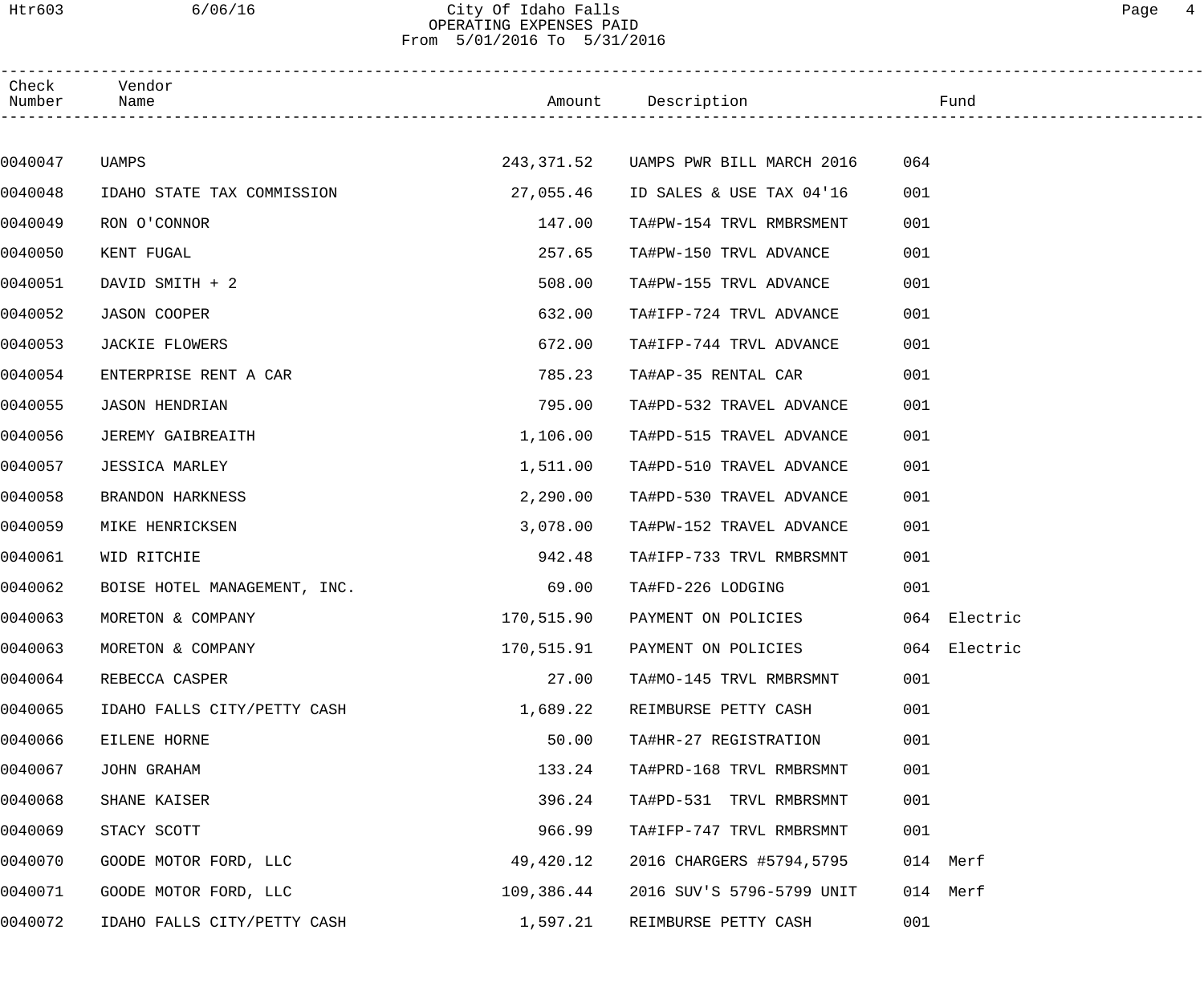# City Of Idaho Falls
## OPERATING EXPENSES PAID
### From 5/01/2016 To 5/31/2016

| Check Number | Vendor Name | Amount | Description | Fund | |
|---|---|---|---|---|---|
| 0040047 | UAMPS | 243,371.52 | UAMPS PWR BILL MARCH 2016 | 064 | |
| 0040048 | IDAHO STATE TAX COMMISSION | 27,055.46 | ID SALES & USE TAX 04'16 | 001 | |
| 0040049 | RON O'CONNOR | 147.00 | TA#PW-154 TRVL RMBRSMENT | 001 | |
| 0040050 | KENT FUGAL | 257.65 | TA#PW-150 TRVL ADVANCE | 001 | |
| 0040051 | DAVID SMITH + 2 | 508.00 | TA#PW-155 TRVL ADVANCE | 001 | |
| 0040052 | JASON COOPER | 632.00 | TA#IFP-724 TRVL ADVANCE | 001 | |
| 0040053 | JACKIE FLOWERS | 672.00 | TA#IFP-744 TRVL ADVANCE | 001 | |
| 0040054 | ENTERPRISE RENT A CAR | 785.23 | TA#AP-35 RENTAL CAR | 001 | |
| 0040055 | JASON HENDRIAN | 795.00 | TA#PD-532 TRAVEL ADVANCE | 001 | |
| 0040056 | JEREMY GAIBREAITH | 1,106.00 | TA#PD-515 TRAVEL ADVANCE | 001 | |
| 0040057 | JESSICA MARLEY | 1,511.00 | TA#PD-510 TRAVEL ADVANCE | 001 | |
| 0040058 | BRANDON HARKNESS | 2,290.00 | TA#PD-530 TRAVEL ADVANCE | 001 | |
| 0040059 | MIKE HENRICKSEN | 3,078.00 | TA#PW-152 TRAVEL ADVANCE | 001 | |
| 0040061 | WID RITCHIE | 942.48 | TA#IFP-733 TRVL RMBRSMNT | 001 | |
| 0040062 | BOISE HOTEL MANAGEMENT, INC. | 69.00 | TA#FD-226 LODGING | 001 | |
| 0040063 | MORETON & COMPANY | 170,515.90 | PAYMENT ON POLICIES | 064 | Electric |
| 0040063 | MORETON & COMPANY | 170,515.91 | PAYMENT ON POLICIES | 064 | Electric |
| 0040064 | REBECCA CASPER | 27.00 | TA#MO-145 TRVL RMBRSMNT | 001 | |
| 0040065 | IDAHO FALLS CITY/PETTY CASH | 1,689.22 | REIMBURSE PETTY CASH | 001 | |
| 0040066 | EILENE HORNE | 50.00 | TA#HR-27 REGISTRATION | 001 | |
| 0040067 | JOHN GRAHAM | 133.24 | TA#PRD-168 TRVL RMBRSMNT | 001 | |
| 0040068 | SHANE KAISER | 396.24 | TA#PD-531 TRVL RMBRSMNT | 001 | |
| 0040069 | STACY SCOTT | 966.99 | TA#IFP-747 TRVL RMBRSMNT | 001 | |
| 0040070 | GOODE MOTOR FORD, LLC | 49,420.12 | 2016 CHARGERS #5794,5795 | 014 | Merf |
| 0040071 | GOODE MOTOR FORD, LLC | 109,386.44 | 2016 SUV'S 5796-5799 UNIT | 014 | Merf |
| 0040072 | IDAHO FALLS CITY/PETTY CASH | 1,597.21 | REIMBURSE PETTY CASH | 001 | |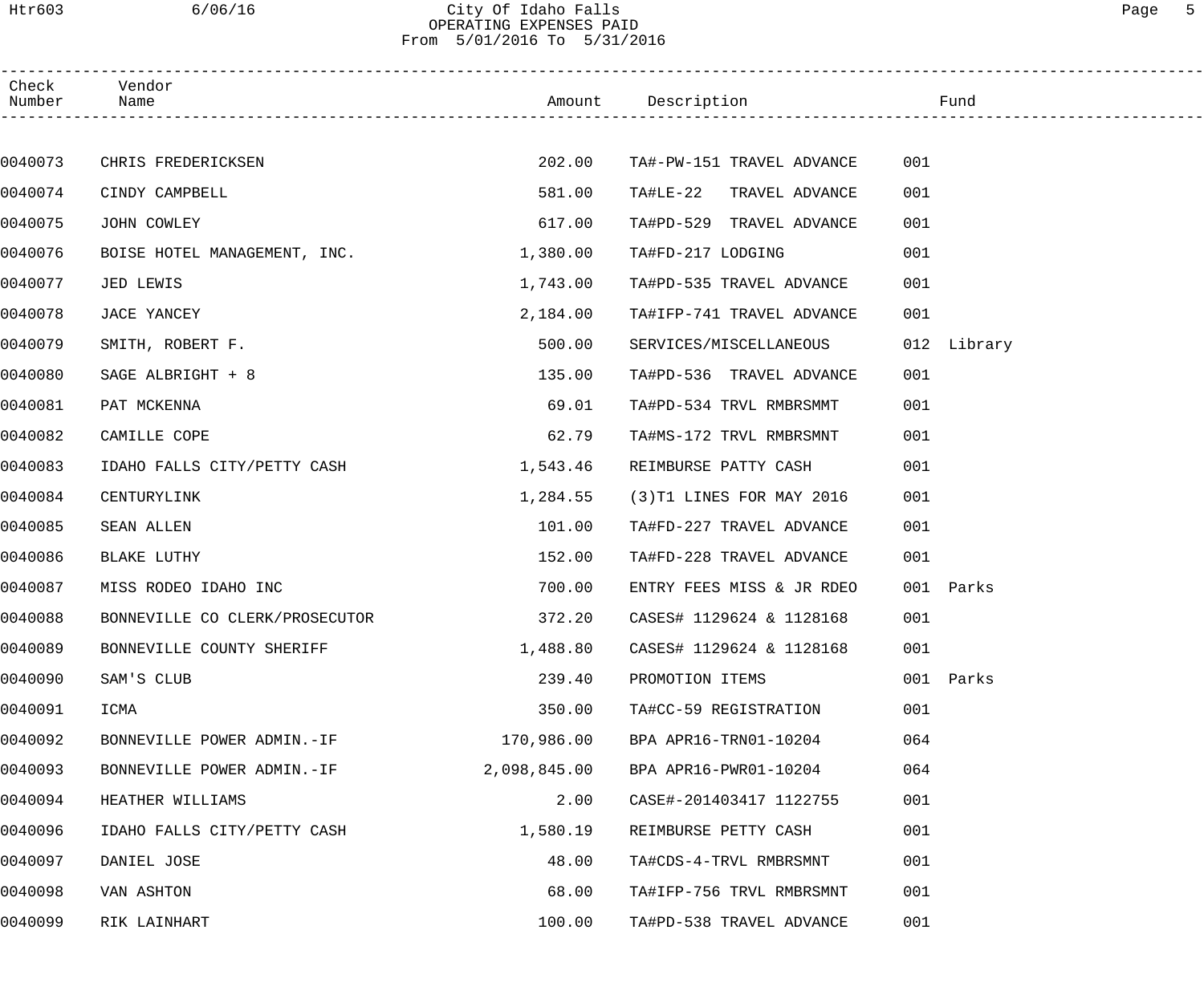City Of Idaho Falls
OPERATING EXPENSES PAID
From 5/01/2016 To 5/31/2016

| Check Number | Vendor Name | Amount | Description | Fund | |
|---|---|---|---|---|---|
| 0040073 | CHRIS FREDERICKSEN | 202.00 | TA#-PW-151 TRAVEL ADVANCE | 001 | |
| 0040074 | CINDY CAMPBELL | 581.00 | TA#LE-22 TRAVEL ADVANCE | 001 | |
| 0040075 | JOHN COWLEY | 617.00 | TA#PD-529 TRAVEL ADVANCE | 001 | |
| 0040076 | BOISE HOTEL MANAGEMENT, INC. | 1,380.00 | TA#FD-217 LODGING | 001 | |
| 0040077 | JED LEWIS | 1,743.00 | TA#PD-535 TRAVEL ADVANCE | 001 | |
| 0040078 | JACE YANCEY | 2,184.00 | TA#IFP-741 TRAVEL ADVANCE | 001 | |
| 0040079 | SMITH, ROBERT F. | 500.00 | SERVICES/MISCELLANEOUS | 012 | Library |
| 0040080 | SAGE ALBRIGHT + 8 | 135.00 | TA#PD-536 TRAVEL ADVANCE | 001 | |
| 0040081 | PAT MCKENNA | 69.01 | TA#PD-534 TRVL RMBRSMMT | 001 | |
| 0040082 | CAMILLE COPE | 62.79 | TA#MS-172 TRVL RMBRSMNT | 001 | |
| 0040083 | IDAHO FALLS CITY/PETTY CASH | 1,543.46 | REIMBURSE PATTY CASH | 001 | |
| 0040084 | CENTURYLINK | 1,284.55 | (3)T1 LINES FOR MAY 2016 | 001 | |
| 0040085 | SEAN ALLEN | 101.00 | TA#FD-227 TRAVEL ADVANCE | 001 | |
| 0040086 | BLAKE LUTHY | 152.00 | TA#FD-228 TRAVEL ADVANCE | 001 | |
| 0040087 | MISS RODEO IDAHO INC | 700.00 | ENTRY FEES MISS & JR RDEO | 001 | Parks |
| 0040088 | BONNEVILLE CO CLERK/PROSECUTOR | 372.20 | CASES# 1129624 & 1128168 | 001 | |
| 0040089 | BONNEVILLE COUNTY SHERIFF | 1,488.80 | CASES# 1129624 & 1128168 | 001 | |
| 0040090 | SAM'S CLUB | 239.40 | PROMOTION ITEMS | 001 | Parks |
| 0040091 | ICMA | 350.00 | TA#CC-59 REGISTRATION | 001 | |
| 0040092 | BONNEVILLE POWER ADMIN.-IF | 170,986.00 | BPA APR16-TRN01-10204 | 064 | |
| 0040093 | BONNEVILLE POWER ADMIN.-IF | 2,098,845.00 | BPA APR16-PWR01-10204 | 064 | |
| 0040094 | HEATHER WILLIAMS | 2.00 | CASE#-201403417 1122755 | 001 | |
| 0040096 | IDAHO FALLS CITY/PETTY CASH | 1,580.19 | REIMBURSE PETTY CASH | 001 | |
| 0040097 | DANIEL JOSE | 48.00 | TA#CDS-4-TRVL RMBRSMNT | 001 | |
| 0040098 | VAN ASHTON | 68.00 | TA#IFP-756 TRVL RMBRSMNT | 001 | |
| 0040099 | RIK LAINHART | 100.00 | TA#PD-538 TRAVEL ADVANCE | 001 | |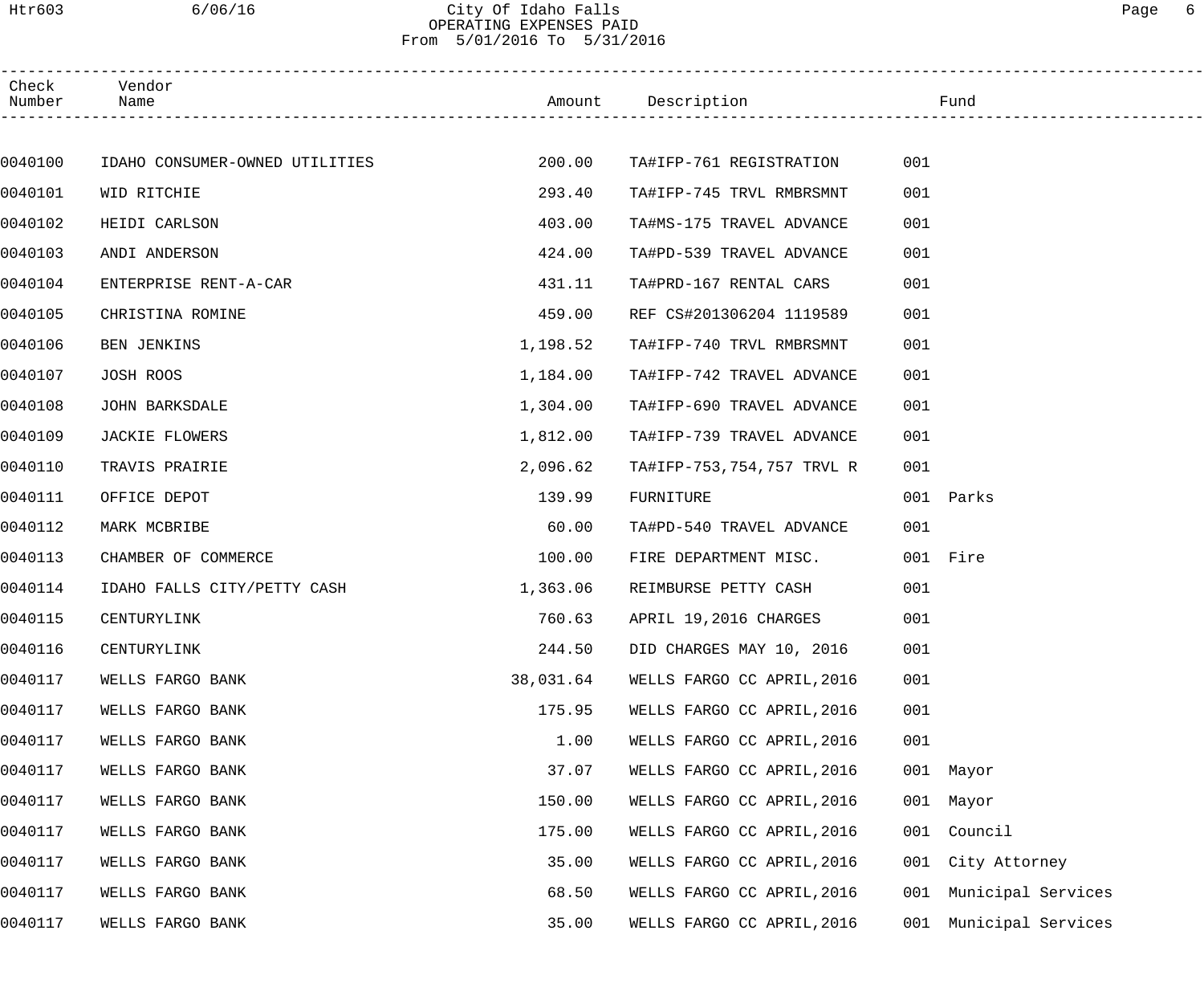City Of Idaho Falls
OPERATING EXPENSES PAID
From 5/01/2016 To 5/31/2016

| Check Number | Vendor Name | Amount | Description | Fund | |
|---|---|---|---|---|---|
| 0040100 | IDAHO CONSUMER-OWNED UTILITIES | 200.00 | TA#IFP-761 REGISTRATION | 001 | |
| 0040101 | WID RITCHIE | 293.40 | TA#IFP-745 TRVL RMBRSMNT | 001 | |
| 0040102 | HEIDI CARLSON | 403.00 | TA#MS-175 TRAVEL ADVANCE | 001 | |
| 0040103 | ANDI ANDERSON | 424.00 | TA#PD-539 TRAVEL ADVANCE | 001 | |
| 0040104 | ENTERPRISE RENT-A-CAR | 431.11 | TA#PRD-167 RENTAL CARS | 001 | |
| 0040105 | CHRISTINA ROMINE | 459.00 | REF CS#201306204 1119589 | 001 | |
| 0040106 | BEN JENKINS | 1,198.52 | TA#IFP-740 TRVL RMBRSMNT | 001 | |
| 0040107 | JOSH ROOS | 1,184.00 | TA#IFP-742 TRAVEL ADVANCE | 001 | |
| 0040108 | JOHN BARKSDALE | 1,304.00 | TA#IFP-690 TRAVEL ADVANCE | 001 | |
| 0040109 | JACKIE FLOWERS | 1,812.00 | TA#IFP-739 TRAVEL ADVANCE | 001 | |
| 0040110 | TRAVIS PRAIRIE | 2,096.62 | TA#IFP-753,754,757 TRVL R | 001 | |
| 0040111 | OFFICE DEPOT | 139.99 | FURNITURE | 001 | Parks |
| 0040112 | MARK MCBRIBE | 60.00 | TA#PD-540 TRAVEL ADVANCE | 001 | |
| 0040113 | CHAMBER OF COMMERCE | 100.00 | FIRE DEPARTMENT MISC. | 001 | Fire |
| 0040114 | IDAHO FALLS CITY/PETTY CASH | 1,363.06 | REIMBURSE PETTY CASH | 001 | |
| 0040115 | CENTURYLINK | 760.63 | APRIL 19,2016 CHARGES | 001 | |
| 0040116 | CENTURYLINK | 244.50 | DID CHARGES MAY 10, 2016 | 001 | |
| 0040117 | WELLS FARGO BANK | 38,031.64 | WELLS FARGO CC APRIL,2016 | 001 | |
| 0040117 | WELLS FARGO BANK | 175.95 | WELLS FARGO CC APRIL,2016 | 001 | |
| 0040117 | WELLS FARGO BANK | 1.00 | WELLS FARGO CC APRIL,2016 | 001 | |
| 0040117 | WELLS FARGO BANK | 37.07 | WELLS FARGO CC APRIL,2016 | 001 | Mayor |
| 0040117 | WELLS FARGO BANK | 150.00 | WELLS FARGO CC APRIL,2016 | 001 | Mayor |
| 0040117 | WELLS FARGO BANK | 175.00 | WELLS FARGO CC APRIL,2016 | 001 | Council |
| 0040117 | WELLS FARGO BANK | 35.00 | WELLS FARGO CC APRIL,2016 | 001 | City Attorney |
| 0040117 | WELLS FARGO BANK | 68.50 | WELLS FARGO CC APRIL,2016 | 001 | Municipal Services |
| 0040117 | WELLS FARGO BANK | 35.00 | WELLS FARGO CC APRIL,2016 | 001 | Municipal Services |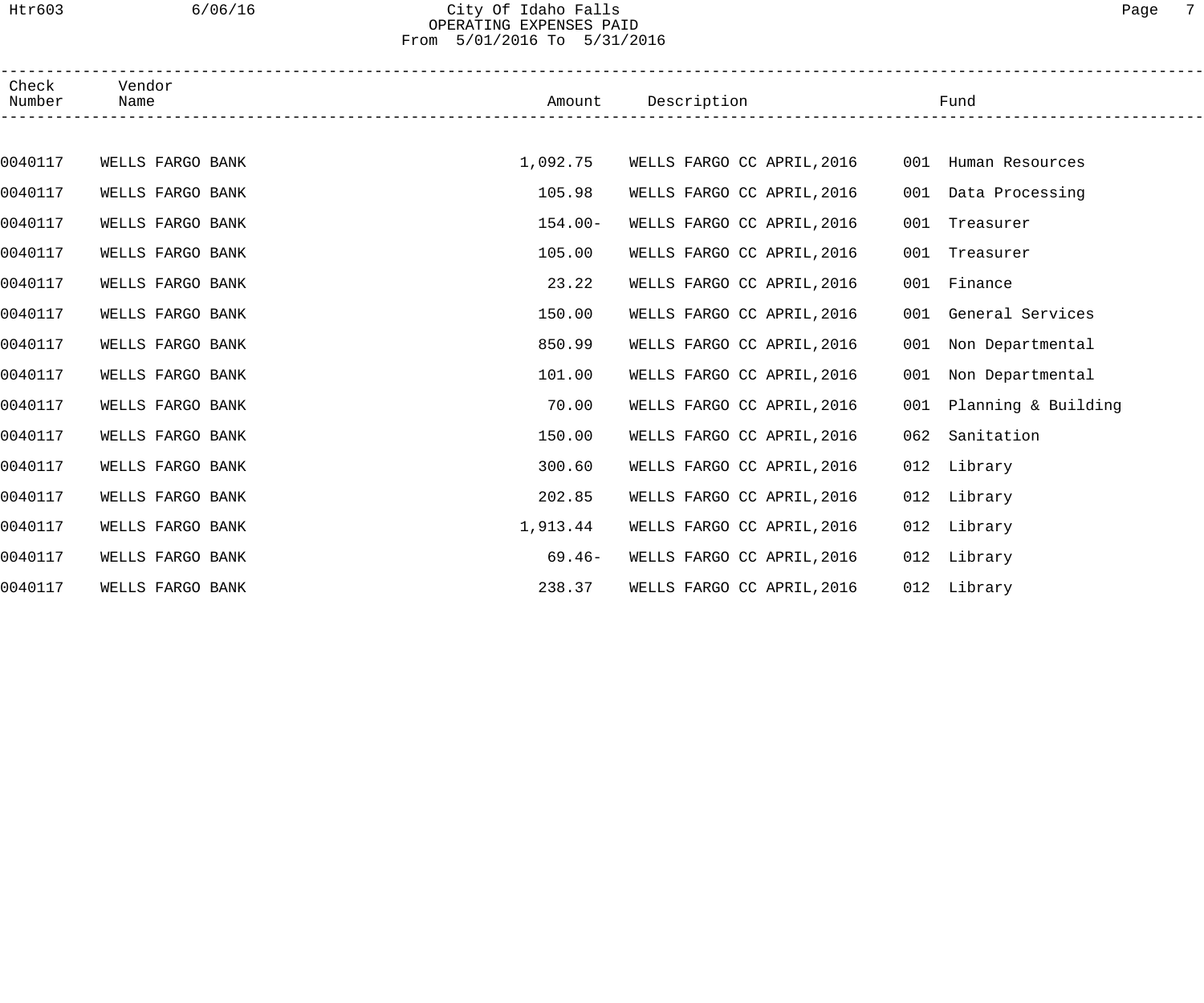# City Of Idaho Falls
## OPERATING EXPENSES PAID
### From 5/01/2016 To 5/31/2016

| Check Number | Vendor Name | Amount | Description | Fund |
|---|---|---|---|---|
| 0040117 | WELLS FARGO BANK | 1,092.75 | WELLS FARGO CC APRIL,2016 | 001 Human Resources |
| 0040117 | WELLS FARGO BANK | 105.98 | WELLS FARGO CC APRIL,2016 | 001 Data Processing |
| 0040117 | WELLS FARGO BANK | 154.00- | WELLS FARGO CC APRIL,2016 | 001 Treasurer |
| 0040117 | WELLS FARGO BANK | 105.00 | WELLS FARGO CC APRIL,2016 | 001 Treasurer |
| 0040117 | WELLS FARGO BANK | 23.22 | WELLS FARGO CC APRIL,2016 | 001 Finance |
| 0040117 | WELLS FARGO BANK | 150.00 | WELLS FARGO CC APRIL,2016 | 001 General Services |
| 0040117 | WELLS FARGO BANK | 850.99 | WELLS FARGO CC APRIL,2016 | 001 Non Departmental |
| 0040117 | WELLS FARGO BANK | 101.00 | WELLS FARGO CC APRIL,2016 | 001 Non Departmental |
| 0040117 | WELLS FARGO BANK | 70.00 | WELLS FARGO CC APRIL,2016 | 001 Planning & Building |
| 0040117 | WELLS FARGO BANK | 150.00 | WELLS FARGO CC APRIL,2016 | 062 Sanitation |
| 0040117 | WELLS FARGO BANK | 300.60 | WELLS FARGO CC APRIL,2016 | 012 Library |
| 0040117 | WELLS FARGO BANK | 202.85 | WELLS FARGO CC APRIL,2016 | 012 Library |
| 0040117 | WELLS FARGO BANK | 1,913.44 | WELLS FARGO CC APRIL,2016 | 012 Library |
| 0040117 | WELLS FARGO BANK | 69.46- | WELLS FARGO CC APRIL,2016 | 012 Library |
| 0040117 | WELLS FARGO BANK | 238.37 | WELLS FARGO CC APRIL,2016 | 012 Library |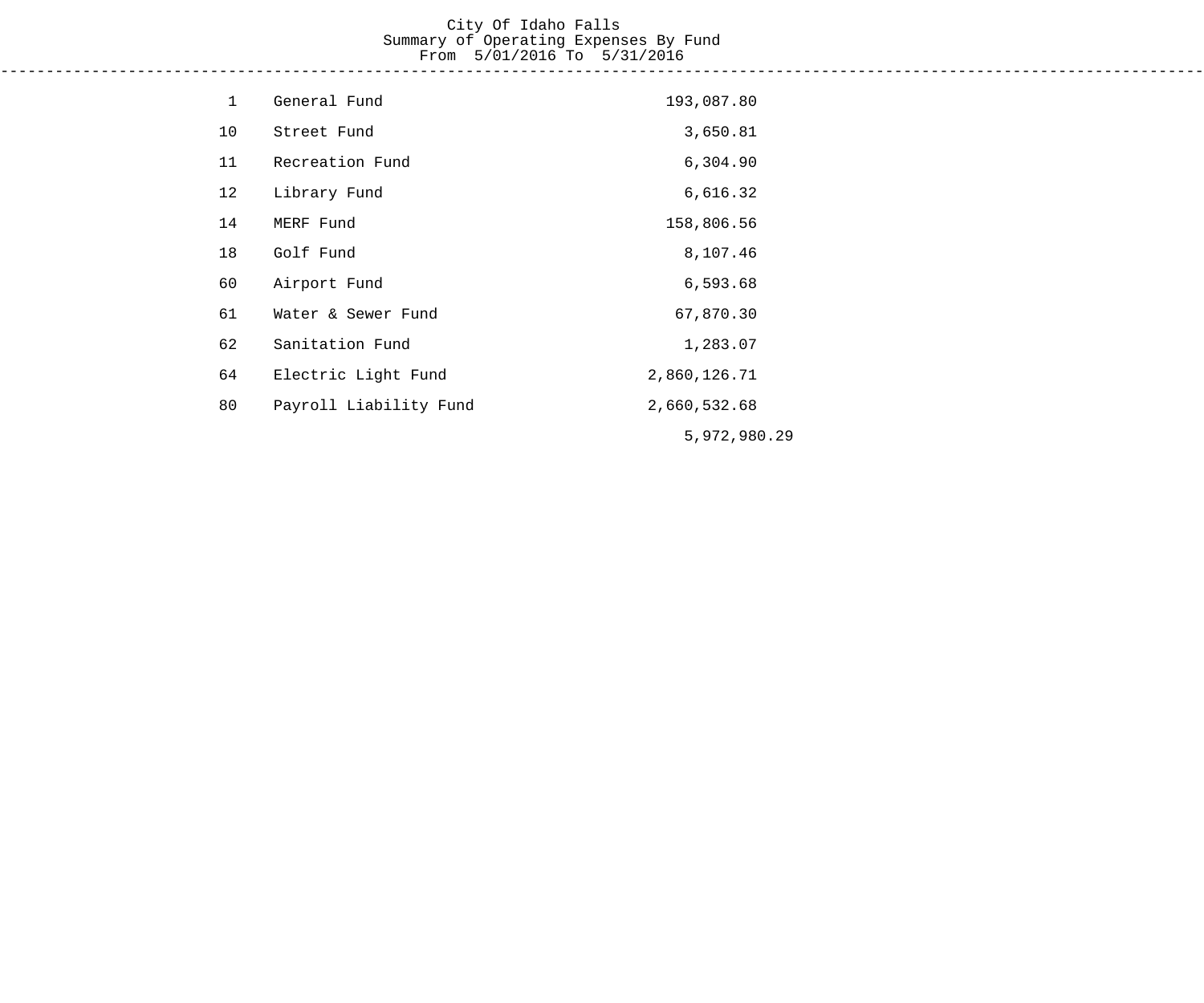City Of Idaho Falls
Summary of Operating Expenses By Fund
From 5/01/2016 To 5/31/2016

| Fund | Name | Amount | Total |
|---|---|---|---|
| 1 | General Fund | 193,087.80 | |
| 10 | Street Fund | 3,650.81 | |
| 11 | Recreation Fund | 6,304.90 | |
| 12 | Library Fund | 6,616.32 | |
| 14 | MERF Fund | 158,806.56 | |
| 18 | Golf Fund | 8,107.46 | |
| 60 | Airport Fund | 6,593.68 | |
| 61 | Water & Sewer Fund | 67,870.30 | |
| 62 | Sanitation Fund | 1,283.07 | |
| 64 | Electric Light Fund | 2,860,126.71 | |
| 80 | Payroll Liability Fund | 2,660,532.68 | |
| | | | 5,972,980.29 |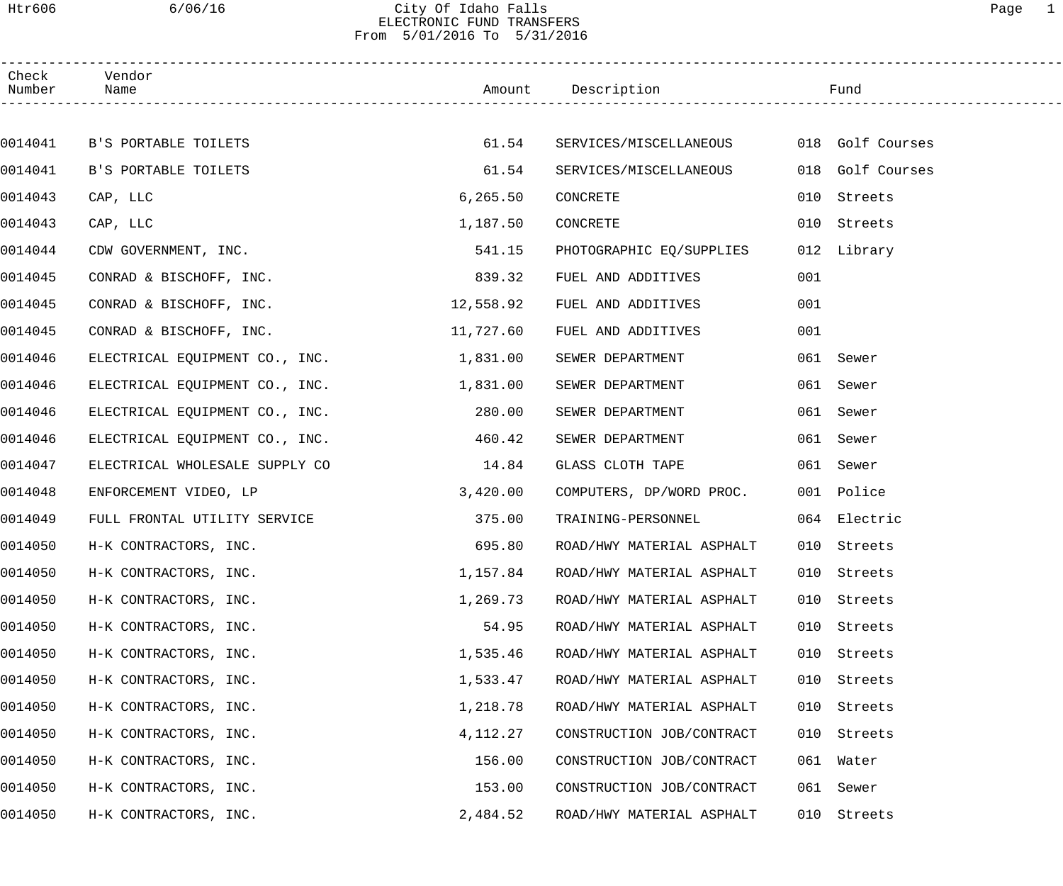# City Of Idaho Falls
## ELECTRONIC FUND TRANSFERS
From 5/01/2016 To 5/31/2016

| Check Number | Vendor Name | Amount | Description | Fund |
|---|---|---|---|---|
| 0014041 | B'S PORTABLE TOILETS | 61.54 | SERVICES/MISCELLANEOUS | 018 Golf Courses |
| 0014041 | B'S PORTABLE TOILETS | 61.54 | SERVICES/MISCELLANEOUS | 018 Golf Courses |
| 0014043 | CAP, LLC | 6,265.50 | CONCRETE | 010 Streets |
| 0014043 | CAP, LLC | 1,187.50 | CONCRETE | 010 Streets |
| 0014044 | CDW GOVERNMENT, INC. | 541.15 | PHOTOGRAPHIC EQ/SUPPLIES | 012 Library |
| 0014045 | CONRAD & BISCHOFF, INC. | 839.32 | FUEL AND ADDITIVES | 001 |
| 0014045 | CONRAD & BISCHOFF, INC. | 12,558.92 | FUEL AND ADDITIVES | 001 |
| 0014045 | CONRAD & BISCHOFF, INC. | 11,727.60 | FUEL AND ADDITIVES | 001 |
| 0014046 | ELECTRICAL EQUIPMENT CO., INC. | 1,831.00 | SEWER DEPARTMENT | 061 Sewer |
| 0014046 | ELECTRICAL EQUIPMENT CO., INC. | 1,831.00 | SEWER DEPARTMENT | 061 Sewer |
| 0014046 | ELECTRICAL EQUIPMENT CO., INC. | 280.00 | SEWER DEPARTMENT | 061 Sewer |
| 0014046 | ELECTRICAL EQUIPMENT CO., INC. | 460.42 | SEWER DEPARTMENT | 061 Sewer |
| 0014047 | ELECTRICAL WHOLESALE SUPPLY CO | 14.84 | GLASS CLOTH TAPE | 061 Sewer |
| 0014048 | ENFORCEMENT VIDEO, LP | 3,420.00 | COMPUTERS, DP/WORD PROC. | 001 Police |
| 0014049 | FULL FRONTAL UTILITY SERVICE | 375.00 | TRAINING-PERSONNEL | 064 Electric |
| 0014050 | H-K CONTRACTORS, INC. | 695.80 | ROAD/HWY MATERIAL ASPHALT | 010 Streets |
| 0014050 | H-K CONTRACTORS, INC. | 1,157.84 | ROAD/HWY MATERIAL ASPHALT | 010 Streets |
| 0014050 | H-K CONTRACTORS, INC. | 1,269.73 | ROAD/HWY MATERIAL ASPHALT | 010 Streets |
| 0014050 | H-K CONTRACTORS, INC. | 54.95 | ROAD/HWY MATERIAL ASPHALT | 010 Streets |
| 0014050 | H-K CONTRACTORS, INC. | 1,535.46 | ROAD/HWY MATERIAL ASPHALT | 010 Streets |
| 0014050 | H-K CONTRACTORS, INC. | 1,533.47 | ROAD/HWY MATERIAL ASPHALT | 010 Streets |
| 0014050 | H-K CONTRACTORS, INC. | 1,218.78 | ROAD/HWY MATERIAL ASPHALT | 010 Streets |
| 0014050 | H-K CONTRACTORS, INC. | 4,112.27 | CONSTRUCTION JOB/CONTRACT | 010 Streets |
| 0014050 | H-K CONTRACTORS, INC. | 156.00 | CONSTRUCTION JOB/CONTRACT | 061 Water |
| 0014050 | H-K CONTRACTORS, INC. | 153.00 | CONSTRUCTION JOB/CONTRACT | 061 Sewer |
| 0014050 | H-K CONTRACTORS, INC. | 2,484.52 | ROAD/HWY MATERIAL ASPHALT | 010 Streets |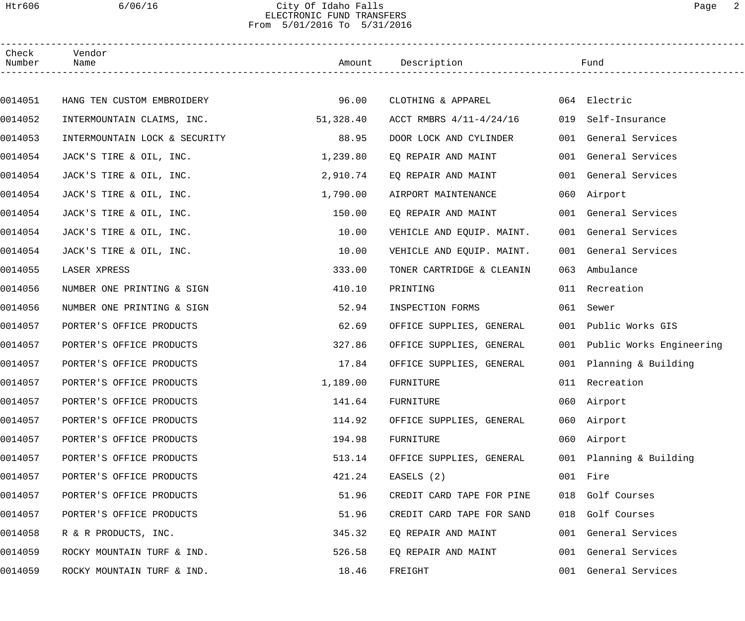City Of Idaho Falls
ELECTRONIC FUND TRANSFERS
From 5/01/2016 To 5/31/2016

| Check Number | Vendor Name | Amount | Description | Fund |
|---|---|---|---|---|
| 0014051 | HANG TEN CUSTOM EMBROIDERY | 96.00 | CLOTHING & APPAREL | 064 Electric |
| 0014052 | INTERMOUNTAIN CLAIMS, INC. | 51,328.40 | ACCT RMBRS 4/11-4/24/16 | 019 Self-Insurance |
| 0014053 | INTERMOUNTAIN LOCK & SECURITY | 88.95 | DOOR LOCK AND CYLINDER | 001 General Services |
| 0014054 | JACK'S TIRE & OIL, INC. | 1,239.80 | EQ REPAIR AND MAINT | 001 General Services |
| 0014054 | JACK'S TIRE & OIL, INC. | 2,910.74 | EQ REPAIR AND MAINT | 001 General Services |
| 0014054 | JACK'S TIRE & OIL, INC. | 1,790.00 | AIRPORT MAINTENANCE | 060 Airport |
| 0014054 | JACK'S TIRE & OIL, INC. | 150.00 | EQ REPAIR AND MAINT | 001 General Services |
| 0014054 | JACK'S TIRE & OIL, INC. | 10.00 | VEHICLE AND EQUIP. MAINT. | 001 General Services |
| 0014054 | JACK'S TIRE & OIL, INC. | 10.00 | VEHICLE AND EQUIP. MAINT. | 001 General Services |
| 0014055 | LASER XPRESS | 333.00 | TONER CARTRIDGE & CLEANIN | 063 Ambulance |
| 0014056 | NUMBER ONE PRINTING & SIGN | 410.10 | PRINTING | 011 Recreation |
| 0014056 | NUMBER ONE PRINTING & SIGN | 52.94 | INSPECTION FORMS | 061 Sewer |
| 0014057 | PORTER'S OFFICE PRODUCTS | 62.69 | OFFICE SUPPLIES, GENERAL | 001 Public Works GIS |
| 0014057 | PORTER'S OFFICE PRODUCTS | 327.86 | OFFICE SUPPLIES, GENERAL | 001 Public Works Engineering |
| 0014057 | PORTER'S OFFICE PRODUCTS | 17.84 | OFFICE SUPPLIES, GENERAL | 001 Planning & Building |
| 0014057 | PORTER'S OFFICE PRODUCTS | 1,189.00 | FURNITURE | 011 Recreation |
| 0014057 | PORTER'S OFFICE PRODUCTS | 141.64 | FURNITURE | 060 Airport |
| 0014057 | PORTER'S OFFICE PRODUCTS | 114.92 | OFFICE SUPPLIES, GENERAL | 060 Airport |
| 0014057 | PORTER'S OFFICE PRODUCTS | 194.98 | FURNITURE | 060 Airport |
| 0014057 | PORTER'S OFFICE PRODUCTS | 513.14 | OFFICE SUPPLIES, GENERAL | 001 Planning & Building |
| 0014057 | PORTER'S OFFICE PRODUCTS | 421.24 | EASELS (2) | 001 Fire |
| 0014057 | PORTER'S OFFICE PRODUCTS | 51.96 | CREDIT CARD TAPE FOR PINE | 018 Golf Courses |
| 0014057 | PORTER'S OFFICE PRODUCTS | 51.96 | CREDIT CARD TAPE FOR SAND | 018 Golf Courses |
| 0014058 | R & R PRODUCTS, INC. | 345.32 | EQ REPAIR AND MAINT | 001 General Services |
| 0014059 | ROCKY MOUNTAIN TURF & IND. | 526.58 | EQ REPAIR AND MAINT | 001 General Services |
| 0014059 | ROCKY MOUNTAIN TURF & IND. | 18.46 | FREIGHT | 001 General Services |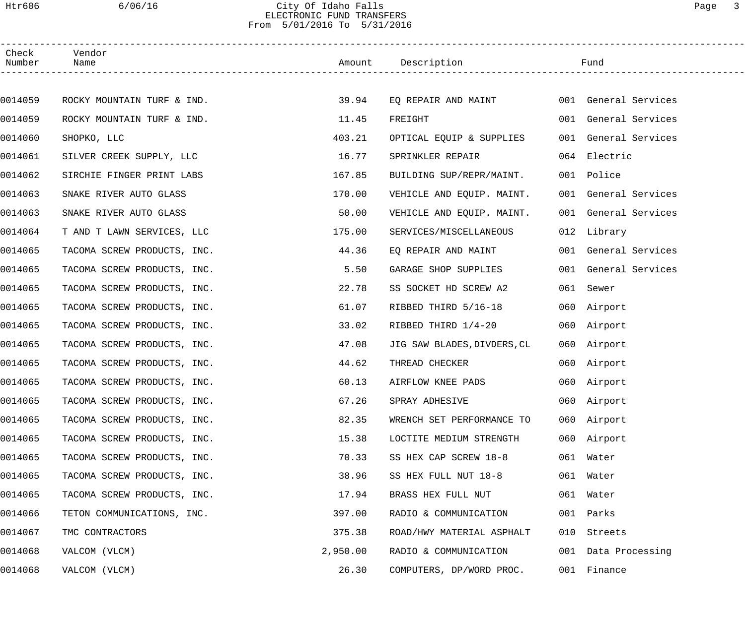City Of Idaho Falls
ELECTRONIC FUND TRANSFERS
From 5/01/2016 To 5/31/2016

| Check Number | Vendor Name | Amount | Description | Fund |
|---|---|---|---|---|
| 0014059 | ROCKY MOUNTAIN TURF & IND. | 39.94 | EQ REPAIR AND MAINT | 001 General Services |
| 0014059 | ROCKY MOUNTAIN TURF & IND. | 11.45 | FREIGHT | 001 General Services |
| 0014060 | SHOPKO, LLC | 403.21 | OPTICAL EQUIP & SUPPLIES | 001 General Services |
| 0014061 | SILVER CREEK SUPPLY, LLC | 16.77 | SPRINKLER REPAIR | 064 Electric |
| 0014062 | SIRCHIE FINGER PRINT LABS | 167.85 | BUILDING SUP/REPR/MAINT. | 001 Police |
| 0014063 | SNAKE RIVER AUTO GLASS | 170.00 | VEHICLE AND EQUIP. MAINT. | 001 General Services |
| 0014063 | SNAKE RIVER AUTO GLASS | 50.00 | VEHICLE AND EQUIP. MAINT. | 001 General Services |
| 0014064 | T AND T LAWN SERVICES, LLC | 175.00 | SERVICES/MISCELLANEOUS | 012 Library |
| 0014065 | TACOMA SCREW PRODUCTS, INC. | 44.36 | EQ REPAIR AND MAINT | 001 General Services |
| 0014065 | TACOMA SCREW PRODUCTS, INC. | 5.50 | GARAGE SHOP SUPPLIES | 001 General Services |
| 0014065 | TACOMA SCREW PRODUCTS, INC. | 22.78 | SS SOCKET HD SCREW A2 | 061 Sewer |
| 0014065 | TACOMA SCREW PRODUCTS, INC. | 61.07 | RIBBED THIRD 5/16-18 | 060 Airport |
| 0014065 | TACOMA SCREW PRODUCTS, INC. | 33.02 | RIBBED THIRD 1/4-20 | 060 Airport |
| 0014065 | TACOMA SCREW PRODUCTS, INC. | 47.08 | JIG SAW BLADES,DIVDERS,CL | 060 Airport |
| 0014065 | TACOMA SCREW PRODUCTS, INC. | 44.62 | THREAD CHECKER | 060 Airport |
| 0014065 | TACOMA SCREW PRODUCTS, INC. | 60.13 | AIRFLOW KNEE PADS | 060 Airport |
| 0014065 | TACOMA SCREW PRODUCTS, INC. | 67.26 | SPRAY ADHESIVE | 060 Airport |
| 0014065 | TACOMA SCREW PRODUCTS, INC. | 82.35 | WRENCH SET PERFORMANCE TO | 060 Airport |
| 0014065 | TACOMA SCREW PRODUCTS, INC. | 15.38 | LOCTITE MEDIUM STRENGTH | 060 Airport |
| 0014065 | TACOMA SCREW PRODUCTS, INC. | 70.33 | SS HEX CAP SCREW 18-8 | 061 Water |
| 0014065 | TACOMA SCREW PRODUCTS, INC. | 38.96 | SS HEX FULL NUT 18-8 | 061 Water |
| 0014065 | TACOMA SCREW PRODUCTS, INC. | 17.94 | BRASS HEX FULL NUT | 061 Water |
| 0014066 | TETON COMMUNICATIONS, INC. | 397.00 | RADIO & COMMUNICATION | 001 Parks |
| 0014067 | TMC CONTRACTORS | 375.38 | ROAD/HWY MATERIAL ASPHALT | 010 Streets |
| 0014068 | VALCOM (VLCM) | 2,950.00 | RADIO & COMMUNICATION | 001 Data Processing |
| 0014068 | VALCOM (VLCM) | 26.30 | COMPUTERS, DP/WORD PROC. | 001 Finance |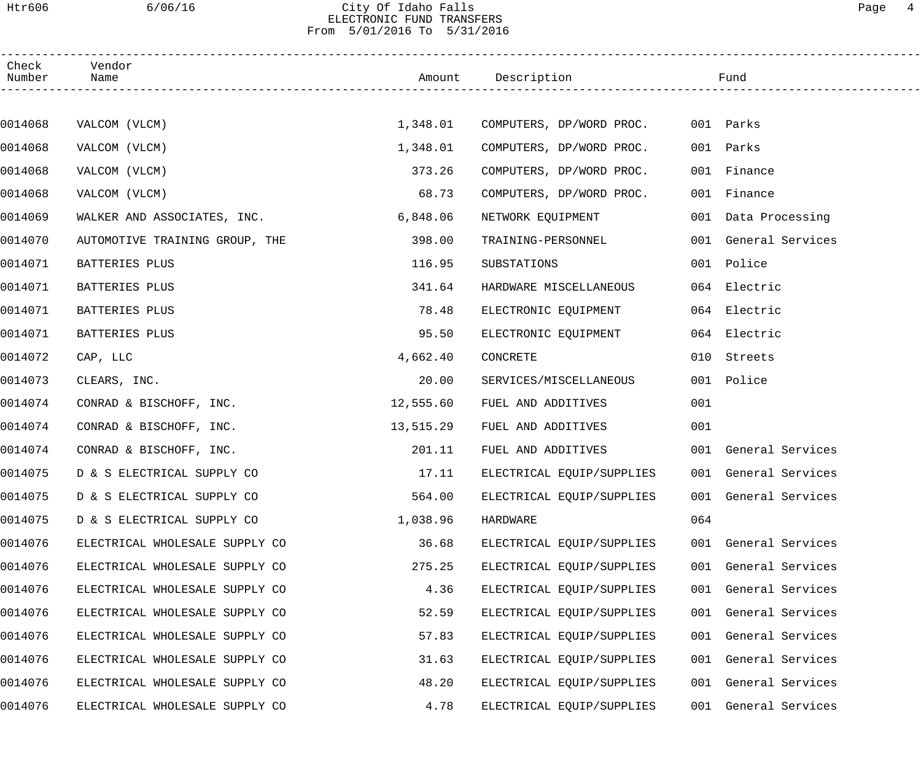City Of Idaho Falls
ELECTRONIC FUND TRANSFERS
From 5/01/2016 To 5/31/2016

| Check Number | Vendor Name | Amount | Description | Fund |
|---|---|---|---|---|
| 0014068 | VALCOM (VLCM) | 1,348.01 | COMPUTERS, DP/WORD PROC. | 001 Parks |
| 0014068 | VALCOM (VLCM) | 1,348.01 | COMPUTERS, DP/WORD PROC. | 001 Parks |
| 0014068 | VALCOM (VLCM) | 373.26 | COMPUTERS, DP/WORD PROC. | 001 Finance |
| 0014068 | VALCOM (VLCM) | 68.73 | COMPUTERS, DP/WORD PROC. | 001 Finance |
| 0014069 | WALKER AND ASSOCIATES, INC. | 6,848.06 | NETWORK EQUIPMENT | 001 Data Processing |
| 0014070 | AUTOMOTIVE TRAINING GROUP, THE | 398.00 | TRAINING-PERSONNEL | 001 General Services |
| 0014071 | BATTERIES PLUS | 116.95 | SUBSTATIONS | 001 Police |
| 0014071 | BATTERIES PLUS | 341.64 | HARDWARE MISCELLANEOUS | 064 Electric |
| 0014071 | BATTERIES PLUS | 78.48 | ELECTRONIC EQUIPMENT | 064 Electric |
| 0014071 | BATTERIES PLUS | 95.50 | ELECTRONIC EQUIPMENT | 064 Electric |
| 0014072 | CAP, LLC | 4,662.40 | CONCRETE | 010 Streets |
| 0014073 | CLEARS, INC. | 20.00 | SERVICES/MISCELLANEOUS | 001 Police |
| 0014074 | CONRAD & BISCHOFF, INC. | 12,555.60 | FUEL AND ADDITIVES | 001 |
| 0014074 | CONRAD & BISCHOFF, INC. | 13,515.29 | FUEL AND ADDITIVES | 001 |
| 0014074 | CONRAD & BISCHOFF, INC. | 201.11 | FUEL AND ADDITIVES | 001 General Services |
| 0014075 | D & S ELECTRICAL SUPPLY CO | 17.11 | ELECTRICAL EQUIP/SUPPLIES | 001 General Services |
| 0014075 | D & S ELECTRICAL SUPPLY CO | 564.00 | ELECTRICAL EQUIP/SUPPLIES | 001 General Services |
| 0014075 | D & S ELECTRICAL SUPPLY CO | 1,038.96 | HARDWARE | 064 |
| 0014076 | ELECTRICAL WHOLESALE SUPPLY CO | 36.68 | ELECTRICAL EQUIP/SUPPLIES | 001 General Services |
| 0014076 | ELECTRICAL WHOLESALE SUPPLY CO | 275.25 | ELECTRICAL EQUIP/SUPPLIES | 001 General Services |
| 0014076 | ELECTRICAL WHOLESALE SUPPLY CO | 4.36 | ELECTRICAL EQUIP/SUPPLIES | 001 General Services |
| 0014076 | ELECTRICAL WHOLESALE SUPPLY CO | 52.59 | ELECTRICAL EQUIP/SUPPLIES | 001 General Services |
| 0014076 | ELECTRICAL WHOLESALE SUPPLY CO | 57.83 | ELECTRICAL EQUIP/SUPPLIES | 001 General Services |
| 0014076 | ELECTRICAL WHOLESALE SUPPLY CO | 31.63 | ELECTRICAL EQUIP/SUPPLIES | 001 General Services |
| 0014076 | ELECTRICAL WHOLESALE SUPPLY CO | 48.20 | ELECTRICAL EQUIP/SUPPLIES | 001 General Services |
| 0014076 | ELECTRICAL WHOLESALE SUPPLY CO | 4.78 | ELECTRICAL EQUIP/SUPPLIES | 001 General Services |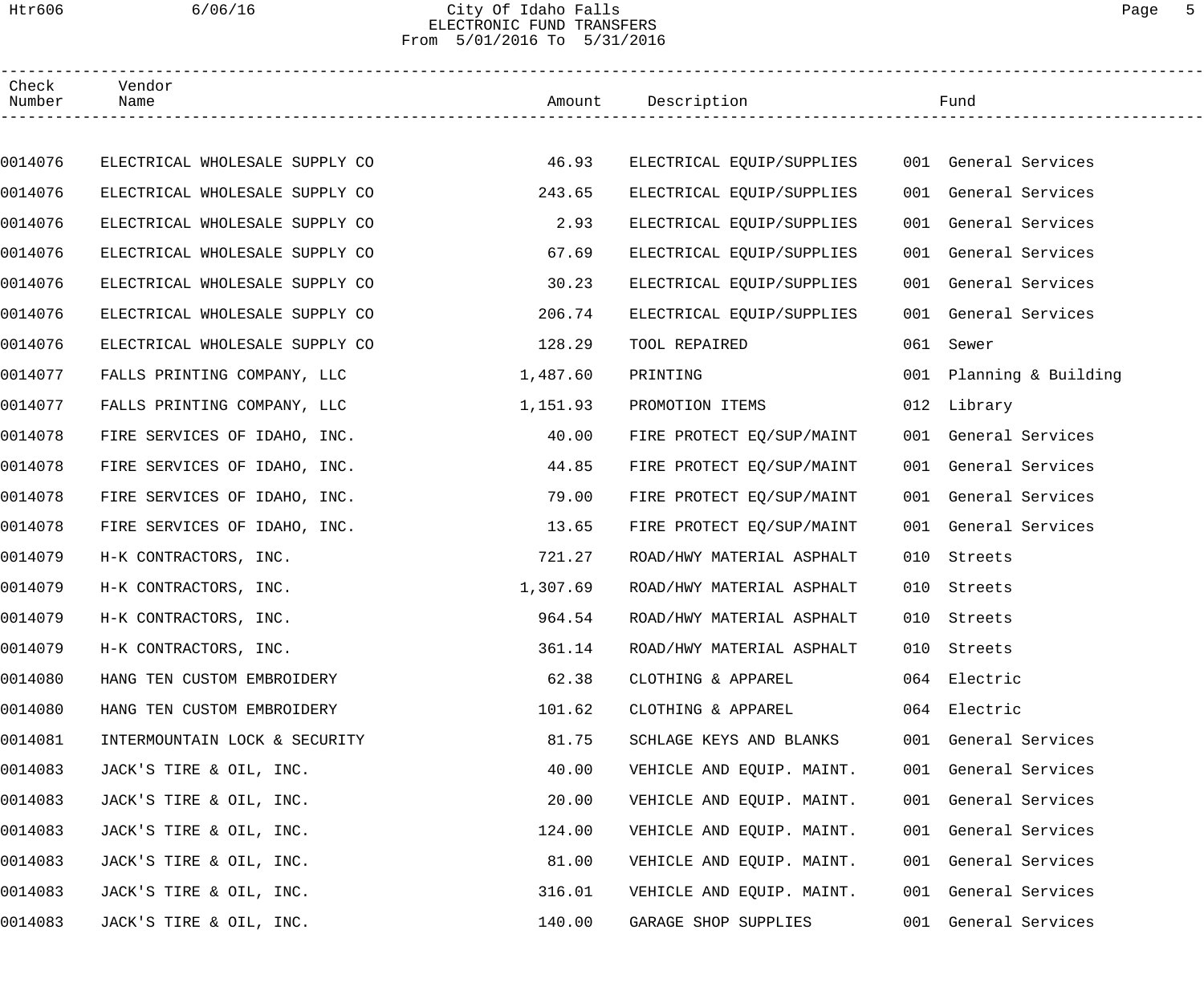City Of Idaho Falls
ELECTRONIC FUND TRANSFERS
From 5/01/2016 To 5/31/2016

| Check Number | Vendor Name | Amount | Description | Fund |
|---|---|---|---|---|
| 0014076 | ELECTRICAL WHOLESALE SUPPLY CO | 46.93 | ELECTRICAL EQUIP/SUPPLIES | 001 General Services |
| 0014076 | ELECTRICAL WHOLESALE SUPPLY CO | 243.65 | ELECTRICAL EQUIP/SUPPLIES | 001 General Services |
| 0014076 | ELECTRICAL WHOLESALE SUPPLY CO | 2.93 | ELECTRICAL EQUIP/SUPPLIES | 001 General Services |
| 0014076 | ELECTRICAL WHOLESALE SUPPLY CO | 67.69 | ELECTRICAL EQUIP/SUPPLIES | 001 General Services |
| 0014076 | ELECTRICAL WHOLESALE SUPPLY CO | 30.23 | ELECTRICAL EQUIP/SUPPLIES | 001 General Services |
| 0014076 | ELECTRICAL WHOLESALE SUPPLY CO | 206.74 | ELECTRICAL EQUIP/SUPPLIES | 001 General Services |
| 0014076 | ELECTRICAL WHOLESALE SUPPLY CO | 128.29 | TOOL REPAIRED | 061 Sewer |
| 0014077 | FALLS PRINTING COMPANY, LLC | 1,487.60 | PRINTING | 001 Planning & Building |
| 0014077 | FALLS PRINTING COMPANY, LLC | 1,151.93 | PROMOTION ITEMS | 012 Library |
| 0014078 | FIRE SERVICES OF IDAHO, INC. | 40.00 | FIRE PROTECT EQ/SUP/MAINT | 001 General Services |
| 0014078 | FIRE SERVICES OF IDAHO, INC. | 44.85 | FIRE PROTECT EQ/SUP/MAINT | 001 General Services |
| 0014078 | FIRE SERVICES OF IDAHO, INC. | 79.00 | FIRE PROTECT EQ/SUP/MAINT | 001 General Services |
| 0014078 | FIRE SERVICES OF IDAHO, INC. | 13.65 | FIRE PROTECT EQ/SUP/MAINT | 001 General Services |
| 0014079 | H-K CONTRACTORS, INC. | 721.27 | ROAD/HWY MATERIAL ASPHALT | 010 Streets |
| 0014079 | H-K CONTRACTORS, INC. | 1,307.69 | ROAD/HWY MATERIAL ASPHALT | 010 Streets |
| 0014079 | H-K CONTRACTORS, INC. | 964.54 | ROAD/HWY MATERIAL ASPHALT | 010 Streets |
| 0014079 | H-K CONTRACTORS, INC. | 361.14 | ROAD/HWY MATERIAL ASPHALT | 010 Streets |
| 0014080 | HANG TEN CUSTOM EMBROIDERY | 62.38 | CLOTHING & APPAREL | 064 Electric |
| 0014080 | HANG TEN CUSTOM EMBROIDERY | 101.62 | CLOTHING & APPAREL | 064 Electric |
| 0014081 | INTERMOUNTAIN LOCK & SECURITY | 81.75 | SCHLAGE KEYS AND BLANKS | 001 General Services |
| 0014083 | JACK'S TIRE & OIL, INC. | 40.00 | VEHICLE AND EQUIP. MAINT. | 001 General Services |
| 0014083 | JACK'S TIRE & OIL, INC. | 20.00 | VEHICLE AND EQUIP. MAINT. | 001 General Services |
| 0014083 | JACK'S TIRE & OIL, INC. | 124.00 | VEHICLE AND EQUIP. MAINT. | 001 General Services |
| 0014083 | JACK'S TIRE & OIL, INC. | 81.00 | VEHICLE AND EQUIP. MAINT. | 001 General Services |
| 0014083 | JACK'S TIRE & OIL, INC. | 316.01 | VEHICLE AND EQUIP. MAINT. | 001 General Services |
| 0014083 | JACK'S TIRE & OIL, INC. | 140.00 | GARAGE SHOP SUPPLIES | 001 General Services |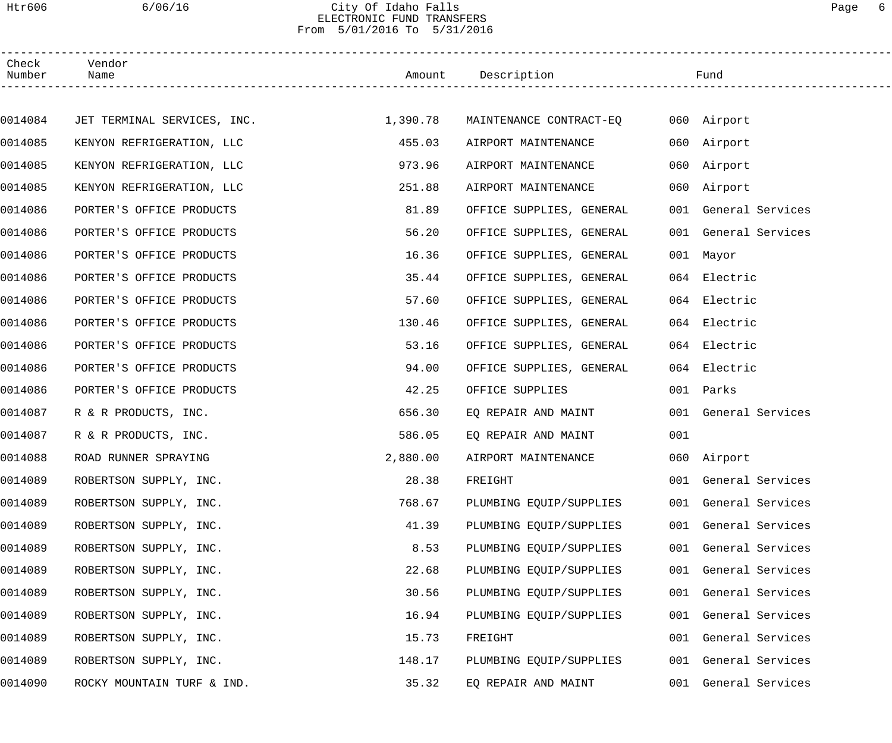# City Of Idaho Falls
## ELECTRONIC FUND TRANSFERS
From 5/01/2016 To 5/31/2016

| Check Number | Vendor Name | Amount | Description | Fund |
|---|---|---|---|---|
| 0014084 | JET TERMINAL SERVICES, INC. | 1,390.78 | MAINTENANCE CONTRACT-EQ | 060 Airport |
| 0014085 | KENYON REFRIGERATION, LLC | 455.03 | AIRPORT MAINTENANCE | 060 Airport |
| 0014085 | KENYON REFRIGERATION, LLC | 973.96 | AIRPORT MAINTENANCE | 060 Airport |
| 0014085 | KENYON REFRIGERATION, LLC | 251.88 | AIRPORT MAINTENANCE | 060 Airport |
| 0014086 | PORTER'S OFFICE PRODUCTS | 81.89 | OFFICE SUPPLIES, GENERAL | 001 General Services |
| 0014086 | PORTER'S OFFICE PRODUCTS | 56.20 | OFFICE SUPPLIES, GENERAL | 001 General Services |
| 0014086 | PORTER'S OFFICE PRODUCTS | 16.36 | OFFICE SUPPLIES, GENERAL | 001 Mayor |
| 0014086 | PORTER'S OFFICE PRODUCTS | 35.44 | OFFICE SUPPLIES, GENERAL | 064 Electric |
| 0014086 | PORTER'S OFFICE PRODUCTS | 57.60 | OFFICE SUPPLIES, GENERAL | 064 Electric |
| 0014086 | PORTER'S OFFICE PRODUCTS | 130.46 | OFFICE SUPPLIES, GENERAL | 064 Electric |
| 0014086 | PORTER'S OFFICE PRODUCTS | 53.16 | OFFICE SUPPLIES, GENERAL | 064 Electric |
| 0014086 | PORTER'S OFFICE PRODUCTS | 94.00 | OFFICE SUPPLIES, GENERAL | 064 Electric |
| 0014086 | PORTER'S OFFICE PRODUCTS | 42.25 | OFFICE SUPPLIES | 001 Parks |
| 0014087 | R & R PRODUCTS, INC. | 656.30 | EQ REPAIR AND MAINT | 001 General Services |
| 0014087 | R & R PRODUCTS, INC. | 586.05 | EQ REPAIR AND MAINT | 001 |
| 0014088 | ROAD RUNNER SPRAYING | 2,880.00 | AIRPORT MAINTENANCE | 060 Airport |
| 0014089 | ROBERTSON SUPPLY, INC. | 28.38 | FREIGHT | 001 General Services |
| 0014089 | ROBERTSON SUPPLY, INC. | 768.67 | PLUMBING EQUIP/SUPPLIES | 001 General Services |
| 0014089 | ROBERTSON SUPPLY, INC. | 41.39 | PLUMBING EQUIP/SUPPLIES | 001 General Services |
| 0014089 | ROBERTSON SUPPLY, INC. | 8.53 | PLUMBING EQUIP/SUPPLIES | 001 General Services |
| 0014089 | ROBERTSON SUPPLY, INC. | 22.68 | PLUMBING EQUIP/SUPPLIES | 001 General Services |
| 0014089 | ROBERTSON SUPPLY, INC. | 30.56 | PLUMBING EQUIP/SUPPLIES | 001 General Services |
| 0014089 | ROBERTSON SUPPLY, INC. | 16.94 | PLUMBING EQUIP/SUPPLIES | 001 General Services |
| 0014089 | ROBERTSON SUPPLY, INC. | 15.73 | FREIGHT | 001 General Services |
| 0014089 | ROBERTSON SUPPLY, INC. | 148.17 | PLUMBING EQUIP/SUPPLIES | 001 General Services |
| 0014090 | ROCKY MOUNTAIN TURF & IND. | 35.32 | EQ REPAIR AND MAINT | 001 General Services |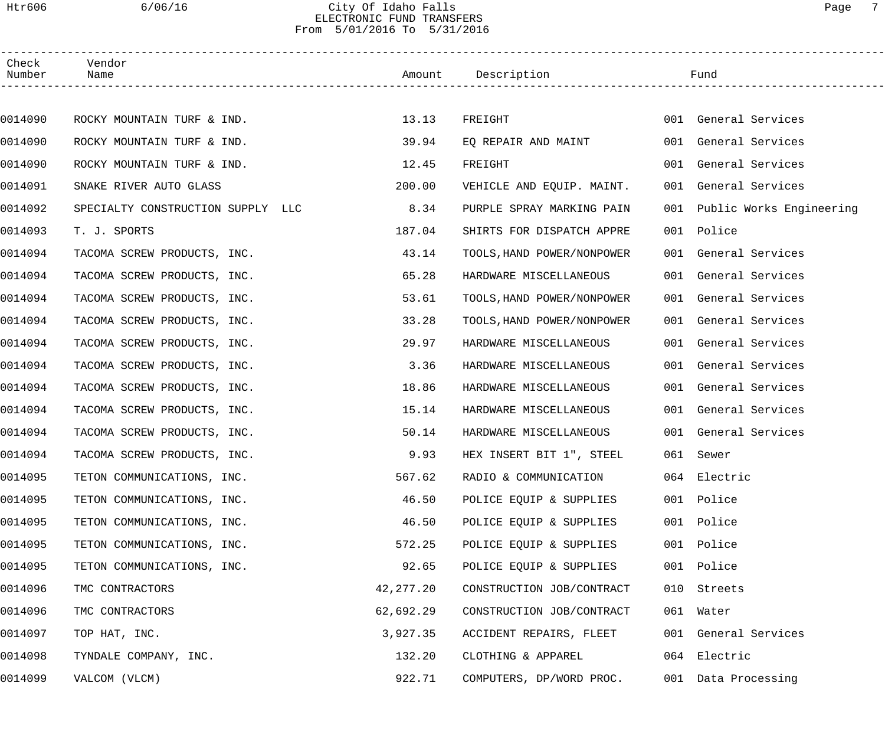# City Of Idaho Falls
## ELECTRONIC FUND TRANSFERS
From 5/01/2016 To 5/31/2016

| Check Number | Vendor Name | Amount | Description | Fund |
|---|---|---|---|---|
| 0014090 | ROCKY MOUNTAIN TURF & IND. | 13.13 | FREIGHT | 001 General Services |
| 0014090 | ROCKY MOUNTAIN TURF & IND. | 39.94 | EQ REPAIR AND MAINT | 001 General Services |
| 0014090 | ROCKY MOUNTAIN TURF & IND. | 12.45 | FREIGHT | 001 General Services |
| 0014091 | SNAKE RIVER AUTO GLASS | 200.00 | VEHICLE AND EQUIP. MAINT. | 001 General Services |
| 0014092 | SPECIALTY CONSTRUCTION SUPPLY LLC | 8.34 | PURPLE SPRAY MARKING PAIN | 001 Public Works Engineering |
| 0014093 | T. J. SPORTS | 187.04 | SHIRTS FOR DISPATCH APPRE | 001 Police |
| 0014094 | TACOMA SCREW PRODUCTS, INC. | 43.14 | TOOLS,HAND POWER/NONPOWER | 001 General Services |
| 0014094 | TACOMA SCREW PRODUCTS, INC. | 65.28 | HARDWARE MISCELLANEOUS | 001 General Services |
| 0014094 | TACOMA SCREW PRODUCTS, INC. | 53.61 | TOOLS,HAND POWER/NONPOWER | 001 General Services |
| 0014094 | TACOMA SCREW PRODUCTS, INC. | 33.28 | TOOLS,HAND POWER/NONPOWER | 001 General Services |
| 0014094 | TACOMA SCREW PRODUCTS, INC. | 29.97 | HARDWARE MISCELLANEOUS | 001 General Services |
| 0014094 | TACOMA SCREW PRODUCTS, INC. | 3.36 | HARDWARE MISCELLANEOUS | 001 General Services |
| 0014094 | TACOMA SCREW PRODUCTS, INC. | 18.86 | HARDWARE MISCELLANEOUS | 001 General Services |
| 0014094 | TACOMA SCREW PRODUCTS, INC. | 15.14 | HARDWARE MISCELLANEOUS | 001 General Services |
| 0014094 | TACOMA SCREW PRODUCTS, INC. | 50.14 | HARDWARE MISCELLANEOUS | 001 General Services |
| 0014094 | TACOMA SCREW PRODUCTS, INC. | 9.93 | HEX INSERT BIT 1", STEEL | 061 Sewer |
| 0014095 | TETON COMMUNICATIONS, INC. | 567.62 | RADIO & COMMUNICATION | 064 Electric |
| 0014095 | TETON COMMUNICATIONS, INC. | 46.50 | POLICE EQUIP & SUPPLIES | 001 Police |
| 0014095 | TETON COMMUNICATIONS, INC. | 46.50 | POLICE EQUIP & SUPPLIES | 001 Police |
| 0014095 | TETON COMMUNICATIONS, INC. | 572.25 | POLICE EQUIP & SUPPLIES | 001 Police |
| 0014095 | TETON COMMUNICATIONS, INC. | 92.65 | POLICE EQUIP & SUPPLIES | 001 Police |
| 0014096 | TMC CONTRACTORS | 42,277.20 | CONSTRUCTION JOB/CONTRACT | 010 Streets |
| 0014096 | TMC CONTRACTORS | 62,692.29 | CONSTRUCTION JOB/CONTRACT | 061 Water |
| 0014097 | TOP HAT, INC. | 3,927.35 | ACCIDENT REPAIRS, FLEET | 001 General Services |
| 0014098 | TYNDALE COMPANY, INC. | 132.20 | CLOTHING & APPAREL | 064 Electric |
| 0014099 | VALCOM (VLCM) | 922.71 | COMPUTERS, DP/WORD PROC. | 001 Data Processing |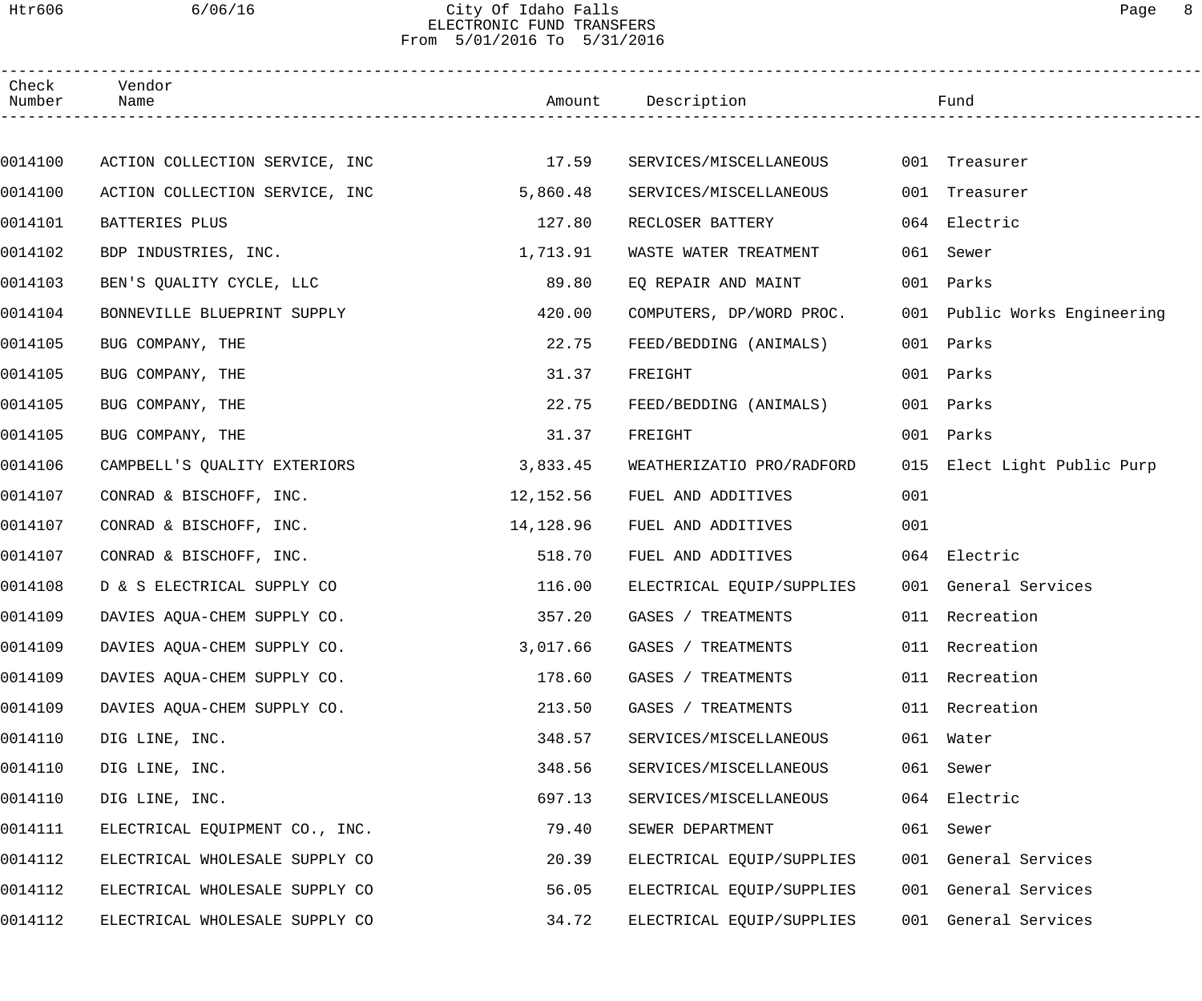# City Of Idaho Falls
## ELECTRONIC FUND TRANSFERS
From 5/01/2016 To 5/31/2016

| Check Number | Vendor Name | Amount | Description | Fund |
|---|---|---|---|---|
| 0014100 | ACTION COLLECTION SERVICE, INC | 17.59 | SERVICES/MISCELLANEOUS | 001 Treasurer |
| 0014100 | ACTION COLLECTION SERVICE, INC | 5,860.48 | SERVICES/MISCELLANEOUS | 001 Treasurer |
| 0014101 | BATTERIES PLUS | 127.80 | RECLOSER BATTERY | 064 Electric |
| 0014102 | BDP INDUSTRIES, INC. | 1,713.91 | WASTE WATER TREATMENT | 061 Sewer |
| 0014103 | BEN'S QUALITY CYCLE, LLC | 89.80 | EQ REPAIR AND MAINT | 001 Parks |
| 0014104 | BONNEVILLE BLUEPRINT SUPPLY | 420.00 | COMPUTERS, DP/WORD PROC. | 001 Public Works Engineering |
| 0014105 | BUG COMPANY, THE | 22.75 | FEED/BEDDING (ANIMALS) | 001 Parks |
| 0014105 | BUG COMPANY, THE | 31.37 | FREIGHT | 001 Parks |
| 0014105 | BUG COMPANY, THE | 22.75 | FEED/BEDDING (ANIMALS) | 001 Parks |
| 0014105 | BUG COMPANY, THE | 31.37 | FREIGHT | 001 Parks |
| 0014106 | CAMPBELL'S QUALITY EXTERIORS | 3,833.45 | WEATHERIZATIO PRO/RADFORD | 015 Elect Light Public Purp |
| 0014107 | CONRAD & BISCHOFF, INC. | 12,152.56 | FUEL AND ADDITIVES | 001 |
| 0014107 | CONRAD & BISCHOFF, INC. | 14,128.96 | FUEL AND ADDITIVES | 001 |
| 0014107 | CONRAD & BISCHOFF, INC. | 518.70 | FUEL AND ADDITIVES | 064 Electric |
| 0014108 | D & S ELECTRICAL SUPPLY CO | 116.00 | ELECTRICAL EQUIP/SUPPLIES | 001 General Services |
| 0014109 | DAVIES AQUA-CHEM SUPPLY CO. | 357.20 | GASES / TREATMENTS | 011 Recreation |
| 0014109 | DAVIES AQUA-CHEM SUPPLY CO. | 3,017.66 | GASES / TREATMENTS | 011 Recreation |
| 0014109 | DAVIES AQUA-CHEM SUPPLY CO. | 178.60 | GASES / TREATMENTS | 011 Recreation |
| 0014109 | DAVIES AQUA-CHEM SUPPLY CO. | 213.50 | GASES / TREATMENTS | 011 Recreation |
| 0014110 | DIG LINE, INC. | 348.57 | SERVICES/MISCELLANEOUS | 061 Water |
| 0014110 | DIG LINE, INC. | 348.56 | SERVICES/MISCELLANEOUS | 061 Sewer |
| 0014110 | DIG LINE, INC. | 697.13 | SERVICES/MISCELLANEOUS | 064 Electric |
| 0014111 | ELECTRICAL EQUIPMENT CO., INC. | 79.40 | SEWER DEPARTMENT | 061 Sewer |
| 0014112 | ELECTRICAL WHOLESALE SUPPLY CO | 20.39 | ELECTRICAL EQUIP/SUPPLIES | 001 General Services |
| 0014112 | ELECTRICAL WHOLESALE SUPPLY CO | 56.05 | ELECTRICAL EQUIP/SUPPLIES | 001 General Services |
| 0014112 | ELECTRICAL WHOLESALE SUPPLY CO | 34.72 | ELECTRICAL EQUIP/SUPPLIES | 001 General Services |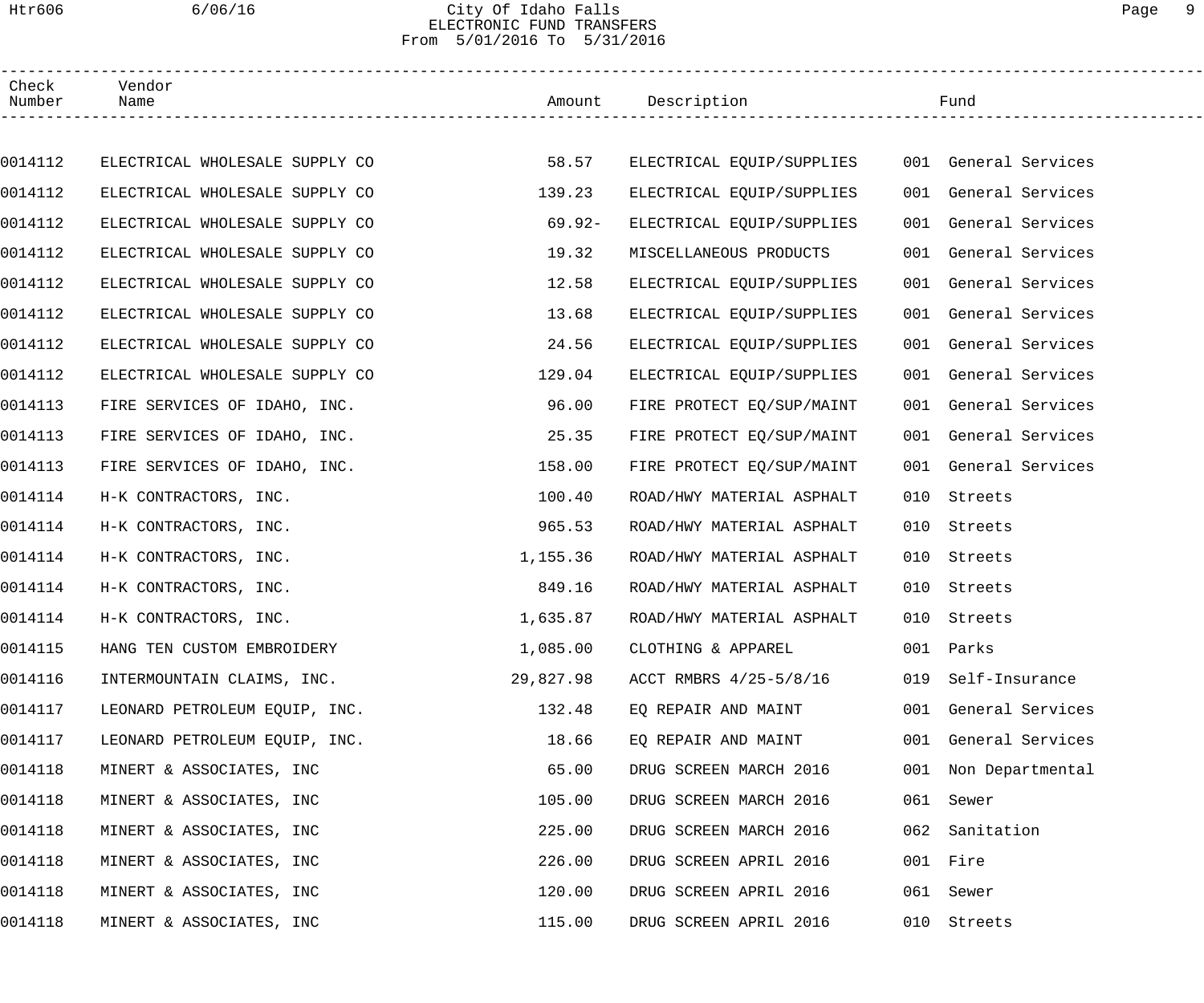City Of Idaho Falls
ELECTRONIC FUND TRANSFERS
From 5/01/2016 To 5/31/2016

| Check Number | Vendor Name | Amount | Description | Fund |
|---|---|---|---|---|
| 0014112 | ELECTRICAL WHOLESALE SUPPLY CO | 58.57 | ELECTRICAL EQUIP/SUPPLIES | 001 General Services |
| 0014112 | ELECTRICAL WHOLESALE SUPPLY CO | 139.23 | ELECTRICAL EQUIP/SUPPLIES | 001 General Services |
| 0014112 | ELECTRICAL WHOLESALE SUPPLY CO | 69.92- | ELECTRICAL EQUIP/SUPPLIES | 001 General Services |
| 0014112 | ELECTRICAL WHOLESALE SUPPLY CO | 19.32 | MISCELLANEOUS PRODUCTS | 001 General Services |
| 0014112 | ELECTRICAL WHOLESALE SUPPLY CO | 12.58 | ELECTRICAL EQUIP/SUPPLIES | 001 General Services |
| 0014112 | ELECTRICAL WHOLESALE SUPPLY CO | 13.68 | ELECTRICAL EQUIP/SUPPLIES | 001 General Services |
| 0014112 | ELECTRICAL WHOLESALE SUPPLY CO | 24.56 | ELECTRICAL EQUIP/SUPPLIES | 001 General Services |
| 0014112 | ELECTRICAL WHOLESALE SUPPLY CO | 129.04 | ELECTRICAL EQUIP/SUPPLIES | 001 General Services |
| 0014113 | FIRE SERVICES OF IDAHO, INC. | 96.00 | FIRE PROTECT EQ/SUP/MAINT | 001 General Services |
| 0014113 | FIRE SERVICES OF IDAHO, INC. | 25.35 | FIRE PROTECT EQ/SUP/MAINT | 001 General Services |
| 0014113 | FIRE SERVICES OF IDAHO, INC. | 158.00 | FIRE PROTECT EQ/SUP/MAINT | 001 General Services |
| 0014114 | H-K CONTRACTORS, INC. | 100.40 | ROAD/HWY MATERIAL ASPHALT | 010 Streets |
| 0014114 | H-K CONTRACTORS, INC. | 965.53 | ROAD/HWY MATERIAL ASPHALT | 010 Streets |
| 0014114 | H-K CONTRACTORS, INC. | 1,155.36 | ROAD/HWY MATERIAL ASPHALT | 010 Streets |
| 0014114 | H-K CONTRACTORS, INC. | 849.16 | ROAD/HWY MATERIAL ASPHALT | 010 Streets |
| 0014114 | H-K CONTRACTORS, INC. | 1,635.87 | ROAD/HWY MATERIAL ASPHALT | 010 Streets |
| 0014115 | HANG TEN CUSTOM EMBROIDERY | 1,085.00 | CLOTHING & APPAREL | 001 Parks |
| 0014116 | INTERMOUNTAIN CLAIMS, INC. | 29,827.98 | ACCT RMBRS 4/25-5/8/16 | 019 Self-Insurance |
| 0014117 | LEONARD PETROLEUM EQUIP, INC. | 132.48 | EQ REPAIR AND MAINT | 001 General Services |
| 0014117 | LEONARD PETROLEUM EQUIP, INC. | 18.66 | EQ REPAIR AND MAINT | 001 General Services |
| 0014118 | MINERT & ASSOCIATES, INC | 65.00 | DRUG SCREEN MARCH 2016 | 001 Non Departmental |
| 0014118 | MINERT & ASSOCIATES, INC | 105.00 | DRUG SCREEN MARCH 2016 | 061 Sewer |
| 0014118 | MINERT & ASSOCIATES, INC | 225.00 | DRUG SCREEN MARCH 2016 | 062 Sanitation |
| 0014118 | MINERT & ASSOCIATES, INC | 226.00 | DRUG SCREEN APRIL 2016 | 001 Fire |
| 0014118 | MINERT & ASSOCIATES, INC | 120.00 | DRUG SCREEN APRIL 2016 | 061 Sewer |
| 0014118 | MINERT & ASSOCIATES, INC | 115.00 | DRUG SCREEN APRIL 2016 | 010 Streets |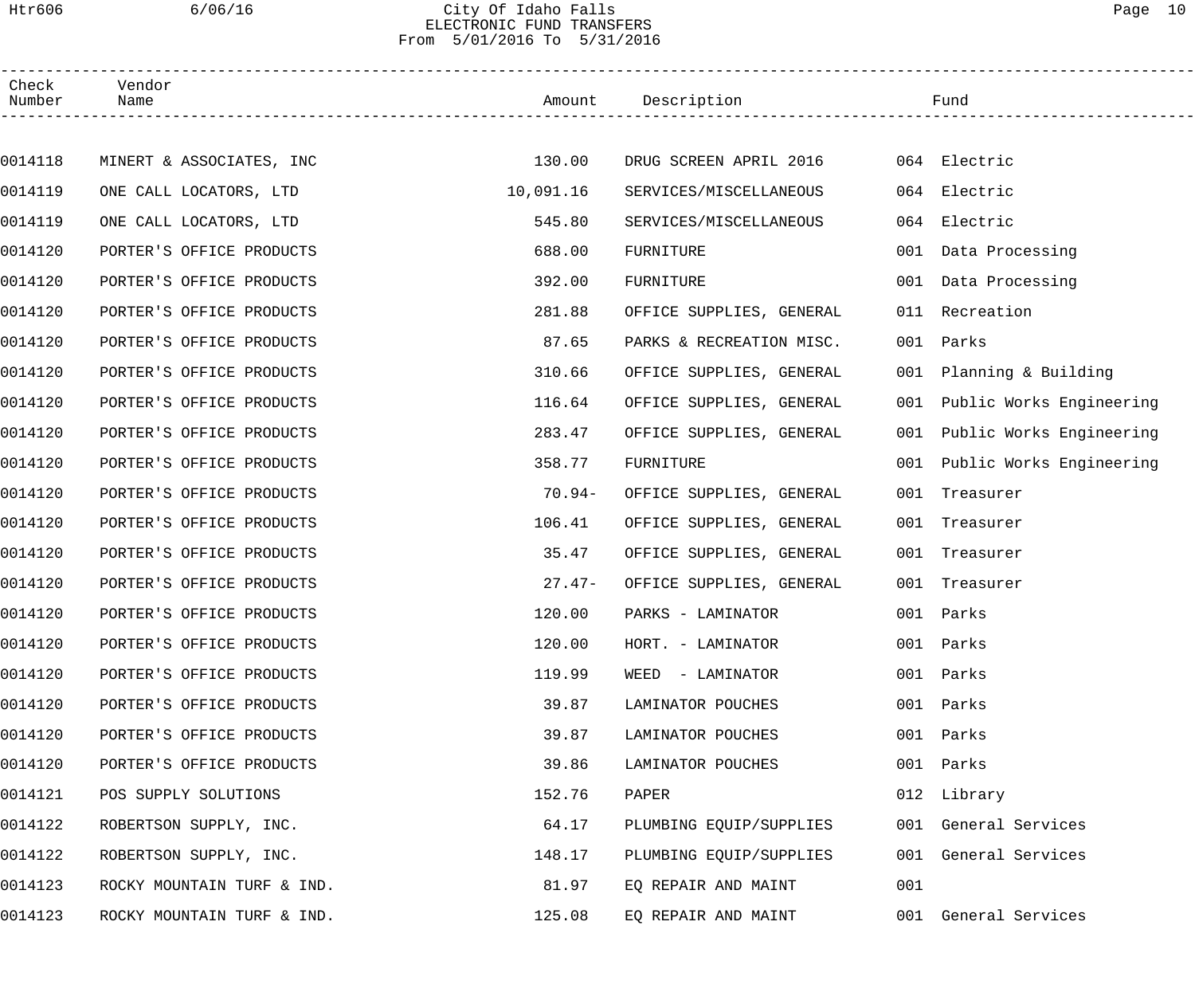City Of Idaho Falls
ELECTRONIC FUND TRANSFERS
From 5/01/2016 To 5/31/2016

| Check Number | Vendor Name | Amount | Description | Fund |
|---|---|---|---|---|
| 0014118 | MINERT & ASSOCIATES, INC | 130.00 | DRUG SCREEN APRIL 2016 | 064 Electric |
| 0014119 | ONE CALL LOCATORS, LTD | 10,091.16 | SERVICES/MISCELLANEOUS | 064 Electric |
| 0014119 | ONE CALL LOCATORS, LTD | 545.80 | SERVICES/MISCELLANEOUS | 064 Electric |
| 0014120 | PORTER'S OFFICE PRODUCTS | 688.00 | FURNITURE | 001 Data Processing |
| 0014120 | PORTER'S OFFICE PRODUCTS | 392.00 | FURNITURE | 001 Data Processing |
| 0014120 | PORTER'S OFFICE PRODUCTS | 281.88 | OFFICE SUPPLIES, GENERAL | 011 Recreation |
| 0014120 | PORTER'S OFFICE PRODUCTS | 87.65 | PARKS & RECREATION MISC. | 001 Parks |
| 0014120 | PORTER'S OFFICE PRODUCTS | 310.66 | OFFICE SUPPLIES, GENERAL | 001 Planning & Building |
| 0014120 | PORTER'S OFFICE PRODUCTS | 116.64 | OFFICE SUPPLIES, GENERAL | 001 Public Works Engineering |
| 0014120 | PORTER'S OFFICE PRODUCTS | 283.47 | OFFICE SUPPLIES, GENERAL | 001 Public Works Engineering |
| 0014120 | PORTER'S OFFICE PRODUCTS | 358.77 | FURNITURE | 001 Public Works Engineering |
| 0014120 | PORTER'S OFFICE PRODUCTS | 70.94- | OFFICE SUPPLIES, GENERAL | 001 Treasurer |
| 0014120 | PORTER'S OFFICE PRODUCTS | 106.41 | OFFICE SUPPLIES, GENERAL | 001 Treasurer |
| 0014120 | PORTER'S OFFICE PRODUCTS | 35.47 | OFFICE SUPPLIES, GENERAL | 001 Treasurer |
| 0014120 | PORTER'S OFFICE PRODUCTS | 27.47- | OFFICE SUPPLIES, GENERAL | 001 Treasurer |
| 0014120 | PORTER'S OFFICE PRODUCTS | 120.00 | PARKS - LAMINATOR | 001 Parks |
| 0014120 | PORTER'S OFFICE PRODUCTS | 120.00 | HORT. - LAMINATOR | 001 Parks |
| 0014120 | PORTER'S OFFICE PRODUCTS | 119.99 | WEED - LAMINATOR | 001 Parks |
| 0014120 | PORTER'S OFFICE PRODUCTS | 39.87 | LAMINATOR POUCHES | 001 Parks |
| 0014120 | PORTER'S OFFICE PRODUCTS | 39.87 | LAMINATOR POUCHES | 001 Parks |
| 0014120 | PORTER'S OFFICE PRODUCTS | 39.86 | LAMINATOR POUCHES | 001 Parks |
| 0014121 | POS SUPPLY SOLUTIONS | 152.76 | PAPER | 012 Library |
| 0014122 | ROBERTSON SUPPLY, INC. | 64.17 | PLUMBING EQUIP/SUPPLIES | 001 General Services |
| 0014122 | ROBERTSON SUPPLY, INC. | 148.17 | PLUMBING EQUIP/SUPPLIES | 001 General Services |
| 0014123 | ROCKY MOUNTAIN TURF & IND. | 81.97 | EQ REPAIR AND MAINT | 001 |
| 0014123 | ROCKY MOUNTAIN TURF & IND. | 125.08 | EQ REPAIR AND MAINT | 001 General Services |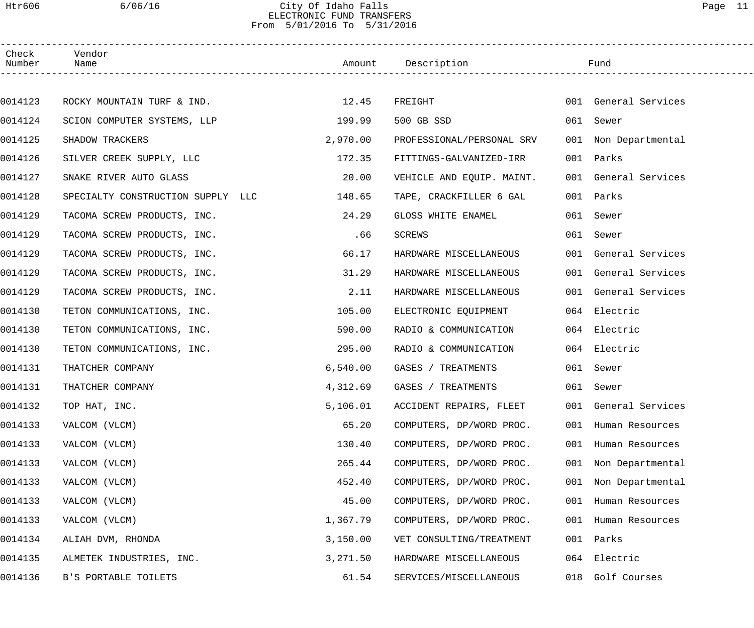City Of Idaho Falls
ELECTRONIC FUND TRANSFERS
From 5/01/2016 To 5/31/2016

| Check Number | Vendor Name | Amount | Description | Fund |
|---|---|---|---|---|
| 0014123 | ROCKY MOUNTAIN TURF & IND. | 12.45 | FREIGHT | 001 General Services |
| 0014124 | SCION COMPUTER SYSTEMS, LLP | 199.99 | 500 GB SSD | 061 Sewer |
| 0014125 | SHADOW TRACKERS | 2,970.00 | PROFESSIONAL/PERSONAL SRV | 001 Non Departmental |
| 0014126 | SILVER CREEK SUPPLY, LLC | 172.35 | FITTINGS-GALVANIZED-IRR | 001 Parks |
| 0014127 | SNAKE RIVER AUTO GLASS | 20.00 | VEHICLE AND EQUIP. MAINT. | 001 General Services |
| 0014128 | SPECIALTY CONSTRUCTION SUPPLY LLC | 148.65 | TAPE, CRACKFILLER 6 GAL | 001 Parks |
| 0014129 | TACOMA SCREW PRODUCTS, INC. | 24.29 | GLOSS WHITE ENAMEL | 061 Sewer |
| 0014129 | TACOMA SCREW PRODUCTS, INC. | .66 | SCREWS | 061 Sewer |
| 0014129 | TACOMA SCREW PRODUCTS, INC. | 66.17 | HARDWARE MISCELLANEOUS | 001 General Services |
| 0014129 | TACOMA SCREW PRODUCTS, INC. | 31.29 | HARDWARE MISCELLANEOUS | 001 General Services |
| 0014129 | TACOMA SCREW PRODUCTS, INC. | 2.11 | HARDWARE MISCELLANEOUS | 001 General Services |
| 0014130 | TETON COMMUNICATIONS, INC. | 105.00 | ELECTRONIC EQUIPMENT | 064 Electric |
| 0014130 | TETON COMMUNICATIONS, INC. | 590.00 | RADIO & COMMUNICATION | 064 Electric |
| 0014130 | TETON COMMUNICATIONS, INC. | 295.00 | RADIO & COMMUNICATION | 064 Electric |
| 0014131 | THATCHER COMPANY | 6,540.00 | GASES / TREATMENTS | 061 Sewer |
| 0014131 | THATCHER COMPANY | 4,312.69 | GASES / TREATMENTS | 061 Sewer |
| 0014132 | TOP HAT, INC. | 5,106.01 | ACCIDENT REPAIRS, FLEET | 001 General Services |
| 0014133 | VALCOM (VLCM) | 65.20 | COMPUTERS, DP/WORD PROC. | 001 Human Resources |
| 0014133 | VALCOM (VLCM) | 130.40 | COMPUTERS, DP/WORD PROC. | 001 Human Resources |
| 0014133 | VALCOM (VLCM) | 265.44 | COMPUTERS, DP/WORD PROC. | 001 Non Departmental |
| 0014133 | VALCOM (VLCM) | 452.40 | COMPUTERS, DP/WORD PROC. | 001 Non Departmental |
| 0014133 | VALCOM (VLCM) | 45.00 | COMPUTERS, DP/WORD PROC. | 001 Human Resources |
| 0014133 | VALCOM (VLCM) | 1,367.79 | COMPUTERS, DP/WORD PROC. | 001 Human Resources |
| 0014134 | ALIAH DVM, RHONDA | 3,150.00 | VET CONSULTING/TREATMENT | 001 Parks |
| 0014135 | ALMETEK INDUSTRIES, INC. | 3,271.50 | HARDWARE MISCELLANEOUS | 064 Electric |
| 0014136 | B'S PORTABLE TOILETS | 61.54 | SERVICES/MISCELLANEOUS | 018 Golf Courses |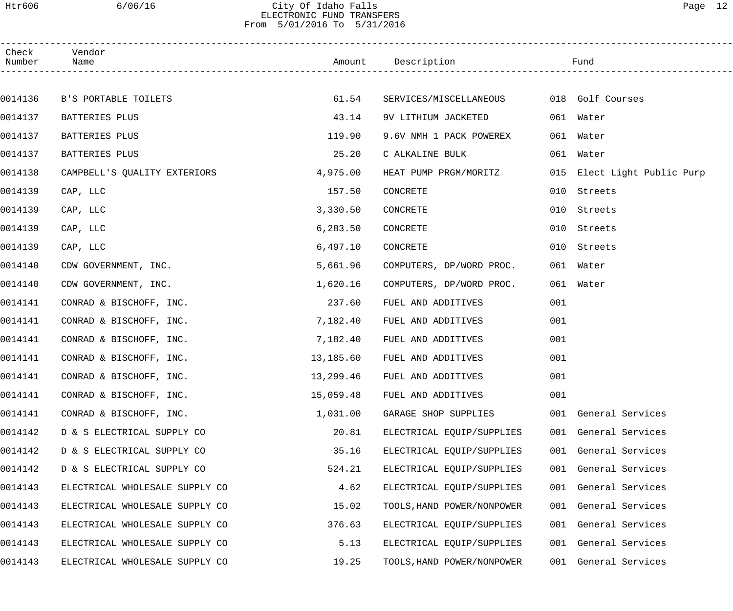# City Of Idaho Falls
## ELECTRONIC FUND TRANSFERS
From 5/01/2016 To 5/31/2016

| Check Number | Vendor Name | Amount | Description | Fund | |
|---|---|---|---|---|---|
| 0014136 | B'S PORTABLE TOILETS | 61.54 | SERVICES/MISCELLANEOUS | 018 | Golf Courses |
| 0014137 | BATTERIES PLUS | 43.14 | 9V LITHIUM JACKETED | 061 | Water |
| 0014137 | BATTERIES PLUS | 119.90 | 9.6V NMH 1 PACK POWEREX | 061 | Water |
| 0014137 | BATTERIES PLUS | 25.20 | C ALKALINE BULK | 061 | Water |
| 0014138 | CAMPBELL'S QUALITY EXTERIORS | 4,975.00 | HEAT PUMP PRGM/MORITZ | 015 | Elect Light Public Purp |
| 0014139 | CAP, LLC | 157.50 | CONCRETE | 010 | Streets |
| 0014139 | CAP, LLC | 3,330.50 | CONCRETE | 010 | Streets |
| 0014139 | CAP, LLC | 6,283.50 | CONCRETE | 010 | Streets |
| 0014139 | CAP, LLC | 6,497.10 | CONCRETE | 010 | Streets |
| 0014140 | CDW GOVERNMENT, INC. | 5,661.96 | COMPUTERS, DP/WORD PROC. | 061 | Water |
| 0014140 | CDW GOVERNMENT, INC. | 1,620.16 | COMPUTERS, DP/WORD PROC. | 061 | Water |
| 0014141 | CONRAD & BISCHOFF, INC. | 237.60 | FUEL AND ADDITIVES | 001 | |
| 0014141 | CONRAD & BISCHOFF, INC. | 7,182.40 | FUEL AND ADDITIVES | 001 | |
| 0014141 | CONRAD & BISCHOFF, INC. | 7,182.40 | FUEL AND ADDITIVES | 001 | |
| 0014141 | CONRAD & BISCHOFF, INC. | 13,185.60 | FUEL AND ADDITIVES | 001 | |
| 0014141 | CONRAD & BISCHOFF, INC. | 13,299.46 | FUEL AND ADDITIVES | 001 | |
| 0014141 | CONRAD & BISCHOFF, INC. | 15,059.48 | FUEL AND ADDITIVES | 001 | |
| 0014141 | CONRAD & BISCHOFF, INC. | 1,031.00 | GARAGE SHOP SUPPLIES | 001 | General Services |
| 0014142 | D & S ELECTRICAL SUPPLY CO | 20.81 | ELECTRICAL EQUIP/SUPPLIES | 001 | General Services |
| 0014142 | D & S ELECTRICAL SUPPLY CO | 35.16 | ELECTRICAL EQUIP/SUPPLIES | 001 | General Services |
| 0014142 | D & S ELECTRICAL SUPPLY CO | 524.21 | ELECTRICAL EQUIP/SUPPLIES | 001 | General Services |
| 0014143 | ELECTRICAL WHOLESALE SUPPLY CO | 4.62 | ELECTRICAL EQUIP/SUPPLIES | 001 | General Services |
| 0014143 | ELECTRICAL WHOLESALE SUPPLY CO | 15.02 | TOOLS,HAND POWER/NONPOWER | 001 | General Services |
| 0014143 | ELECTRICAL WHOLESALE SUPPLY CO | 376.63 | ELECTRICAL EQUIP/SUPPLIES | 001 | General Services |
| 0014143 | ELECTRICAL WHOLESALE SUPPLY CO | 5.13 | ELECTRICAL EQUIP/SUPPLIES | 001 | General Services |
| 0014143 | ELECTRICAL WHOLESALE SUPPLY CO | 19.25 | TOOLS,HAND POWER/NONPOWER | 001 | General Services |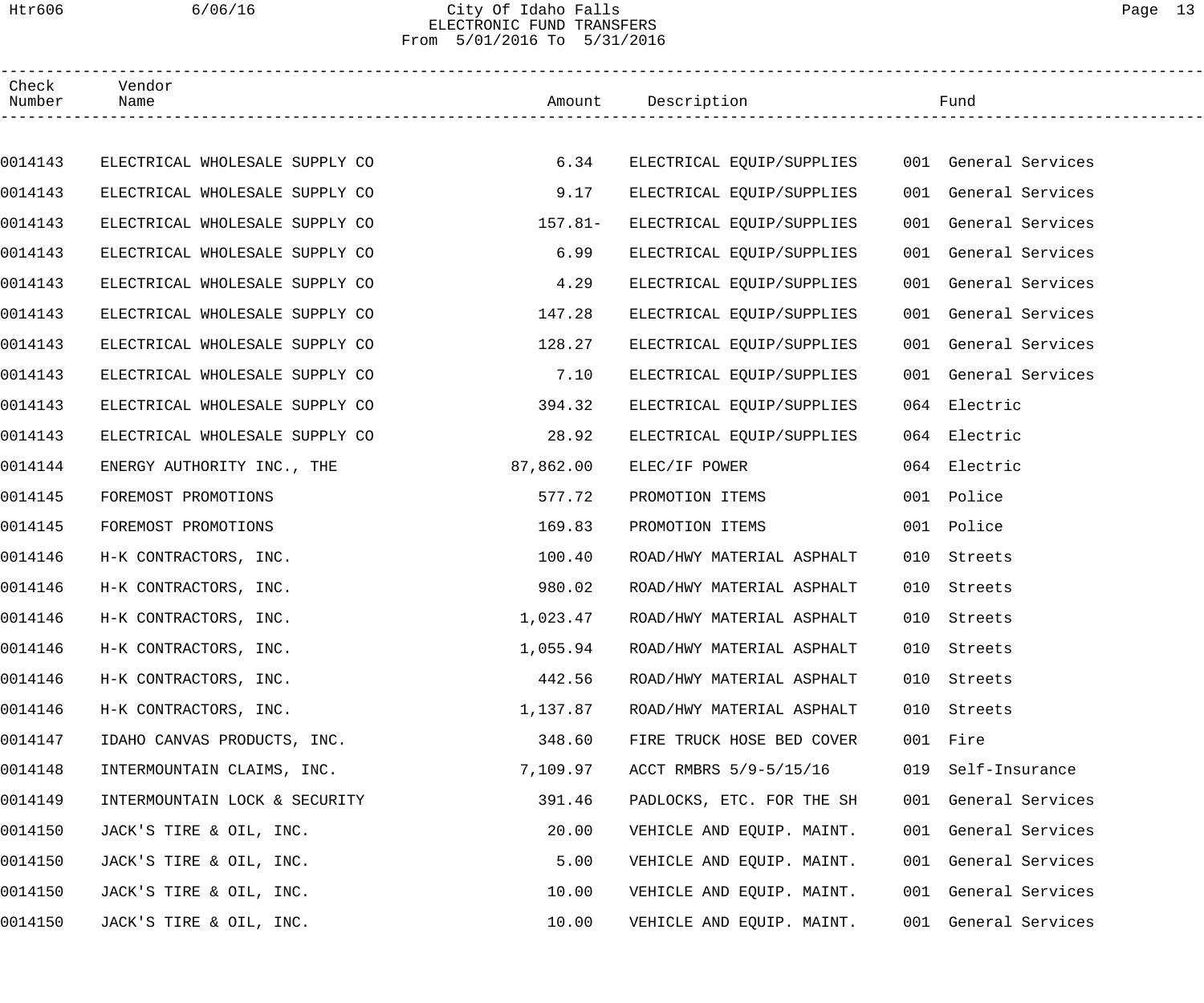City Of Idaho Falls
ELECTRONIC FUND TRANSFERS
From 5/01/2016 To 5/31/2016

| Check Number | Vendor Name | Amount | Description | Fund |
|---|---|---|---|---|
| 0014143 | ELECTRICAL WHOLESALE SUPPLY CO | 6.34 | ELECTRICAL EQUIP/SUPPLIES | 001 General Services |
| 0014143 | ELECTRICAL WHOLESALE SUPPLY CO | 9.17 | ELECTRICAL EQUIP/SUPPLIES | 001 General Services |
| 0014143 | ELECTRICAL WHOLESALE SUPPLY CO | 157.81- | ELECTRICAL EQUIP/SUPPLIES | 001 General Services |
| 0014143 | ELECTRICAL WHOLESALE SUPPLY CO | 6.99 | ELECTRICAL EQUIP/SUPPLIES | 001 General Services |
| 0014143 | ELECTRICAL WHOLESALE SUPPLY CO | 4.29 | ELECTRICAL EQUIP/SUPPLIES | 001 General Services |
| 0014143 | ELECTRICAL WHOLESALE SUPPLY CO | 147.28 | ELECTRICAL EQUIP/SUPPLIES | 001 General Services |
| 0014143 | ELECTRICAL WHOLESALE SUPPLY CO | 128.27 | ELECTRICAL EQUIP/SUPPLIES | 001 General Services |
| 0014143 | ELECTRICAL WHOLESALE SUPPLY CO | 7.10 | ELECTRICAL EQUIP/SUPPLIES | 001 General Services |
| 0014143 | ELECTRICAL WHOLESALE SUPPLY CO | 394.32 | ELECTRICAL EQUIP/SUPPLIES | 064 Electric |
| 0014143 | ELECTRICAL WHOLESALE SUPPLY CO | 28.92 | ELECTRICAL EQUIP/SUPPLIES | 064 Electric |
| 0014144 | ENERGY AUTHORITY INC., THE | 87,862.00 | ELEC/IF POWER | 064 Electric |
| 0014145 | FOREMOST PROMOTIONS | 577.72 | PROMOTION ITEMS | 001 Police |
| 0014145 | FOREMOST PROMOTIONS | 169.83 | PROMOTION ITEMS | 001 Police |
| 0014146 | H-K CONTRACTORS, INC. | 100.40 | ROAD/HWY MATERIAL ASPHALT | 010 Streets |
| 0014146 | H-K CONTRACTORS, INC. | 980.02 | ROAD/HWY MATERIAL ASPHALT | 010 Streets |
| 0014146 | H-K CONTRACTORS, INC. | 1,023.47 | ROAD/HWY MATERIAL ASPHALT | 010 Streets |
| 0014146 | H-K CONTRACTORS, INC. | 1,055.94 | ROAD/HWY MATERIAL ASPHALT | 010 Streets |
| 0014146 | H-K CONTRACTORS, INC. | 442.56 | ROAD/HWY MATERIAL ASPHALT | 010 Streets |
| 0014146 | H-K CONTRACTORS, INC. | 1,137.87 | ROAD/HWY MATERIAL ASPHALT | 010 Streets |
| 0014147 | IDAHO CANVAS PRODUCTS, INC. | 348.60 | FIRE TRUCK HOSE BED COVER | 001 Fire |
| 0014148 | INTERMOUNTAIN CLAIMS, INC. | 7,109.97 | ACCT RMBRS 5/9-5/15/16 | 019 Self-Insurance |
| 0014149 | INTERMOUNTAIN LOCK & SECURITY | 391.46 | PADLOCKS, ETC. FOR THE SH | 001 General Services |
| 0014150 | JACK'S TIRE & OIL, INC. | 20.00 | VEHICLE AND EQUIP. MAINT. | 001 General Services |
| 0014150 | JACK'S TIRE & OIL, INC. | 5.00 | VEHICLE AND EQUIP. MAINT. | 001 General Services |
| 0014150 | JACK'S TIRE & OIL, INC. | 10.00 | VEHICLE AND EQUIP. MAINT. | 001 General Services |
| 0014150 | JACK'S TIRE & OIL, INC. | 10.00 | VEHICLE AND EQUIP. MAINT. | 001 General Services |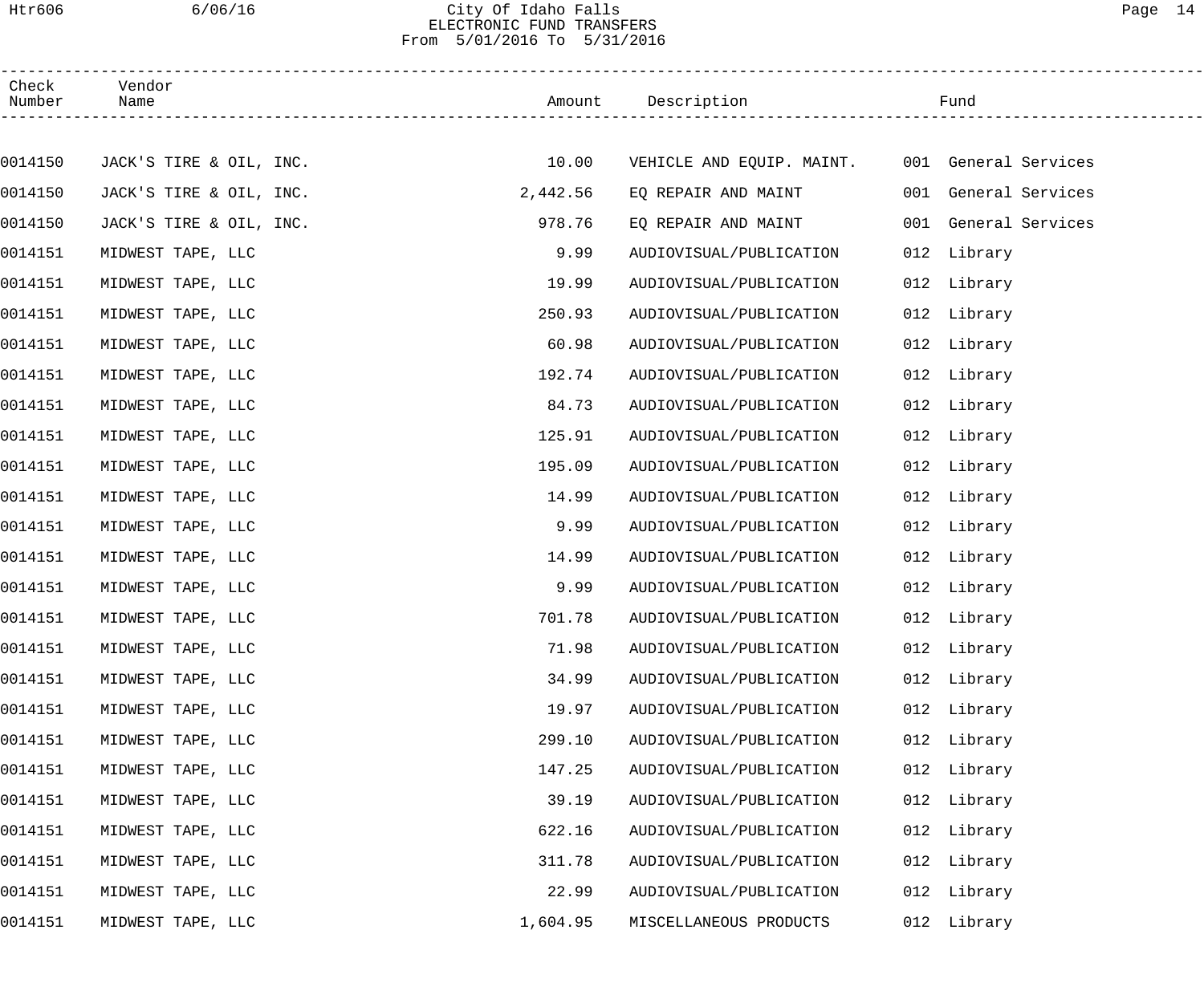City Of Idaho Falls
ELECTRONIC FUND TRANSFERS
From 5/01/2016 To 5/31/2016

| Check Number | Vendor Name | Amount | Description | Fund |
|---|---|---|---|---|
| 0014150 | JACK'S TIRE & OIL, INC. | 10.00 | VEHICLE AND EQUIP. MAINT. | 001 General Services |
| 0014150 | JACK'S TIRE & OIL, INC. | 2,442.56 | EQ REPAIR AND MAINT | 001 General Services |
| 0014150 | JACK'S TIRE & OIL, INC. | 978.76 | EQ REPAIR AND MAINT | 001 General Services |
| 0014151 | MIDWEST TAPE, LLC | 9.99 | AUDIOVISUAL/PUBLICATION | 012 Library |
| 0014151 | MIDWEST TAPE, LLC | 19.99 | AUDIOVISUAL/PUBLICATION | 012 Library |
| 0014151 | MIDWEST TAPE, LLC | 250.93 | AUDIOVISUAL/PUBLICATION | 012 Library |
| 0014151 | MIDWEST TAPE, LLC | 60.98 | AUDIOVISUAL/PUBLICATION | 012 Library |
| 0014151 | MIDWEST TAPE, LLC | 192.74 | AUDIOVISUAL/PUBLICATION | 012 Library |
| 0014151 | MIDWEST TAPE, LLC | 84.73 | AUDIOVISUAL/PUBLICATION | 012 Library |
| 0014151 | MIDWEST TAPE, LLC | 125.91 | AUDIOVISUAL/PUBLICATION | 012 Library |
| 0014151 | MIDWEST TAPE, LLC | 195.09 | AUDIOVISUAL/PUBLICATION | 012 Library |
| 0014151 | MIDWEST TAPE, LLC | 14.99 | AUDIOVISUAL/PUBLICATION | 012 Library |
| 0014151 | MIDWEST TAPE, LLC | 9.99 | AUDIOVISUAL/PUBLICATION | 012 Library |
| 0014151 | MIDWEST TAPE, LLC | 14.99 | AUDIOVISUAL/PUBLICATION | 012 Library |
| 0014151 | MIDWEST TAPE, LLC | 9.99 | AUDIOVISUAL/PUBLICATION | 012 Library |
| 0014151 | MIDWEST TAPE, LLC | 701.78 | AUDIOVISUAL/PUBLICATION | 012 Library |
| 0014151 | MIDWEST TAPE, LLC | 71.98 | AUDIOVISUAL/PUBLICATION | 012 Library |
| 0014151 | MIDWEST TAPE, LLC | 34.99 | AUDIOVISUAL/PUBLICATION | 012 Library |
| 0014151 | MIDWEST TAPE, LLC | 19.97 | AUDIOVISUAL/PUBLICATION | 012 Library |
| 0014151 | MIDWEST TAPE, LLC | 299.10 | AUDIOVISUAL/PUBLICATION | 012 Library |
| 0014151 | MIDWEST TAPE, LLC | 147.25 | AUDIOVISUAL/PUBLICATION | 012 Library |
| 0014151 | MIDWEST TAPE, LLC | 39.19 | AUDIOVISUAL/PUBLICATION | 012 Library |
| 0014151 | MIDWEST TAPE, LLC | 622.16 | AUDIOVISUAL/PUBLICATION | 012 Library |
| 0014151 | MIDWEST TAPE, LLC | 311.78 | AUDIOVISUAL/PUBLICATION | 012 Library |
| 0014151 | MIDWEST TAPE, LLC | 22.99 | AUDIOVISUAL/PUBLICATION | 012 Library |
| 0014151 | MIDWEST TAPE, LLC | 1,604.95 | MISCELLANEOUS PRODUCTS | 012 Library |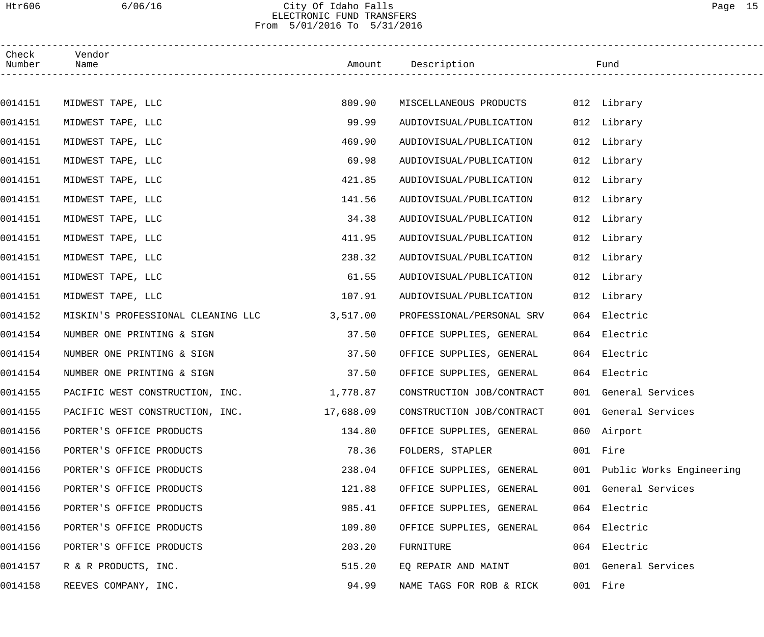City Of Idaho Falls
ELECTRONIC FUND TRANSFERS
From 5/01/2016 To 5/31/2016

| Check Number | Vendor Name | Amount | Description | Fund |
|---|---|---|---|---|
| 0014151 | MIDWEST TAPE, LLC | 809.90 | MISCELLANEOUS PRODUCTS | 012 Library |
| 0014151 | MIDWEST TAPE, LLC | 99.99 | AUDIOVISUAL/PUBLICATION | 012 Library |
| 0014151 | MIDWEST TAPE, LLC | 469.90 | AUDIOVISUAL/PUBLICATION | 012 Library |
| 0014151 | MIDWEST TAPE, LLC | 69.98 | AUDIOVISUAL/PUBLICATION | 012 Library |
| 0014151 | MIDWEST TAPE, LLC | 421.85 | AUDIOVISUAL/PUBLICATION | 012 Library |
| 0014151 | MIDWEST TAPE, LLC | 141.56 | AUDIOVISUAL/PUBLICATION | 012 Library |
| 0014151 | MIDWEST TAPE, LLC | 34.38 | AUDIOVISUAL/PUBLICATION | 012 Library |
| 0014151 | MIDWEST TAPE, LLC | 411.95 | AUDIOVISUAL/PUBLICATION | 012 Library |
| 0014151 | MIDWEST TAPE, LLC | 238.32 | AUDIOVISUAL/PUBLICATION | 012 Library |
| 0014151 | MIDWEST TAPE, LLC | 61.55 | AUDIOVISUAL/PUBLICATION | 012 Library |
| 0014151 | MIDWEST TAPE, LLC | 107.91 | AUDIOVISUAL/PUBLICATION | 012 Library |
| 0014152 | MISKIN'S PROFESSIONAL CLEANING LLC | 3,517.00 | PROFESSIONAL/PERSONAL SRV | 064 Electric |
| 0014154 | NUMBER ONE PRINTING & SIGN | 37.50 | OFFICE SUPPLIES, GENERAL | 064 Electric |
| 0014154 | NUMBER ONE PRINTING & SIGN | 37.50 | OFFICE SUPPLIES, GENERAL | 064 Electric |
| 0014154 | NUMBER ONE PRINTING & SIGN | 37.50 | OFFICE SUPPLIES, GENERAL | 064 Electric |
| 0014155 | PACIFIC WEST CONSTRUCTION, INC. | 1,778.87 | CONSTRUCTION JOB/CONTRACT | 001 General Services |
| 0014155 | PACIFIC WEST CONSTRUCTION, INC. | 17,688.09 | CONSTRUCTION JOB/CONTRACT | 001 General Services |
| 0014156 | PORTER'S OFFICE PRODUCTS | 134.80 | OFFICE SUPPLIES, GENERAL | 060 Airport |
| 0014156 | PORTER'S OFFICE PRODUCTS | 78.36 | FOLDERS, STAPLER | 001 Fire |
| 0014156 | PORTER'S OFFICE PRODUCTS | 238.04 | OFFICE SUPPLIES, GENERAL | 001 Public Works Engineering |
| 0014156 | PORTER'S OFFICE PRODUCTS | 121.88 | OFFICE SUPPLIES, GENERAL | 001 General Services |
| 0014156 | PORTER'S OFFICE PRODUCTS | 985.41 | OFFICE SUPPLIES, GENERAL | 064 Electric |
| 0014156 | PORTER'S OFFICE PRODUCTS | 109.80 | OFFICE SUPPLIES, GENERAL | 064 Electric |
| 0014156 | PORTER'S OFFICE PRODUCTS | 203.20 | FURNITURE | 064 Electric |
| 0014157 | R & R PRODUCTS, INC. | 515.20 | EQ REPAIR AND MAINT | 001 General Services |
| 0014158 | REEVES COMPANY, INC. | 94.99 | NAME TAGS FOR ROB & RICK | 001 Fire |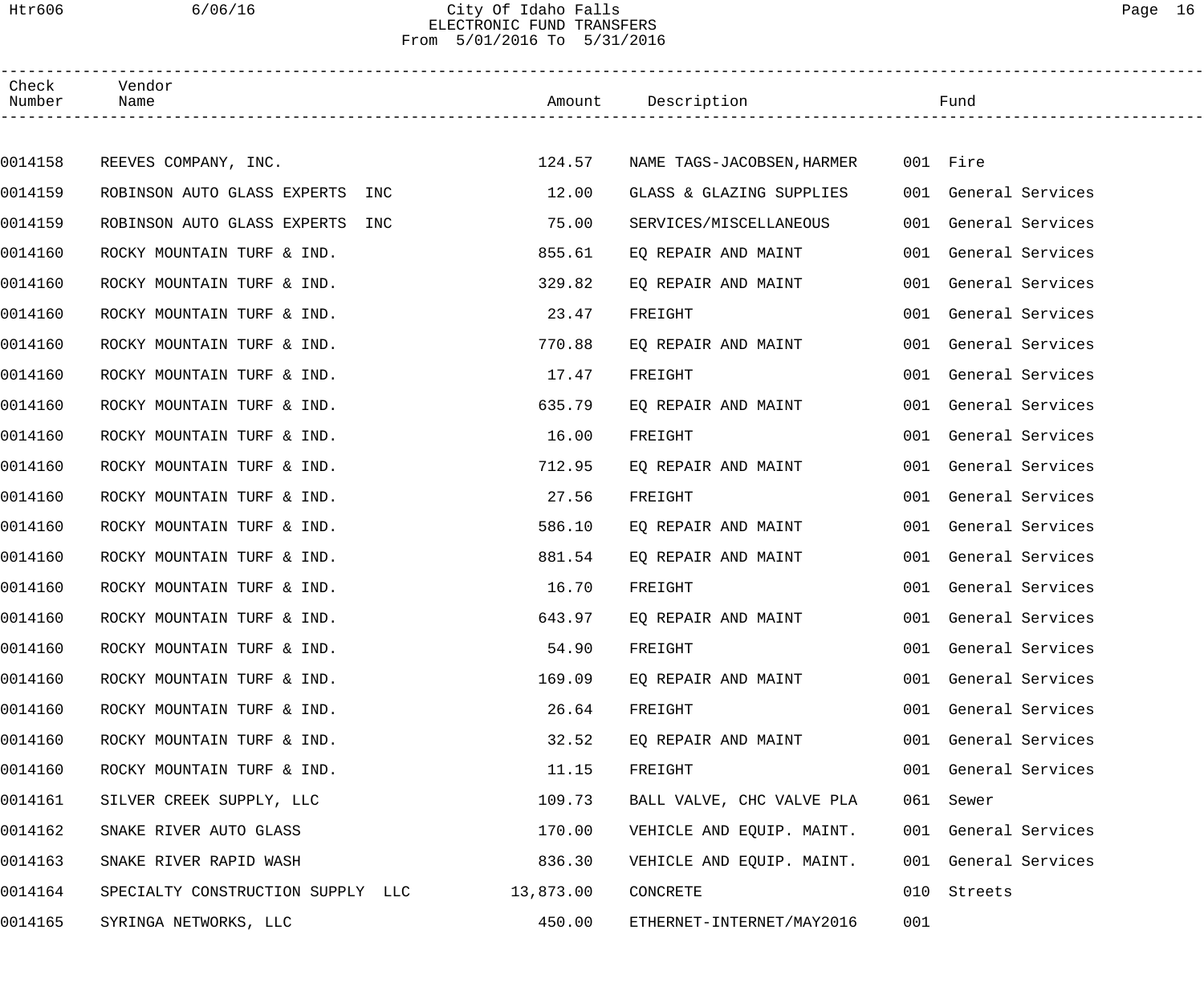# City Of Idaho Falls
## ELECTRONIC FUND TRANSFERS
From 5/01/2016 To 5/31/2016

| Check Number | Vendor Name | Amount | Description | Fund |
|---|---|---|---|---|
| 0014158 | REEVES COMPANY, INC. | 124.57 | NAME TAGS-JACOBSEN,HARMER | 001 Fire |
| 0014159 | ROBINSON AUTO GLASS EXPERTS INC | 12.00 | GLASS & GLAZING SUPPLIES | 001 General Services |
| 0014159 | ROBINSON AUTO GLASS EXPERTS INC | 75.00 | SERVICES/MISCELLANEOUS | 001 General Services |
| 0014160 | ROCKY MOUNTAIN TURF & IND. | 855.61 | EQ REPAIR AND MAINT | 001 General Services |
| 0014160 | ROCKY MOUNTAIN TURF & IND. | 329.82 | EQ REPAIR AND MAINT | 001 General Services |
| 0014160 | ROCKY MOUNTAIN TURF & IND. | 23.47 | FREIGHT | 001 General Services |
| 0014160 | ROCKY MOUNTAIN TURF & IND. | 770.88 | EQ REPAIR AND MAINT | 001 General Services |
| 0014160 | ROCKY MOUNTAIN TURF & IND. | 17.47 | FREIGHT | 001 General Services |
| 0014160 | ROCKY MOUNTAIN TURF & IND. | 635.79 | EQ REPAIR AND MAINT | 001 General Services |
| 0014160 | ROCKY MOUNTAIN TURF & IND. | 16.00 | FREIGHT | 001 General Services |
| 0014160 | ROCKY MOUNTAIN TURF & IND. | 712.95 | EQ REPAIR AND MAINT | 001 General Services |
| 0014160 | ROCKY MOUNTAIN TURF & IND. | 27.56 | FREIGHT | 001 General Services |
| 0014160 | ROCKY MOUNTAIN TURF & IND. | 586.10 | EQ REPAIR AND MAINT | 001 General Services |
| 0014160 | ROCKY MOUNTAIN TURF & IND. | 881.54 | EQ REPAIR AND MAINT | 001 General Services |
| 0014160 | ROCKY MOUNTAIN TURF & IND. | 16.70 | FREIGHT | 001 General Services |
| 0014160 | ROCKY MOUNTAIN TURF & IND. | 643.97 | EQ REPAIR AND MAINT | 001 General Services |
| 0014160 | ROCKY MOUNTAIN TURF & IND. | 54.90 | FREIGHT | 001 General Services |
| 0014160 | ROCKY MOUNTAIN TURF & IND. | 169.09 | EQ REPAIR AND MAINT | 001 General Services |
| 0014160 | ROCKY MOUNTAIN TURF & IND. | 26.64 | FREIGHT | 001 General Services |
| 0014160 | ROCKY MOUNTAIN TURF & IND. | 32.52 | EQ REPAIR AND MAINT | 001 General Services |
| 0014160 | ROCKY MOUNTAIN TURF & IND. | 11.15 | FREIGHT | 001 General Services |
| 0014161 | SILVER CREEK SUPPLY, LLC | 109.73 | BALL VALVE, CHC VALVE PLA | 061 Sewer |
| 0014162 | SNAKE RIVER AUTO GLASS | 170.00 | VEHICLE AND EQUIP. MAINT. | 001 General Services |
| 0014163 | SNAKE RIVER RAPID WASH | 836.30 | VEHICLE AND EQUIP. MAINT. | 001 General Services |
| 0014164 | SPECIALTY CONSTRUCTION SUPPLY LLC | 13,873.00 | CONCRETE | 010 Streets |
| 0014165 | SYRINGA NETWORKS, LLC | 450.00 | ETHERNET-INTERNET/MAY2016 | 001 |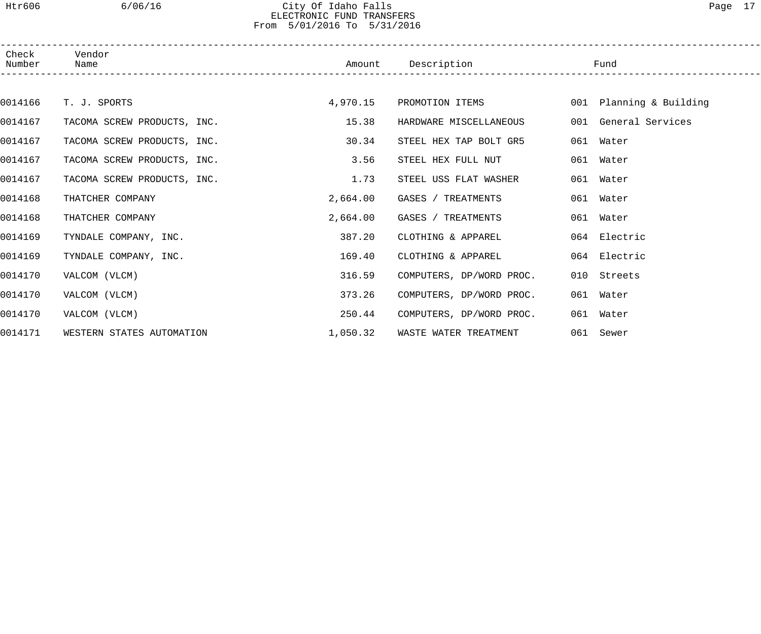City Of Idaho Falls
ELECTRONIC FUND TRANSFERS
From 5/01/2016 To 5/31/2016

| Check Number | Vendor Name | Amount | Description | Fund |
|---|---|---|---|---|
| 0014166 | T. J. SPORTS | 4,970.15 | PROMOTION ITEMS | 001 Planning & Building |
| 0014167 | TACOMA SCREW PRODUCTS, INC. | 15.38 | HARDWARE MISCELLANEOUS | 001 General Services |
| 0014167 | TACOMA SCREW PRODUCTS, INC. | 30.34 | STEEL HEX TAP BOLT GR5 | 061 Water |
| 0014167 | TACOMA SCREW PRODUCTS, INC. | 3.56 | STEEL HEX FULL NUT | 061 Water |
| 0014167 | TACOMA SCREW PRODUCTS, INC. | 1.73 | STEEL USS FLAT WASHER | 061 Water |
| 0014168 | THATCHER COMPANY | 2,664.00 | GASES / TREATMENTS | 061 Water |
| 0014168 | THATCHER COMPANY | 2,664.00 | GASES / TREATMENTS | 061 Water |
| 0014169 | TYNDALE COMPANY, INC. | 387.20 | CLOTHING & APPAREL | 064 Electric |
| 0014169 | TYNDALE COMPANY, INC. | 169.40 | CLOTHING & APPAREL | 064 Electric |
| 0014170 | VALCOM (VLCM) | 316.59 | COMPUTERS, DP/WORD PROC. | 010 Streets |
| 0014170 | VALCOM (VLCM) | 373.26 | COMPUTERS, DP/WORD PROC. | 061 Water |
| 0014170 | VALCOM (VLCM) | 250.44 | COMPUTERS, DP/WORD PROC. | 061 Water |
| 0014171 | WESTERN STATES AUTOMATION | 1,050.32 | WASTE WATER TREATMENT | 061 Sewer |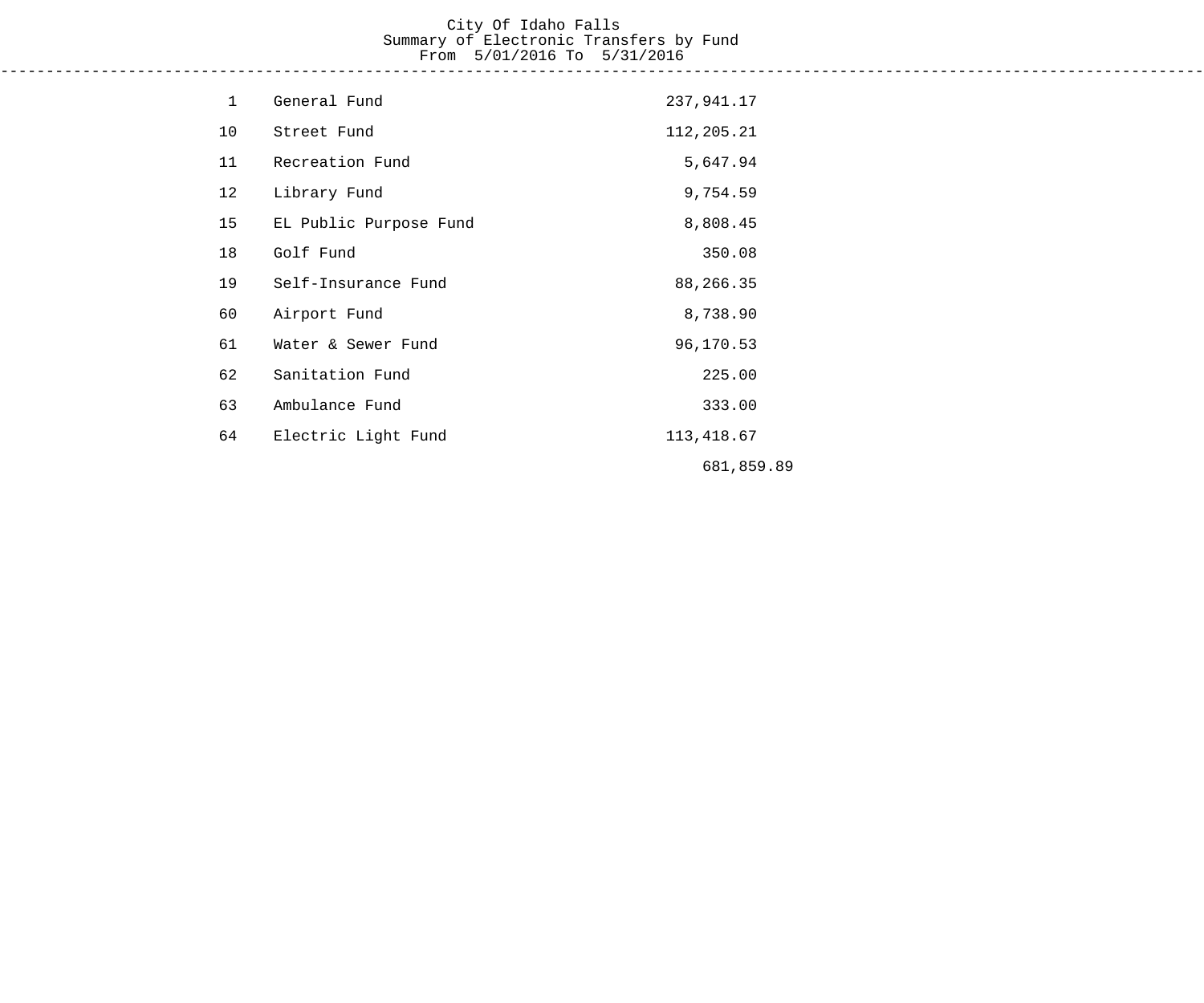City Of Idaho Falls
Summary of Electronic Transfers by Fund
From 5/01/2016 To 5/31/2016

---

| | | | |
|---|---|---|---|
| 1 | General Fund | 237,941.17 | |
| 10 | Street Fund | 112,205.21 | |
| 11 | Recreation Fund | 5,647.94 | |
| 12 | Library Fund | 9,754.59 | |
| 15 | EL Public Purpose Fund | 8,808.45 | |
| 18 | Golf Fund | 350.08 | |
| 19 | Self-Insurance Fund | 88,266.35 | |
| 60 | Airport Fund | 8,738.90 | |
| 61 | Water & Sewer Fund | 96,170.53 | |
| 62 | Sanitation Fund | 225.00 | |
| 63 | Ambulance Fund | 333.00 | |
| 64 | Electric Light Fund | 113,418.67 | |
| | | | 681,859.89 |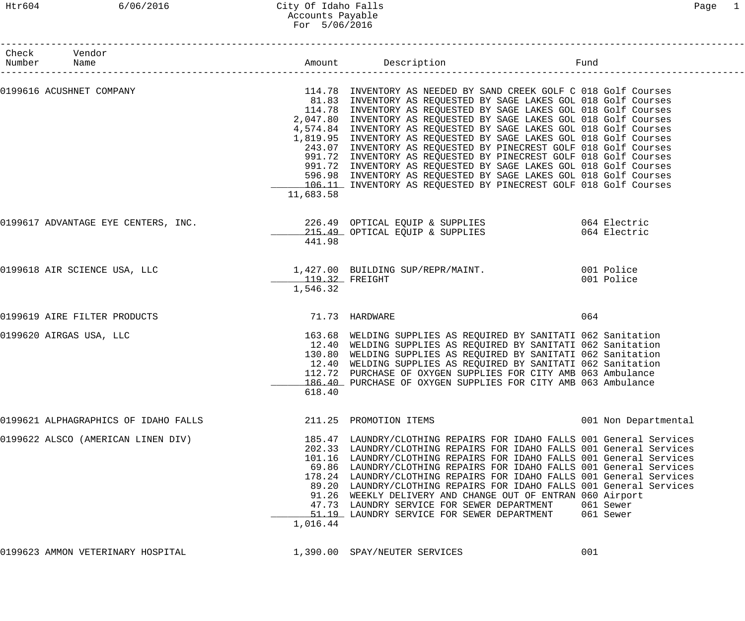City Of Idaho Falls
Accounts Payable
For 5/06/2016

| Check Number | Vendor Name | Amount | Description | Fund |
|---|---|---|---|---|
| 0199616 | ACUSHNET COMPANY | 114.78 | INVENTORY AS NEEDED BY SAND CREEK GOLF C | 018 Golf Courses |
| | | 81.83 | INVENTORY AS REQUESTED BY SAGE LAKES GOL | 018 Golf Courses |
| | | 114.78 | INVENTORY AS REQUESTED BY SAGE LAKES GOL | 018 Golf Courses |
| | | 2,047.80 | INVENTORY AS REQUESTED BY SAGE LAKES GOL | 018 Golf Courses |
| | | 4,574.84 | INVENTORY AS REQUESTED BY SAGE LAKES GOL | 018 Golf Courses |
| | | 1,819.95 | INVENTORY AS REQUESTED BY SAGE LAKES GOL | 018 Golf Courses |
| | | 243.07 | INVENTORY AS REQUESTED BY PINECREST GOLF | 018 Golf Courses |
| | | 991.72 | INVENTORY AS REQUESTED BY PINECREST GOLF | 018 Golf Courses |
| | | 991.72 | INVENTORY AS REQUESTED BY SAGE LAKES GOL | 018 Golf Courses |
| | | 596.98 | INVENTORY AS REQUESTED BY SAGE LAKES GOL | 018 Golf Courses |
| | | 106.11 | INVENTORY AS REQUESTED BY PINECREST GOLF | 018 Golf Courses |
| | | 11,683.58 | | |
| 0199617 | ADVANTAGE EYE CENTERS, INC. | 226.49 | OPTICAL EQUIP & SUPPLIES | 064 Electric |
| | | 215.49 | OPTICAL EQUIP & SUPPLIES | 064 Electric |
| | | 441.98 | | |
| 0199618 | AIR SCIENCE USA, LLC | 1,427.00 | BUILDING SUP/REPR/MAINT. | 001 Police |
| | | 119.32 | FREIGHT | 001 Police |
| | | 1,546.32 | | |
| 0199619 | AIRE FILTER PRODUCTS | 71.73 | HARDWARE | 064 |
| 0199620 | AIRGAS USA, LLC | 163.68 | WELDING SUPPLIES AS REQUIRED BY SANITATI | 062 Sanitation |
| | | 12.40 | WELDING SUPPLIES AS REQUIRED BY SANITATI | 062 Sanitation |
| | | 130.80 | WELDING SUPPLIES AS REQUIRED BY SANITATI | 062 Sanitation |
| | | 12.40 | WELDING SUPPLIES AS REQUIRED BY SANITATI | 062 Sanitation |
| | | 112.72 | PURCHASE OF OXYGEN SUPPLIES FOR CITY AMB | 063 Ambulance |
| | | 186.40 | PURCHASE OF OXYGEN SUPPLIES FOR CITY AMB | 063 Ambulance |
| | | 618.40 | | |
| 0199621 | ALPHAGRAPHICS OF IDAHO FALLS | 211.25 | PROMOTION ITEMS | 001 Non Departmental |
| 0199622 | ALSCO (AMERICAN LINEN DIV) | 185.47 | LAUNDRY/CLOTHING REPAIRS FOR IDAHO FALLS | 001 General Services |
| | | 202.33 | LAUNDRY/CLOTHING REPAIRS FOR IDAHO FALLS | 001 General Services |
| | | 101.16 | LAUNDRY/CLOTHING REPAIRS FOR IDAHO FALLS | 001 General Services |
| | | 69.86 | LAUNDRY/CLOTHING REPAIRS FOR IDAHO FALLS | 001 General Services |
| | | 178.24 | LAUNDRY/CLOTHING REPAIRS FOR IDAHO FALLS | 001 General Services |
| | | 89.20 | LAUNDRY/CLOTHING REPAIRS FOR IDAHO FALLS | 001 General Services |
| | | 91.26 | WEEKLY DELIVERY AND CHANGE OUT OF ENTRAN | 060 Airport |
| | | 47.73 | LAUNDRY SERVICE FOR SEWER DEPARTMENT | 061 Sewer |
| | | 51.19 | LAUNDRY SERVICE FOR SEWER DEPARTMENT | 061 Sewer |
| | | 1,016.44 | | |
| 0199623 | AMMON VETERINARY HOSPITAL | 1,390.00 | SPAY/NEUTER SERVICES | 001 |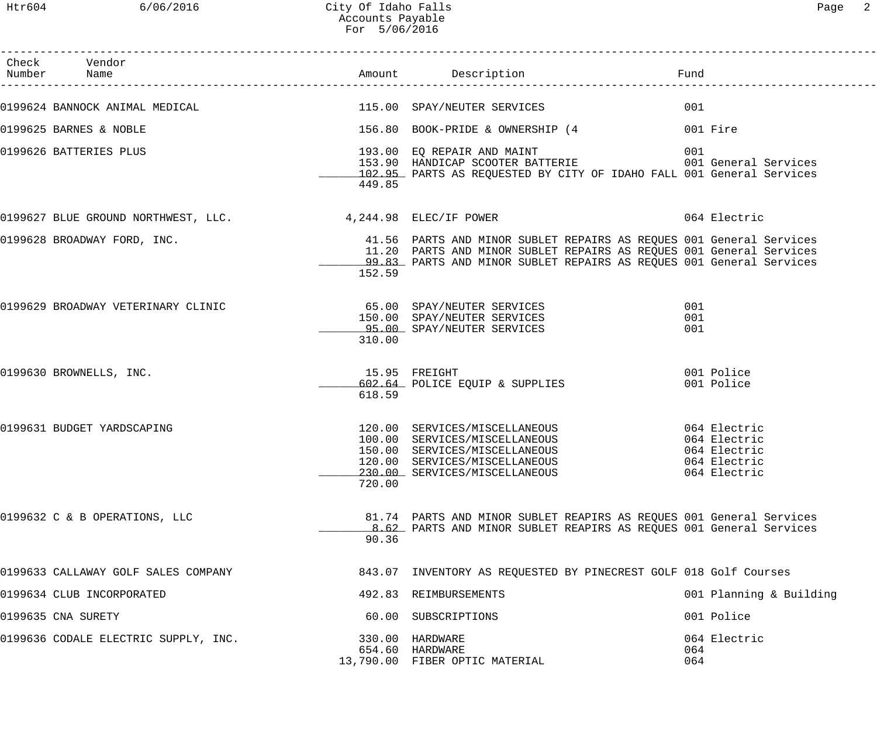City Of Idaho Falls
Accounts Payable
For 5/06/2016

| Check Number | Vendor Name | Amount | Description | Fund |
|---|---|---|---|---|
| 0199624 | BANNOCK ANIMAL MEDICAL | 115.00 | SPAY/NEUTER SERVICES | 001 |
| 0199625 | BARNES & NOBLE | 156.80 | BOOK-PRIDE & OWNERSHIP (4 | 001 Fire |
| 0199626 | BATTERIES PLUS | 193.00 | EQ REPAIR AND MAINT | 001 |
| | | 153.90 | HANDICAP SCOOTER BATTERIE | 001 General Services |
| | | 102.95 | PARTS AS REQUESTED BY CITY OF IDAHO FALL | 001 General Services |
| | | 449.85 | | |
| 0199627 | BLUE GROUND NORTHWEST, LLC. | 4,244.98 | ELEC/IF POWER | 064 Electric |
| 0199628 | BROADWAY FORD, INC. | 41.56 | PARTS AND MINOR SUBLET REPAIRS AS REQUES | 001 General Services |
| | | 11.20 | PARTS AND MINOR SUBLET REPAIRS AS REQUES | 001 General Services |
| | | 99.83 | PARTS AND MINOR SUBLET REPAIRS AS REQUES | 001 General Services |
| | | 152.59 | | |
| 0199629 | BROADWAY VETERINARY CLINIC | 65.00 | SPAY/NEUTER SERVICES | 001 |
| | | 150.00 | SPAY/NEUTER SERVICES | 001 |
| | | 95.00 | SPAY/NEUTER SERVICES | 001 |
| | | 310.00 | | |
| 0199630 | BROWNELLS, INC. | 15.95 | FREIGHT | 001 Police |
| | | 602.64 | POLICE EQUIP & SUPPLIES | 001 Police |
| | | 618.59 | | |
| 0199631 | BUDGET YARDSCAPING | 120.00 | SERVICES/MISCELLANEOUS | 064 Electric |
| | | 100.00 | SERVICES/MISCELLANEOUS | 064 Electric |
| | | 150.00 | SERVICES/MISCELLANEOUS | 064 Electric |
| | | 120.00 | SERVICES/MISCELLANEOUS | 064 Electric |
| | | 230.00 | SERVICES/MISCELLANEOUS | 064 Electric |
| | | 720.00 | | |
| 0199632 | C & B OPERATIONS, LLC | 81.74 | PARTS AND MINOR SUBLET REAPIRS AS REQUES | 001 General Services |
| | | 8.62 | PARTS AND MINOR SUBLET REAPIRS AS REQUES | 001 General Services |
| | | 90.36 | | |
| 0199633 | CALLAWAY GOLF SALES COMPANY | 843.07 | INVENTORY AS REQUESTED BY PINECREST GOLF | 018 Golf Courses |
| 0199634 | CLUB INCORPORATED | 492.83 | REIMBURSEMENTS | 001 Planning & Building |
| 0199635 | CNA SURETY | 60.00 | SUBSCRIPTIONS | 001 Police |
| 0199636 | CODALE ELECTRIC SUPPLY, INC. | 330.00 | HARDWARE | 064 Electric |
| | | 654.60 | HARDWARE | 064 |
| | | 13,790.00 | FIBER OPTIC MATERIAL | 064 |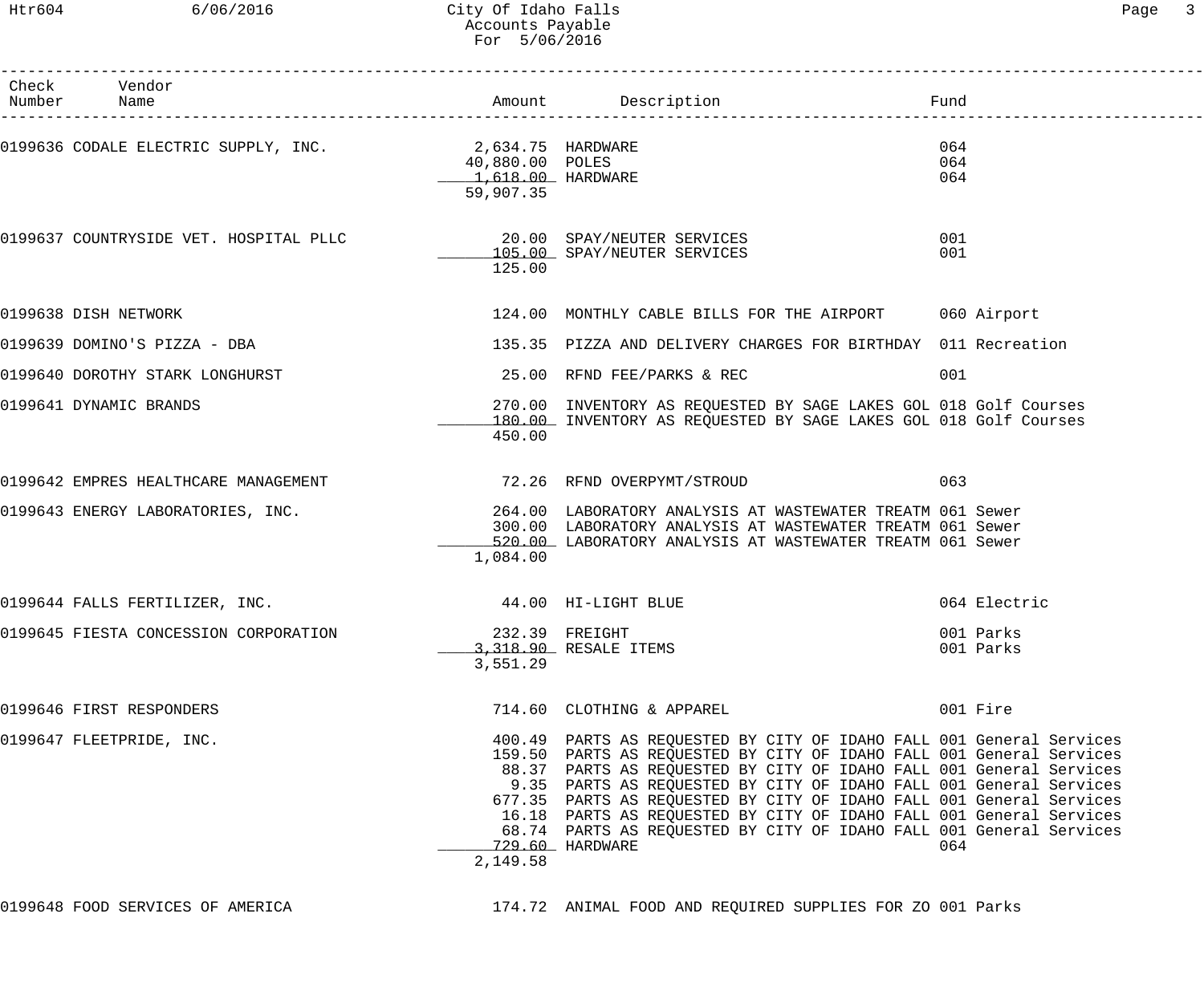City Of Idaho Falls
Accounts Payable
For 5/06/2016

| Check Number | Vendor Name | Amount | Description | Fund |
|---|---|---|---|---|
| 0199636 | CODALE ELECTRIC SUPPLY, INC. | 2,634.75 | HARDWARE | 064 |
| | | 40,880.00 | POLES | 064 |
| | | 1,618.00 | HARDWARE | 064 |
| | | 59,907.35 | | |
| 0199637 | COUNTRYSIDE VET. HOSPITAL PLLC | 20.00 | SPAY/NEUTER SERVICES | 001 |
| | | 105.00 | SPAY/NEUTER SERVICES | 001 |
| | | 125.00 | | |
| 0199638 | DISH NETWORK | 124.00 | MONTHLY CABLE BILLS FOR THE AIRPORT | 060 Airport |
| 0199639 | DOMINO'S PIZZA - DBA | 135.35 | PIZZA AND DELIVERY CHARGES FOR BIRTHDAY | 011 Recreation |
| 0199640 | DOROTHY STARK LONGHURST | 25.00 | RFND FEE/PARKS & REC | 001 |
| 0199641 | DYNAMIC BRANDS | 270.00 | INVENTORY AS REQUESTED BY SAGE LAKES GOL | 018 Golf Courses |
| | | 180.00 | INVENTORY AS REQUESTED BY SAGE LAKES GOL | 018 Golf Courses |
| | | 450.00 | | |
| 0199642 | EMPRES HEALTHCARE MANAGEMENT | 72.26 | RFND OVERPYMT/STROUD | 063 |
| 0199643 | ENERGY LABORATORIES, INC. | 264.00 | LABORATORY ANALYSIS AT WASTEWATER TREATM | 061 Sewer |
| | | 300.00 | LABORATORY ANALYSIS AT WASTEWATER TREATM | 061 Sewer |
| | | 520.00 | LABORATORY ANALYSIS AT WASTEWATER TREATM | 061 Sewer |
| | | 1,084.00 | | |
| 0199644 | FALLS FERTILIZER, INC. | 44.00 | HI-LIGHT BLUE | 064 Electric |
| 0199645 | FIESTA CONCESSION CORPORATION | 232.39 | FREIGHT | 001 Parks |
| | | 3,318.90 | RESALE ITEMS | 001 Parks |
| | | 3,551.29 | | |
| 0199646 | FIRST RESPONDERS | 714.60 | CLOTHING & APPAREL | 001 Fire |
| 0199647 | FLEETPRIDE, INC. | 400.49 | PARTS AS REQUESTED BY CITY OF IDAHO FALL | 001 General Services |
| | | 159.50 | PARTS AS REQUESTED BY CITY OF IDAHO FALL | 001 General Services |
| | | 88.37 | PARTS AS REQUESTED BY CITY OF IDAHO FALL | 001 General Services |
| | | 9.35 | PARTS AS REQUESTED BY CITY OF IDAHO FALL | 001 General Services |
| | | 677.35 | PARTS AS REQUESTED BY CITY OF IDAHO FALL | 001 General Services |
| | | 16.18 | PARTS AS REQUESTED BY CITY OF IDAHO FALL | 001 General Services |
| | | 68.74 | PARTS AS REQUESTED BY CITY OF IDAHO FALL | 001 General Services |
| | | 729.60 | HARDWARE | 064 |
| | | 2,149.58 | | |
| 0199648 | FOOD SERVICES OF AMERICA | 174.72 | ANIMAL FOOD AND REQUIRED SUPPLIES FOR ZO | 001 Parks |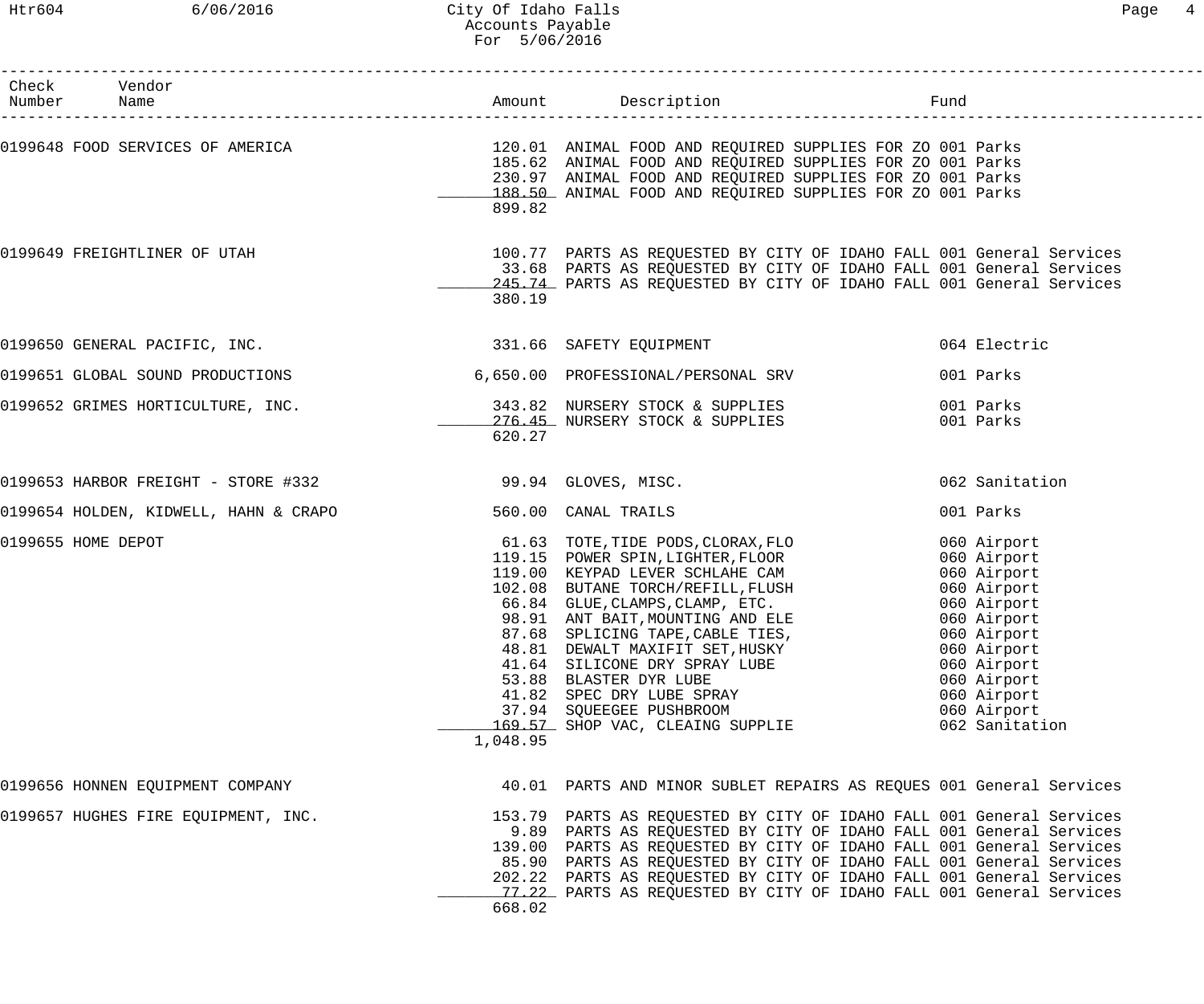City Of Idaho Falls
Accounts Payable
For 5/06/2016

| Check Number | Vendor Name | Amount | Description | Fund |
|---|---|---|---|---|
| 0199648 | FOOD SERVICES OF AMERICA | 120.01 | ANIMAL FOOD AND REQUIRED SUPPLIES FOR ZO | 001 Parks |
| | | 185.62 | ANIMAL FOOD AND REQUIRED SUPPLIES FOR ZO | 001 Parks |
| | | 230.97 | ANIMAL FOOD AND REQUIRED SUPPLIES FOR ZO | 001 Parks |
| | | 188.50 | ANIMAL FOOD AND REQUIRED SUPPLIES FOR ZO | 001 Parks |
| | | 899.82 | | |
| 0199649 | FREIGHTLINER OF UTAH | 100.77 | PARTS AS REQUESTED BY CITY OF IDAHO FALL | 001 General Services |
| | | 33.68 | PARTS AS REQUESTED BY CITY OF IDAHO FALL | 001 General Services |
| | | 245.74 | PARTS AS REQUESTED BY CITY OF IDAHO FALL | 001 General Services |
| | | 380.19 | | |
| 0199650 | GENERAL PACIFIC, INC. | 331.66 | SAFETY EQUIPMENT | 064 Electric |
| 0199651 | GLOBAL SOUND PRODUCTIONS | 6,650.00 | PROFESSIONAL/PERSONAL SRV | 001 Parks |
| 0199652 | GRIMES HORTICULTURE, INC. | 343.82 | NURSERY STOCK & SUPPLIES | 001 Parks |
| | | 276.45 | NURSERY STOCK & SUPPLIES | 001 Parks |
| | | 620.27 | | |
| 0199653 | HARBOR FREIGHT - STORE #332 | 99.94 | GLOVES, MISC. | 062 Sanitation |
| 0199654 | HOLDEN, KIDWELL, HAHN & CRAPO | 560.00 | CANAL TRAILS | 001 Parks |
| 0199655 | HOME DEPOT | 61.63 | TOTE,TIDE PODS,CLORAX,FLO | 060 Airport |
| | | 119.15 | POWER SPIN,LIGHTER,FLOOR | 060 Airport |
| | | 119.00 | KEYPAD LEVER SCHLAHE CAM | 060 Airport |
| | | 102.08 | BUTANE TORCH/REFILL,FLUSH | 060 Airport |
| | | 66.84 | GLUE,CLAMPS,CLAMP, ETC. | 060 Airport |
| | | 98.91 | ANT BAIT,MOUNTING AND ELE | 060 Airport |
| | | 87.68 | SPLICING TAPE,CABLE TIES, | 060 Airport |
| | | 48.81 | DEWALT MAXIFIT SET,HUSKY | 060 Airport |
| | | 41.64 | SILICONE DRY SPRAY LUBE | 060 Airport |
| | | 53.88 | BLASTER DYR LUBE | 060 Airport |
| | | 41.82 | SPEC DRY LUBE SPRAY | 060 Airport |
| | | 37.94 | SQUEEGEE PUSHBROOM | 060 Airport |
| | | 169.57 | SHOP VAC, CLEAING SUPPLIE | 062 Sanitation |
| | | 1,048.95 | | |
| 0199656 | HONNEN EQUIPMENT COMPANY | 40.01 | PARTS AND MINOR SUBLET REPAIRS AS REQUES | 001 General Services |
| 0199657 | HUGHES FIRE EQUIPMENT, INC. | 153.79 | PARTS AS REQUESTED BY CITY OF IDAHO FALL | 001 General Services |
| | | 9.89 | PARTS AS REQUESTED BY CITY OF IDAHO FALL | 001 General Services |
| | | 139.00 | PARTS AS REQUESTED BY CITY OF IDAHO FALL | 001 General Services |
| | | 85.90 | PARTS AS REQUESTED BY CITY OF IDAHO FALL | 001 General Services |
| | | 202.22 | PARTS AS REQUESTED BY CITY OF IDAHO FALL | 001 General Services |
| | | 77.22 | PARTS AS REQUESTED BY CITY OF IDAHO FALL | 001 General Services |
| | | 668.02 | | |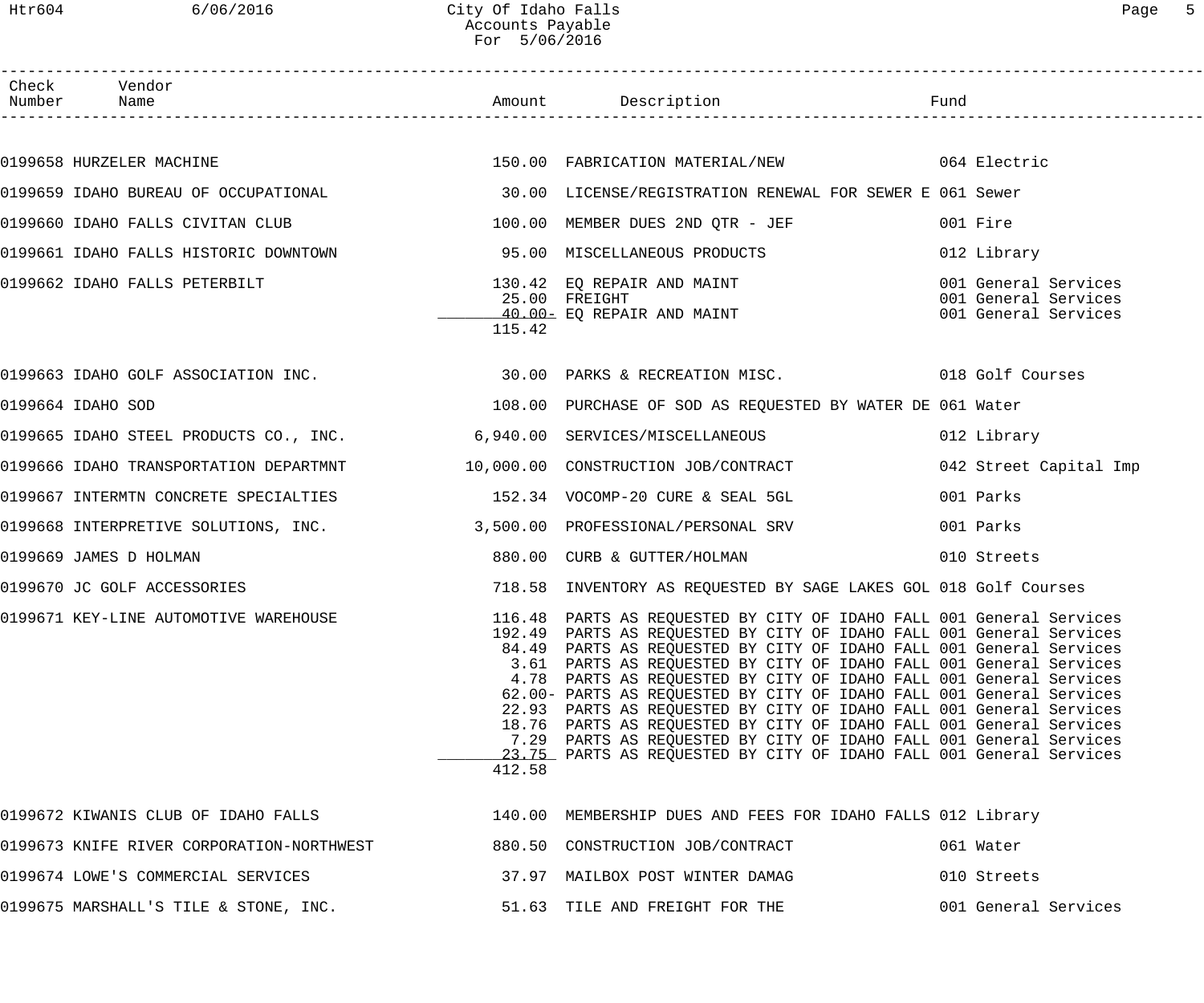# City Of Idaho Falls
## Accounts Payable
## For 5/06/2016

| Check Number | Vendor Name | Amount | Description | Fund |
|---|---|---|---|---|
| 0199658 | HURZELER MACHINE | 150.00 | FABRICATION MATERIAL/NEW | 064 Electric |
| 0199659 | IDAHO BUREAU OF OCCUPATIONAL | 30.00 | LICENSE/REGISTRATION RENEWAL FOR SEWER E | 061 Sewer |
| 0199660 | IDAHO FALLS CIVITAN CLUB | 100.00 | MEMBER DUES 2ND QTR - JEF | 001 Fire |
| 0199661 | IDAHO FALLS HISTORIC DOWNTOWN | 95.00 | MISCELLANEOUS PRODUCTS | 012 Library |
| 0199662 | IDAHO FALLS PETERBILT | 130.42 | EQ REPAIR AND MAINT | 001 General Services |
| | | 25.00 | FREIGHT | 001 General Services |
| | | 40.00- | EQ REPAIR AND MAINT | 001 General Services |
| | | 115.42 | | |
| 0199663 | IDAHO GOLF ASSOCIATION INC. | 30.00 | PARKS & RECREATION MISC. | 018 Golf Courses |
| 0199664 | IDAHO SOD | 108.00 | PURCHASE OF SOD AS REQUESTED BY WATER DE | 061 Water |
| 0199665 | IDAHO STEEL PRODUCTS CO., INC. | 6,940.00 | SERVICES/MISCELLANEOUS | 012 Library |
| 0199666 | IDAHO TRANSPORTATION DEPARTMNT | 10,000.00 | CONSTRUCTION JOB/CONTRACT | 042 Street Capital Imp |
| 0199667 | INTERMTN CONCRETE SPECIALTIES | 152.34 | VOCOMP-20 CURE & SEAL 5GL | 001 Parks |
| 0199668 | INTERPRETIVE SOLUTIONS, INC. | 3,500.00 | PROFESSIONAL/PERSONAL SRV | 001 Parks |
| 0199669 | JAMES D HOLMAN | 880.00 | CURB & GUTTER/HOLMAN | 010 Streets |
| 0199670 | JC GOLF ACCESSORIES | 718.58 | INVENTORY AS REQUESTED BY SAGE LAKES GOL | 018 Golf Courses |
| 0199671 | KEY-LINE AUTOMOTIVE WAREHOUSE | 116.48 | PARTS AS REQUESTED BY CITY OF IDAHO FALL | 001 General Services |
| | | 192.49 | PARTS AS REQUESTED BY CITY OF IDAHO FALL | 001 General Services |
| | | 84.49 | PARTS AS REQUESTED BY CITY OF IDAHO FALL | 001 General Services |
| | | 3.61 | PARTS AS REQUESTED BY CITY OF IDAHO FALL | 001 General Services |
| | | 4.78 | PARTS AS REQUESTED BY CITY OF IDAHO FALL | 001 General Services |
| | | 62.00- | PARTS AS REQUESTED BY CITY OF IDAHO FALL | 001 General Services |
| | | 22.93 | PARTS AS REQUESTED BY CITY OF IDAHO FALL | 001 General Services |
| | | 18.76 | PARTS AS REQUESTED BY CITY OF IDAHO FALL | 001 General Services |
| | | 7.29 | PARTS AS REQUESTED BY CITY OF IDAHO FALL | 001 General Services |
| | | 23.75 | PARTS AS REQUESTED BY CITY OF IDAHO FALL | 001 General Services |
| | | 412.58 | | |
| 0199672 | KIWANIS CLUB OF IDAHO FALLS | 140.00 | MEMBERSHIP DUES AND FEES FOR IDAHO FALLS | 012 Library |
| 0199673 | KNIFE RIVER CORPORATION-NORTHWEST | 880.50 | CONSTRUCTION JOB/CONTRACT | 061 Water |
| 0199674 | LOWE'S COMMERCIAL SERVICES | 37.97 | MAILBOX POST WINTER DAMAG | 010 Streets |
| 0199675 | MARSHALL'S TILE & STONE, INC. | 51.63 | TILE AND FREIGHT FOR THE | 001 General Services |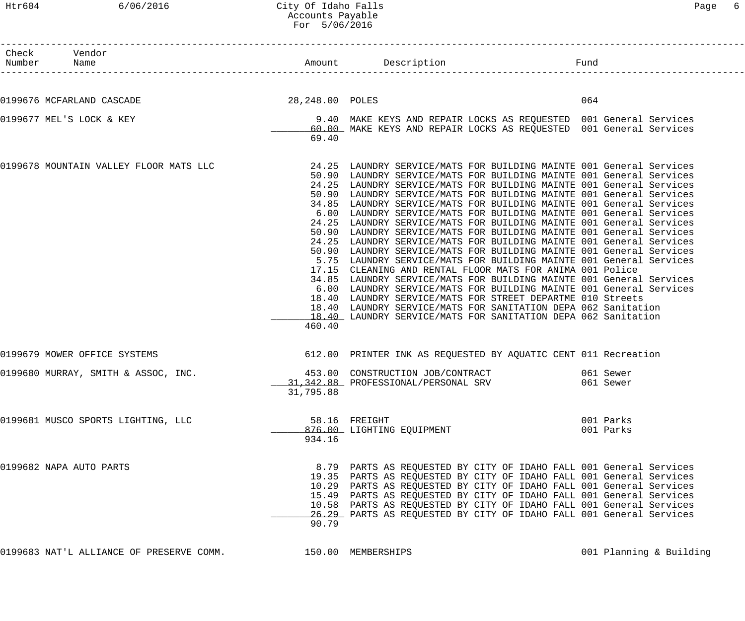# City Of Idaho Falls
## Accounts Payable
### For 5/06/2016

| Check Number | Vendor Name | Amount | Description | Fund |
|---|---|---|---|---|
| 0199676 | MCFARLAND CASCADE | 28,248.00 | POLES | 064 |
| 0199677 | MEL'S LOCK & KEY | 9.40 | MAKE KEYS AND REPAIR LOCKS AS REQUESTED | 001 General Services |
| | | 60.00 | MAKE KEYS AND REPAIR LOCKS AS REQUESTED | 001 General Services |
| | | 69.40 | | |
| 0199678 | MOUNTAIN VALLEY FLOOR MATS LLC | 24.25 | LAUNDRY SERVICE/MATS FOR BUILDING MAINTE | 001 General Services |
| | | 50.90 | LAUNDRY SERVICE/MATS FOR BUILDING MAINTE | 001 General Services |
| | | 24.25 | LAUNDRY SERVICE/MATS FOR BUILDING MAINTE | 001 General Services |
| | | 50.90 | LAUNDRY SERVICE/MATS FOR BUILDING MAINTE | 001 General Services |
| | | 34.85 | LAUNDRY SERVICE/MATS FOR BUILDING MAINTE | 001 General Services |
| | | 6.00 | LAUNDRY SERVICE/MATS FOR BUILDING MAINTE | 001 General Services |
| | | 24.25 | LAUNDRY SERVICE/MATS FOR BUILDING MAINTE | 001 General Services |
| | | 50.90 | LAUNDRY SERVICE/MATS FOR BUILDING MAINTE | 001 General Services |
| | | 24.25 | LAUNDRY SERVICE/MATS FOR BUILDING MAINTE | 001 General Services |
| | | 50.90 | LAUNDRY SERVICE/MATS FOR BUILDING MAINTE | 001 General Services |
| | | 5.75 | LAUNDRY SERVICE/MATS FOR BUILDING MAINTE | 001 General Services |
| | | 17.15 | CLEANING AND RENTAL FLOOR MATS FOR ANIMA | 001 Police |
| | | 34.85 | LAUNDRY SERVICE/MATS FOR BUILDING MAINTE | 001 General Services |
| | | 6.00 | LAUNDRY SERVICE/MATS FOR BUILDING MAINTE | 001 General Services |
| | | 18.40 | LAUNDRY SERVICE/MATS FOR STREET DEPARTME | 010 Streets |
| | | 18.40 | LAUNDRY SERVICE/MATS FOR SANITATION DEPA | 062 Sanitation |
| | | 18.40 | LAUNDRY SERVICE/MATS FOR SANITATION DEPA | 062 Sanitation |
| | | 460.40 | | |
| 0199679 | MOWER OFFICE SYSTEMS | 612.00 | PRINTER INK AS REQUESTED BY AQUATIC CENT | 011 Recreation |
| 0199680 | MURRAY, SMITH & ASSOC, INC. | 453.00 | CONSTRUCTION JOB/CONTRACT | 061 Sewer |
| | | 31,342.88 | PROFESSIONAL/PERSONAL SRV | 061 Sewer |
| | | 31,795.88 | | |
| 0199681 | MUSCO SPORTS LIGHTING, LLC | 58.16 | FREIGHT | 001 Parks |
| | | 876.00 | LIGHTING EQUIPMENT | 001 Parks |
| | | 934.16 | | |
| 0199682 | NAPA AUTO PARTS | 8.79 | PARTS AS REQUESTED BY CITY OF IDAHO FALL | 001 General Services |
| | | 19.35 | PARTS AS REQUESTED BY CITY OF IDAHO FALL | 001 General Services |
| | | 10.29 | PARTS AS REQUESTED BY CITY OF IDAHO FALL | 001 General Services |
| | | 15.49 | PARTS AS REQUESTED BY CITY OF IDAHO FALL | 001 General Services |
| | | 10.58 | PARTS AS REQUESTED BY CITY OF IDAHO FALL | 001 General Services |
| | | 26.29 | PARTS AS REQUESTED BY CITY OF IDAHO FALL | 001 General Services |
| | | 90.79 | | |
| 0199683 | NAT'L ALLIANCE OF PRESERVE COMM. | 150.00 | MEMBERSHIPS | 001 Planning & Building |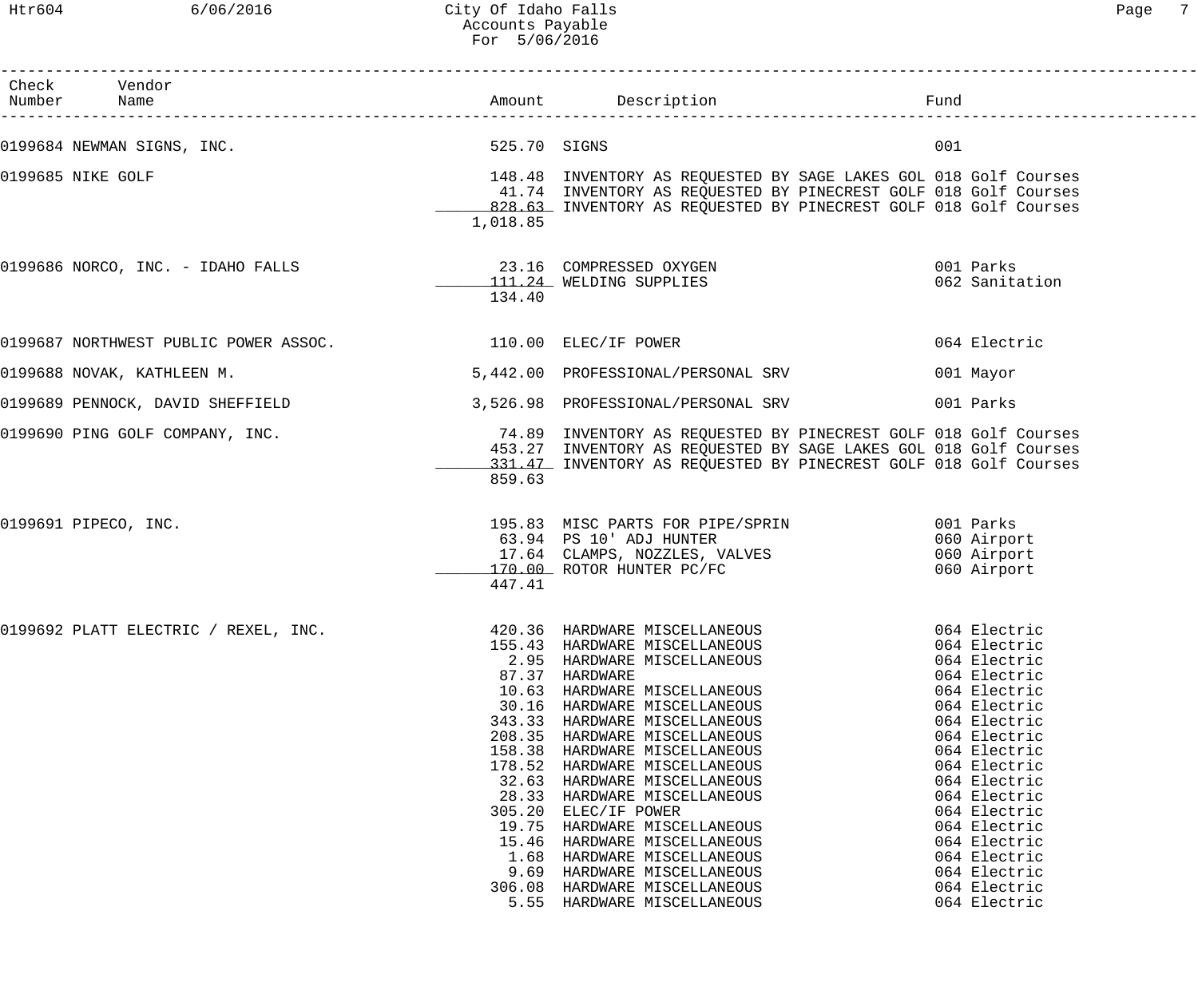| Check Number | Vendor Name | Amount | Description | Fund |
|---|---|---|---|---|
| 0199684 | NEWMAN SIGNS, INC. | 525.70 | SIGNS | 001 |
| 0199685 | NIKE GOLF | 148.48 | INVENTORY AS REQUESTED BY SAGE LAKES GOL | 018 Golf Courses |
| | | 41.74 | INVENTORY AS REQUESTED BY PINECREST GOLF | 018 Golf Courses |
| | | 828.63 | INVENTORY AS REQUESTED BY PINECREST GOLF | 018 Golf Courses |
| | | 1,018.85 | | |
| 0199686 | NORCO, INC. - IDAHO FALLS | 23.16 | COMPRESSED OXYGEN | 001 Parks |
| | | 111.24 | WELDING SUPPLIES | 062 Sanitation |
| | | 134.40 | | |
| 0199687 | NORTHWEST PUBLIC POWER ASSOC. | 110.00 | ELEC/IF POWER | 064 Electric |
| 0199688 | NOVAK, KATHLEEN M. | 5,442.00 | PROFESSIONAL/PERSONAL SRV | 001 Mayor |
| 0199689 | PENNOCK, DAVID SHEFFIELD | 3,526.98 | PROFESSIONAL/PERSONAL SRV | 001 Parks |
| 0199690 | PING GOLF COMPANY, INC. | 74.89 | INVENTORY AS REQUESTED BY PINECREST GOLF | 018 Golf Courses |
| | | 453.27 | INVENTORY AS REQUESTED BY SAGE LAKES GOL | 018 Golf Courses |
| | | 331.47 | INVENTORY AS REQUESTED BY PINECREST GOLF | 018 Golf Courses |
| | | 859.63 | | |
| 0199691 | PIPECO, INC. | 195.83 | MISC PARTS FOR PIPE/SPRIN | 001 Parks |
| | | 63.94 | PS 10' ADJ HUNTER | 060 Airport |
| | | 17.64 | CLAMPS, NOZZLES, VALVES | 060 Airport |
| | | 170.00 | ROTOR HUNTER PC/FC | 060 Airport |
| | | 447.41 | | |
| 0199692 | PLATT ELECTRIC / REXEL, INC. | 420.36 | HARDWARE MISCELLANEOUS | 064 Electric |
| | | 155.43 | HARDWARE MISCELLANEOUS | 064 Electric |
| | | 2.95 | HARDWARE MISCELLANEOUS | 064 Electric |
| | | 87.37 | HARDWARE | 064 Electric |
| | | 10.63 | HARDWARE MISCELLANEOUS | 064 Electric |
| | | 30.16 | HARDWARE MISCELLANEOUS | 064 Electric |
| | | 343.33 | HARDWARE MISCELLANEOUS | 064 Electric |
| | | 208.35 | HARDWARE MISCELLANEOUS | 064 Electric |
| | | 158.38 | HARDWARE MISCELLANEOUS | 064 Electric |
| | | 178.52 | HARDWARE MISCELLANEOUS | 064 Electric |
| | | 32.63 | HARDWARE MISCELLANEOUS | 064 Electric |
| | | 28.33 | HARDWARE MISCELLANEOUS | 064 Electric |
| | | 305.20 | ELEC/IF POWER | 064 Electric |
| | | 19.75 | HARDWARE MISCELLANEOUS | 064 Electric |
| | | 15.46 | HARDWARE MISCELLANEOUS | 064 Electric |
| | | 1.68 | HARDWARE MISCELLANEOUS | 064 Electric |
| | | 9.69 | HARDWARE MISCELLANEOUS | 064 Electric |
| | | 306.08 | HARDWARE MISCELLANEOUS | 064 Electric |
| | | 5.55 | HARDWARE MISCELLANEOUS | 064 Electric |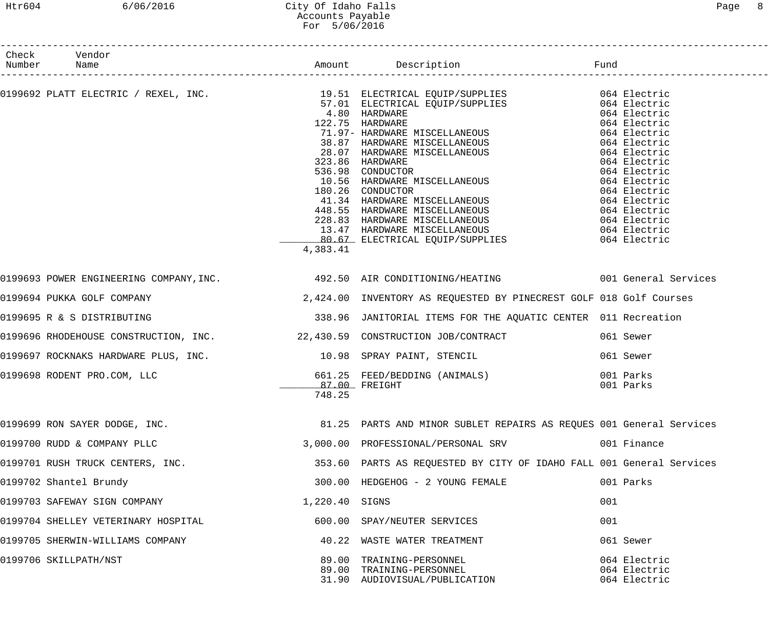# City Of Idaho Falls
## Accounts Payable
### For 5/06/2016

| Check Number | Vendor Name | Amount | Description | Fund |
|---|---|---|---|---|
| 0199692 | PLATT ELECTRIC / REXEL, INC. | 19.51 | ELECTRICAL EQUIP/SUPPLIES | 064 Electric |
| | | 57.01 | ELECTRICAL EQUIP/SUPPLIES | 064 Electric |
| | | 4.80 | HARDWARE | 064 Electric |
| | | 122.75 | HARDWARE | 064 Electric |
| | | 71.97- | HARDWARE MISCELLANEOUS | 064 Electric |
| | | 38.87 | HARDWARE MISCELLANEOUS | 064 Electric |
| | | 28.07 | HARDWARE MISCELLANEOUS | 064 Electric |
| | | 323.86 | HARDWARE | 064 Electric |
| | | 536.98 | CONDUCTOR | 064 Electric |
| | | 10.56 | HARDWARE MISCELLANEOUS | 064 Electric |
| | | 180.26 | CONDUCTOR | 064 Electric |
| | | 41.34 | HARDWARE MISCELLANEOUS | 064 Electric |
| | | 448.55 | HARDWARE MISCELLANEOUS | 064 Electric |
| | | 228.83 | HARDWARE MISCELLANEOUS | 064 Electric |
| | | 13.47 | HARDWARE MISCELLANEOUS | 064 Electric |
| | | 80.67 | ELECTRICAL EQUIP/SUPPLIES | 064 Electric |
| | | 4,383.41 | | |
| 0199693 | POWER ENGINEERING COMPANY,INC. | 492.50 | AIR CONDITIONING/HEATING | 001 General Services |
| 0199694 | PUKKA GOLF COMPANY | 2,424.00 | INVENTORY AS REQUESTED BY PINECREST GOLF | 018 Golf Courses |
| 0199695 | R & S DISTRIBUTING | 338.96 | JANITORIAL ITEMS FOR THE AQUATIC CENTER | 011 Recreation |
| 0199696 | RHODEHOUSE CONSTRUCTION, INC. | 22,430.59 | CONSTRUCTION JOB/CONTRACT | 061 Sewer |
| 0199697 | ROCKNAKS HARDWARE PLUS, INC. | 10.98 | SPRAY PAINT, STENCIL | 061 Sewer |
| 0199698 | RODENT PRO.COM, LLC | 661.25 | FEED/BEDDING (ANIMALS) | 001 Parks |
| | | 87.00 | FREIGHT | 001 Parks |
| | | 748.25 | | |
| 0199699 | RON SAYER DODGE, INC. | 81.25 | PARTS AND MINOR SUBLET REPAIRS AS REQUES | 001 General Services |
| 0199700 | RUDD & COMPANY PLLC | 3,000.00 | PROFESSIONAL/PERSONAL SRV | 001 Finance |
| 0199701 | RUSH TRUCK CENTERS, INC. | 353.60 | PARTS AS REQUESTED BY CITY OF IDAHO FALL | 001 General Services |
| 0199702 | Shantel Brundy | 300.00 | HEDGEHOG - 2 YOUNG FEMALE | 001 Parks |
| 0199703 | SAFEWAY SIGN COMPANY | 1,220.40 | SIGNS | 001 |
| 0199704 | SHELLEY VETERINARY HOSPITAL | 600.00 | SPAY/NEUTER SERVICES | 001 |
| 0199705 | SHERWIN-WILLIAMS COMPANY | 40.22 | WASTE WATER TREATMENT | 061 Sewer |
| 0199706 | SKILLPATH/NST | 89.00 | TRAINING-PERSONNEL | 064 Electric |
| | | 89.00 | TRAINING-PERSONNEL | 064 Electric |
| | | 31.90 | AUDIOVISUAL/PUBLICATION | 064 Electric |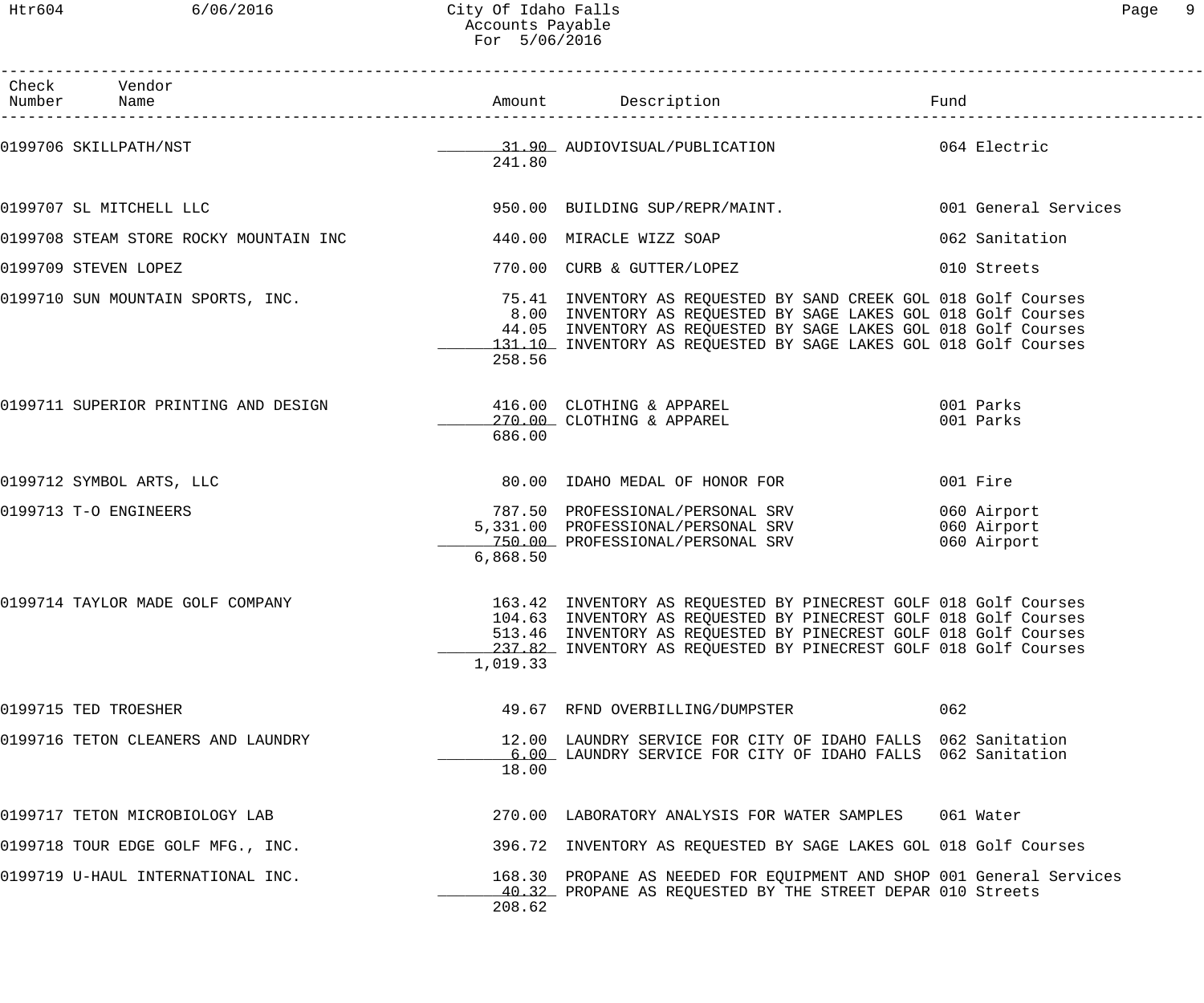| Check Number | Vendor Name | Amount | Description | Fund |
|---|---|---|---|---|
| 0199706 | SKILLPATH/NST | 31.90 | AUDIOVISUAL/PUBLICATION | 064 Electric |
| | | 241.80 | | |
| 0199707 | SL MITCHELL LLC | 950.00 | BUILDING SUP/REPR/MAINT. | 001 General Services |
| 0199708 | STEAM STORE ROCKY MOUNTAIN INC | 440.00 | MIRACLE WIZZ SOAP | 062 Sanitation |
| 0199709 | STEVEN LOPEZ | 770.00 | CURB & GUTTER/LOPEZ | 010 Streets |
| 0199710 | SUN MOUNTAIN SPORTS, INC. | 75.41 | INVENTORY AS REQUESTED BY SAND CREEK GOL | 018 Golf Courses |
| | | 8.00 | INVENTORY AS REQUESTED BY SAGE LAKES GOL | 018 Golf Courses |
| | | 44.05 | INVENTORY AS REQUESTED BY SAGE LAKES GOL | 018 Golf Courses |
| | | 131.10 | INVENTORY AS REQUESTED BY SAGE LAKES GOL | 018 Golf Courses |
| | | 258.56 | | |
| 0199711 | SUPERIOR PRINTING AND DESIGN | 416.00 | CLOTHING & APPAREL | 001 Parks |
| | | 270.00 | CLOTHING & APPAREL | 001 Parks |
| | | 686.00 | | |
| 0199712 | SYMBOL ARTS, LLC | 80.00 | IDAHO MEDAL OF HONOR FOR | 001 Fire |
| 0199713 | T-O ENGINEERS | 787.50 | PROFESSIONAL/PERSONAL SRV | 060 Airport |
| | | 5,331.00 | PROFESSIONAL/PERSONAL SRV | 060 Airport |
| | | 750.00 | PROFESSIONAL/PERSONAL SRV | 060 Airport |
| | | 6,868.50 | | |
| 0199714 | TAYLOR MADE GOLF COMPANY | 163.42 | INVENTORY AS REQUESTED BY PINECREST GOLF | 018 Golf Courses |
| | | 104.63 | INVENTORY AS REQUESTED BY PINECREST GOLF | 018 Golf Courses |
| | | 513.46 | INVENTORY AS REQUESTED BY PINECREST GOLF | 018 Golf Courses |
| | | 237.82 | INVENTORY AS REQUESTED BY PINECREST GOLF | 018 Golf Courses |
| | | 1,019.33 | | |
| 0199715 | TED TROESHER | 49.67 | RFND OVERBILLING/DUMPSTER | 062 |
| 0199716 | TETON CLEANERS AND LAUNDRY | 12.00 | LAUNDRY SERVICE FOR CITY OF IDAHO FALLS | 062 Sanitation |
| | | 6.00 | LAUNDRY SERVICE FOR CITY OF IDAHO FALLS | 062 Sanitation |
| | | 18.00 | | |
| 0199717 | TETON MICROBIOLOGY LAB | 270.00 | LABORATORY ANALYSIS FOR WATER SAMPLES | 061 Water |
| 0199718 | TOUR EDGE GOLF MFG., INC. | 396.72 | INVENTORY AS REQUESTED BY SAGE LAKES GOL | 018 Golf Courses |
| 0199719 | U-HAUL INTERNATIONAL INC. | 168.30 | PROPANE AS NEEDED FOR EQUIPMENT AND SHOP | 001 General Services |
| | | 40.32 | PROPANE AS REQUESTED BY THE STREET DEPAR | 010 Streets |
| | | 208.62 | | |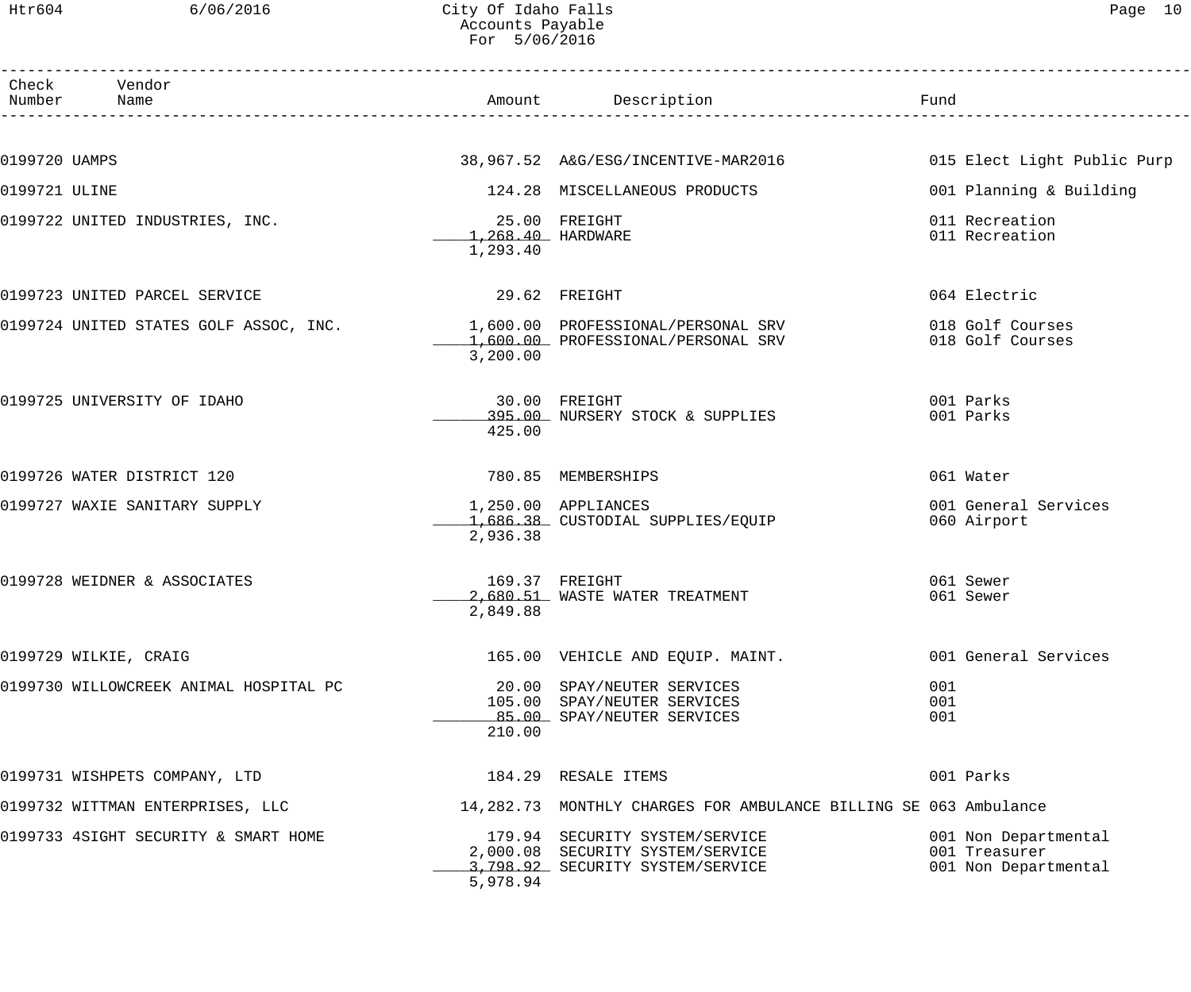City Of Idaho Falls
Accounts Payable
For 5/06/2016

| Check Number | Vendor Name | Amount | Description | Fund |
|---|---|---|---|---|
| 0199720 | UAMPS | 38,967.52 | A&G/ESG/INCENTIVE-MAR2016 | 015 Elect Light Public Purp |
| 0199721 | ULINE | 124.28 | MISCELLANEOUS PRODUCTS | 001 Planning & Building |
| 0199722 | UNITED INDUSTRIES, INC. | 25.00 | FREIGHT | 011 Recreation |
| | | 1,268.40 | HARDWARE | 011 Recreation |
| | | 1,293.40 | | |
| 0199723 | UNITED PARCEL SERVICE | 29.62 | FREIGHT | 064 Electric |
| 0199724 | UNITED STATES GOLF ASSOC, INC. | 1,600.00 | PROFESSIONAL/PERSONAL SRV | 018 Golf Courses |
| | | 1,600.00 | PROFESSIONAL/PERSONAL SRV | 018 Golf Courses |
| | | 3,200.00 | | |
| 0199725 | UNIVERSITY OF IDAHO | 30.00 | FREIGHT | 001 Parks |
| | | 395.00 | NURSERY STOCK & SUPPLIES | 001 Parks |
| | | 425.00 | | |
| 0199726 | WATER DISTRICT 120 | 780.85 | MEMBERSHIPS | 061 Water |
| 0199727 | WAXIE SANITARY SUPPLY | 1,250.00 | APPLIANCES | 001 General Services |
| | | 1,686.38 | CUSTODIAL SUPPLIES/EQUIP | 060 Airport |
| | | 2,936.38 | | |
| 0199728 | WEIDNER & ASSOCIATES | 169.37 | FREIGHT | 061 Sewer |
| | | 2,680.51 | WASTE WATER TREATMENT | 061 Sewer |
| | | 2,849.88 | | |
| 0199729 | WILKIE, CRAIG | 165.00 | VEHICLE AND EQUIP. MAINT. | 001 General Services |
| 0199730 | WILLOWCREEK ANIMAL HOSPITAL PC | 20.00 | SPAY/NEUTER SERVICES | 001 |
| | | 105.00 | SPAY/NEUTER SERVICES | 001 |
| | | 85.00 | SPAY/NEUTER SERVICES | 001 |
| | | 210.00 | | |
| 0199731 | WISHPETS COMPANY, LTD | 184.29 | RESALE ITEMS | 001 Parks |
| 0199732 | WITTMAN ENTERPRISES, LLC | 14,282.73 | MONTHLY CHARGES FOR AMBULANCE BILLING SE | 063 Ambulance |
| 0199733 | 4SIGHT SECURITY & SMART HOME | 179.94 | SECURITY SYSTEM/SERVICE | 001 Non Departmental |
| | | 2,000.08 | SECURITY SYSTEM/SERVICE | 001 Treasurer |
| | | 3,798.92 | SECURITY SYSTEM/SERVICE | 001 Non Departmental |
| | | 5,978.94 | | |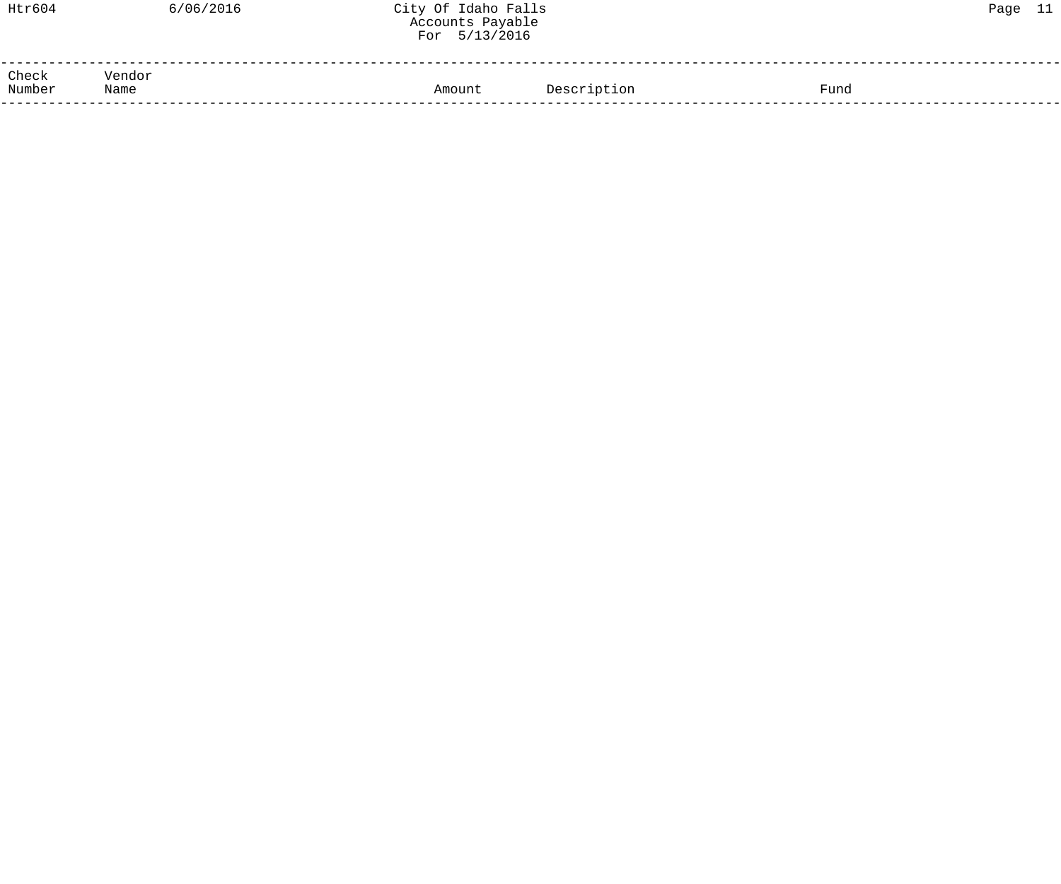| Check Number | Vendor Name | Amount | Description | Fund |
| --- | --- | --- | --- | --- |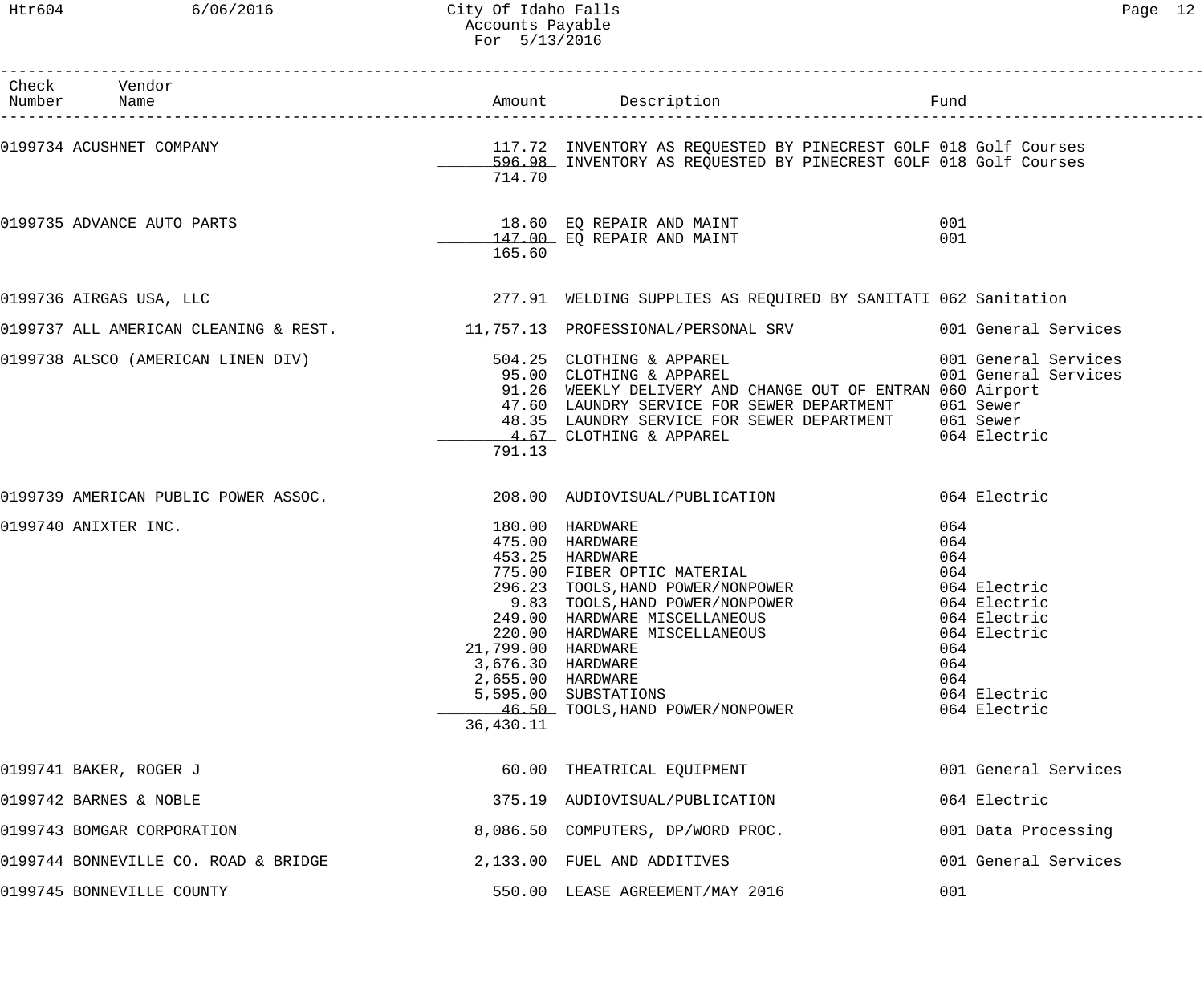City Of Idaho Falls
Accounts Payable
For 5/13/2016

| Check Number | Vendor Name | Amount | Description | Fund |
|---|---|---|---|---|
| 0199734 | ACUSHNET COMPANY | 117.72 | INVENTORY AS REQUESTED BY PINECREST GOLF | 018 Golf Courses |
| | | 596.98 | INVENTORY AS REQUESTED BY PINECREST GOLF | 018 Golf Courses |
| | | 714.70 | | |
| 0199735 | ADVANCE AUTO PARTS | 18.60 | EQ REPAIR AND MAINT | 001 |
| | | 147.00 | EQ REPAIR AND MAINT | 001 |
| | | 165.60 | | |
| 0199736 | AIRGAS USA, LLC | 277.91 | WELDING SUPPLIES AS REQUIRED BY SANITATI | 062 Sanitation |
| 0199737 | ALL AMERICAN CLEANING & REST. | 11,757.13 | PROFESSIONAL/PERSONAL SRV | 001 General Services |
| 0199738 | ALSCO (AMERICAN LINEN DIV) | 504.25 | CLOTHING & APPAREL | 001 General Services |
| | | 95.00 | CLOTHING & APPAREL | 001 General Services |
| | | 91.26 | WEEKLY DELIVERY AND CHANGE OUT OF ENTRAN | 060 Airport |
| | | 47.60 | LAUNDRY SERVICE FOR SEWER DEPARTMENT | 061 Sewer |
| | | 48.35 | LAUNDRY SERVICE FOR SEWER DEPARTMENT | 061 Sewer |
| | | 4.67 | CLOTHING & APPAREL | 064 Electric |
| | | 791.13 | | |
| 0199739 | AMERICAN PUBLIC POWER ASSOC. | 208.00 | AUDIOVISUAL/PUBLICATION | 064 Electric |
| 0199740 | ANIXTER INC. | 180.00 | HARDWARE | 064 |
| | | 475.00 | HARDWARE | 064 |
| | | 453.25 | HARDWARE | 064 |
| | | 775.00 | FIBER OPTIC MATERIAL | 064 |
| | | 296.23 | TOOLS,HAND POWER/NONPOWER | 064 Electric |
| | | 9.83 | TOOLS,HAND POWER/NONPOWER | 064 Electric |
| | | 249.00 | HARDWARE MISCELLANEOUS | 064 Electric |
| | | 220.00 | HARDWARE MISCELLANEOUS | 064 Electric |
| | | 21,799.00 | HARDWARE | 064 |
| | | 3,676.30 | HARDWARE | 064 |
| | | 2,655.00 | HARDWARE | 064 |
| | | 5,595.00 | SUBSTATIONS | 064 Electric |
| | | 46.50 | TOOLS,HAND POWER/NONPOWER | 064 Electric |
| | | 36,430.11 | | |
| 0199741 | BAKER, ROGER J | 60.00 | THEATRICAL EQUIPMENT | 001 General Services |
| 0199742 | BARNES & NOBLE | 375.19 | AUDIOVISUAL/PUBLICATION | 064 Electric |
| 0199743 | BOMGAR CORPORATION | 8,086.50 | COMPUTERS, DP/WORD PROC. | 001 Data Processing |
| 0199744 | BONNEVILLE CO. ROAD & BRIDGE | 2,133.00 | FUEL AND ADDITIVES | 001 General Services |
| 0199745 | BONNEVILLE COUNTY | 550.00 | LEASE AGREEMENT/MAY 2016 | 001 |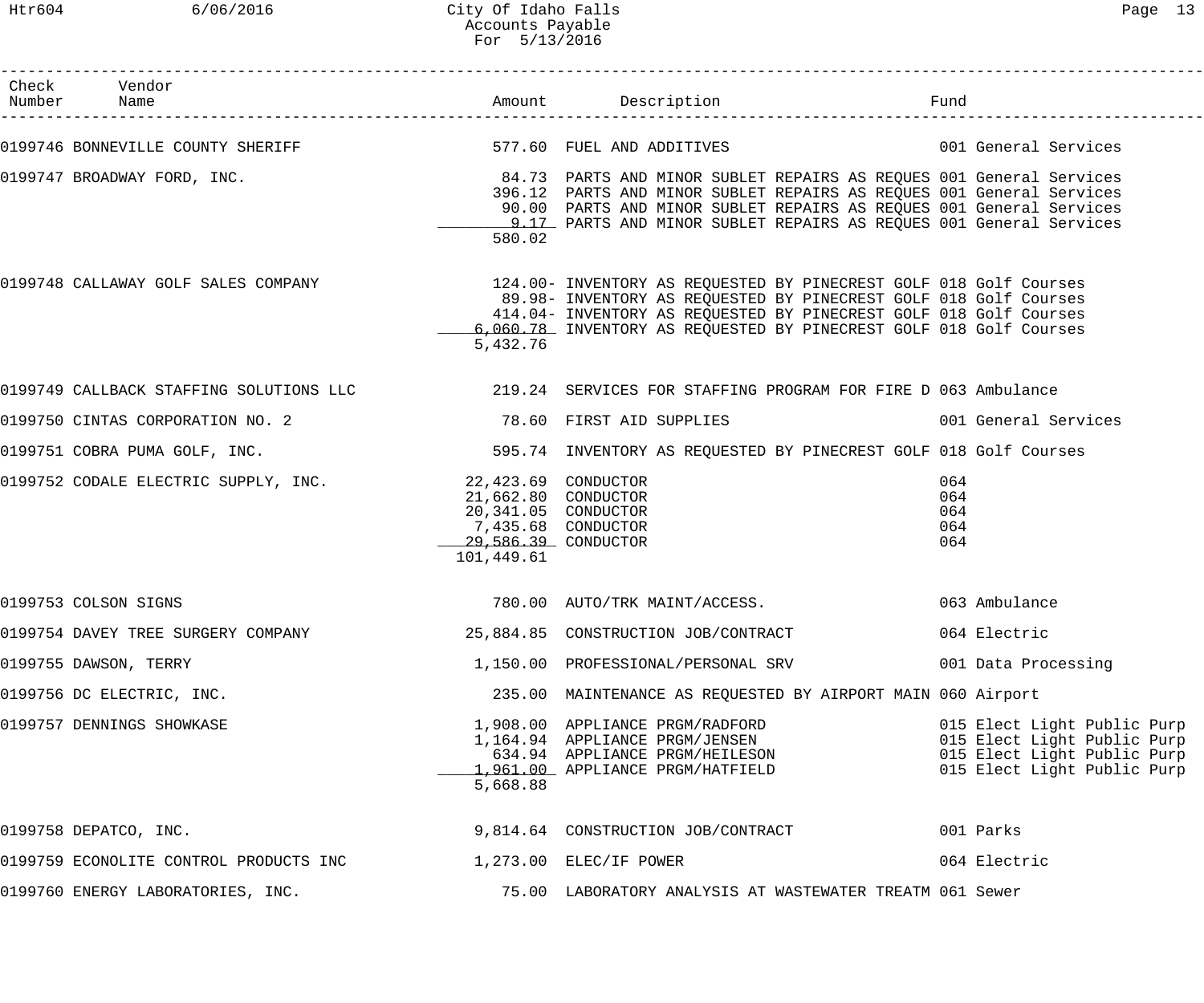City Of Idaho Falls
Accounts Payable
For 5/13/2016

| Check Number | Vendor Name | Amount | Description | Fund |
|---|---|---|---|---|
| 0199746 | BONNEVILLE COUNTY SHERIFF | 577.60 | FUEL AND ADDITIVES | 001 General Services |
| 0199747 | BROADWAY FORD, INC. | 84.73 | PARTS AND MINOR SUBLET REPAIRS AS REQUES | 001 General Services |
| | | 396.12 | PARTS AND MINOR SUBLET REPAIRS AS REQUES | 001 General Services |
| | | 90.00 | PARTS AND MINOR SUBLET REPAIRS AS REQUES | 001 General Services |
| | | 9.17 | PARTS AND MINOR SUBLET REPAIRS AS REQUES | 001 General Services |
| | | 580.02 | | |
| 0199748 | CALLAWAY GOLF SALES COMPANY | 124.00- | INVENTORY AS REQUESTED BY PINECREST GOLF | 018 Golf Courses |
| | | 89.98- | INVENTORY AS REQUESTED BY PINECREST GOLF | 018 Golf Courses |
| | | 414.04- | INVENTORY AS REQUESTED BY PINECREST GOLF | 018 Golf Courses |
| | | 6,060.78 | INVENTORY AS REQUESTED BY PINECREST GOLF | 018 Golf Courses |
| | | 5,432.76 | | |
| 0199749 | CALLBACK STAFFING SOLUTIONS LLC | 219.24 | SERVICES FOR STAFFING PROGRAM FOR FIRE D | 063 Ambulance |
| 0199750 | CINTAS CORPORATION NO. 2 | 78.60 | FIRST AID SUPPLIES | 001 General Services |
| 0199751 | COBRA PUMA GOLF, INC. | 595.74 | INVENTORY AS REQUESTED BY PINECREST GOLF | 018 Golf Courses |
| 0199752 | CODALE ELECTRIC SUPPLY, INC. | 22,423.69 | CONDUCTOR | 064 |
| | | 21,662.80 | CONDUCTOR | 064 |
| | | 20,341.05 | CONDUCTOR | 064 |
| | | 7,435.68 | CONDUCTOR | 064 |
| | | 29,586.39 | CONDUCTOR | 064 |
| | | 101,449.61 | | |
| 0199753 | COLSON SIGNS | 780.00 | AUTO/TRK MAINT/ACCESS. | 063 Ambulance |
| 0199754 | DAVEY TREE SURGERY COMPANY | 25,884.85 | CONSTRUCTION JOB/CONTRACT | 064 Electric |
| 0199755 | DAWSON, TERRY | 1,150.00 | PROFESSIONAL/PERSONAL SRV | 001 Data Processing |
| 0199756 | DC ELECTRIC, INC. | 235.00 | MAINTENANCE AS REQUESTED BY AIRPORT MAIN | 060 Airport |
| 0199757 | DENNINGS SHOWKASE | 1,908.00 | APPLIANCE PRGM/RADFORD | 015 Elect Light Public Purp |
| | | 1,164.94 | APPLIANCE PRGM/JENSEN | 015 Elect Light Public Purp |
| | | 634.94 | APPLIANCE PRGM/HEILESON | 015 Elect Light Public Purp |
| | | 1,961.00 | APPLIANCE PRGM/HATFIELD | 015 Elect Light Public Purp |
| | | 5,668.88 | | |
| 0199758 | DEPATCO, INC. | 9,814.64 | CONSTRUCTION JOB/CONTRACT | 001 Parks |
| 0199759 | ECONOLITE CONTROL PRODUCTS INC | 1,273.00 | ELEC/IF POWER | 064 Electric |
| 0199760 | ENERGY LABORATORIES, INC. | 75.00 | LABORATORY ANALYSIS AT WASTEWATER TREATM | 061 Sewer |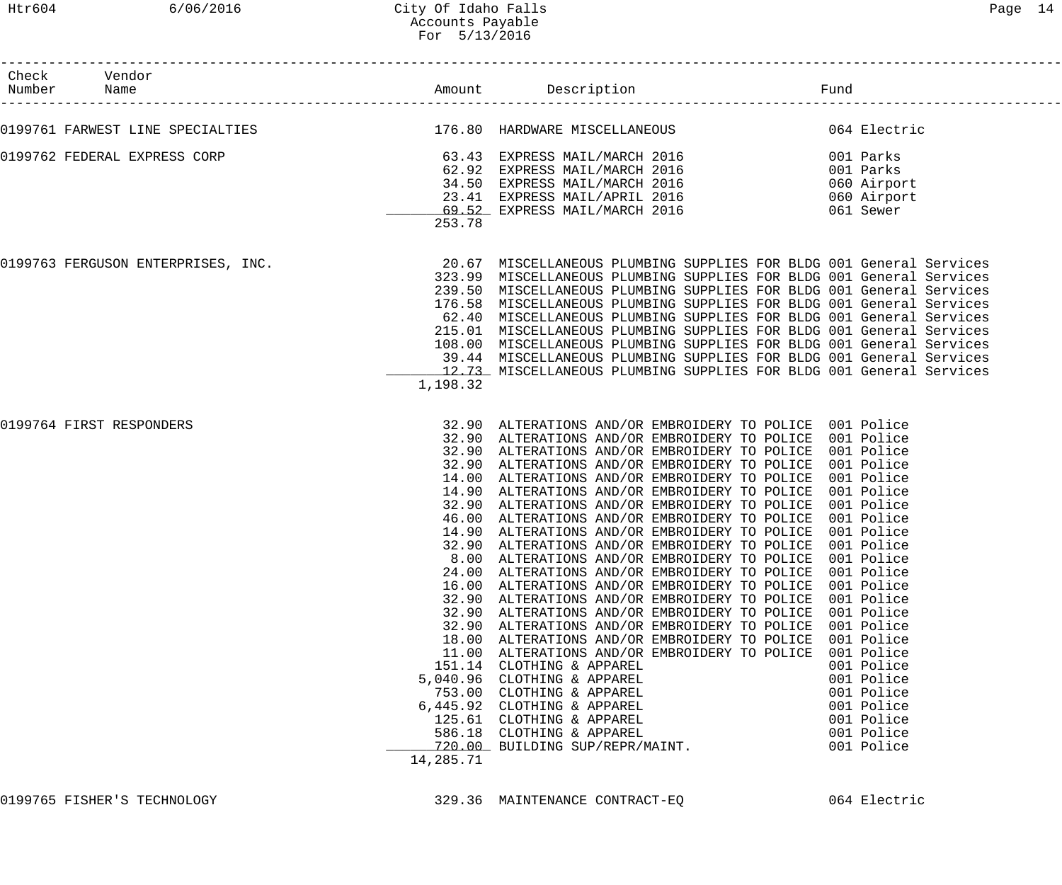| Check Number | Vendor Name | Amount | Description | Fund |
|---|---|---|---|---|
| 0199761 | FARWEST LINE SPECIALTIES | 176.80 | HARDWARE MISCELLANEOUS | 064 Electric |
| 0199762 | FEDERAL EXPRESS CORP | 63.43 | EXPRESS MAIL/MARCH 2016 | 001 Parks |
| | | 62.92 | EXPRESS MAIL/MARCH 2016 | 001 Parks |
| | | 34.50 | EXPRESS MAIL/MARCH 2016 | 060 Airport |
| | | 23.41 | EXPRESS MAIL/APRIL 2016 | 060 Airport |
| | | 69.52 | EXPRESS MAIL/MARCH 2016 | 061 Sewer |
| | | 253.78 | | |
| 0199763 | FERGUSON ENTERPRISES, INC. | 20.67 | MISCELLANEOUS PLUMBING SUPPLIES FOR BLDG | 001 General Services |
| | | 323.99 | MISCELLANEOUS PLUMBING SUPPLIES FOR BLDG | 001 General Services |
| | | 239.50 | MISCELLANEOUS PLUMBING SUPPLIES FOR BLDG | 001 General Services |
| | | 176.58 | MISCELLANEOUS PLUMBING SUPPLIES FOR BLDG | 001 General Services |
| | | 62.40 | MISCELLANEOUS PLUMBING SUPPLIES FOR BLDG | 001 General Services |
| | | 215.01 | MISCELLANEOUS PLUMBING SUPPLIES FOR BLDG | 001 General Services |
| | | 108.00 | MISCELLANEOUS PLUMBING SUPPLIES FOR BLDG | 001 General Services |
| | | 39.44 | MISCELLANEOUS PLUMBING SUPPLIES FOR BLDG | 001 General Services |
| | | 12.73 | MISCELLANEOUS PLUMBING SUPPLIES FOR BLDG | 001 General Services |
| | | 1,198.32 | | |
| 0199764 | FIRST RESPONDERS | 32.90 | ALTERATIONS AND/OR EMBROIDERY TO POLICE | 001 Police |
| | | 32.90 | ALTERATIONS AND/OR EMBROIDERY TO POLICE | 001 Police |
| | | 32.90 | ALTERATIONS AND/OR EMBROIDERY TO POLICE | 001 Police |
| | | 32.90 | ALTERATIONS AND/OR EMBROIDERY TO POLICE | 001 Police |
| | | 14.00 | ALTERATIONS AND/OR EMBROIDERY TO POLICE | 001 Police |
| | | 14.90 | ALTERATIONS AND/OR EMBROIDERY TO POLICE | 001 Police |
| | | 32.90 | ALTERATIONS AND/OR EMBROIDERY TO POLICE | 001 Police |
| | | 46.00 | ALTERATIONS AND/OR EMBROIDERY TO POLICE | 001 Police |
| | | 14.90 | ALTERATIONS AND/OR EMBROIDERY TO POLICE | 001 Police |
| | | 32.90 | ALTERATIONS AND/OR EMBROIDERY TO POLICE | 001 Police |
| | | 8.00 | ALTERATIONS AND/OR EMBROIDERY TO POLICE | 001 Police |
| | | 24.00 | ALTERATIONS AND/OR EMBROIDERY TO POLICE | 001 Police |
| | | 16.00 | ALTERATIONS AND/OR EMBROIDERY TO POLICE | 001 Police |
| | | 32.90 | ALTERATIONS AND/OR EMBROIDERY TO POLICE | 001 Police |
| | | 32.90 | ALTERATIONS AND/OR EMBROIDERY TO POLICE | 001 Police |
| | | 32.90 | ALTERATIONS AND/OR EMBROIDERY TO POLICE | 001 Police |
| | | 18.00 | ALTERATIONS AND/OR EMBROIDERY TO POLICE | 001 Police |
| | | 11.00 | ALTERATIONS AND/OR EMBROIDERY TO POLICE | 001 Police |
| | | 151.14 | CLOTHING & APPAREL | 001 Police |
| | | 5,040.96 | CLOTHING & APPAREL | 001 Police |
| | | 753.00 | CLOTHING & APPAREL | 001 Police |
| | | 6,445.92 | CLOTHING & APPAREL | 001 Police |
| | | 125.61 | CLOTHING & APPAREL | 001 Police |
| | | 586.18 | CLOTHING & APPAREL | 001 Police |
| | | 720.00 | BUILDING SUP/REPR/MAINT. | 001 Police |
| | | 14,285.71 | | |
| 0199765 | FISHER'S TECHNOLOGY | 329.36 | MAINTENANCE CONTRACT-EQ | 064 Electric |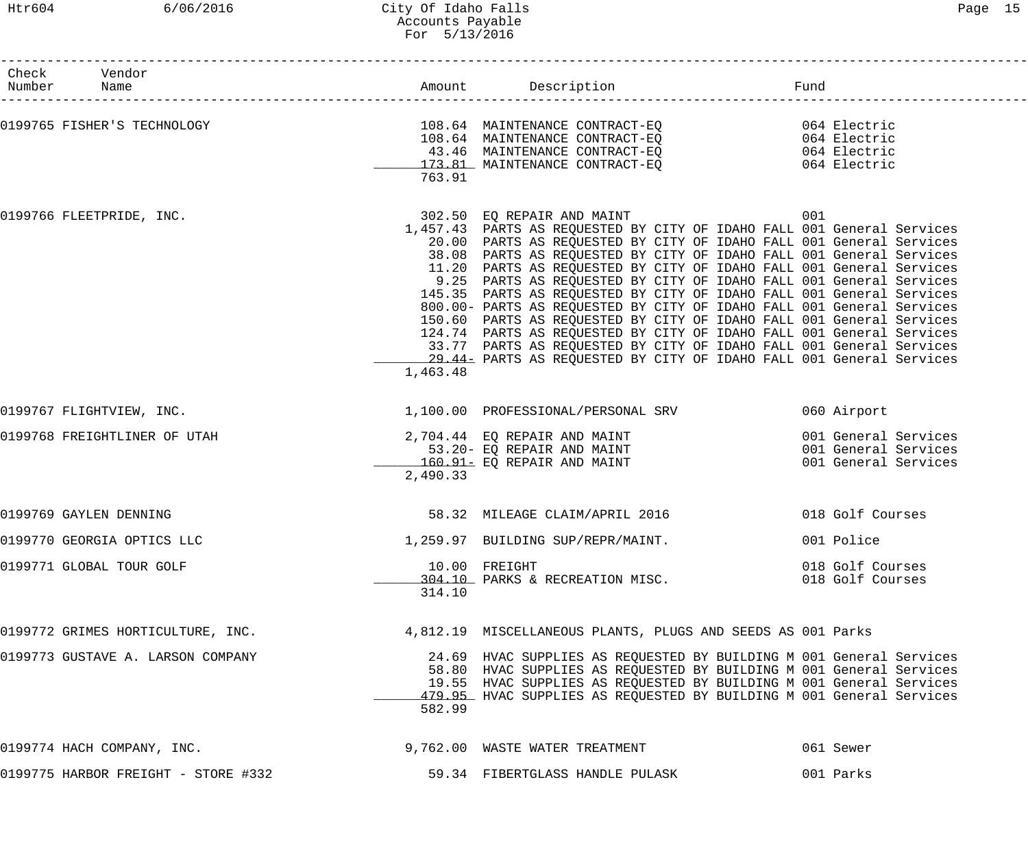City Of Idaho Falls
Accounts Payable
For 5/13/2016

| Check Number | Vendor Name | Amount | Description | Fund |
|---|---|---|---|---|
| 0199765 | FISHER'S TECHNOLOGY | 108.64 | MAINTENANCE CONTRACT-EQ | 064 Electric |
| | | 108.64 | MAINTENANCE CONTRACT-EQ | 064 Electric |
| | | 43.46 | MAINTENANCE CONTRACT-EQ | 064 Electric |
| | | 173.81 | MAINTENANCE CONTRACT-EQ | 064 Electric |
| | | 763.91 | | |
| 0199766 | FLEETPRIDE, INC. | 302.50 | EQ REPAIR AND MAINT | 001 |
| | | 1,457.43 | PARTS AS REQUESTED BY CITY OF IDAHO FALL | 001 General Services |
| | | 20.00 | PARTS AS REQUESTED BY CITY OF IDAHO FALL | 001 General Services |
| | | 38.08 | PARTS AS REQUESTED BY CITY OF IDAHO FALL | 001 General Services |
| | | 11.20 | PARTS AS REQUESTED BY CITY OF IDAHO FALL | 001 General Services |
| | | 9.25 | PARTS AS REQUESTED BY CITY OF IDAHO FALL | 001 General Services |
| | | 145.35 | PARTS AS REQUESTED BY CITY OF IDAHO FALL | 001 General Services |
| | | 800.00- | PARTS AS REQUESTED BY CITY OF IDAHO FALL | 001 General Services |
| | | 150.60 | PARTS AS REQUESTED BY CITY OF IDAHO FALL | 001 General Services |
| | | 124.74 | PARTS AS REQUESTED BY CITY OF IDAHO FALL | 001 General Services |
| | | 33.77 | PARTS AS REQUESTED BY CITY OF IDAHO FALL | 001 General Services |
| | | 29.44- | PARTS AS REQUESTED BY CITY OF IDAHO FALL | 001 General Services |
| | | 1,463.48 | | |
| 0199767 | FLIGHTVIEW, INC. | 1,100.00 | PROFESSIONAL/PERSONAL SRV | 060 Airport |
| 0199768 | FREIGHTLINER OF UTAH | 2,704.44 | EQ REPAIR AND MAINT | 001 General Services |
| | | 53.20- | EQ REPAIR AND MAINT | 001 General Services |
| | | 160.91- | EQ REPAIR AND MAINT | 001 General Services |
| | | 2,490.33 | | |
| 0199769 | GAYLEN DENNING | 58.32 | MILEAGE CLAIM/APRIL 2016 | 018 Golf Courses |
| 0199770 | GEORGIA OPTICS LLC | 1,259.97 | BUILDING SUP/REPR/MAINT. | 001 Police |
| 0199771 | GLOBAL TOUR GOLF | 10.00 | FREIGHT | 018 Golf Courses |
| | | 304.10 | PARKS & RECREATION MISC. | 018 Golf Courses |
| | | 314.10 | | |
| 0199772 | GRIMES HORTICULTURE, INC. | 4,812.19 | MISCELLANEOUS PLANTS, PLUGS AND SEEDS AS | 001 Parks |
| 0199773 | GUSTAVE A. LARSON COMPANY | 24.69 | HVAC SUPPLIES AS REQUESTED BY BUILDING M | 001 General Services |
| | | 58.80 | HVAC SUPPLIES AS REQUESTED BY BUILDING M | 001 General Services |
| | | 19.55 | HVAC SUPPLIES AS REQUESTED BY BUILDING M | 001 General Services |
| | | 479.95 | HVAC SUPPLIES AS REQUESTED BY BUILDING M | 001 General Services |
| | | 582.99 | | |
| 0199774 | HACH COMPANY, INC. | 9,762.00 | WASTE WATER TREATMENT | 061 Sewer |
| 0199775 | HARBOR FREIGHT - STORE #332 | 59.34 | FIBERTGLASS HANDLE PULASK | 001 Parks |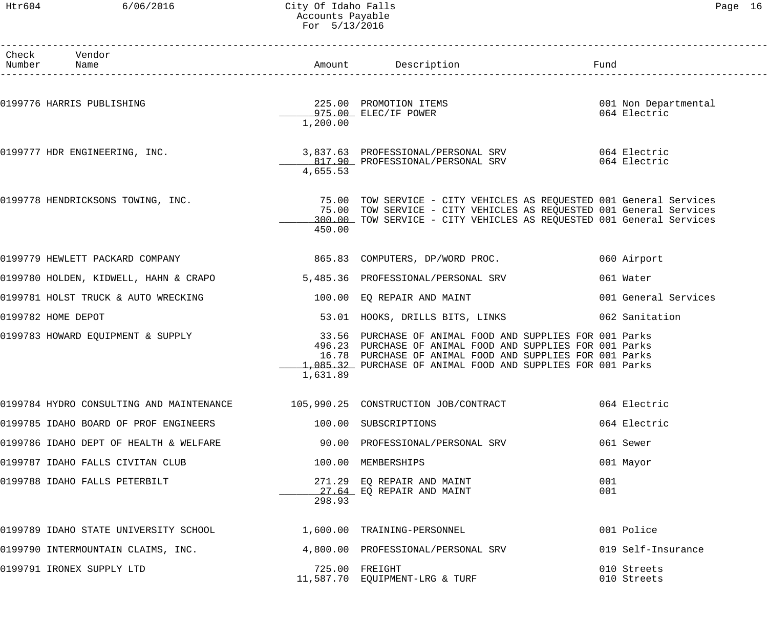# City Of Idaho Falls
## Accounts Payable
### For 5/13/2016

| Check Number | Vendor Name | Amount | Description | Fund |
|---|---|---|---|---|
| 0199776 | HARRIS PUBLISHING | 225.00 | PROMOTION ITEMS | 001 Non Departmental |
| | | 975.00 | ELEC/IF POWER | 064 Electric |
| | | 1,200.00 | | |
| 0199777 | HDR ENGINEERING, INC. | 3,837.63 | PROFESSIONAL/PERSONAL SRV | 064 Electric |
| | | 817.90 | PROFESSIONAL/PERSONAL SRV | 064 Electric |
| | | 4,655.53 | | |
| 0199778 | HENDRICKSONS TOWING, INC. | 75.00 | TOW SERVICE - CITY VEHICLES AS REQUESTED | 001 General Services |
| | | 75.00 | TOW SERVICE - CITY VEHICLES AS REQUESTED | 001 General Services |
| | | 300.00 | TOW SERVICE - CITY VEHICLES AS REQUESTED | 001 General Services |
| | | 450.00 | | |
| 0199779 | HEWLETT PACKARD COMPANY | 865.83 | COMPUTERS, DP/WORD PROC. | 060 Airport |
| 0199780 | HOLDEN, KIDWELL, HAHN & CRAPO | 5,485.36 | PROFESSIONAL/PERSONAL SRV | 061 Water |
| 0199781 | HOLST TRUCK & AUTO WRECKING | 100.00 | EQ REPAIR AND MAINT | 001 General Services |
| 0199782 | HOME DEPOT | 53.01 | HOOKS, DRILLS BITS, LINKS | 062 Sanitation |
| 0199783 | HOWARD EQUIPMENT & SUPPLY | 33.56 | PURCHASE OF ANIMAL FOOD AND SUPPLIES FOR | 001 Parks |
| | | 496.23 | PURCHASE OF ANIMAL FOOD AND SUPPLIES FOR | 001 Parks |
| | | 16.78 | PURCHASE OF ANIMAL FOOD AND SUPPLIES FOR | 001 Parks |
| | | 1,085.32 | PURCHASE OF ANIMAL FOOD AND SUPPLIES FOR | 001 Parks |
| | | 1,631.89 | | |
| 0199784 | HYDRO CONSULTING AND MAINTENANCE | 105,990.25 | CONSTRUCTION JOB/CONTRACT | 064 Electric |
| 0199785 | IDAHO BOARD OF PROF ENGINEERS | 100.00 | SUBSCRIPTIONS | 064 Electric |
| 0199786 | IDAHO DEPT OF HEALTH & WELFARE | 90.00 | PROFESSIONAL/PERSONAL SRV | 061 Sewer |
| 0199787 | IDAHO FALLS CIVITAN CLUB | 100.00 | MEMBERSHIPS | 001 Mayor |
| 0199788 | IDAHO FALLS PETERBILT | 271.29 | EQ REPAIR AND MAINT | 001 |
| | | 27.64 | EQ REPAIR AND MAINT | 001 |
| | | 298.93 | | |
| 0199789 | IDAHO STATE UNIVERSITY SCHOOL | 1,600.00 | TRAINING-PERSONNEL | 001 Police |
| 0199790 | INTERMOUNTAIN CLAIMS, INC. | 4,800.00 | PROFESSIONAL/PERSONAL SRV | 019 Self-Insurance |
| 0199791 | IRONEX SUPPLY LTD | 725.00 | FREIGHT | 010 Streets |
| | | 11,587.70 | EQUIPMENT-LRG & TURF | 010 Streets |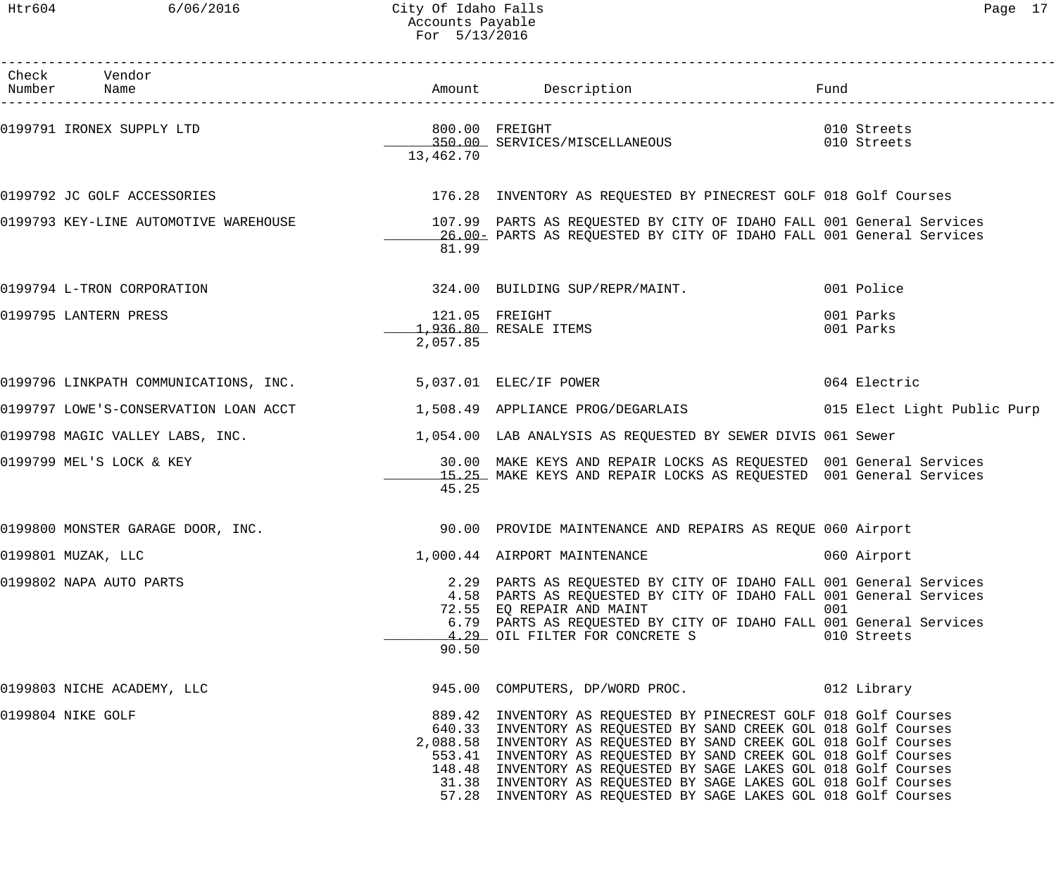City Of Idaho Falls
Accounts Payable
For 5/13/2016

| Check Number | Vendor Name | Amount | Description | Fund |
|---|---|---|---|---|
| 0199791 | IRONEX SUPPLY LTD | 800.00 | FREIGHT | 010 Streets |
| | | 350.00 | SERVICES/MISCELLANEOUS | 010 Streets |
| | | 13,462.70 | | |
| 0199792 | JC GOLF ACCESSORIES | 176.28 | INVENTORY AS REQUESTED BY PINECREST GOLF | 018 Golf Courses |
| 0199793 | KEY-LINE AUTOMOTIVE WAREHOUSE | 107.99 | PARTS AS REQUESTED BY CITY OF IDAHO FALL | 001 General Services |
| | | 26.00- | PARTS AS REQUESTED BY CITY OF IDAHO FALL | 001 General Services |
| | | 81.99 | | |
| 0199794 | L-TRON CORPORATION | 324.00 | BUILDING SUP/REPR/MAINT. | 001 Police |
| 0199795 | LANTERN PRESS | 121.05 | FREIGHT | 001 Parks |
| | | 1,936.80 | RESALE ITEMS | 001 Parks |
| | | 2,057.85 | | |
| 0199796 | LINKPATH COMMUNICATIONS, INC. | 5,037.01 | ELEC/IF POWER | 064 Electric |
| 0199797 | LOWE'S-CONSERVATION LOAN ACCT | 1,508.49 | APPLIANCE PROG/DEGARLAIS | 015 Elect Light Public Purp |
| 0199798 | MAGIC VALLEY LABS, INC. | 1,054.00 | LAB ANALYSIS AS REQUESTED BY SEWER DIVIS | 061 Sewer |
| 0199799 | MEL'S LOCK & KEY | 30.00 | MAKE KEYS AND REPAIR LOCKS AS REQUESTED | 001 General Services |
| | | 15.25 | MAKE KEYS AND REPAIR LOCKS AS REQUESTED | 001 General Services |
| | | 45.25 | | |
| 0199800 | MONSTER GARAGE DOOR, INC. | 90.00 | PROVIDE MAINTENANCE AND REPAIRS AS REQUE | 060 Airport |
| 0199801 | MUZAK, LLC | 1,000.44 | AIRPORT MAINTENANCE | 060 Airport |
| 0199802 | NAPA AUTO PARTS | 2.29 | PARTS AS REQUESTED BY CITY OF IDAHO FALL | 001 General Services |
| | | 4.58 | PARTS AS REQUESTED BY CITY OF IDAHO FALL | 001 General Services |
| | | 72.55 | EQ REPAIR AND MAINT | 001 |
| | | 6.79 | PARTS AS REQUESTED BY CITY OF IDAHO FALL | 001 General Services |
| | | 4.29 | OIL FILTER FOR CONCRETE S | 010 Streets |
| | | 90.50 | | |
| 0199803 | NICHE ACADEMY, LLC | 945.00 | COMPUTERS, DP/WORD PROC. | 012 Library |
| 0199804 | NIKE GOLF | 889.42 | INVENTORY AS REQUESTED BY PINECREST GOLF | 018 Golf Courses |
| | | 640.33 | INVENTORY AS REQUESTED BY SAND CREEK GOL | 018 Golf Courses |
| | | 2,088.58 | INVENTORY AS REQUESTED BY SAND CREEK GOL | 018 Golf Courses |
| | | 553.41 | INVENTORY AS REQUESTED BY SAND CREEK GOL | 018 Golf Courses |
| | | 148.48 | INVENTORY AS REQUESTED BY SAGE LAKES GOL | 018 Golf Courses |
| | | 31.38 | INVENTORY AS REQUESTED BY SAGE LAKES GOL | 018 Golf Courses |
| | | 57.28 | INVENTORY AS REQUESTED BY SAGE LAKES GOL | 018 Golf Courses |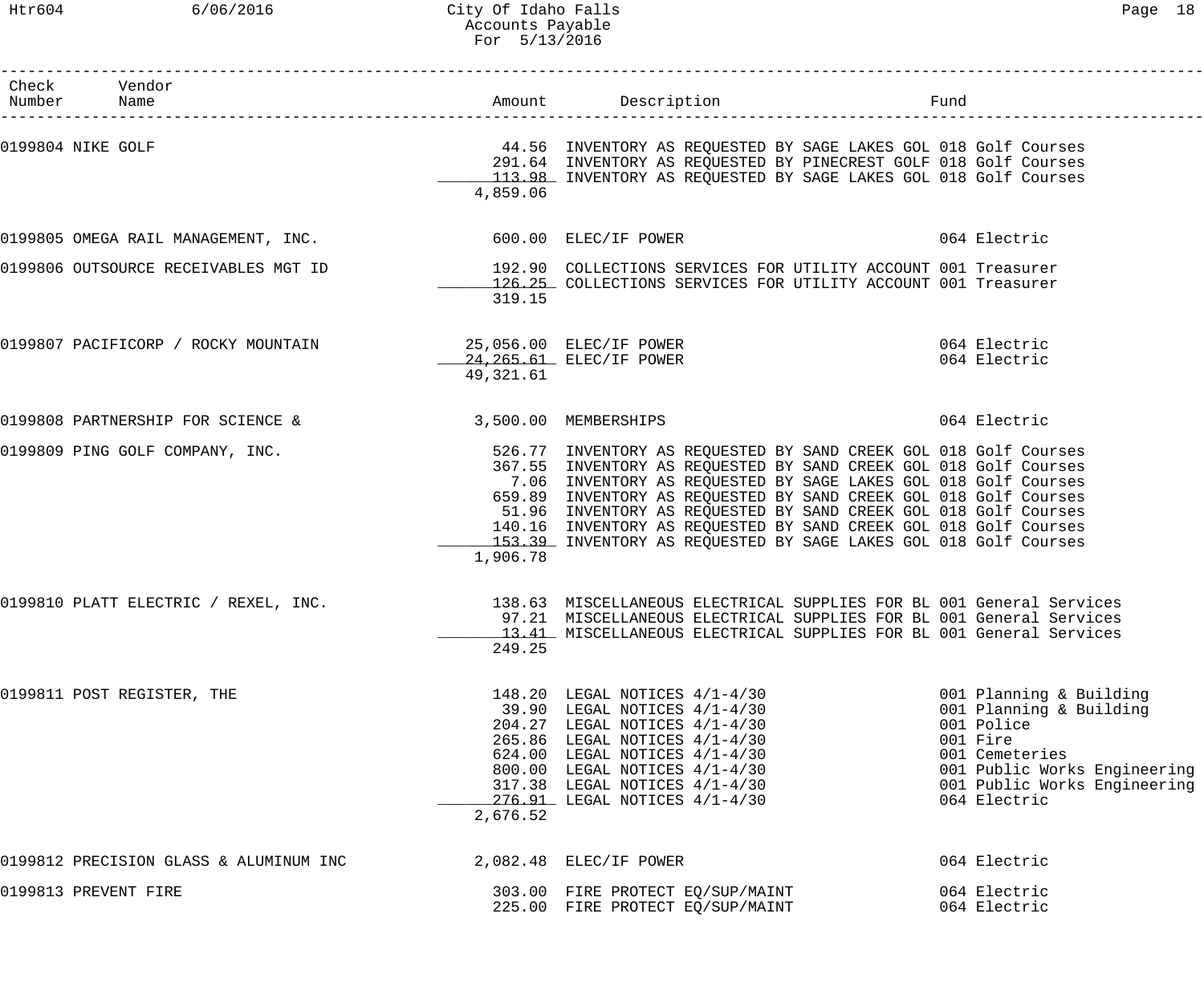| Check Number | Vendor Name | Amount | Description | Fund |
|---|---|---|---|---|
| 0199804 | NIKE GOLF | 44.56 | INVENTORY AS REQUESTED BY SAGE LAKES GOL | 018 Golf Courses |
| | | 291.64 | INVENTORY AS REQUESTED BY PINECREST GOLF | 018 Golf Courses |
| | | 113.98 | INVENTORY AS REQUESTED BY SAGE LAKES GOL | 018 Golf Courses |
| | | 4,859.06 | | |
| 0199805 | OMEGA RAIL MANAGEMENT, INC. | 600.00 | ELEC/IF POWER | 064 Electric |
| 0199806 | OUTSOURCE RECEIVABLES MGT ID | 192.90 | COLLECTIONS SERVICES FOR UTILITY ACCOUNT | 001 Treasurer |
| | | 126.25 | COLLECTIONS SERVICES FOR UTILITY ACCOUNT | 001 Treasurer |
| | | 319.15 | | |
| 0199807 | PACIFICORP / ROCKY MOUNTAIN | 25,056.00 | ELEC/IF POWER | 064 Electric |
| | | 24,265.61 | ELEC/IF POWER | 064 Electric |
| | | 49,321.61 | | |
| 0199808 | PARTNERSHIP FOR SCIENCE & | 3,500.00 | MEMBERSHIPS | 064 Electric |
| 0199809 | PING GOLF COMPANY, INC. | 526.77 | INVENTORY AS REQUESTED BY SAND CREEK GOL | 018 Golf Courses |
| | | 367.55 | INVENTORY AS REQUESTED BY SAND CREEK GOL | 018 Golf Courses |
| | | 7.06 | INVENTORY AS REQUESTED BY SAGE LAKES GOL | 018 Golf Courses |
| | | 659.89 | INVENTORY AS REQUESTED BY SAND CREEK GOL | 018 Golf Courses |
| | | 51.96 | INVENTORY AS REQUESTED BY SAND CREEK GOL | 018 Golf Courses |
| | | 140.16 | INVENTORY AS REQUESTED BY SAND CREEK GOL | 018 Golf Courses |
| | | 153.39 | INVENTORY AS REQUESTED BY SAGE LAKES GOL | 018 Golf Courses |
| | | 1,906.78 | | |
| 0199810 | PLATT ELECTRIC / REXEL, INC. | 138.63 | MISCELLANEOUS ELECTRICAL SUPPLIES FOR BL | 001 General Services |
| | | 97.21 | MISCELLANEOUS ELECTRICAL SUPPLIES FOR BL | 001 General Services |
| | | 13.41 | MISCELLANEOUS ELECTRICAL SUPPLIES FOR BL | 001 General Services |
| | | 249.25 | | |
| 0199811 | POST REGISTER, THE | 148.20 | LEGAL NOTICES 4/1-4/30 | 001 Planning & Building |
| | | 39.90 | LEGAL NOTICES 4/1-4/30 | 001 Planning & Building |
| | | 204.27 | LEGAL NOTICES 4/1-4/30 | 001 Police |
| | | 265.86 | LEGAL NOTICES 4/1-4/30 | 001 Fire |
| | | 624.00 | LEGAL NOTICES 4/1-4/30 | 001 Cemeteries |
| | | 800.00 | LEGAL NOTICES 4/1-4/30 | 001 Public Works Engineering |
| | | 317.38 | LEGAL NOTICES 4/1-4/30 | 001 Public Works Engineering |
| | | 276.91 | LEGAL NOTICES 4/1-4/30 | 064 Electric |
| | | 2,676.52 | | |
| 0199812 | PRECISION GLASS & ALUMINUM INC | 2,082.48 | ELEC/IF POWER | 064 Electric |
| 0199813 | PREVENT FIRE | 303.00 | FIRE PROTECT EQ/SUP/MAINT | 064 Electric |
| | | 225.00 | FIRE PROTECT EQ/SUP/MAINT | 064 Electric |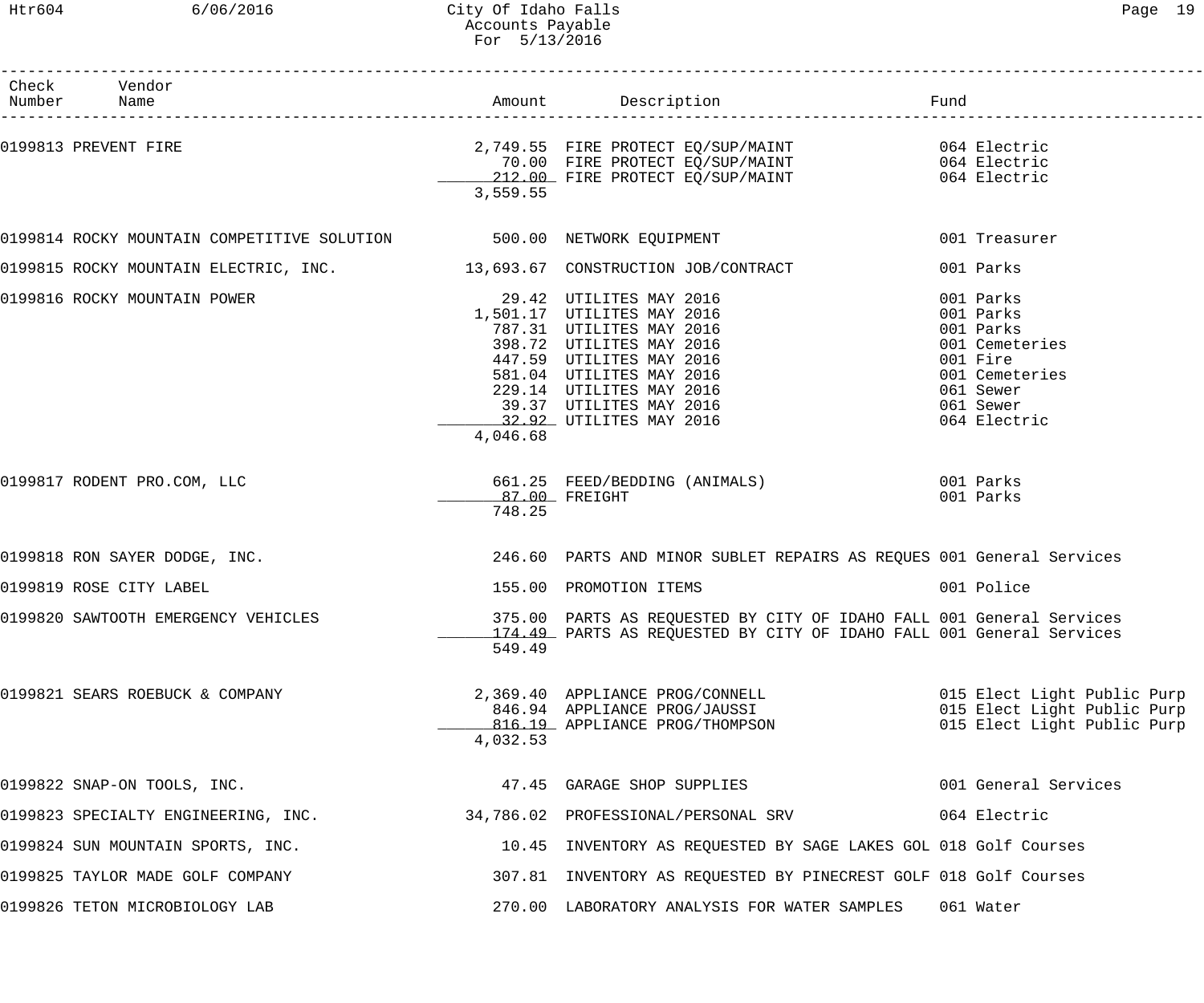City Of Idaho Falls
Accounts Payable
For 5/13/2016

| Check Number | Vendor Name | Amount | Description | Fund |
|---|---|---|---|---|
| 0199813 | PREVENT FIRE | 2,749.55 | FIRE PROTECT EQ/SUP/MAINT | 064 Electric |
| | | 70.00 | FIRE PROTECT EQ/SUP/MAINT | 064 Electric |
| | | 212.00 | FIRE PROTECT EQ/SUP/MAINT | 064 Electric |
| | | 3,559.55 | | |
| 0199814 | ROCKY MOUNTAIN COMPETITIVE SOLUTION | 500.00 | NETWORK EQUIPMENT | 001 Treasurer |
| 0199815 | ROCKY MOUNTAIN ELECTRIC, INC. | 13,693.67 | CONSTRUCTION JOB/CONTRACT | 001 Parks |
| 0199816 | ROCKY MOUNTAIN POWER | 29.42 | UTILITES MAY 2016 | 001 Parks |
| | | 1,501.17 | UTILITES MAY 2016 | 001 Parks |
| | | 787.31 | UTILITES MAY 2016 | 001 Parks |
| | | 398.72 | UTILITES MAY 2016 | 001 Cemeteries |
| | | 447.59 | UTILITES MAY 2016 | 001 Fire |
| | | 581.04 | UTILITES MAY 2016 | 001 Cemeteries |
| | | 229.14 | UTILITES MAY 2016 | 061 Sewer |
| | | 39.37 | UTILITES MAY 2016 | 061 Sewer |
| | | 32.92 | UTILITES MAY 2016 | 064 Electric |
| | | 4,046.68 | | |
| 0199817 | RODENT PRO.COM, LLC | 661.25 | FEED/BEDDING (ANIMALS) | 001 Parks |
| | | 87.00 | FREIGHT | 001 Parks |
| | | 748.25 | | |
| 0199818 | RON SAYER DODGE, INC. | 246.60 | PARTS AND MINOR SUBLET REPAIRS AS REQUES | 001 General Services |
| 0199819 | ROSE CITY LABEL | 155.00 | PROMOTION ITEMS | 001 Police |
| 0199820 | SAWTOOTH EMERGENCY VEHICLES | 375.00 | PARTS AS REQUESTED BY CITY OF IDAHO FALL | 001 General Services |
| | | 174.49 | PARTS AS REQUESTED BY CITY OF IDAHO FALL | 001 General Services |
| | | 549.49 | | |
| 0199821 | SEARS ROEBUCK & COMPANY | 2,369.40 | APPLIANCE PROG/CONNELL | 015 Elect Light Public Purp |
| | | 846.94 | APPLIANCE PROG/JAUSSI | 015 Elect Light Public Purp |
| | | 816.19 | APPLIANCE PROG/THOMPSON | 015 Elect Light Public Purp |
| | | 4,032.53 | | |
| 0199822 | SNAP-ON TOOLS, INC. | 47.45 | GARAGE SHOP SUPPLIES | 001 General Services |
| 0199823 | SPECIALTY ENGINEERING, INC. | 34,786.02 | PROFESSIONAL/PERSONAL SRV | 064 Electric |
| 0199824 | SUN MOUNTAIN SPORTS, INC. | 10.45 | INVENTORY AS REQUESTED BY SAGE LAKES GOL | 018 Golf Courses |
| 0199825 | TAYLOR MADE GOLF COMPANY | 307.81 | INVENTORY AS REQUESTED BY PINECREST GOLF | 018 Golf Courses |
| 0199826 | TETON MICROBIOLOGY LAB | 270.00 | LABORATORY ANALYSIS FOR WATER SAMPLES | 061 Water |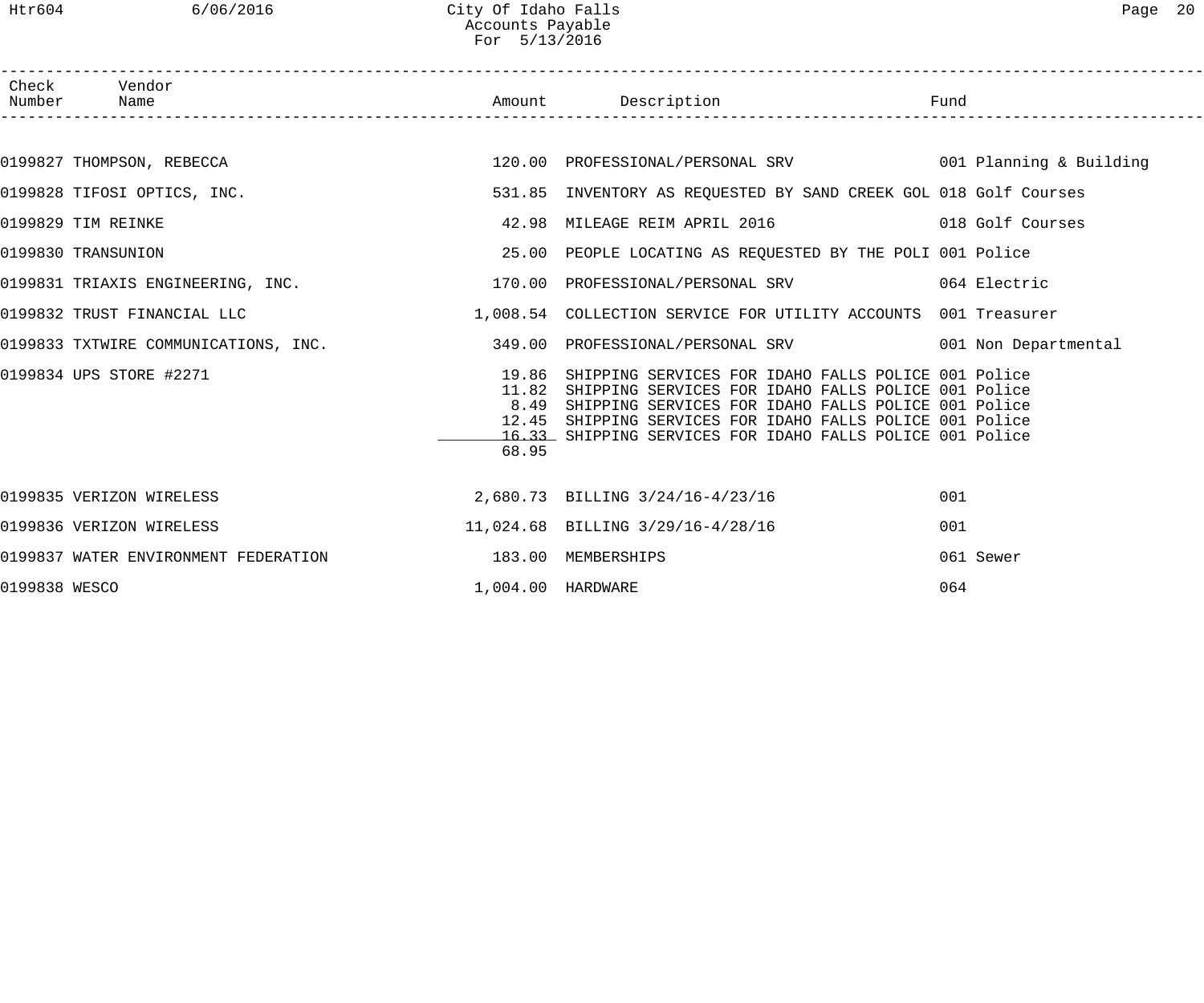City Of Idaho Falls
Accounts Payable
For 5/13/2016

| Check Number | Vendor Name | Amount | Description | Fund |
|---|---|---|---|---|
| 0199827 | THOMPSON, REBECCA | 120.00 | PROFESSIONAL/PERSONAL SRV | 001 Planning & Building |
| 0199828 | TIFOSI OPTICS, INC. | 531.85 | INVENTORY AS REQUESTED BY SAND CREEK GOL | 018 Golf Courses |
| 0199829 | TIM REINKE | 42.98 | MILEAGE REIM APRIL 2016 | 018 Golf Courses |
| 0199830 | TRANSUNION | 25.00 | PEOPLE LOCATING AS REQUESTED BY THE POLI | 001 Police |
| 0199831 | TRIAXIS ENGINEERING, INC. | 170.00 | PROFESSIONAL/PERSONAL SRV | 064 Electric |
| 0199832 | TRUST FINANCIAL LLC | 1,008.54 | COLLECTION SERVICE FOR UTILITY ACCOUNTS | 001 Treasurer |
| 0199833 | TXTWIRE COMMUNICATIONS, INC. | 349.00 | PROFESSIONAL/PERSONAL SRV | 001 Non Departmental |
| 0199834 | UPS STORE #2271 | 19.86 | SHIPPING SERVICES FOR IDAHO FALLS POLICE | 001 Police |
| | | 11.82 | SHIPPING SERVICES FOR IDAHO FALLS POLICE | 001 Police |
| | | 8.49 | SHIPPING SERVICES FOR IDAHO FALLS POLICE | 001 Police |
| | | 12.45 | SHIPPING SERVICES FOR IDAHO FALLS POLICE | 001 Police |
| | | 16.33 | SHIPPING SERVICES FOR IDAHO FALLS POLICE | 001 Police |
| | | 68.95 | | |
| 0199835 | VERIZON WIRELESS | 2,680.73 | BILLING 3/24/16-4/23/16 | 001 |
| 0199836 | VERIZON WIRELESS | 11,024.68 | BILLING 3/29/16-4/28/16 | 001 |
| 0199837 | WATER ENVIRONMENT FEDERATION | 183.00 | MEMBERSHIPS | 061 Sewer |
| 0199838 | WESCO | 1,004.00 | HARDWARE | 064 |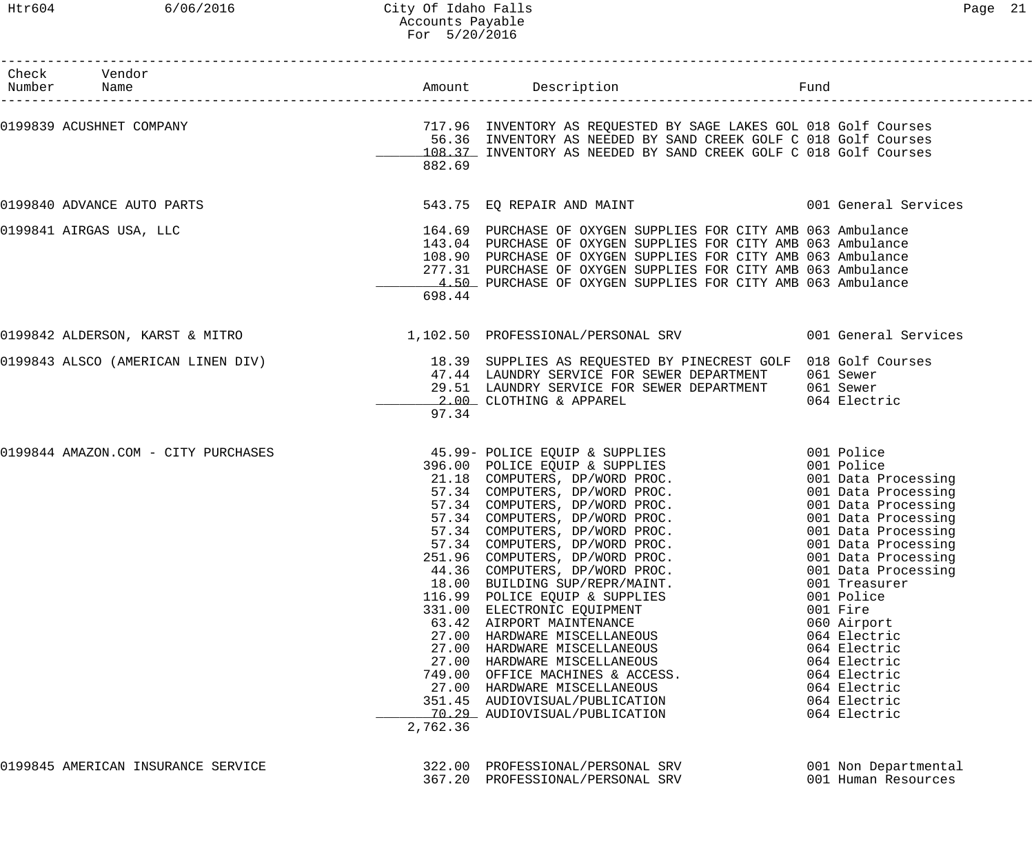City Of Idaho Falls
Accounts Payable
For 5/20/2016

| Check Number | Vendor Name | Amount | Description | Fund |
|---|---|---|---|---|
| 0199839 | ACUSHNET COMPANY | 717.96 | INVENTORY AS REQUESTED BY SAGE LAKES GOL | 018 Golf Courses |
| | | 56.36 | INVENTORY AS NEEDED BY SAND CREEK GOLF C | 018 Golf Courses |
| | | 108.37 | INVENTORY AS NEEDED BY SAND CREEK GOLF C | 018 Golf Courses |
| | | 882.69 | | |
| 0199840 | ADVANCE AUTO PARTS | 543.75 | EQ REPAIR AND MAINT | 001 General Services |
| 0199841 | AIRGAS USA, LLC | 164.69 | PURCHASE OF OXYGEN SUPPLIES FOR CITY AMB | 063 Ambulance |
| | | 143.04 | PURCHASE OF OXYGEN SUPPLIES FOR CITY AMB | 063 Ambulance |
| | | 108.90 | PURCHASE OF OXYGEN SUPPLIES FOR CITY AMB | 063 Ambulance |
| | | 277.31 | PURCHASE OF OXYGEN SUPPLIES FOR CITY AMB | 063 Ambulance |
| | | 4.50 | PURCHASE OF OXYGEN SUPPLIES FOR CITY AMB | 063 Ambulance |
| | | 698.44 | | |
| 0199842 | ALDERSON, KARST & MITRO | 1,102.50 | PROFESSIONAL/PERSONAL SRV | 001 General Services |
| 0199843 | ALSCO (AMERICAN LINEN DIV) | 18.39 | SUPPLIES AS REQUESTED BY PINECREST GOLF | 018 Golf Courses |
| | | 47.44 | LAUNDRY SERVICE FOR SEWER DEPARTMENT | 061 Sewer |
| | | 29.51 | LAUNDRY SERVICE FOR SEWER DEPARTMENT | 061 Sewer |
| | | 2.00 | CLOTHING & APPAREL | 064 Electric |
| | | 97.34 | | |
| 0199844 | AMAZON.COM - CITY PURCHASES | 45.99- | POLICE EQUIP & SUPPLIES | 001 Police |
| | | 396.00 | POLICE EQUIP & SUPPLIES | 001 Police |
| | | 21.18 | COMPUTERS, DP/WORD PROC. | 001 Data Processing |
| | | 57.34 | COMPUTERS, DP/WORD PROC. | 001 Data Processing |
| | | 57.34 | COMPUTERS, DP/WORD PROC. | 001 Data Processing |
| | | 57.34 | COMPUTERS, DP/WORD PROC. | 001 Data Processing |
| | | 57.34 | COMPUTERS, DP/WORD PROC. | 001 Data Processing |
| | | 57.34 | COMPUTERS, DP/WORD PROC. | 001 Data Processing |
| | | 251.96 | COMPUTERS, DP/WORD PROC. | 001 Data Processing |
| | | 44.36 | COMPUTERS, DP/WORD PROC. | 001 Data Processing |
| | | 18.00 | BUILDING SUP/REPR/MAINT. | 001 Treasurer |
| | | 116.99 | POLICE EQUIP & SUPPLIES | 001 Police |
| | | 331.00 | ELECTRONIC EQUIPMENT | 001 Fire |
| | | 63.42 | AIRPORT MAINTENANCE | 060 Airport |
| | | 27.00 | HARDWARE MISCELLANEOUS | 064 Electric |
| | | 27.00 | HARDWARE MISCELLANEOUS | 064 Electric |
| | | 27.00 | HARDWARE MISCELLANEOUS | 064 Electric |
| | | 749.00 | OFFICE MACHINES & ACCESS. | 064 Electric |
| | | 27.00 | HARDWARE MISCELLANEOUS | 064 Electric |
| | | 351.45 | AUDIOVISUAL/PUBLICATION | 064 Electric |
| | | 70.29 | AUDIOVISUAL/PUBLICATION | 064 Electric |
| | | 2,762.36 | | |
| 0199845 | AMERICAN INSURANCE SERVICE | 322.00 | PROFESSIONAL/PERSONAL SRV | 001 Non Departmental |
| | | 367.20 | PROFESSIONAL/PERSONAL SRV | 001 Human Resources |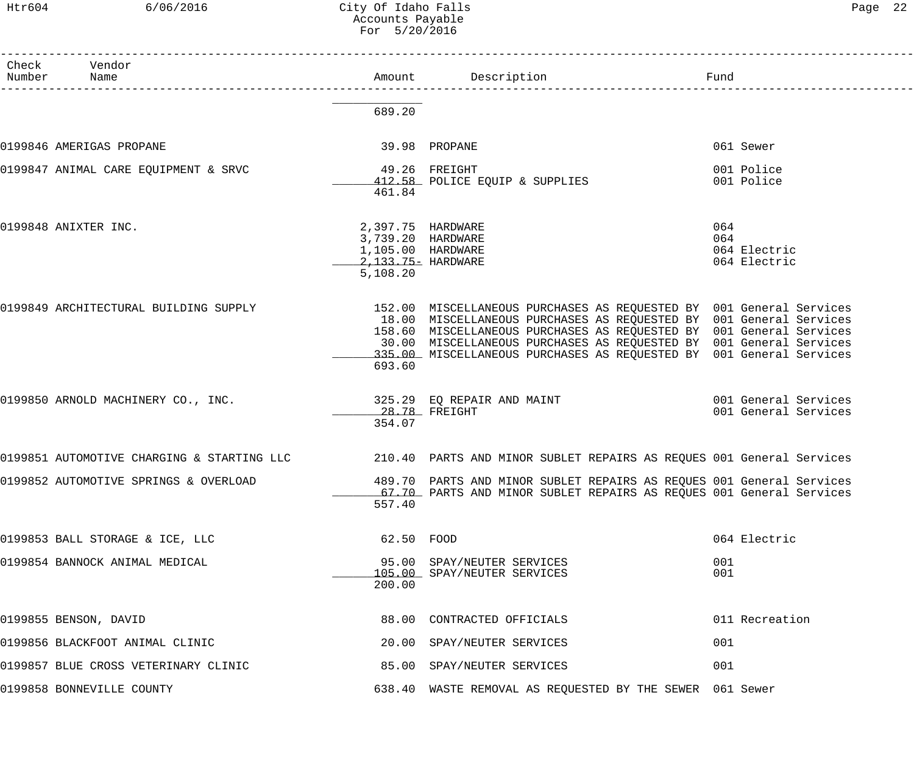City Of Idaho Falls
Accounts Payable
For 5/20/2016

| Check Number | Vendor Name | Amount | Description | Fund |
|---|---|---|---|---|
| | | 689.20 | | |
| 0199846 | AMERIGAS PROPANE | 39.98 | PROPANE | 061 Sewer |
| 0199847 | ANIMAL CARE EQUIPMENT & SRVC | 49.26 | FREIGHT | 001 Police |
| | | 412.58 | POLICE EQUIP & SUPPLIES | 001 Police |
| | | 461.84 | | |
| 0199848 | ANIXTER INC. | 2,397.75 | HARDWARE | 064 |
| | | 3,739.20 | HARDWARE | 064 |
| | | 1,105.00 | HARDWARE | 064 Electric |
| | | 2,133.75- | HARDWARE | 064 Electric |
| | | 5,108.20 | | |
| 0199849 | ARCHITECTURAL BUILDING SUPPLY | 152.00 | MISCELLANEOUS PURCHASES AS REQUESTED BY | 001 General Services |
| | | 18.00 | MISCELLANEOUS PURCHASES AS REQUESTED BY | 001 General Services |
| | | 158.60 | MISCELLANEOUS PURCHASES AS REQUESTED BY | 001 General Services |
| | | 30.00 | MISCELLANEOUS PURCHASES AS REQUESTED BY | 001 General Services |
| | | 335.00 | MISCELLANEOUS PURCHASES AS REQUESTED BY | 001 General Services |
| | | 693.60 | | |
| 0199850 | ARNOLD MACHINERY CO., INC. | 325.29 | EQ REPAIR AND MAINT | 001 General Services |
| | | 28.78 | FREIGHT | 001 General Services |
| | | 354.07 | | |
| 0199851 | AUTOMOTIVE CHARGING & STARTING LLC | 210.40 | PARTS AND MINOR SUBLET REPAIRS AS REQUES | 001 General Services |
| 0199852 | AUTOMOTIVE SPRINGS & OVERLOAD | 489.70 | PARTS AND MINOR SUBLET REPAIRS AS REQUES | 001 General Services |
| | | 67.70 | PARTS AND MINOR SUBLET REPAIRS AS REQUES | 001 General Services |
| | | 557.40 | | |
| 0199853 | BALL STORAGE & ICE, LLC | 62.50 | FOOD | 064 Electric |
| 0199854 | BANNOCK ANIMAL MEDICAL | 95.00 | SPAY/NEUTER SERVICES | 001 |
| | | 105.00 | SPAY/NEUTER SERVICES | 001 |
| | | 200.00 | | |
| 0199855 | BENSON, DAVID | 88.00 | CONTRACTED OFFICIALS | 011 Recreation |
| 0199856 | BLACKFOOT ANIMAL CLINIC | 20.00 | SPAY/NEUTER SERVICES | 001 |
| 0199857 | BLUE CROSS VETERINARY CLINIC | 85.00 | SPAY/NEUTER SERVICES | 001 |
| 0199858 | BONNEVILLE COUNTY | 638.40 | WASTE REMOVAL AS REQUESTED BY THE SEWER | 061 Sewer |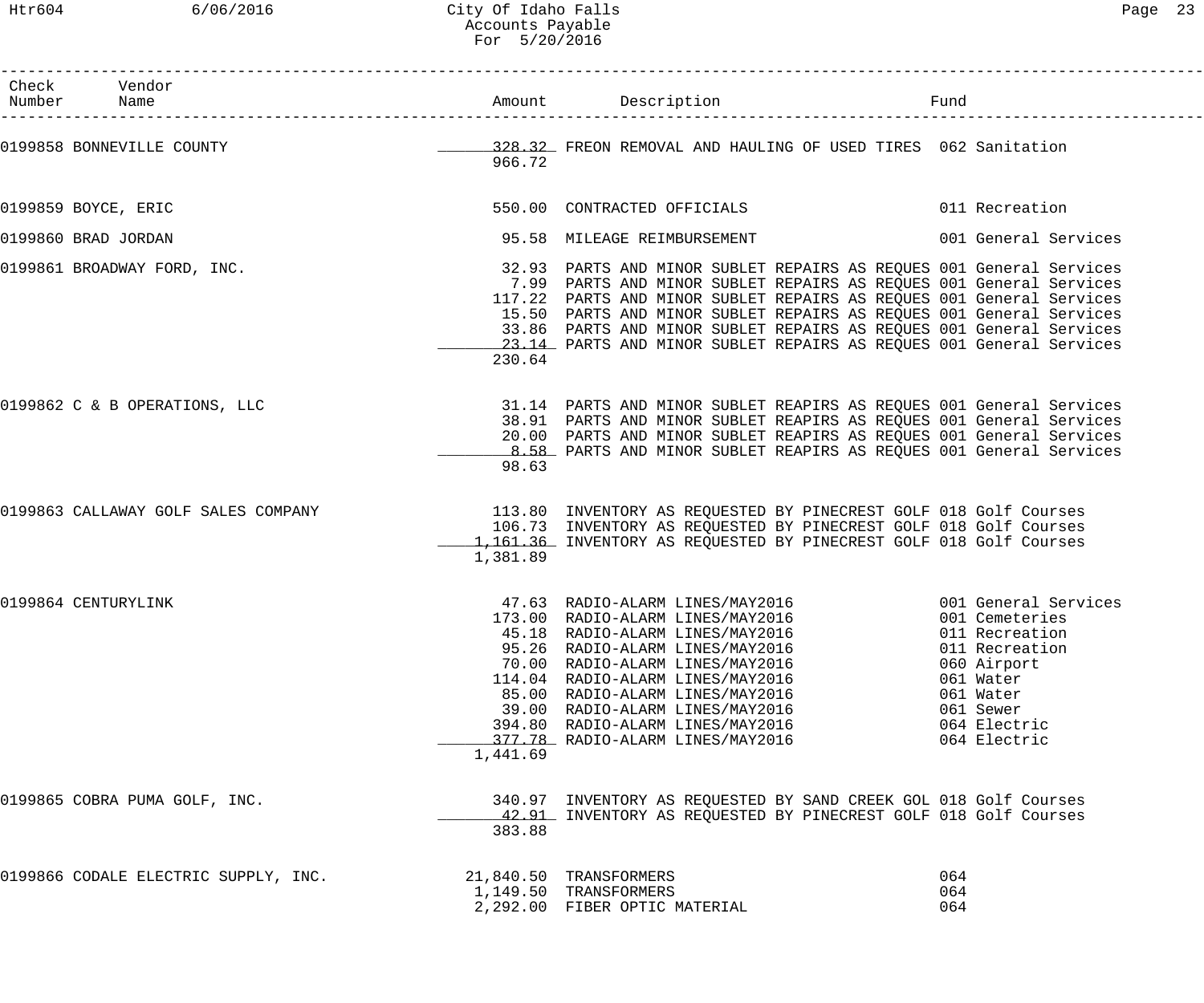City Of Idaho Falls
Accounts Payable
For 5/20/2016

| Check Number | Vendor Name | Amount | Description | Fund |
|---|---|---|---|---|
| 0199858 | BONNEVILLE COUNTY | 328.32 | FREON REMOVAL AND HAULING OF USED TIRES | 062 Sanitation |
| | | 966.72 | | |
| 0199859 | BOYCE, ERIC | 550.00 | CONTRACTED OFFICIALS | 011 Recreation |
| 0199860 | BRAD JORDAN | 95.58 | MILEAGE REIMBURSEMENT | 001 General Services |
| 0199861 | BROADWAY FORD, INC. | 32.93 | PARTS AND MINOR SUBLET REPAIRS AS REQUES | 001 General Services |
| | | 7.99 | PARTS AND MINOR SUBLET REPAIRS AS REQUES | 001 General Services |
| | | 117.22 | PARTS AND MINOR SUBLET REPAIRS AS REQUES | 001 General Services |
| | | 15.50 | PARTS AND MINOR SUBLET REPAIRS AS REQUES | 001 General Services |
| | | 33.86 | PARTS AND MINOR SUBLET REPAIRS AS REQUES | 001 General Services |
| | | 23.14 | PARTS AND MINOR SUBLET REPAIRS AS REQUES | 001 General Services |
| | | 230.64 | | |
| 0199862 | C & B OPERATIONS, LLC | 31.14 | PARTS AND MINOR SUBLET REAPIRS AS REQUES | 001 General Services |
| | | 38.91 | PARTS AND MINOR SUBLET REAPIRS AS REQUES | 001 General Services |
| | | 20.00 | PARTS AND MINOR SUBLET REAPIRS AS REQUES | 001 General Services |
| | | 8.58 | PARTS AND MINOR SUBLET REAPIRS AS REQUES | 001 General Services |
| | | 98.63 | | |
| 0199863 | CALLAWAY GOLF SALES COMPANY | 113.80 | INVENTORY AS REQUESTED BY PINECREST GOLF | 018 Golf Courses |
| | | 106.73 | INVENTORY AS REQUESTED BY PINECREST GOLF | 018 Golf Courses |
| | | 1,161.36 | INVENTORY AS REQUESTED BY PINECREST GOLF | 018 Golf Courses |
| | | 1,381.89 | | |
| 0199864 | CENTURYLINK | 47.63 | RADIO-ALARM LINES/MAY2016 | 001 General Services |
| | | 173.00 | RADIO-ALARM LINES/MAY2016 | 001 Cemeteries |
| | | 45.18 | RADIO-ALARM LINES/MAY2016 | 011 Recreation |
| | | 95.26 | RADIO-ALARM LINES/MAY2016 | 011 Recreation |
| | | 70.00 | RADIO-ALARM LINES/MAY2016 | 060 Airport |
| | | 114.04 | RADIO-ALARM LINES/MAY2016 | 061 Water |
| | | 85.00 | RADIO-ALARM LINES/MAY2016 | 061 Water |
| | | 39.00 | RADIO-ALARM LINES/MAY2016 | 061 Sewer |
| | | 394.80 | RADIO-ALARM LINES/MAY2016 | 064 Electric |
| | | 377.78 | RADIO-ALARM LINES/MAY2016 | 064 Electric |
| | | 1,441.69 | | |
| 0199865 | COBRA PUMA GOLF, INC. | 340.97 | INVENTORY AS REQUESTED BY SAND CREEK GOL | 018 Golf Courses |
| | | 42.91 | INVENTORY AS REQUESTED BY PINECREST GOLF | 018 Golf Courses |
| | | 383.88 | | |
| 0199866 | CODALE ELECTRIC SUPPLY, INC. | 21,840.50 | TRANSFORMERS | 064 |
| | | 1,149.50 | TRANSFORMERS | 064 |
| | | 2,292.00 | FIBER OPTIC MATERIAL | 064 |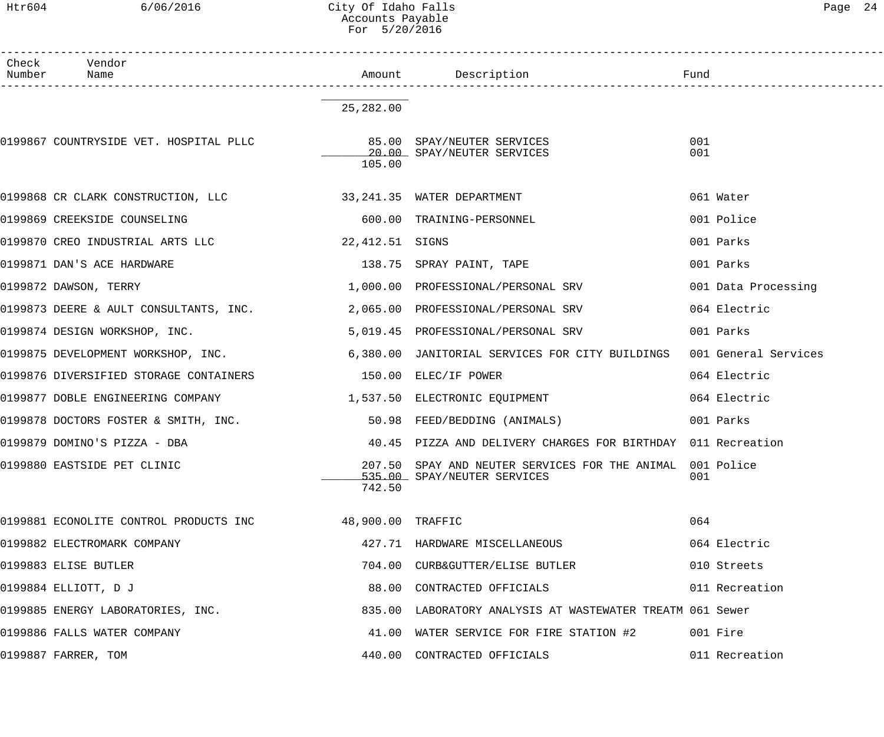| Check Number | Vendor Name | Amount | Description | Fund |
|---|---|---|---|---|
| | | 25,282.00 | | |
| 0199867 | COUNTRYSIDE VET. HOSPITAL PLLC | 85.00 | SPAY/NEUTER SERVICES | 001 |
| | | 20.00 | SPAY/NEUTER SERVICES | 001 |
| | | 105.00 | | |
| 0199868 | CR CLARK CONSTRUCTION, LLC | 33,241.35 | WATER DEPARTMENT | 061 Water |
| 0199869 | CREEKSIDE COUNSELING | 600.00 | TRAINING-PERSONNEL | 001 Police |
| 0199870 | CREO INDUSTRIAL ARTS LLC | 22,412.51 | SIGNS | 001 Parks |
| 0199871 | DAN'S ACE HARDWARE | 138.75 | SPRAY PAINT, TAPE | 001 Parks |
| 0199872 | DAWSON, TERRY | 1,000.00 | PROFESSIONAL/PERSONAL SRV | 001 Data Processing |
| 0199873 | DEERE & AULT CONSULTANTS, INC. | 2,065.00 | PROFESSIONAL/PERSONAL SRV | 064 Electric |
| 0199874 | DESIGN WORKSHOP, INC. | 5,019.45 | PROFESSIONAL/PERSONAL SRV | 001 Parks |
| 0199875 | DEVELOPMENT WORKSHOP, INC. | 6,380.00 | JANITORIAL SERVICES FOR CITY BUILDINGS | 001 General Services |
| 0199876 | DIVERSIFIED STORAGE CONTAINERS | 150.00 | ELEC/IF POWER | 064 Electric |
| 0199877 | DOBLE ENGINEERING COMPANY | 1,537.50 | ELECTRONIC EQUIPMENT | 064 Electric |
| 0199878 | DOCTORS FOSTER & SMITH, INC. | 50.98 | FEED/BEDDING (ANIMALS) | 001 Parks |
| 0199879 | DOMINO'S PIZZA - DBA | 40.45 | PIZZA AND DELIVERY CHARGES FOR BIRTHDAY | 011 Recreation |
| 0199880 | EASTSIDE PET CLINIC | 207.50 | SPAY AND NEUTER SERVICES FOR THE ANIMAL | 001 Police |
| | | 535.00 | SPAY/NEUTER SERVICES | 001 |
| | | 742.50 | | |
| 0199881 | ECONOLITE CONTROL PRODUCTS INC | 48,900.00 | TRAFFIC | 064 |
| 0199882 | ELECTROMARK COMPANY | 427.71 | HARDWARE MISCELLANEOUS | 064 Electric |
| 0199883 | ELISE BUTLER | 704.00 | CURB&GUTTER/ELISE BUTLER | 010 Streets |
| 0199884 | ELLIOTT, D J | 88.00 | CONTRACTED OFFICIALS | 011 Recreation |
| 0199885 | ENERGY LABORATORIES, INC. | 835.00 | LABORATORY ANALYSIS AT WASTEWATER TREATM | 061 Sewer |
| 0199886 | FALLS WATER COMPANY | 41.00 | WATER SERVICE FOR FIRE STATION #2 | 001 Fire |
| 0199887 | FARRER, TOM | 440.00 | CONTRACTED OFFICIALS | 011 Recreation |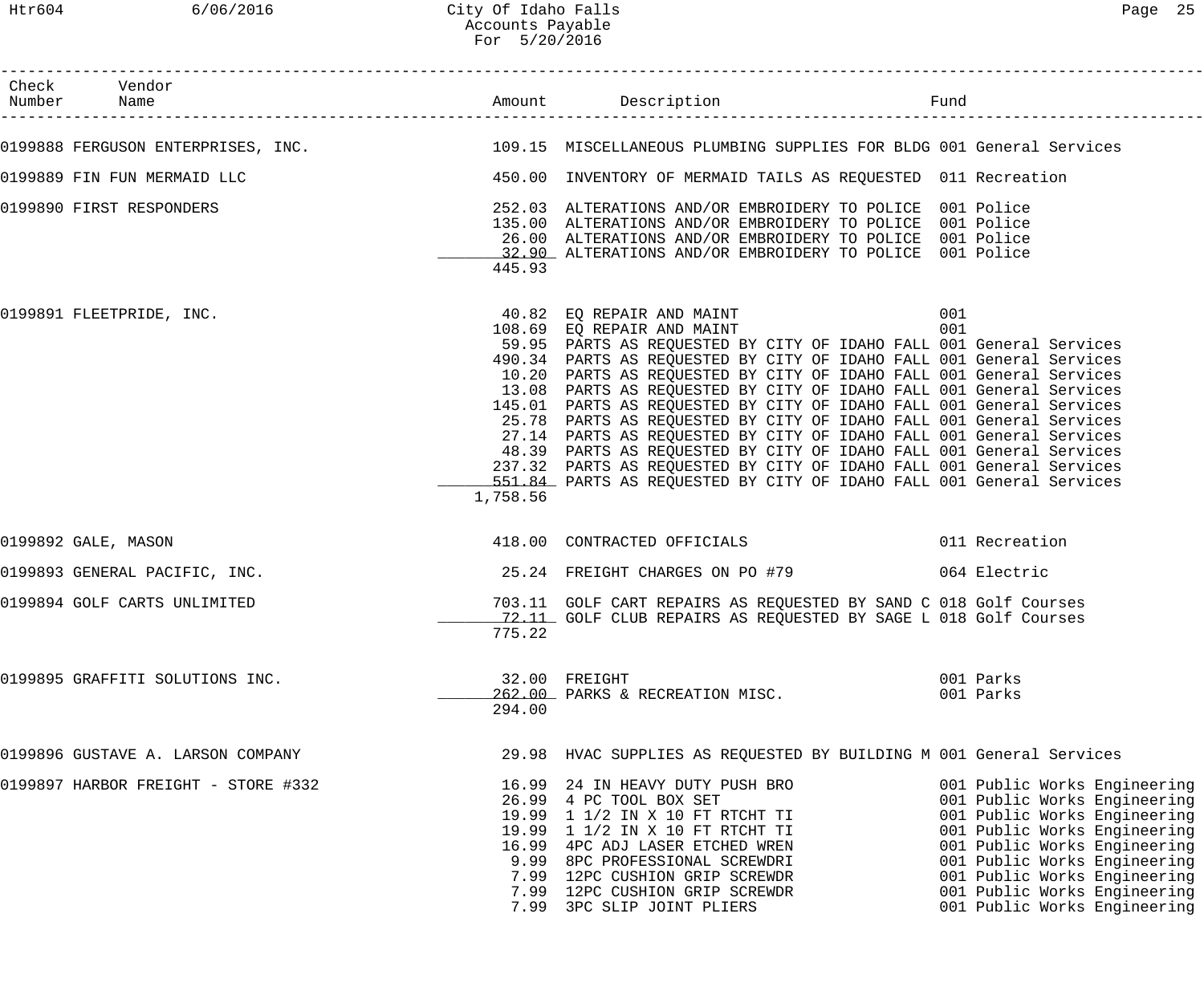| Check Number | Vendor Name | Amount | Description | Fund |
|---|---|---|---|---|
| 0199888 | FERGUSON ENTERPRISES, INC. | 109.15 | MISCELLANEOUS PLUMBING SUPPLIES FOR BLDG | 001 General Services |
| 0199889 | FIN FUN MERMAID LLC | 450.00 | INVENTORY OF MERMAID TAILS AS REQUESTED | 011 Recreation |
| 0199890 | FIRST RESPONDERS | 252.03 | ALTERATIONS AND/OR EMBROIDERY TO POLICE | 001 Police |
| | | 135.00 | ALTERATIONS AND/OR EMBROIDERY TO POLICE | 001 Police |
| | | 26.00 | ALTERATIONS AND/OR EMBROIDERY TO POLICE | 001 Police |
| | | 32.90 | ALTERATIONS AND/OR EMBROIDERY TO POLICE | 001 Police |
| | | 445.93 | | |
| 0199891 | FLEETPRIDE, INC. | 40.82 | EQ REPAIR AND MAINT | 001 |
| | | 108.69 | EQ REPAIR AND MAINT | 001 |
| | | 59.95 | PARTS AS REQUESTED BY CITY OF IDAHO FALL | 001 General Services |
| | | 490.34 | PARTS AS REQUESTED BY CITY OF IDAHO FALL | 001 General Services |
| | | 10.20 | PARTS AS REQUESTED BY CITY OF IDAHO FALL | 001 General Services |
| | | 13.08 | PARTS AS REQUESTED BY CITY OF IDAHO FALL | 001 General Services |
| | | 145.01 | PARTS AS REQUESTED BY CITY OF IDAHO FALL | 001 General Services |
| | | 25.78 | PARTS AS REQUESTED BY CITY OF IDAHO FALL | 001 General Services |
| | | 27.14 | PARTS AS REQUESTED BY CITY OF IDAHO FALL | 001 General Services |
| | | 48.39 | PARTS AS REQUESTED BY CITY OF IDAHO FALL | 001 General Services |
| | | 237.32 | PARTS AS REQUESTED BY CITY OF IDAHO FALL | 001 General Services |
| | | 551.84 | PARTS AS REQUESTED BY CITY OF IDAHO FALL | 001 General Services |
| | | 1,758.56 | | |
| 0199892 | GALE, MASON | 418.00 | CONTRACTED OFFICIALS | 011 Recreation |
| 0199893 | GENERAL PACIFIC, INC. | 25.24 | FREIGHT CHARGES ON PO #79 | 064 Electric |
| 0199894 | GOLF CARTS UNLIMITED | 703.11 | GOLF CART REPAIRS AS REQUESTED BY SAND C | 018 Golf Courses |
| | | 72.11 | GOLF CLUB REPAIRS AS REQUESTED BY SAGE L | 018 Golf Courses |
| | | 775.22 | | |
| 0199895 | GRAFFITI SOLUTIONS INC. | 32.00 | FREIGHT | 001 Parks |
| | | 262.00 | PARKS & RECREATION MISC. | 001 Parks |
| | | 294.00 | | |
| 0199896 | GUSTAVE A. LARSON COMPANY | 29.98 | HVAC SUPPLIES AS REQUESTED BY BUILDING M | 001 General Services |
| 0199897 | HARBOR FREIGHT - STORE #332 | 16.99 | 24 IN HEAVY DUTY PUSH BRO | 001 Public Works Engineering |
| | | 26.99 | 4 PC TOOL BOX SET | 001 Public Works Engineering |
| | | 19.99 | 1 1/2 IN X 10 FT RTCHT TI | 001 Public Works Engineering |
| | | 19.99 | 1 1/2 IN X 10 FT RTCHT TI | 001 Public Works Engineering |
| | | 16.99 | 4PC ADJ LASER ETCHED WREN | 001 Public Works Engineering |
| | | 9.99 | 8PC PROFESSIONAL SCREWDRI | 001 Public Works Engineering |
| | | 7.99 | 12PC CUSHION GRIP SCREWDR | 001 Public Works Engineering |
| | | 7.99 | 12PC CUSHION GRIP SCREWDR | 001 Public Works Engineering |
| | | 7.99 | 3PC SLIP JOINT PLIERS | 001 Public Works Engineering |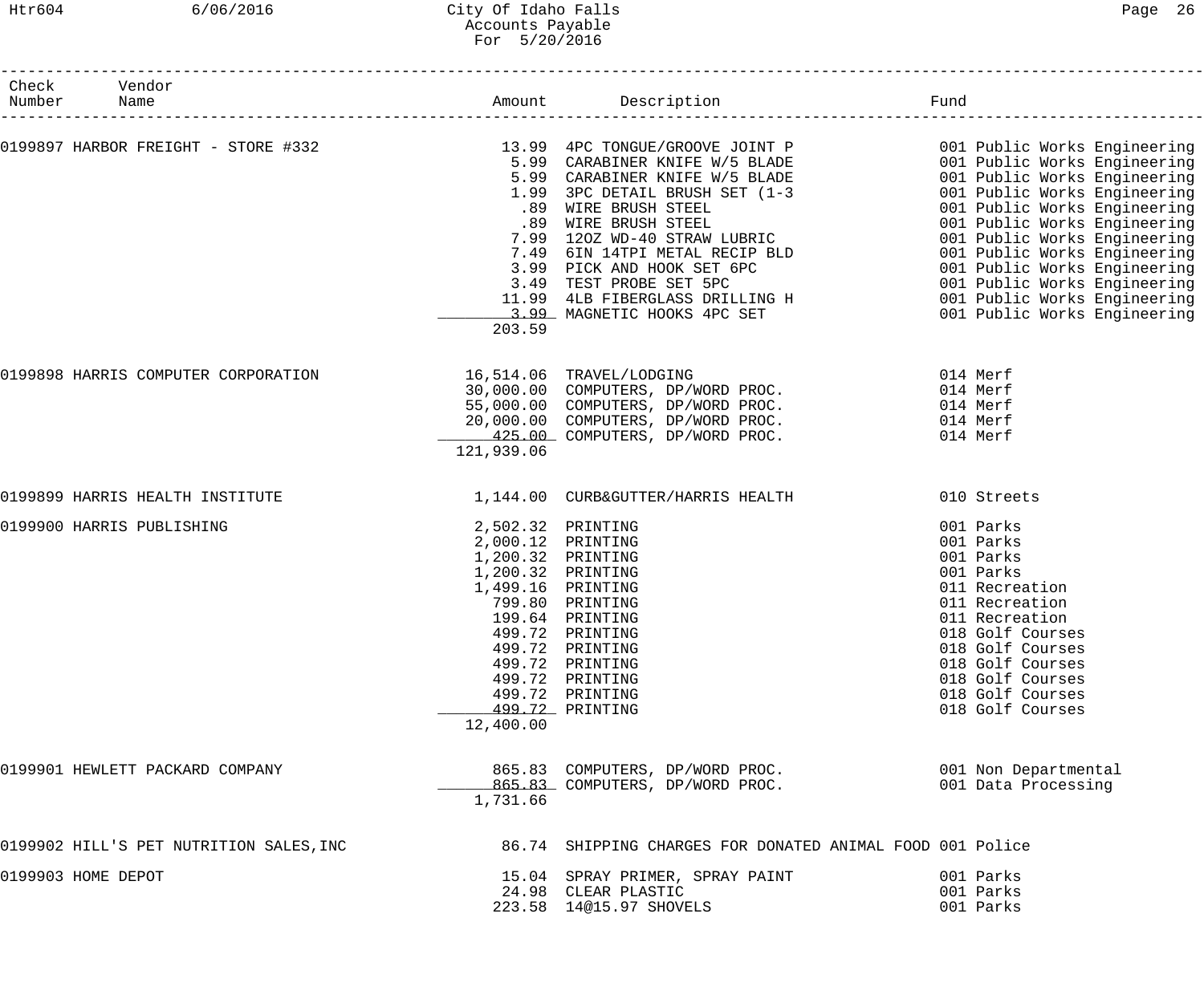City Of Idaho Falls
Accounts Payable
For 5/20/2016

| Check Number | Vendor Name | Amount | Description | Fund |
|---|---|---|---|---|
| 0199897 | HARBOR FREIGHT - STORE #332 | 13.99 | 4PC TONGUE/GROOVE JOINT P | 001 Public Works Engineering |
| | | 5.99 | CARABINER KNIFE W/5 BLADE | 001 Public Works Engineering |
| | | 5.99 | CARABINER KNIFE W/5 BLADE | 001 Public Works Engineering |
| | | 1.99 | 3PC DETAIL BRUSH SET (1-3 | 001 Public Works Engineering |
| | | .89 | WIRE BRUSH STEEL | 001 Public Works Engineering |
| | | .89 | WIRE BRUSH STEEL | 001 Public Works Engineering |
| | | 7.99 | 12OZ WD-40 STRAW LUBRIC | 001 Public Works Engineering |
| | | 7.49 | 6IN 14TPI METAL RECIP BLD | 001 Public Works Engineering |
| | | 3.99 | PICK AND HOOK SET 6PC | 001 Public Works Engineering |
| | | 3.49 | TEST PROBE SET 5PC | 001 Public Works Engineering |
| | | 11.99 | 4LB FIBERGLASS DRILLING H | 001 Public Works Engineering |
| | | 3.99 | MAGNETIC HOOKS 4PC SET | 001 Public Works Engineering |
| | | 203.59 | | |
| 0199898 | HARRIS COMPUTER CORPORATION | 16,514.06 | TRAVEL/LODGING | 014 Merf |
| | | 30,000.00 | COMPUTERS, DP/WORD PROC. | 014 Merf |
| | | 55,000.00 | COMPUTERS, DP/WORD PROC. | 014 Merf |
| | | 20,000.00 | COMPUTERS, DP/WORD PROC. | 014 Merf |
| | | 425.00 | COMPUTERS, DP/WORD PROC. | 014 Merf |
| | | 121,939.06 | | |
| 0199899 | HARRIS HEALTH INSTITUTE | 1,144.00 | CURB&GUTTER/HARRIS HEALTH | 010 Streets |
| 0199900 | HARRIS PUBLISHING | 2,502.32 | PRINTING | 001 Parks |
| | | 2,000.12 | PRINTING | 001 Parks |
| | | 1,200.32 | PRINTING | 001 Parks |
| | | 1,200.32 | PRINTING | 001 Parks |
| | | 1,499.16 | PRINTING | 011 Recreation |
| | | 799.80 | PRINTING | 011 Recreation |
| | | 199.64 | PRINTING | 011 Recreation |
| | | 499.72 | PRINTING | 018 Golf Courses |
| | | 499.72 | PRINTING | 018 Golf Courses |
| | | 499.72 | PRINTING | 018 Golf Courses |
| | | 499.72 | PRINTING | 018 Golf Courses |
| | | 499.72 | PRINTING | 018 Golf Courses |
| | | 499.72 | PRINTING | 018 Golf Courses |
| | | 12,400.00 | | |
| 0199901 | HEWLETT PACKARD COMPANY | 865.83 | COMPUTERS, DP/WORD PROC. | 001 Non Departmental |
| | | 865.83 | COMPUTERS, DP/WORD PROC. | 001 Data Processing |
| | | 1,731.66 | | |
| 0199902 | HILL'S PET NUTRITION SALES,INC | 86.74 | SHIPPING CHARGES FOR DONATED ANIMAL FOOD | 001 Police |
| 0199903 | HOME DEPOT | 15.04 | SPRAY PRIMER, SPRAY PAINT | 001 Parks |
| | | 24.98 | CLEAR PLASTIC | 001 Parks |
| | | 223.58 | 14@15.97 SHOVELS | 001 Parks |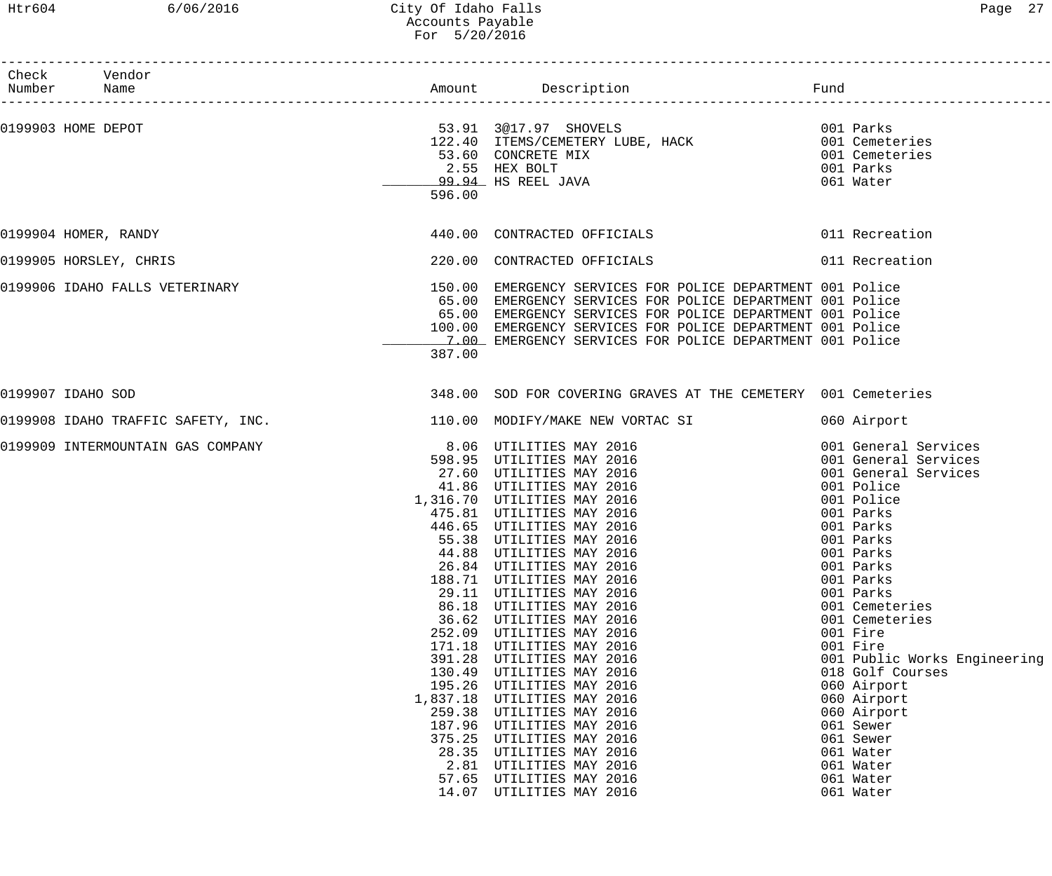# City Of Idaho Falls
## Accounts Payable
### For 5/20/2016

| Check Number | Vendor Name | Amount | Description | Fund |
|---|---|---|---|---|
| 0199903 | HOME DEPOT | 53.91 | 3@17.97 SHOVELS | 001 Parks |
| | | 122.40 | ITEMS/CEMETERY LUBE, HACK | 001 Cemeteries |
| | | 53.60 | CONCRETE MIX | 001 Cemeteries |
| | | 2.55 | HEX BOLT | 001 Parks |
| | | 99.94 | HS REEL JAVA | 061 Water |
| | | 596.00 | | |
| 0199904 | HOMER, RANDY | 440.00 | CONTRACTED OFFICIALS | 011 Recreation |
| 0199905 | HORSLEY, CHRIS | 220.00 | CONTRACTED OFFICIALS | 011 Recreation |
| 0199906 | IDAHO FALLS VETERINARY | 150.00 | EMERGENCY SERVICES FOR POLICE DEPARTMENT | 001 Police |
| | | 65.00 | EMERGENCY SERVICES FOR POLICE DEPARTMENT | 001 Police |
| | | 65.00 | EMERGENCY SERVICES FOR POLICE DEPARTMENT | 001 Police |
| | | 100.00 | EMERGENCY SERVICES FOR POLICE DEPARTMENT | 001 Police |
| | | 7.00 | EMERGENCY SERVICES FOR POLICE DEPARTMENT | 001 Police |
| | | 387.00 | | |
| 0199907 | IDAHO SOD | 348.00 | SOD FOR COVERING GRAVES AT THE CEMETERY | 001 Cemeteries |
| 0199908 | IDAHO TRAFFIC SAFETY, INC. | 110.00 | MODIFY/MAKE NEW VORTAC SI | 060 Airport |
| 0199909 | INTERMOUNTAIN GAS COMPANY | 8.06 | UTILITIES MAY 2016 | 001 General Services |
| | | 598.95 | UTILITIES MAY 2016 | 001 General Services |
| | | 27.60 | UTILITIES MAY 2016 | 001 General Services |
| | | 41.86 | UTILITIES MAY 2016 | 001 Police |
| | | 1,316.70 | UTILITIES MAY 2016 | 001 Police |
| | | 475.81 | UTILITIES MAY 2016 | 001 Parks |
| | | 446.65 | UTILITIES MAY 2016 | 001 Parks |
| | | 55.38 | UTILITIES MAY 2016 | 001 Parks |
| | | 44.88 | UTILITIES MAY 2016 | 001 Parks |
| | | 26.84 | UTILITIES MAY 2016 | 001 Parks |
| | | 188.71 | UTILITIES MAY 2016 | 001 Parks |
| | | 29.11 | UTILITIES MAY 2016 | 001 Parks |
| | | 86.18 | UTILITIES MAY 2016 | 001 Cemeteries |
| | | 36.62 | UTILITIES MAY 2016 | 001 Cemeteries |
| | | 252.09 | UTILITIES MAY 2016 | 001 Fire |
| | | 171.18 | UTILITIES MAY 2016 | 001 Fire |
| | | 391.28 | UTILITIES MAY 2016 | 001 Public Works Engineering |
| | | 130.49 | UTILITIES MAY 2016 | 018 Golf Courses |
| | | 195.26 | UTILITIES MAY 2016 | 060 Airport |
| | | 1,837.18 | UTILITIES MAY 2016 | 060 Airport |
| | | 259.38 | UTILITIES MAY 2016 | 060 Airport |
| | | 187.96 | UTILITIES MAY 2016 | 061 Sewer |
| | | 375.25 | UTILITIES MAY 2016 | 061 Sewer |
| | | 28.35 | UTILITIES MAY 2016 | 061 Water |
| | | 2.81 | UTILITIES MAY 2016 | 061 Water |
| | | 57.65 | UTILITIES MAY 2016 | 061 Water |
| | | 14.07 | UTILITIES MAY 2016 | 061 Water |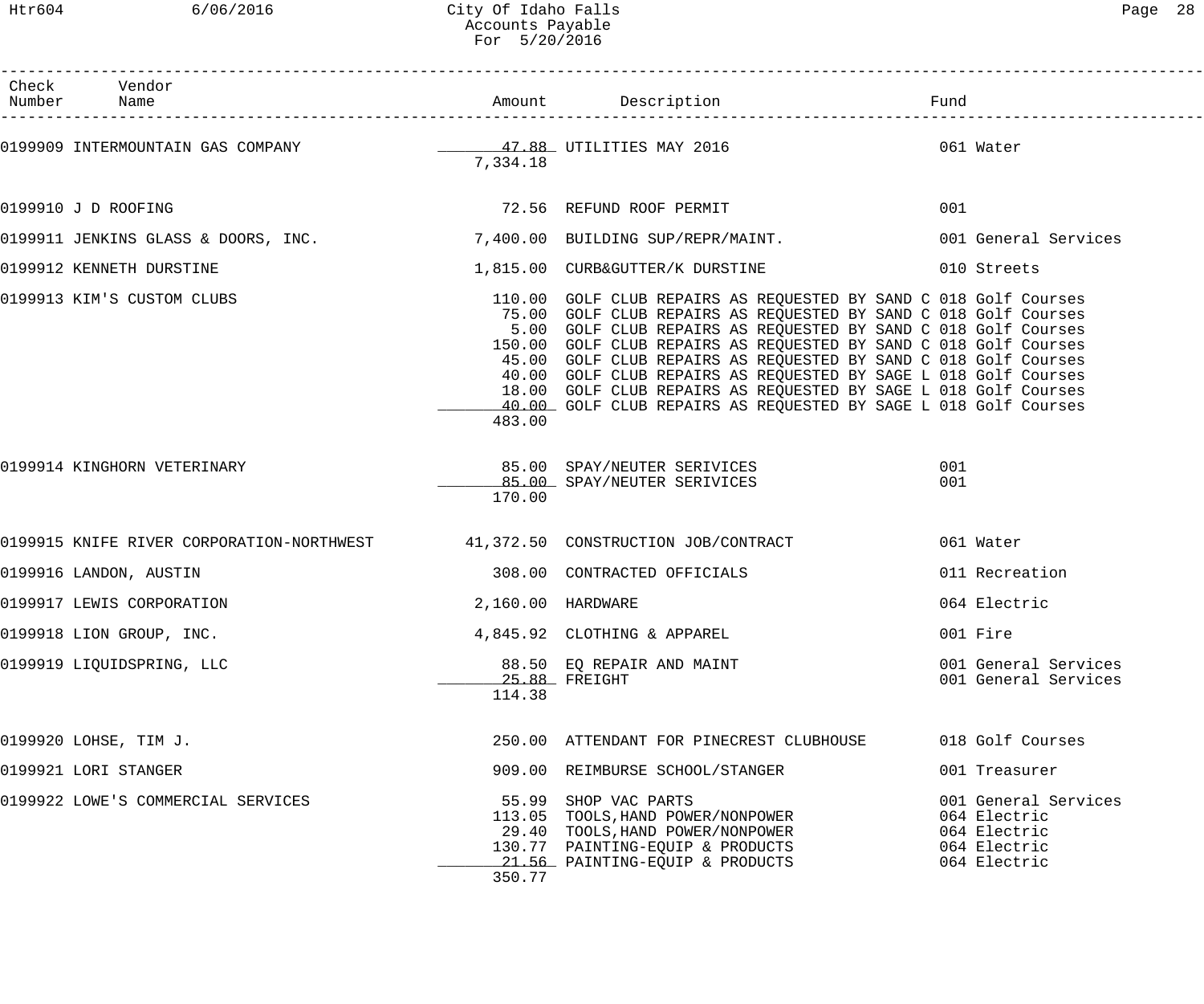# City Of Idaho Falls
## Accounts Payable
## For 5/20/2016

| Check Number | Vendor Name | Amount | Description | Fund |
|---|---|---|---|---|
| 0199909 | INTERMOUNTAIN GAS COMPANY | 47.88 | UTILITIES MAY 2016 | 061 Water |
| | | 7,334.18 | | |
| 0199910 | J D ROOFING | 72.56 | REFUND ROOF PERMIT | 001 |
| 0199911 | JENKINS GLASS & DOORS, INC. | 7,400.00 | BUILDING SUP/REPR/MAINT. | 001 General Services |
| 0199912 | KENNETH DURSTINE | 1,815.00 | CURB&GUTTER/K DURSTINE | 010 Streets |
| 0199913 | KIM'S CUSTOM CLUBS | 110.00 | GOLF CLUB REPAIRS AS REQUESTED BY SAND C | 018 Golf Courses |
| | | 75.00 | GOLF CLUB REPAIRS AS REQUESTED BY SAND C | 018 Golf Courses |
| | | 5.00 | GOLF CLUB REPAIRS AS REQUESTED BY SAND C | 018 Golf Courses |
| | | 150.00 | GOLF CLUB REPAIRS AS REQUESTED BY SAND C | 018 Golf Courses |
| | | 45.00 | GOLF CLUB REPAIRS AS REQUESTED BY SAND C | 018 Golf Courses |
| | | 40.00 | GOLF CLUB REPAIRS AS REQUESTED BY SAGE L | 018 Golf Courses |
| | | 18.00 | GOLF CLUB REPAIRS AS REQUESTED BY SAGE L | 018 Golf Courses |
| | | 40.00 | GOLF CLUB REPAIRS AS REQUESTED BY SAGE L | 018 Golf Courses |
| | | 483.00 | | |
| 0199914 | KINGHORN VETERINARY | 85.00 | SPAY/NEUTER SERIVICES | 001 |
| | | 85.00 | SPAY/NEUTER SERIVICES | 001 |
| | | 170.00 | | |
| 0199915 | KNIFE RIVER CORPORATION-NORTHWEST | 41,372.50 | CONSTRUCTION JOB/CONTRACT | 061 Water |
| 0199916 | LANDON, AUSTIN | 308.00 | CONTRACTED OFFICIALS | 011 Recreation |
| 0199917 | LEWIS CORPORATION | 2,160.00 | HARDWARE | 064 Electric |
| 0199918 | LION GROUP, INC. | 4,845.92 | CLOTHING & APPAREL | 001 Fire |
| 0199919 | LIQUIDSPRING, LLC | 88.50 | EQ REPAIR AND MAINT | 001 General Services |
| | | 25.88 | FREIGHT | 001 General Services |
| | | 114.38 | | |
| 0199920 | LOHSE, TIM J. | 250.00 | ATTENDANT FOR PINECREST CLUBHOUSE | 018 Golf Courses |
| 0199921 | LORI STANGER | 909.00 | REIMBURSE SCHOOL/STANGER | 001 Treasurer |
| 0199922 | LOWE'S COMMERCIAL SERVICES | 55.99 | SHOP VAC PARTS | 001 General Services |
| | | 113.05 | TOOLS,HAND POWER/NONPOWER | 064 Electric |
| | | 29.40 | TOOLS,HAND POWER/NONPOWER | 064 Electric |
| | | 130.77 | PAINTING-EQUIP & PRODUCTS | 064 Electric |
| | | 21.56 | PAINTING-EQUIP & PRODUCTS | 064 Electric |
| | | 350.77 | | |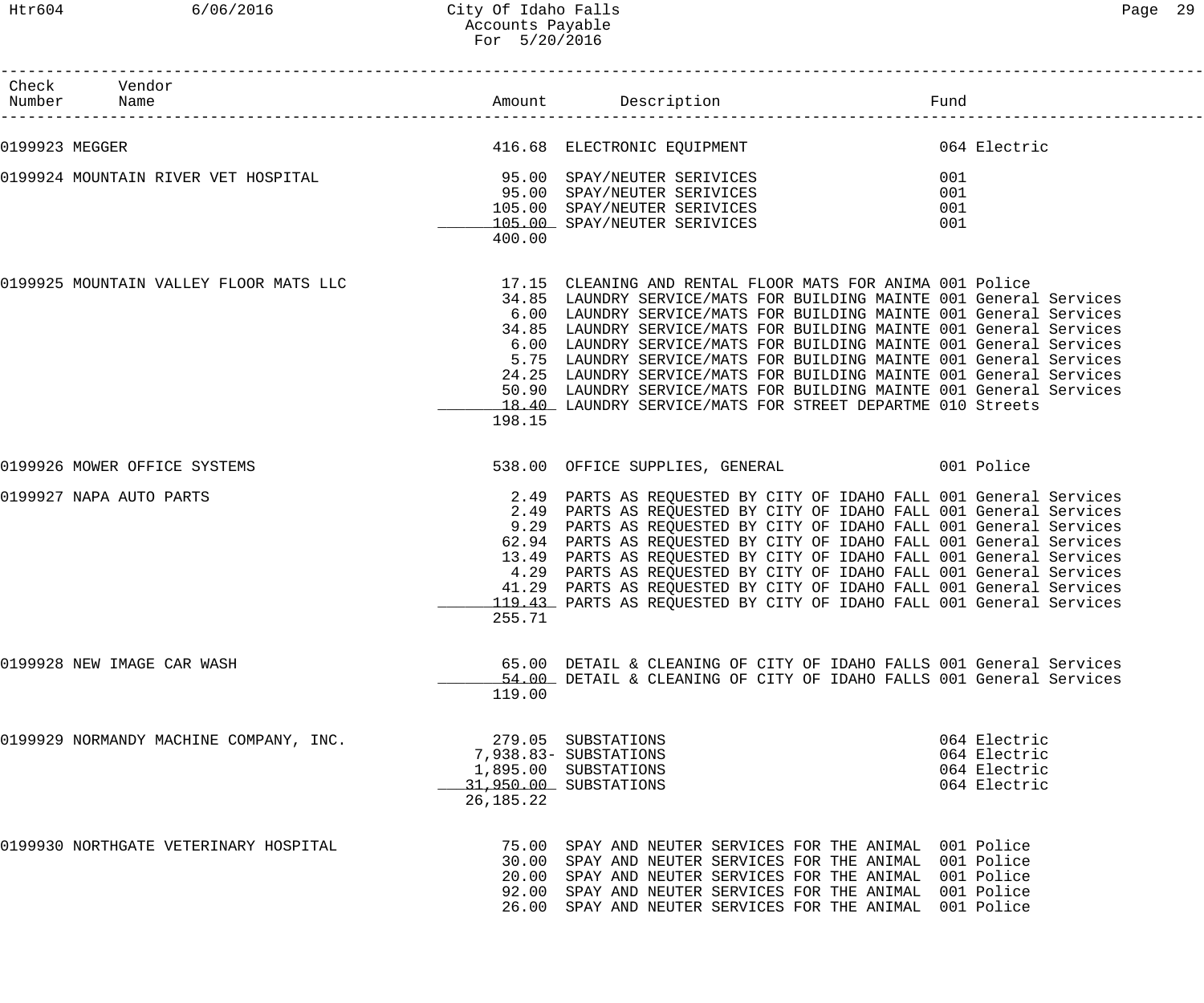# City Of Idaho Falls
## Accounts Payable
### For 5/20/2016

| Check Number | Vendor Name | Amount | Description | Fund |
|---|---|---|---|---|
| 0199923 | MEGGER | 416.68 | ELECTRONIC EQUIPMENT | 064 Electric |
| 0199924 | MOUNTAIN RIVER VET HOSPITAL | 95.00 | SPAY/NEUTER SERIVICES | 001 |
| | | 95.00 | SPAY/NEUTER SERIVICES | 001 |
| | | 105.00 | SPAY/NEUTER SERIVICES | 001 |
| | | 105.00 | SPAY/NEUTER SERIVICES | 001 |
| | | 400.00 | | |
| 0199925 | MOUNTAIN VALLEY FLOOR MATS LLC | 17.15 | CLEANING AND RENTAL FLOOR MATS FOR ANIMA | 001 Police |
| | | 34.85 | LAUNDRY SERVICE/MATS FOR BUILDING MAINTE | 001 General Services |
| | | 6.00 | LAUNDRY SERVICE/MATS FOR BUILDING MAINTE | 001 General Services |
| | | 34.85 | LAUNDRY SERVICE/MATS FOR BUILDING MAINTE | 001 General Services |
| | | 6.00 | LAUNDRY SERVICE/MATS FOR BUILDING MAINTE | 001 General Services |
| | | 5.75 | LAUNDRY SERVICE/MATS FOR BUILDING MAINTE | 001 General Services |
| | | 24.25 | LAUNDRY SERVICE/MATS FOR BUILDING MAINTE | 001 General Services |
| | | 50.90 | LAUNDRY SERVICE/MATS FOR BUILDING MAINTE | 001 General Services |
| | | 18.40 | LAUNDRY SERVICE/MATS FOR STREET DEPARTME | 010 Streets |
| | | 198.15 | | |
| 0199926 | MOWER OFFICE SYSTEMS | 538.00 | OFFICE SUPPLIES, GENERAL | 001 Police |
| 0199927 | NAPA AUTO PARTS | 2.49 | PARTS AS REQUESTED BY CITY OF IDAHO FALL | 001 General Services |
| | | 2.49 | PARTS AS REQUESTED BY CITY OF IDAHO FALL | 001 General Services |
| | | 9.29 | PARTS AS REQUESTED BY CITY OF IDAHO FALL | 001 General Services |
| | | 62.94 | PARTS AS REQUESTED BY CITY OF IDAHO FALL | 001 General Services |
| | | 13.49 | PARTS AS REQUESTED BY CITY OF IDAHO FALL | 001 General Services |
| | | 4.29 | PARTS AS REQUESTED BY CITY OF IDAHO FALL | 001 General Services |
| | | 41.29 | PARTS AS REQUESTED BY CITY OF IDAHO FALL | 001 General Services |
| | | 119.43 | PARTS AS REQUESTED BY CITY OF IDAHO FALL | 001 General Services |
| | | 255.71 | | |
| 0199928 | NEW IMAGE CAR WASH | 65.00 | DETAIL & CLEANING OF CITY OF IDAHO FALLS | 001 General Services |
| | | 54.00 | DETAIL & CLEANING OF CITY OF IDAHO FALLS | 001 General Services |
| | | 119.00 | | |
| 0199929 | NORMANDY MACHINE COMPANY, INC. | 279.05 | SUBSTATIONS | 064 Electric |
| | | 7,938.83- | SUBSTATIONS | 064 Electric |
| | | 1,895.00 | SUBSTATIONS | 064 Electric |
| | | 31,950.00 | SUBSTATIONS | 064 Electric |
| | | 26,185.22 | | |
| 0199930 | NORTHGATE VETERINARY HOSPITAL | 75.00 | SPAY AND NEUTER SERVICES FOR THE ANIMAL | 001 Police |
| | | 30.00 | SPAY AND NEUTER SERVICES FOR THE ANIMAL | 001 Police |
| | | 20.00 | SPAY AND NEUTER SERVICES FOR THE ANIMAL | 001 Police |
| | | 92.00 | SPAY AND NEUTER SERVICES FOR THE ANIMAL | 001 Police |
| | | 26.00 | SPAY AND NEUTER SERVICES FOR THE ANIMAL | 001 Police |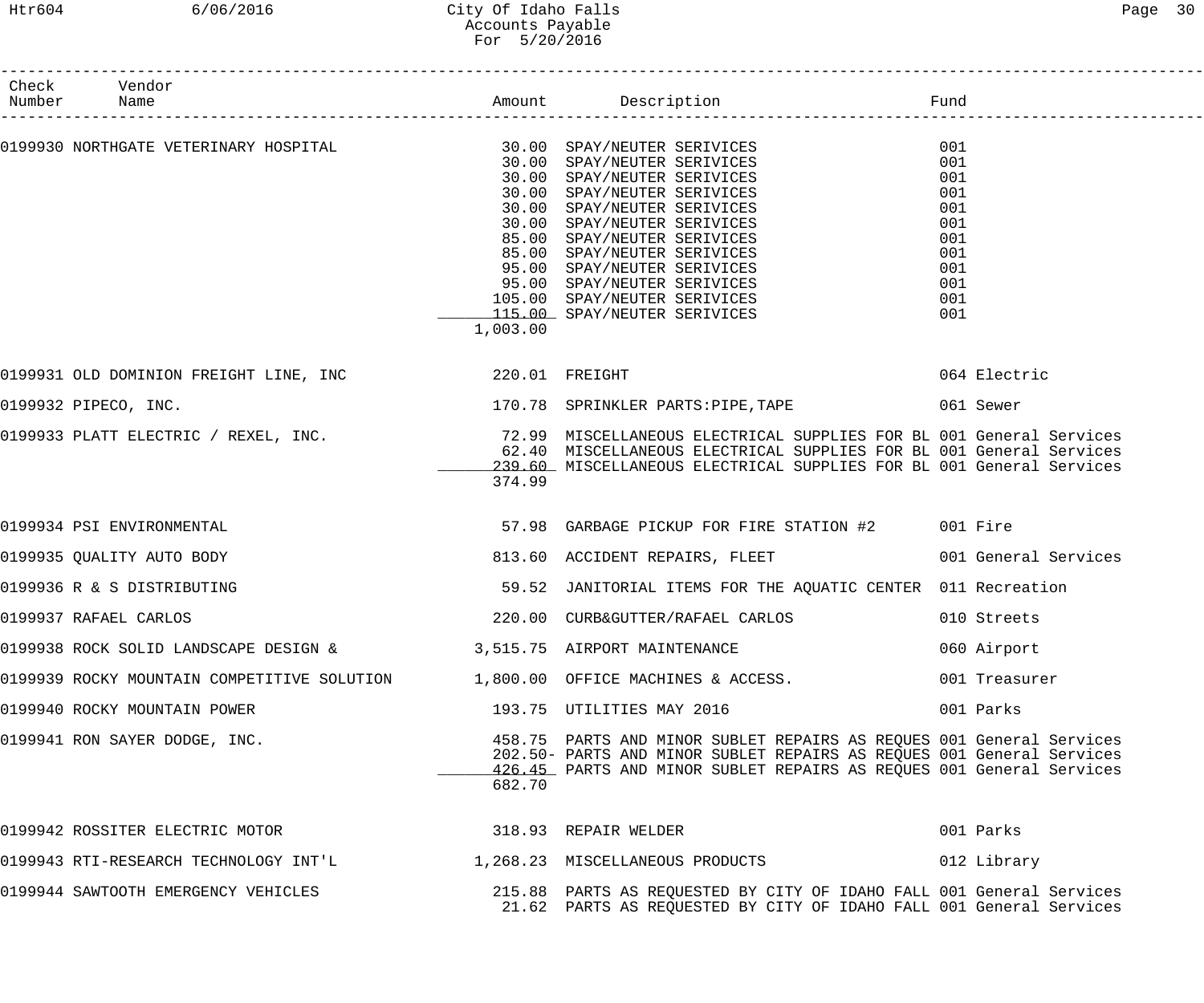# City Of Idaho Falls
## Accounts Payable
### For 5/20/2016

| Check Number | Vendor Name | Amount | Description | Fund |
|---|---|---|---|---|
| 0199930 | NORTHGATE VETERINARY HOSPITAL | 30.00 | SPAY/NEUTER SERIVICES | 001 |
| | | 30.00 | SPAY/NEUTER SERIVICES | 001 |
| | | 30.00 | SPAY/NEUTER SERIVICES | 001 |
| | | 30.00 | SPAY/NEUTER SERIVICES | 001 |
| | | 30.00 | SPAY/NEUTER SERIVICES | 001 |
| | | 30.00 | SPAY/NEUTER SERIVICES | 001 |
| | | 85.00 | SPAY/NEUTER SERIVICES | 001 |
| | | 85.00 | SPAY/NEUTER SERIVICES | 001 |
| | | 95.00 | SPAY/NEUTER SERIVICES | 001 |
| | | 95.00 | SPAY/NEUTER SERIVICES | 001 |
| | | 105.00 | SPAY/NEUTER SERIVICES | 001 |
| | | 115.00 | SPAY/NEUTER SERIVICES | 001 |
| | | 1,003.00 | | |
| 0199931 | OLD DOMINION FREIGHT LINE, INC | 220.01 | FREIGHT | 064 Electric |
| 0199932 | PIPECO, INC. | 170.78 | SPRINKLER PARTS:PIPE,TAPE | 061 Sewer |
| 0199933 | PLATT ELECTRIC / REXEL, INC. | 72.99 | MISCELLANEOUS ELECTRICAL SUPPLIES FOR BL | 001 General Services |
| | | 62.40 | MISCELLANEOUS ELECTRICAL SUPPLIES FOR BL | 001 General Services |
| | | 239.60 | MISCELLANEOUS ELECTRICAL SUPPLIES FOR BL | 001 General Services |
| | | 374.99 | | |
| 0199934 | PSI ENVIRONMENTAL | 57.98 | GARBAGE PICKUP FOR FIRE STATION #2 | 001 Fire |
| 0199935 | QUALITY AUTO BODY | 813.60 | ACCIDENT REPAIRS, FLEET | 001 General Services |
| 0199936 | R & S DISTRIBUTING | 59.52 | JANITORIAL ITEMS FOR THE AQUATIC CENTER | 011 Recreation |
| 0199937 | RAFAEL CARLOS | 220.00 | CURB&GUTTER/RAFAEL CARLOS | 010 Streets |
| 0199938 | ROCK SOLID LANDSCAPE DESIGN & | 3,515.75 | AIRPORT MAINTENANCE | 060 Airport |
| 0199939 | ROCKY MOUNTAIN COMPETITIVE SOLUTION | 1,800.00 | OFFICE MACHINES & ACCESS. | 001 Treasurer |
| 0199940 | ROCKY MOUNTAIN POWER | 193.75 | UTILITIES MAY 2016 | 001 Parks |
| 0199941 | RON SAYER DODGE, INC. | 458.75 | PARTS AND MINOR SUBLET REPAIRS AS REQUES | 001 General Services |
| | | 202.50- | PARTS AND MINOR SUBLET REPAIRS AS REQUES | 001 General Services |
| | | 426.45 | PARTS AND MINOR SUBLET REPAIRS AS REQUES | 001 General Services |
| | | 682.70 | | |
| 0199942 | ROSSITER ELECTRIC MOTOR | 318.93 | REPAIR WELDER | 001 Parks |
| 0199943 | RTI-RESEARCH TECHNOLOGY INT'L | 1,268.23 | MISCELLANEOUS PRODUCTS | 012 Library |
| 0199944 | SAWTOOTH EMERGENCY VEHICLES | 215.88 | PARTS AS REQUESTED BY CITY OF IDAHO FALL | 001 General Services |
| | | 21.62 | PARTS AS REQUESTED BY CITY OF IDAHO FALL | 001 General Services |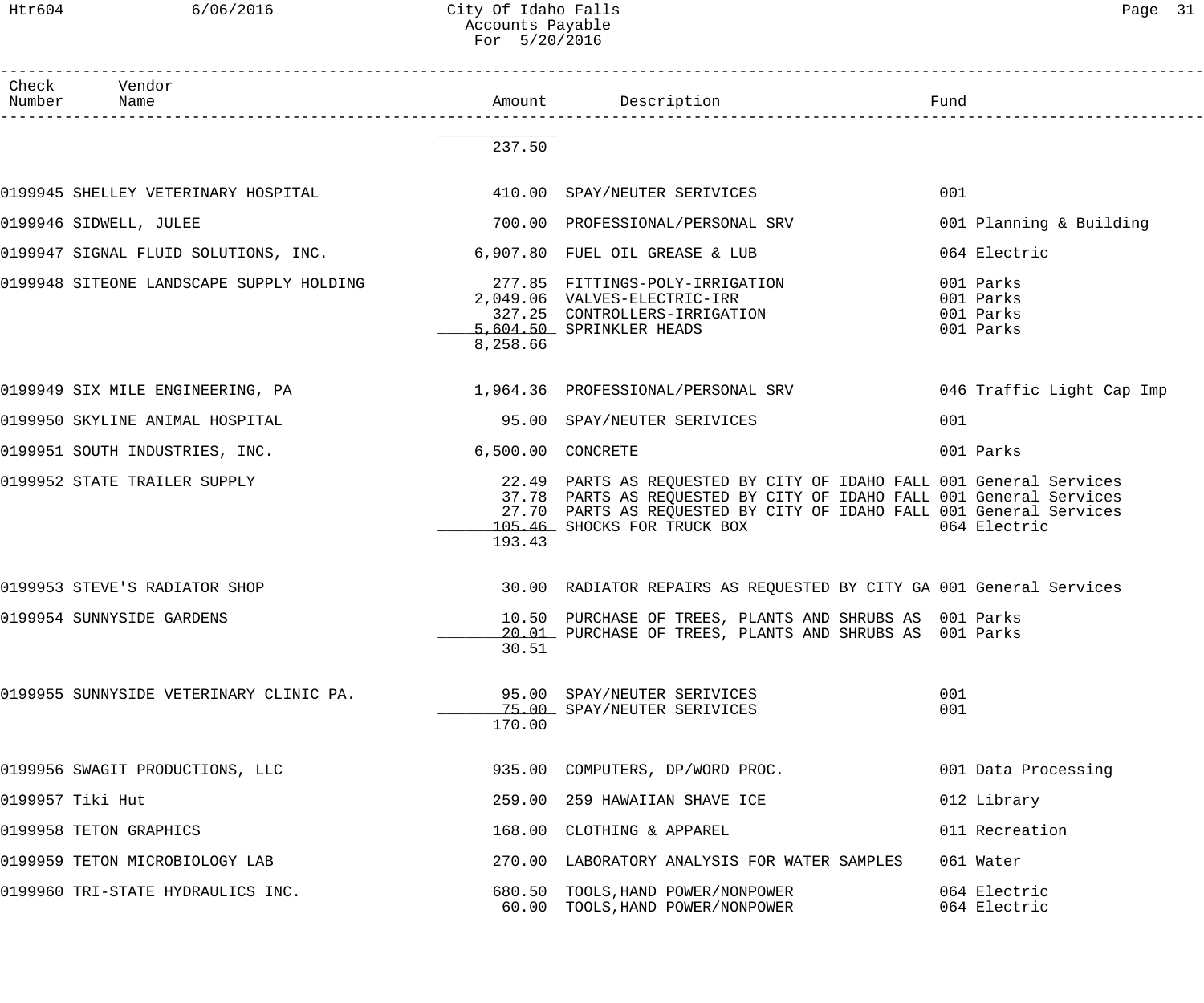| Check Number | Vendor Name | Amount | Description | Fund |
|---|---|---|---|---|
| | | 237.50 | | |
| 0199945 | SHELLEY VETERINARY HOSPITAL | 410.00 | SPAY/NEUTER SERIVICES | 001 |
| 0199946 | SIDWELL, JULEE | 700.00 | PROFESSIONAL/PERSONAL SRV | 001 Planning & Building |
| 0199947 | SIGNAL FLUID SOLUTIONS, INC. | 6,907.80 | FUEL OIL GREASE & LUB | 064 Electric |
| 0199948 | SITEONE LANDSCAPE SUPPLY HOLDING | 277.85 | FITTINGS-POLY-IRRIGATION | 001 Parks |
| | | 2,049.06 | VALVES-ELECTRIC-IRR | 001 Parks |
| | | 327.25 | CONTROLLERS-IRRIGATION | 001 Parks |
| | | 5,604.50 | SPRINKLER HEADS | 001 Parks |
| | | 8,258.66 | | |
| 0199949 | SIX MILE ENGINEERING, PA | 1,964.36 | PROFESSIONAL/PERSONAL SRV | 046 Traffic Light Cap Imp |
| 0199950 | SKYLINE ANIMAL HOSPITAL | 95.00 | SPAY/NEUTER SERIVICES | 001 |
| 0199951 | SOUTH INDUSTRIES, INC. | 6,500.00 | CONCRETE | 001 Parks |
| 0199952 | STATE TRAILER SUPPLY | 22.49 | PARTS AS REQUESTED BY CITY OF IDAHO FALL | 001 General Services |
| | | 37.78 | PARTS AS REQUESTED BY CITY OF IDAHO FALL | 001 General Services |
| | | 27.70 | PARTS AS REQUESTED BY CITY OF IDAHO FALL | 001 General Services |
| | | 105.46 | SHOCKS FOR TRUCK BOX | 064 Electric |
| | | 193.43 | | |
| 0199953 | STEVE'S RADIATOR SHOP | 30.00 | RADIATOR REPAIRS AS REQUESTED BY CITY GA | 001 General Services |
| 0199954 | SUNNYSIDE GARDENS | 10.50 | PURCHASE OF TREES, PLANTS AND SHRUBS AS | 001 Parks |
| | | 20.01 | PURCHASE OF TREES, PLANTS AND SHRUBS AS | 001 Parks |
| | | 30.51 | | |
| 0199955 | SUNNYSIDE VETERINARY CLINIC PA. | 95.00 | SPAY/NEUTER SERIVICES | 001 |
| | | 75.00 | SPAY/NEUTER SERIVICES | 001 |
| | | 170.00 | | |
| 0199956 | SWAGIT PRODUCTIONS, LLC | 935.00 | COMPUTERS, DP/WORD PROC. | 001 Data Processing |
| 0199957 | Tiki Hut | 259.00 | 259 HAWAIIAN SHAVE ICE | 012 Library |
| 0199958 | TETON GRAPHICS | 168.00 | CLOTHING & APPAREL | 011 Recreation |
| 0199959 | TETON MICROBIOLOGY LAB | 270.00 | LABORATORY ANALYSIS FOR WATER SAMPLES | 061 Water |
| 0199960 | TRI-STATE HYDRAULICS INC. | 680.50 | TOOLS,HAND POWER/NONPOWER | 064 Electric |
| | | 60.00 | TOOLS,HAND POWER/NONPOWER | 064 Electric |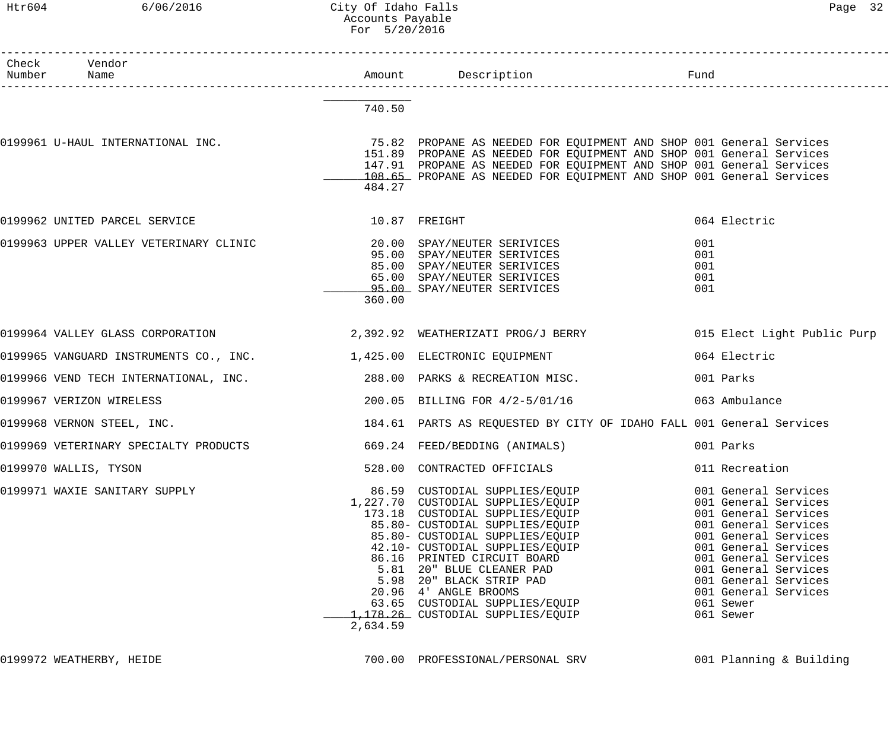# City Of Idaho Falls
## Accounts Payable
### For 5/20/2016

| Check Number | Vendor Name | Amount | Description | Fund |
|---|---|---|---|---|
| | | 740.50 | | |
| 0199961 | U-HAUL INTERNATIONAL INC. | 75.82 | PROPANE AS NEEDED FOR EQUIPMENT AND SHOP | 001 General Services |
| | | 151.89 | PROPANE AS NEEDED FOR EQUIPMENT AND SHOP | 001 General Services |
| | | 147.91 | PROPANE AS NEEDED FOR EQUIPMENT AND SHOP | 001 General Services |
| | | 108.65 | PROPANE AS NEEDED FOR EQUIPMENT AND SHOP | 001 General Services |
| | | 484.27 | | |
| 0199962 | UNITED PARCEL SERVICE | 10.87 | FREIGHT | 064 Electric |
| 0199963 | UPPER VALLEY VETERINARY CLINIC | 20.00 | SPAY/NEUTER SERIVICES | 001 |
| | | 95.00 | SPAY/NEUTER SERIVICES | 001 |
| | | 85.00 | SPAY/NEUTER SERIVICES | 001 |
| | | 65.00 | SPAY/NEUTER SERIVICES | 001 |
| | | 95.00 | SPAY/NEUTER SERIVICES | 001 |
| | | 360.00 | | |
| 0199964 | VALLEY GLASS CORPORATION | 2,392.92 | WEATHERIZATI PROG/J BERRY | 015 Elect Light Public Purp |
| 0199965 | VANGUARD INSTRUMENTS CO., INC. | 1,425.00 | ELECTRONIC EQUIPMENT | 064 Electric |
| 0199966 | VEND TECH INTERNATIONAL, INC. | 288.00 | PARKS & RECREATION MISC. | 001 Parks |
| 0199967 | VERIZON WIRELESS | 200.05 | BILLING FOR 4/2-5/01/16 | 063 Ambulance |
| 0199968 | VERNON STEEL, INC. | 184.61 | PARTS AS REQUESTED BY CITY OF IDAHO FALL | 001 General Services |
| 0199969 | VETERINARY SPECIALTY PRODUCTS | 669.24 | FEED/BEDDING (ANIMALS) | 001 Parks |
| 0199970 | WALLIS, TYSON | 528.00 | CONTRACTED OFFICIALS | 011 Recreation |
| 0199971 | WAXIE SANITARY SUPPLY | 86.59 | CUSTODIAL SUPPLIES/EQUIP | 001 General Services |
| | | 1,227.70 | CUSTODIAL SUPPLIES/EQUIP | 001 General Services |
| | | 173.18 | CUSTODIAL SUPPLIES/EQUIP | 001 General Services |
| | | 85.80- | CUSTODIAL SUPPLIES/EQUIP | 001 General Services |
| | | 85.80- | CUSTODIAL SUPPLIES/EQUIP | 001 General Services |
| | | 42.10- | CUSTODIAL SUPPLIES/EQUIP | 001 General Services |
| | | 86.16 | PRINTED CIRCUIT BOARD | 001 General Services |
| | | 5.81 | 20" BLUE CLEANER PAD | 001 General Services |
| | | 5.98 | 20" BLACK STRIP PAD | 001 General Services |
| | | 20.96 | 4' ANGLE BROOMS | 001 General Services |
| | | 63.65 | CUSTODIAL SUPPLIES/EQUIP | 061 Sewer |
| | | 1,178.26 | CUSTODIAL SUPPLIES/EQUIP | 061 Sewer |
| | | 2,634.59 | | |
| 0199972 | WEATHERBY, HEIDE | 700.00 | PROFESSIONAL/PERSONAL SRV | 001 Planning & Building |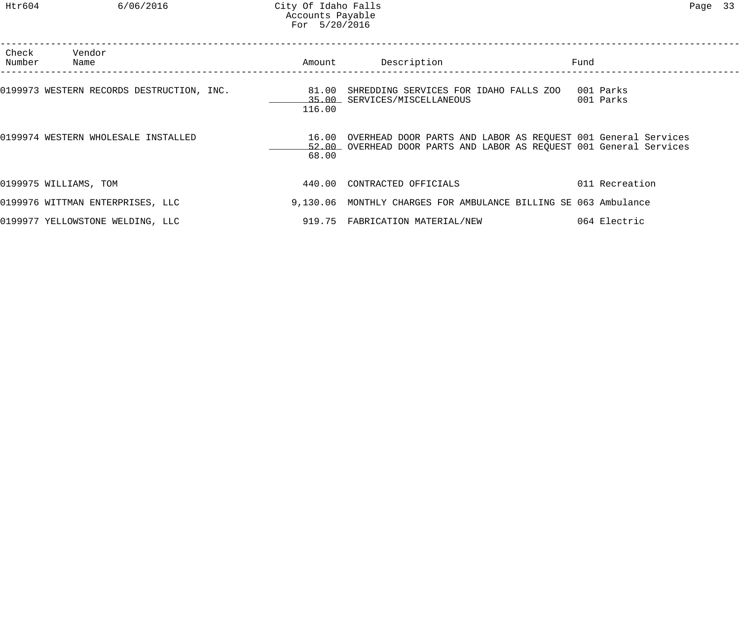City Of Idaho Falls
Accounts Payable
For 5/20/2016

| Check Number | Vendor Name | Amount | Description | Fund |
|---|---|---|---|---|
| 0199973 | WESTERN RECORDS DESTRUCTION, INC. | 81.00 | SHREDDING SERVICES FOR IDAHO FALLS ZOO | 001 Parks |
| | | 35.00 | SERVICES/MISCELLANEOUS | 001 Parks |
| | | 116.00 | | |
| 0199974 | WESTERN WHOLESALE INSTALLED | 16.00 | OVERHEAD DOOR PARTS AND LABOR AS REQUEST | 001 General Services |
| | | 52.00 | OVERHEAD DOOR PARTS AND LABOR AS REQUEST | 001 General Services |
| | | 68.00 | | |
| 0199975 | WILLIAMS, TOM | 440.00 | CONTRACTED OFFICIALS | 011 Recreation |
| 0199976 | WITTMAN ENTERPRISES, LLC | 9,130.06 | MONTHLY CHARGES FOR AMBULANCE BILLING SE | 063 Ambulance |
| 0199977 | YELLOWSTONE WELDING, LLC | 919.75 | FABRICATION MATERIAL/NEW | 064 Electric |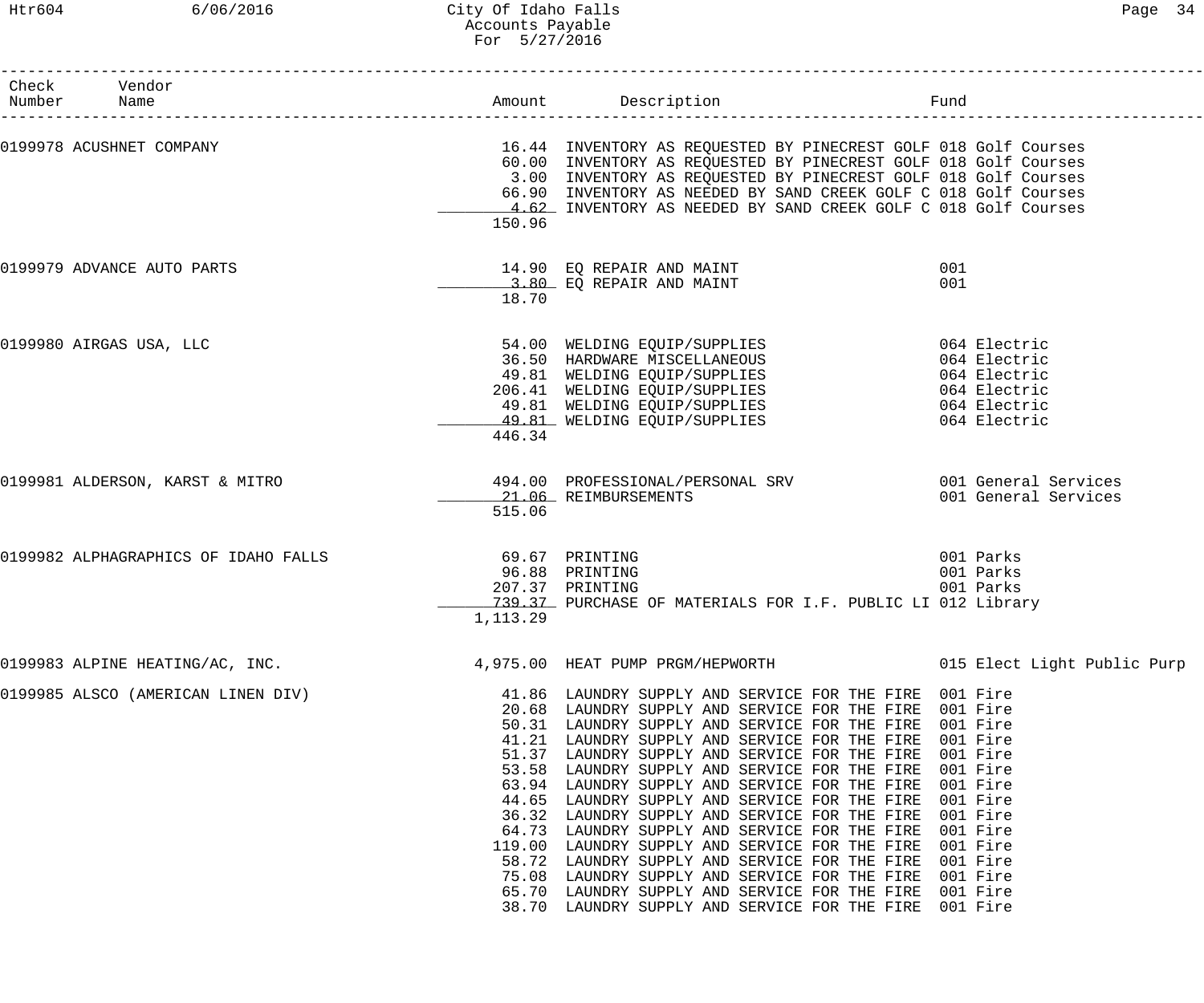# City Of Idaho Falls
## Accounts Payable
### For 5/27/2016

| Check Number | Vendor Name | Amount | Description | Fund |
|---|---|---|---|---|
| 0199978 | ACUSHNET COMPANY | 16.44 | INVENTORY AS REQUESTED BY PINECREST GOLF | 018 Golf Courses |
| | | 60.00 | INVENTORY AS REQUESTED BY PINECREST GOLF | 018 Golf Courses |
| | | 3.00 | INVENTORY AS REQUESTED BY PINECREST GOLF | 018 Golf Courses |
| | | 66.90 | INVENTORY AS NEEDED BY SAND CREEK GOLF C | 018 Golf Courses |
| | | 4.62 | INVENTORY AS NEEDED BY SAND CREEK GOLF C | 018 Golf Courses |
| | | 150.96 | | |
| 0199979 | ADVANCE AUTO PARTS | 14.90 | EQ REPAIR AND MAINT | 001 |
| | | 3.80 | EQ REPAIR AND MAINT | 001 |
| | | 18.70 | | |
| 0199980 | AIRGAS USA, LLC | 54.00 | WELDING EQUIP/SUPPLIES | 064 Electric |
| | | 36.50 | HARDWARE MISCELLANEOUS | 064 Electric |
| | | 49.81 | WELDING EQUIP/SUPPLIES | 064 Electric |
| | | 206.41 | WELDING EQUIP/SUPPLIES | 064 Electric |
| | | 49.81 | WELDING EQUIP/SUPPLIES | 064 Electric |
| | | 49.81 | WELDING EQUIP/SUPPLIES | 064 Electric |
| | | 446.34 | | |
| 0199981 | ALDERSON, KARST & MITRO | 494.00 | PROFESSIONAL/PERSONAL SRV | 001 General Services |
| | | 21.06 | REIMBURSEMENTS | 001 General Services |
| | | 515.06 | | |
| 0199982 | ALPHAGRAPHICS OF IDAHO FALLS | 69.67 | PRINTING | 001 Parks |
| | | 96.88 | PRINTING | 001 Parks |
| | | 207.37 | PRINTING | 001 Parks |
| | | 739.37 | PURCHASE OF MATERIALS FOR I.F. PUBLIC LI | 012 Library |
| | | 1,113.29 | | |
| 0199983 | ALPINE HEATING/AC, INC. | 4,975.00 | HEAT PUMP PRGM/HEPWORTH | 015 Elect Light Public Purp |
| 0199985 | ALSCO (AMERICAN LINEN DIV) | 41.86 | LAUNDRY SUPPLY AND SERVICE FOR THE FIRE | 001 Fire |
| | | 20.68 | LAUNDRY SUPPLY AND SERVICE FOR THE FIRE | 001 Fire |
| | | 50.31 | LAUNDRY SUPPLY AND SERVICE FOR THE FIRE | 001 Fire |
| | | 41.21 | LAUNDRY SUPPLY AND SERVICE FOR THE FIRE | 001 Fire |
| | | 51.37 | LAUNDRY SUPPLY AND SERVICE FOR THE FIRE | 001 Fire |
| | | 53.58 | LAUNDRY SUPPLY AND SERVICE FOR THE FIRE | 001 Fire |
| | | 63.94 | LAUNDRY SUPPLY AND SERVICE FOR THE FIRE | 001 Fire |
| | | 44.65 | LAUNDRY SUPPLY AND SERVICE FOR THE FIRE | 001 Fire |
| | | 36.32 | LAUNDRY SUPPLY AND SERVICE FOR THE FIRE | 001 Fire |
| | | 64.73 | LAUNDRY SUPPLY AND SERVICE FOR THE FIRE | 001 Fire |
| | | 119.00 | LAUNDRY SUPPLY AND SERVICE FOR THE FIRE | 001 Fire |
| | | 58.72 | LAUNDRY SUPPLY AND SERVICE FOR THE FIRE | 001 Fire |
| | | 75.08 | LAUNDRY SUPPLY AND SERVICE FOR THE FIRE | 001 Fire |
| | | 65.70 | LAUNDRY SUPPLY AND SERVICE FOR THE FIRE | 001 Fire |
| | | 38.70 | LAUNDRY SUPPLY AND SERVICE FOR THE FIRE | 001 Fire |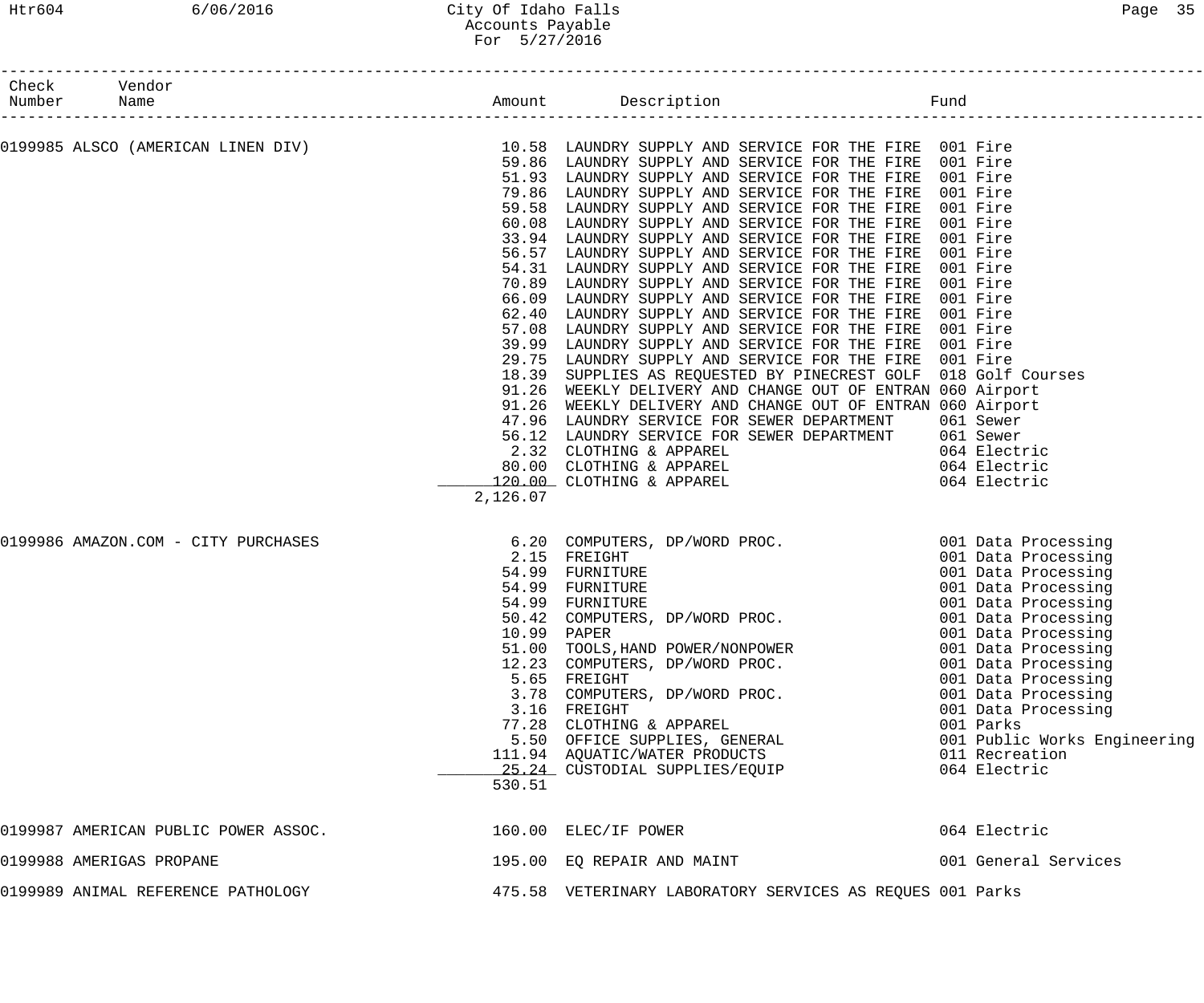# City Of Idaho Falls
## Accounts Payable
### For 5/27/2016

| Check Number | Vendor Name | Amount | Description | Fund |
|---|---|---|---|---|
| 0199985 | ALSCO (AMERICAN LINEN DIV) | 10.58 | LAUNDRY SUPPLY AND SERVICE FOR THE FIRE | 001 Fire |
| | | 59.86 | LAUNDRY SUPPLY AND SERVICE FOR THE FIRE | 001 Fire |
| | | 51.93 | LAUNDRY SUPPLY AND SERVICE FOR THE FIRE | 001 Fire |
| | | 79.86 | LAUNDRY SUPPLY AND SERVICE FOR THE FIRE | 001 Fire |
| | | 59.58 | LAUNDRY SUPPLY AND SERVICE FOR THE FIRE | 001 Fire |
| | | 60.08 | LAUNDRY SUPPLY AND SERVICE FOR THE FIRE | 001 Fire |
| | | 33.94 | LAUNDRY SUPPLY AND SERVICE FOR THE FIRE | 001 Fire |
| | | 56.57 | LAUNDRY SUPPLY AND SERVICE FOR THE FIRE | 001 Fire |
| | | 54.31 | LAUNDRY SUPPLY AND SERVICE FOR THE FIRE | 001 Fire |
| | | 70.89 | LAUNDRY SUPPLY AND SERVICE FOR THE FIRE | 001 Fire |
| | | 66.09 | LAUNDRY SUPPLY AND SERVICE FOR THE FIRE | 001 Fire |
| | | 62.40 | LAUNDRY SUPPLY AND SERVICE FOR THE FIRE | 001 Fire |
| | | 57.08 | LAUNDRY SUPPLY AND SERVICE FOR THE FIRE | 001 Fire |
| | | 39.99 | LAUNDRY SUPPLY AND SERVICE FOR THE FIRE | 001 Fire |
| | | 29.75 | LAUNDRY SUPPLY AND SERVICE FOR THE FIRE | 001 Fire |
| | | 18.39 | SUPPLIES AS REQUESTED BY PINECREST GOLF | 018 Golf Courses |
| | | 91.26 | WEEKLY DELIVERY AND CHANGE OUT OF ENTRAN | 060 Airport |
| | | 91.26 | WEEKLY DELIVERY AND CHANGE OUT OF ENTRAN | 060 Airport |
| | | 47.96 | LAUNDRY SERVICE FOR SEWER DEPARTMENT | 061 Sewer |
| | | 56.12 | LAUNDRY SERVICE FOR SEWER DEPARTMENT | 061 Sewer |
| | | 2.32 | CLOTHING & APPAREL | 064 Electric |
| | | 80.00 | CLOTHING & APPAREL | 064 Electric |
| | | 120.00 | CLOTHING & APPAREL | 064 Electric |
| | | 2,126.07 | | |
| 0199986 | AMAZON.COM - CITY PURCHASES | 6.20 | COMPUTERS, DP/WORD PROC. | 001 Data Processing |
| | | 2.15 | FREIGHT | 001 Data Processing |
| | | 54.99 | FURNITURE | 001 Data Processing |
| | | 54.99 | FURNITURE | 001 Data Processing |
| | | 54.99 | FURNITURE | 001 Data Processing |
| | | 50.42 | COMPUTERS, DP/WORD PROC. | 001 Data Processing |
| | | 10.99 | PAPER | 001 Data Processing |
| | | 51.00 | TOOLS,HAND POWER/NONPOWER | 001 Data Processing |
| | | 12.23 | COMPUTERS, DP/WORD PROC. | 001 Data Processing |
| | | 5.65 | FREIGHT | 001 Data Processing |
| | | 3.78 | COMPUTERS, DP/WORD PROC. | 001 Data Processing |
| | | 3.16 | FREIGHT | 001 Data Processing |
| | | 77.28 | CLOTHING & APPAREL | 001 Parks |
| | | 5.50 | OFFICE SUPPLIES, GENERAL | 001 Public Works Engineering |
| | | 111.94 | AQUATIC/WATER PRODUCTS | 011 Recreation |
| | | 25.24 | CUSTODIAL SUPPLIES/EQUIP | 064 Electric |
| | | 530.51 | | |
| 0199987 | AMERICAN PUBLIC POWER ASSOC. | 160.00 | ELEC/IF POWER | 064 Electric |
| 0199988 | AMERIGAS PROPANE | 195.00 | EQ REPAIR AND MAINT | 001 General Services |
| 0199989 | ANIMAL REFERENCE PATHOLOGY | 475.58 | VETERINARY LABORATORY SERVICES AS REQUES | 001 Parks |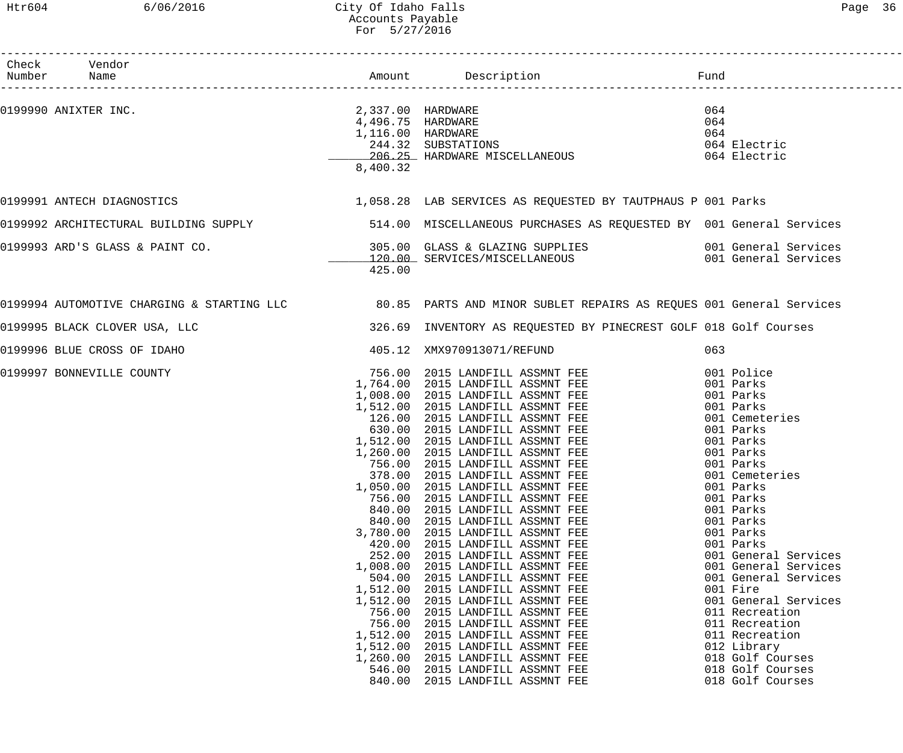City Of Idaho Falls
Accounts Payable
For 5/27/2016

| Check Number | Vendor Name | Amount | Description | Fund |
|---|---|---|---|---|
| 0199990 | ANIXTER INC. | 2,337.00 | HARDWARE | 064 |
| | | 4,496.75 | HARDWARE | 064 |
| | | 1,116.00 | HARDWARE | 064 |
| | | 244.32 | SUBSTATIONS | 064 Electric |
| | | 206.25 | HARDWARE MISCELLANEOUS | 064 Electric |
| | | 8,400.32 | | |
| 0199991 | ANTECH DIAGNOSTICS | 1,058.28 | LAB SERVICES AS REQUESTED BY TAUTPHAUS P | 001 Parks |
| 0199992 | ARCHITECTURAL BUILDING SUPPLY | 514.00 | MISCELLANEOUS PURCHASES AS REQUESTED BY | 001 General Services |
| 0199993 | ARD'S GLASS & PAINT CO. | 305.00 | GLASS & GLAZING SUPPLIES | 001 General Services |
| | | 120.00 | SERVICES/MISCELLANEOUS | 001 General Services |
| | | 425.00 | | |
| 0199994 | AUTOMOTIVE CHARGING & STARTING LLC | 80.85 | PARTS AND MINOR SUBLET REPAIRS AS REQUES | 001 General Services |
| 0199995 | BLACK CLOVER USA, LLC | 326.69 | INVENTORY AS REQUESTED BY PINECREST GOLF | 018 Golf Courses |
| 0199996 | BLUE CROSS OF IDAHO | 405.12 | XMX970913071/REFUND | 063 |
| 0199997 | BONNEVILLE COUNTY | 756.00 | 2015 LANDFILL ASSMNT FEE | 001 Police |
| | | 1,764.00 | 2015 LANDFILL ASSMNT FEE | 001 Parks |
| | | 1,008.00 | 2015 LANDFILL ASSMNT FEE | 001 Parks |
| | | 1,512.00 | 2015 LANDFILL ASSMNT FEE | 001 Parks |
| | | 126.00 | 2015 LANDFILL ASSMNT FEE | 001 Cemeteries |
| | | 630.00 | 2015 LANDFILL ASSMNT FEE | 001 Parks |
| | | 1,512.00 | 2015 LANDFILL ASSMNT FEE | 001 Parks |
| | | 1,260.00 | 2015 LANDFILL ASSMNT FEE | 001 Parks |
| | | 756.00 | 2015 LANDFILL ASSMNT FEE | 001 Parks |
| | | 378.00 | 2015 LANDFILL ASSMNT FEE | 001 Cemeteries |
| | | 1,050.00 | 2015 LANDFILL ASSMNT FEE | 001 Parks |
| | | 756.00 | 2015 LANDFILL ASSMNT FEE | 001 Parks |
| | | 840.00 | 2015 LANDFILL ASSMNT FEE | 001 Parks |
| | | 840.00 | 2015 LANDFILL ASSMNT FEE | 001 Parks |
| | | 3,780.00 | 2015 LANDFILL ASSMNT FEE | 001 Parks |
| | | 420.00 | 2015 LANDFILL ASSMNT FEE | 001 Parks |
| | | 252.00 | 2015 LANDFILL ASSMNT FEE | 001 General Services |
| | | 1,008.00 | 2015 LANDFILL ASSMNT FEE | 001 General Services |
| | | 504.00 | 2015 LANDFILL ASSMNT FEE | 001 General Services |
| | | 1,512.00 | 2015 LANDFILL ASSMNT FEE | 001 Fire |
| | | 1,512.00 | 2015 LANDFILL ASSMNT FEE | 001 General Services |
| | | 756.00 | 2015 LANDFILL ASSMNT FEE | 011 Recreation |
| | | 756.00 | 2015 LANDFILL ASSMNT FEE | 011 Recreation |
| | | 1,512.00 | 2015 LANDFILL ASSMNT FEE | 011 Recreation |
| | | 1,512.00 | 2015 LANDFILL ASSMNT FEE | 012 Library |
| | | 1,260.00 | 2015 LANDFILL ASSMNT FEE | 018 Golf Courses |
| | | 546.00 | 2015 LANDFILL ASSMNT FEE | 018 Golf Courses |
| | | 840.00 | 2015 LANDFILL ASSMNT FEE | 018 Golf Courses |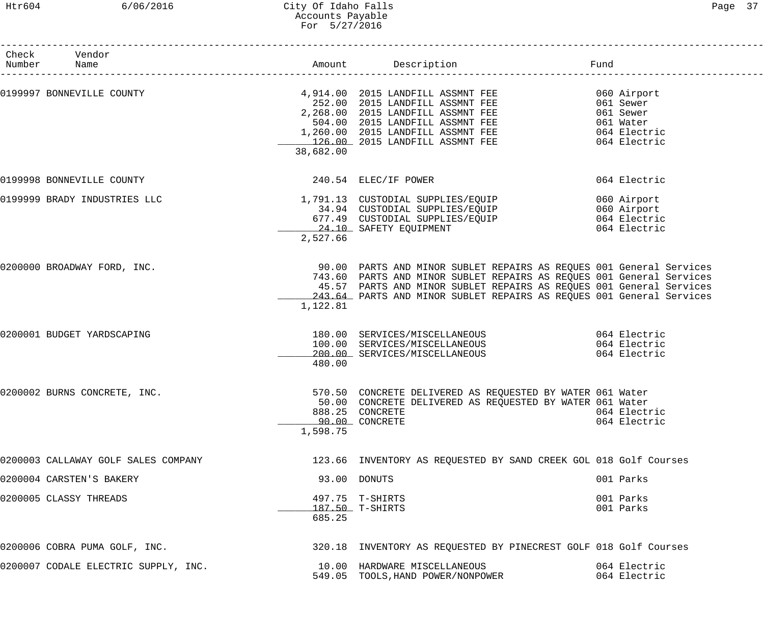City Of Idaho Falls
Accounts Payable
For 5/27/2016

| Check Number | Vendor Name | Amount | Description | Fund |
|---|---|---|---|---|
| 0199997 | BONNEVILLE COUNTY | 4,914.00 | 2015 LANDFILL ASSMNT FEE | 060 Airport |
| | | 252.00 | 2015 LANDFILL ASSMNT FEE | 061 Sewer |
| | | 2,268.00 | 2015 LANDFILL ASSMNT FEE | 061 Sewer |
| | | 504.00 | 2015 LANDFILL ASSMNT FEE | 061 Water |
| | | 1,260.00 | 2015 LANDFILL ASSMNT FEE | 064 Electric |
| | | 126.00 | 2015 LANDFILL ASSMNT FEE | 064 Electric |
| | | 38,682.00 | | |
| 0199998 | BONNEVILLE COUNTY | 240.54 | ELEC/IF POWER | 064 Electric |
| 0199999 | BRADY INDUSTRIES LLC | 1,791.13 | CUSTODIAL SUPPLIES/EQUIP | 060 Airport |
| | | 34.94 | CUSTODIAL SUPPLIES/EQUIP | 060 Airport |
| | | 677.49 | CUSTODIAL SUPPLIES/EQUIP | 064 Electric |
| | | 24.10 | SAFETY EQUIPMENT | 064 Electric |
| | | 2,527.66 | | |
| 0200000 | BROADWAY FORD, INC. | 90.00 | PARTS AND MINOR SUBLET REPAIRS AS REQUES | 001 General Services |
| | | 743.60 | PARTS AND MINOR SUBLET REPAIRS AS REQUES | 001 General Services |
| | | 45.57 | PARTS AND MINOR SUBLET REPAIRS AS REQUES | 001 General Services |
| | | 243.64 | PARTS AND MINOR SUBLET REPAIRS AS REQUES | 001 General Services |
| | | 1,122.81 | | |
| 0200001 | BUDGET YARDSCAPING | 180.00 | SERVICES/MISCELLANEOUS | 064 Electric |
| | | 100.00 | SERVICES/MISCELLANEOUS | 064 Electric |
| | | 200.00 | SERVICES/MISCELLANEOUS | 064 Electric |
| | | 480.00 | | |
| 0200002 | BURNS CONCRETE, INC. | 570.50 | CONCRETE DELIVERED AS REQUESTED BY WATER | 061 Water |
| | | 50.00 | CONCRETE DELIVERED AS REQUESTED BY WATER | 061 Water |
| | | 888.25 | CONCRETE | 064 Electric |
| | | 90.00 | CONCRETE | 064 Electric |
| | | 1,598.75 | | |
| 0200003 | CALLAWAY GOLF SALES COMPANY | 123.66 | INVENTORY AS REQUESTED BY SAND CREEK GOL | 018 Golf Courses |
| 0200004 | CARSTEN'S BAKERY | 93.00 | DONUTS | 001 Parks |
| 0200005 | CLASSY THREADS | 497.75 | T-SHIRTS | 001 Parks |
| | | 187.50 | T-SHIRTS | 001 Parks |
| | | 685.25 | | |
| 0200006 | COBRA PUMA GOLF, INC. | 320.18 | INVENTORY AS REQUESTED BY PINECREST GOLF | 018 Golf Courses |
| 0200007 | CODALE ELECTRIC SUPPLY, INC. | 10.00 | HARDWARE MISCELLANEOUS | 064 Electric |
| | | 549.05 | TOOLS,HAND POWER/NONPOWER | 064 Electric |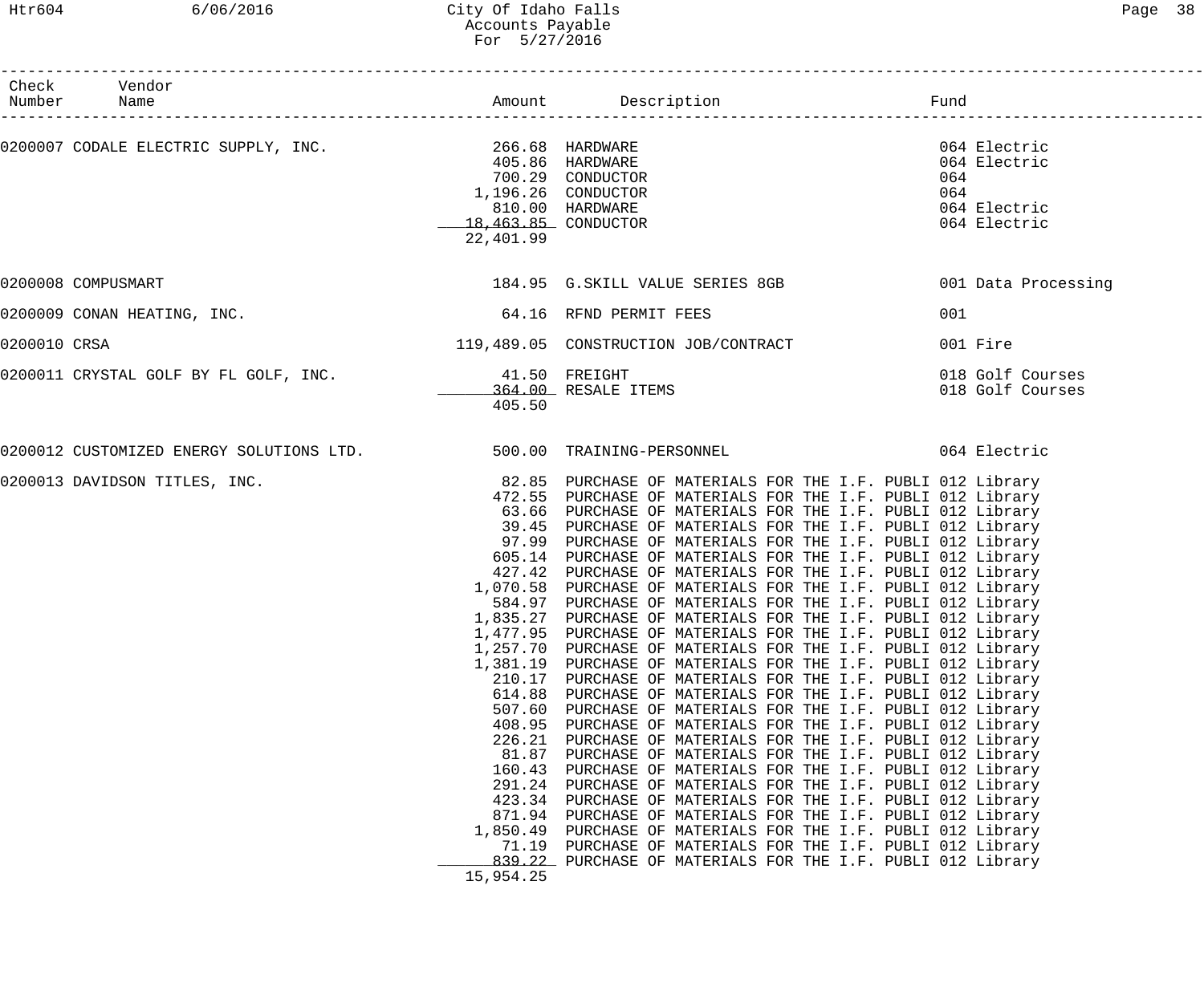| Check Number | Vendor Name | Amount | Description | Fund |
|---|---|---|---|---|
| 0200007 | CODALE ELECTRIC SUPPLY, INC. | 266.68 | HARDWARE | 064 Electric |
| | | 405.86 | HARDWARE | 064 Electric |
| | | 700.29 | CONDUCTOR | 064 |
| | | 1,196.26 | CONDUCTOR | 064 |
| | | 810.00 | HARDWARE | 064 Electric |
| | | 18,463.85 | CONDUCTOR | 064 Electric |
| | | 22,401.99 | | |
| 0200008 | COMPUSMART | 184.95 | G.SKILL VALUE SERIES 8GB | 001 Data Processing |
| 0200009 | CONAN HEATING, INC. | 64.16 | RFND PERMIT FEES | 001 |
| 0200010 | CRSA | 119,489.05 | CONSTRUCTION JOB/CONTRACT | 001 Fire |
| 0200011 | CRYSTAL GOLF BY FL GOLF, INC. | 41.50 | FREIGHT | 018 Golf Courses |
| | | 364.00 | RESALE ITEMS | 018 Golf Courses |
| | | 405.50 | | |
| 0200012 | CUSTOMIZED ENERGY SOLUTIONS LTD. | 500.00 | TRAINING-PERSONNEL | 064 Electric |
| 0200013 | DAVIDSON TITLES, INC. | 82.85 | PURCHASE OF MATERIALS FOR THE I.F. PUBLI | 012 Library |
| | | 472.55 | PURCHASE OF MATERIALS FOR THE I.F. PUBLI | 012 Library |
| | | 63.66 | PURCHASE OF MATERIALS FOR THE I.F. PUBLI | 012 Library |
| | | 39.45 | PURCHASE OF MATERIALS FOR THE I.F. PUBLI | 012 Library |
| | | 97.99 | PURCHASE OF MATERIALS FOR THE I.F. PUBLI | 012 Library |
| | | 605.14 | PURCHASE OF MATERIALS FOR THE I.F. PUBLI | 012 Library |
| | | 427.42 | PURCHASE OF MATERIALS FOR THE I.F. PUBLI | 012 Library |
| | | 1,070.58 | PURCHASE OF MATERIALS FOR THE I.F. PUBLI | 012 Library |
| | | 584.97 | PURCHASE OF MATERIALS FOR THE I.F. PUBLI | 012 Library |
| | | 1,835.27 | PURCHASE OF MATERIALS FOR THE I.F. PUBLI | 012 Library |
| | | 1,477.95 | PURCHASE OF MATERIALS FOR THE I.F. PUBLI | 012 Library |
| | | 1,257.70 | PURCHASE OF MATERIALS FOR THE I.F. PUBLI | 012 Library |
| | | 1,381.19 | PURCHASE OF MATERIALS FOR THE I.F. PUBLI | 012 Library |
| | | 210.17 | PURCHASE OF MATERIALS FOR THE I.F. PUBLI | 012 Library |
| | | 614.88 | PURCHASE OF MATERIALS FOR THE I.F. PUBLI | 012 Library |
| | | 507.60 | PURCHASE OF MATERIALS FOR THE I.F. PUBLI | 012 Library |
| | | 408.95 | PURCHASE OF MATERIALS FOR THE I.F. PUBLI | 012 Library |
| | | 226.21 | PURCHASE OF MATERIALS FOR THE I.F. PUBLI | 012 Library |
| | | 81.87 | PURCHASE OF MATERIALS FOR THE I.F. PUBLI | 012 Library |
| | | 160.43 | PURCHASE OF MATERIALS FOR THE I.F. PUBLI | 012 Library |
| | | 291.24 | PURCHASE OF MATERIALS FOR THE I.F. PUBLI | 012 Library |
| | | 423.34 | PURCHASE OF MATERIALS FOR THE I.F. PUBLI | 012 Library |
| | | 871.94 | PURCHASE OF MATERIALS FOR THE I.F. PUBLI | 012 Library |
| | | 1,850.49 | PURCHASE OF MATERIALS FOR THE I.F. PUBLI | 012 Library |
| | | 71.19 | PURCHASE OF MATERIALS FOR THE I.F. PUBLI | 012 Library |
| | | 839.22 | PURCHASE OF MATERIALS FOR THE I.F. PUBLI | 012 Library |
| | | 15,954.25 | | |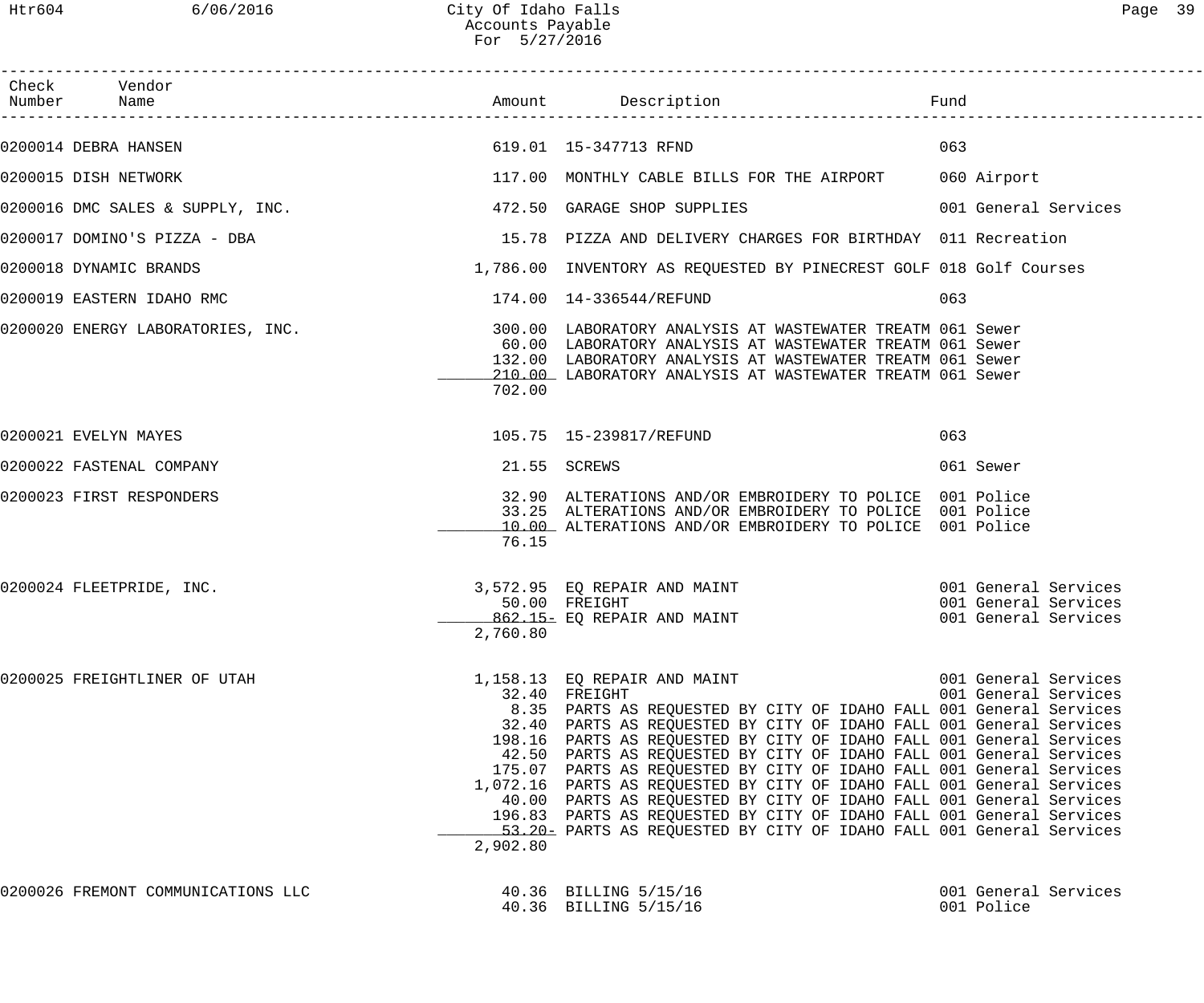# City Of Idaho Falls
## Accounts Payable
### For 5/27/2016

| Check Number | Vendor Name | Amount | Description | Fund |
|---|---|---|---|---|
| 0200014 | DEBRA HANSEN | 619.01 | 15-347713 RFND | 063 |
| 0200015 | DISH NETWORK | 117.00 | MONTHLY CABLE BILLS FOR THE AIRPORT | 060 Airport |
| 0200016 | DMC SALES & SUPPLY, INC. | 472.50 | GARAGE SHOP SUPPLIES | 001 General Services |
| 0200017 | DOMINO'S PIZZA - DBA | 15.78 | PIZZA AND DELIVERY CHARGES FOR BIRTHDAY | 011 Recreation |
| 0200018 | DYNAMIC BRANDS | 1,786.00 | INVENTORY AS REQUESTED BY PINECREST GOLF | 018 Golf Courses |
| 0200019 | EASTERN IDAHO RMC | 174.00 | 14-336544/REFUND | 063 |
| 0200020 | ENERGY LABORATORIES, INC. | 300.00 | LABORATORY ANALYSIS AT WASTEWATER TREATM | 061 Sewer |
| | | 60.00 | LABORATORY ANALYSIS AT WASTEWATER TREATM | 061 Sewer |
| | | 132.00 | LABORATORY ANALYSIS AT WASTEWATER TREATM | 061 Sewer |
| | | 210.00 | LABORATORY ANALYSIS AT WASTEWATER TREATM | 061 Sewer |
| | | 702.00 | | |
| 0200021 | EVELYN MAYES | 105.75 | 15-239817/REFUND | 063 |
| 0200022 | FASTENAL COMPANY | 21.55 | SCREWS | 061 Sewer |
| 0200023 | FIRST RESPONDERS | 32.90 | ALTERATIONS AND/OR EMBROIDERY TO POLICE | 001 Police |
| | | 33.25 | ALTERATIONS AND/OR EMBROIDERY TO POLICE | 001 Police |
| | | 10.00 | ALTERATIONS AND/OR EMBROIDERY TO POLICE | 001 Police |
| | | 76.15 | | |
| 0200024 | FLEETPRIDE, INC. | 3,572.95 | EQ REPAIR AND MAINT | 001 General Services |
| | | 50.00 | FREIGHT | 001 General Services |
| | | 862.15- | EQ REPAIR AND MAINT | 001 General Services |
| | | 2,760.80 | | |
| 0200025 | FREIGHTLINER OF UTAH | 1,158.13 | EQ REPAIR AND MAINT | 001 General Services |
| | | 32.40 | FREIGHT | 001 General Services |
| | | 8.35 | PARTS AS REQUESTED BY CITY OF IDAHO FALL | 001 General Services |
| | | 32.40 | PARTS AS REQUESTED BY CITY OF IDAHO FALL | 001 General Services |
| | | 198.16 | PARTS AS REQUESTED BY CITY OF IDAHO FALL | 001 General Services |
| | | 42.50 | PARTS AS REQUESTED BY CITY OF IDAHO FALL | 001 General Services |
| | | 175.07 | PARTS AS REQUESTED BY CITY OF IDAHO FALL | 001 General Services |
| | | 1,072.16 | PARTS AS REQUESTED BY CITY OF IDAHO FALL | 001 General Services |
| | | 40.00 | PARTS AS REQUESTED BY CITY OF IDAHO FALL | 001 General Services |
| | | 196.83 | PARTS AS REQUESTED BY CITY OF IDAHO FALL | 001 General Services |
| | | 53.20- | PARTS AS REQUESTED BY CITY OF IDAHO FALL | 001 General Services |
| | | 2,902.80 | | |
| 0200026 | FREMONT COMMUNICATIONS LLC | 40.36 | BILLING 5/15/16 | 001 General Services |
| | | 40.36 | BILLING 5/15/16 | 001 Police |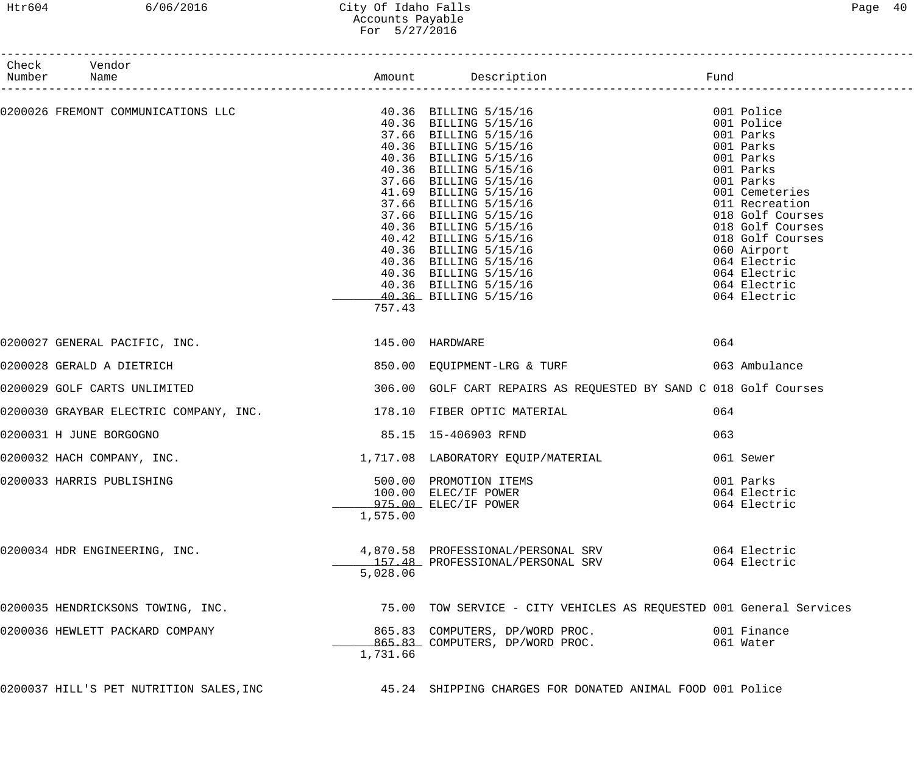# City Of Idaho Falls
## Accounts Payable
### For 5/27/2016

| Check Number | Vendor Name | Amount | Description | Fund |
|---|---|---|---|---|
| 0200026 | FREMONT COMMUNICATIONS LLC | 40.36 | BILLING 5/15/16 | 001 Police |
| | | 40.36 | BILLING 5/15/16 | 001 Police |
| | | 37.66 | BILLING 5/15/16 | 001 Parks |
| | | 40.36 | BILLING 5/15/16 | 001 Parks |
| | | 40.36 | BILLING 5/15/16 | 001 Parks |
| | | 40.36 | BILLING 5/15/16 | 001 Parks |
| | | 37.66 | BILLING 5/15/16 | 001 Parks |
| | | 41.69 | BILLING 5/15/16 | 001 Cemeteries |
| | | 37.66 | BILLING 5/15/16 | 011 Recreation |
| | | 37.66 | BILLING 5/15/16 | 018 Golf Courses |
| | | 40.36 | BILLING 5/15/16 | 018 Golf Courses |
| | | 40.42 | BILLING 5/15/16 | 018 Golf Courses |
| | | 40.36 | BILLING 5/15/16 | 060 Airport |
| | | 40.36 | BILLING 5/15/16 | 064 Electric |
| | | 40.36 | BILLING 5/15/16 | 064 Electric |
| | | 40.36 | BILLING 5/15/16 | 064 Electric |
| | | 40.36 | BILLING 5/15/16 | 064 Electric |
| | | 757.43 | | |
| 0200027 | GENERAL PACIFIC, INC. | 145.00 | HARDWARE | 064 |
| 0200028 | GERALD A DIETRICH | 850.00 | EQUIPMENT-LRG & TURF | 063 Ambulance |
| 0200029 | GOLF CARTS UNLIMITED | 306.00 | GOLF CART REPAIRS AS REQUESTED BY SAND C | 018 Golf Courses |
| 0200030 | GRAYBAR ELECTRIC COMPANY, INC. | 178.10 | FIBER OPTIC MATERIAL | 064 |
| 0200031 | H JUNE BORGOGNO | 85.15 | 15-406903 RFND | 063 |
| 0200032 | HACH COMPANY, INC. | 1,717.08 | LABORATORY EQUIP/MATERIAL | 061 Sewer |
| 0200033 | HARRIS PUBLISHING | 500.00 | PROMOTION ITEMS | 001 Parks |
| | | 100.00 | ELEC/IF POWER | 064 Electric |
| | | 975.00 | ELEC/IF POWER | 064 Electric |
| | | 1,575.00 | | |
| 0200034 | HDR ENGINEERING, INC. | 4,870.58 | PROFESSIONAL/PERSONAL SRV | 064 Electric |
| | | 157.48 | PROFESSIONAL/PERSONAL SRV | 064 Electric |
| | | 5,028.06 | | |
| 0200035 | HENDRICKSONS TOWING, INC. | 75.00 | TOW SERVICE - CITY VEHICLES AS REQUESTED | 001 General Services |
| 0200036 | HEWLETT PACKARD COMPANY | 865.83 | COMPUTERS, DP/WORD PROC. | 001 Finance |
| | | 865.83 | COMPUTERS, DP/WORD PROC. | 061 Water |
| | | 1,731.66 | | |
| 0200037 | HILL'S PET NUTRITION SALES,INC | 45.24 | SHIPPING CHARGES FOR DONATED ANIMAL FOOD | 001 Police |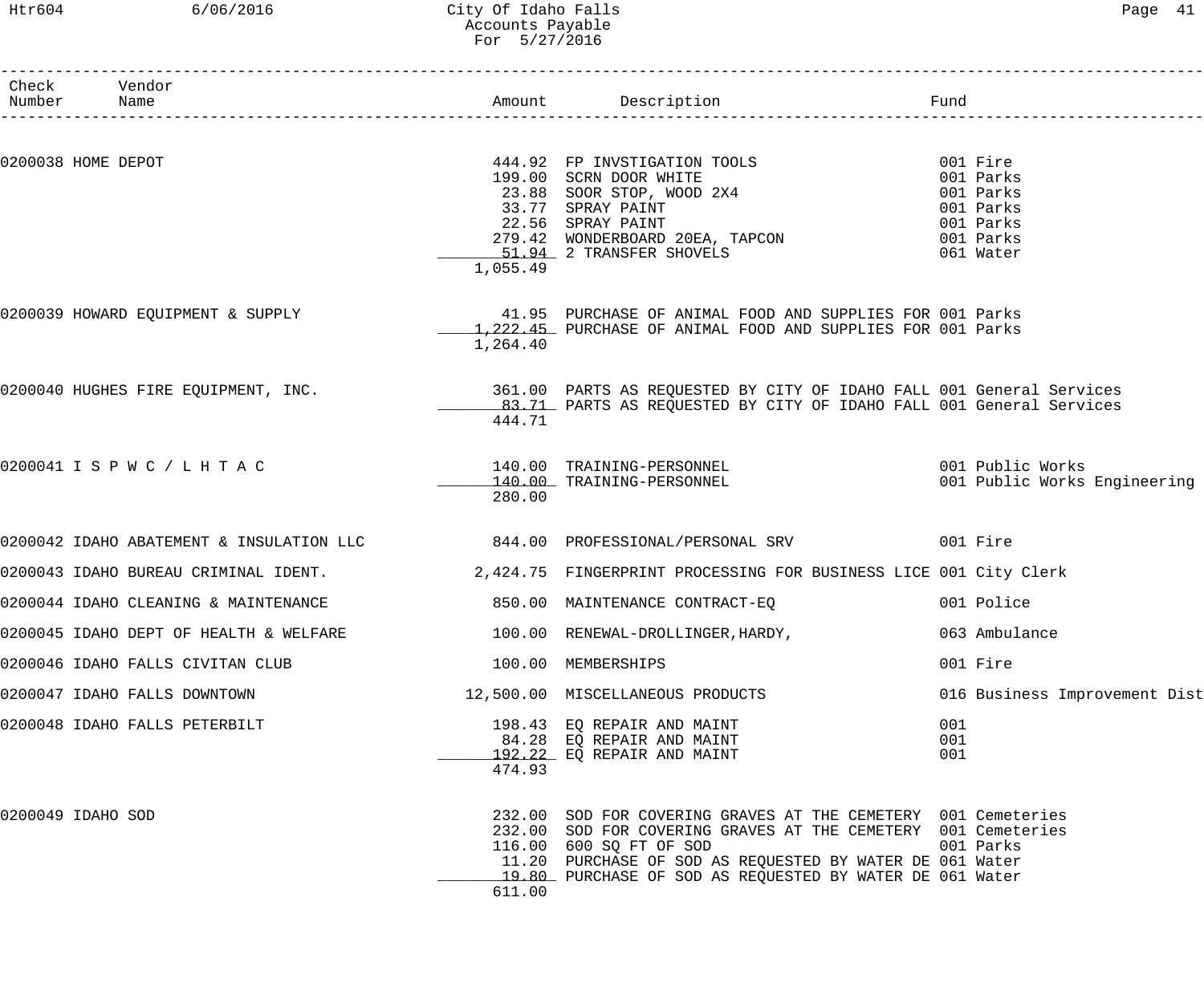City Of Idaho Falls
Accounts Payable
For 5/27/2016

| Check Number | Vendor Name | Amount | Description | Fund |
|---|---|---|---|---|
| 0200038 | HOME DEPOT | 444.92 | FP INVSTIGATION TOOLS | 001 Fire |
| | | 199.00 | SCRN DOOR WHITE | 001 Parks |
| | | 23.88 | SOOR STOP, WOOD 2X4 | 001 Parks |
| | | 33.77 | SPRAY PAINT | 001 Parks |
| | | 22.56 | SPRAY PAINT | 001 Parks |
| | | 279.42 | WONDERBOARD 20EA, TAPCON | 001 Parks |
| | | 51.94 | 2 TRANSFER SHOVELS | 061 Water |
| | | 1,055.49 | | |
| 0200039 | HOWARD EQUIPMENT & SUPPLY | 41.95 | PURCHASE OF ANIMAL FOOD AND SUPPLIES FOR | 001 Parks |
| | | 1,222.45 | PURCHASE OF ANIMAL FOOD AND SUPPLIES FOR | 001 Parks |
| | | 1,264.40 | | |
| 0200040 | HUGHES FIRE EQUIPMENT, INC. | 361.00 | PARTS AS REQUESTED BY CITY OF IDAHO FALL | 001 General Services |
| | | 83.71 | PARTS AS REQUESTED BY CITY OF IDAHO FALL | 001 General Services |
| | | 444.71 | | |
| 0200041 | I S P W C / L H T A C | 140.00 | TRAINING-PERSONNEL | 001 Public Works |
| | | 140.00 | TRAINING-PERSONNEL | 001 Public Works Engineering |
| | | 280.00 | | |
| 0200042 | IDAHO ABATEMENT & INSULATION LLC | 844.00 | PROFESSIONAL/PERSONAL SRV | 001 Fire |
| 0200043 | IDAHO BUREAU CRIMINAL IDENT. | 2,424.75 | FINGERPRINT PROCESSING FOR BUSINESS LICE | 001 City Clerk |
| 0200044 | IDAHO CLEANING & MAINTENANCE | 850.00 | MAINTENANCE CONTRACT-EQ | 001 Police |
| 0200045 | IDAHO DEPT OF HEALTH & WELFARE | 100.00 | RENEWAL-DROLLINGER,HARDY, | 063 Ambulance |
| 0200046 | IDAHO FALLS CIVITAN CLUB | 100.00 | MEMBERSHIPS | 001 Fire |
| 0200047 | IDAHO FALLS DOWNTOWN | 12,500.00 | MISCELLANEOUS PRODUCTS | 016 Business Improvement Dist |
| 0200048 | IDAHO FALLS PETERBILT | 198.43 | EQ REPAIR AND MAINT | 001 |
| | | 84.28 | EQ REPAIR AND MAINT | 001 |
| | | 192.22 | EQ REPAIR AND MAINT | 001 |
| | | 474.93 | | |
| 0200049 | IDAHO SOD | 232.00 | SOD FOR COVERING GRAVES AT THE CEMETERY | 001 Cemeteries |
| | | 232.00 | SOD FOR COVERING GRAVES AT THE CEMETERY | 001 Cemeteries |
| | | 116.00 | 600 SQ FT OF SOD | 001 Parks |
| | | 11.20 | PURCHASE OF SOD AS REQUESTED BY WATER DE | 061 Water |
| | | 19.80 | PURCHASE OF SOD AS REQUESTED BY WATER DE | 061 Water |
| | | 611.00 | | |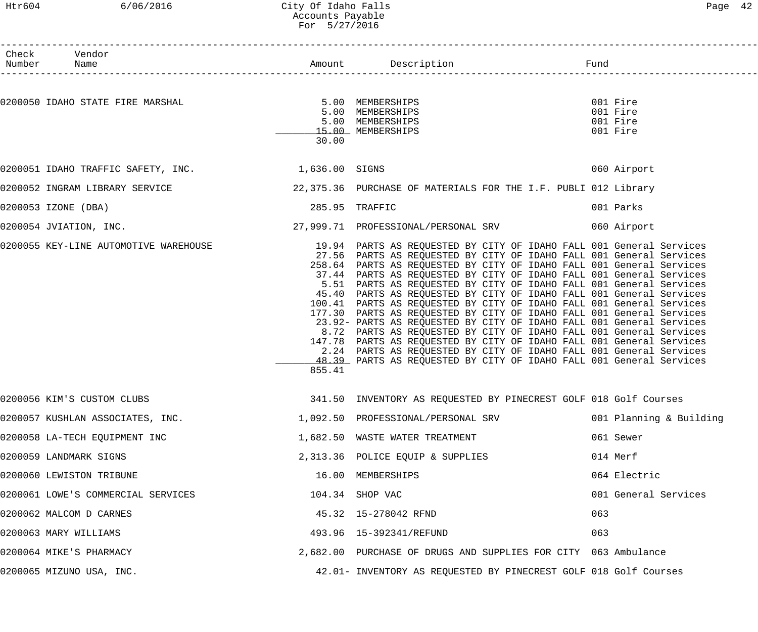| Check Number | Vendor Name | Amount | Description | Fund |
|---|---|---|---|---|
| 0200050 | IDAHO STATE FIRE MARSHAL | 5.00 | MEMBERSHIPS | 001 Fire |
| | | 5.00 | MEMBERSHIPS | 001 Fire |
| | | 5.00 | MEMBERSHIPS | 001 Fire |
| | | 15.00 | MEMBERSHIPS | 001 Fire |
| | | 30.00 | | |
| 0200051 | IDAHO TRAFFIC SAFETY, INC. | 1,636.00 | SIGNS | 060 Airport |
| 0200052 | INGRAM LIBRARY SERVICE | 22,375.36 | PURCHASE OF MATERIALS FOR THE I.F. PUBLI | 012 Library |
| 0200053 | IZONE (DBA) | 285.95 | TRAFFIC | 001 Parks |
| 0200054 | JVIATION, INC. | 27,999.71 | PROFESSIONAL/PERSONAL SRV | 060 Airport |
| 0200055 | KEY-LINE AUTOMOTIVE WAREHOUSE | 19.94 | PARTS AS REQUESTED BY CITY OF IDAHO FALL | 001 General Services |
| | | 27.56 | PARTS AS REQUESTED BY CITY OF IDAHO FALL | 001 General Services |
| | | 258.64 | PARTS AS REQUESTED BY CITY OF IDAHO FALL | 001 General Services |
| | | 37.44 | PARTS AS REQUESTED BY CITY OF IDAHO FALL | 001 General Services |
| | | 5.51 | PARTS AS REQUESTED BY CITY OF IDAHO FALL | 001 General Services |
| | | 45.40 | PARTS AS REQUESTED BY CITY OF IDAHO FALL | 001 General Services |
| | | 100.41 | PARTS AS REQUESTED BY CITY OF IDAHO FALL | 001 General Services |
| | | 177.30 | PARTS AS REQUESTED BY CITY OF IDAHO FALL | 001 General Services |
| | | 23.92- | PARTS AS REQUESTED BY CITY OF IDAHO FALL | 001 General Services |
| | | 8.72 | PARTS AS REQUESTED BY CITY OF IDAHO FALL | 001 General Services |
| | | 147.78 | PARTS AS REQUESTED BY CITY OF IDAHO FALL | 001 General Services |
| | | 2.24 | PARTS AS REQUESTED BY CITY OF IDAHO FALL | 001 General Services |
| | | 48.39 | PARTS AS REQUESTED BY CITY OF IDAHO FALL | 001 General Services |
| | | 855.41 | | |
| 0200056 | KIM'S CUSTOM CLUBS | 341.50 | INVENTORY AS REQUESTED BY PINECREST GOLF | 018 Golf Courses |
| 0200057 | KUSHLAN ASSOCIATES, INC. | 1,092.50 | PROFESSIONAL/PERSONAL SRV | 001 Planning & Building |
| 0200058 | LA-TECH EQUIPMENT INC | 1,682.50 | WASTE WATER TREATMENT | 061 Sewer |
| 0200059 | LANDMARK SIGNS | 2,313.36 | POLICE EQUIP & SUPPLIES | 014 Merf |
| 0200060 | LEWISTON TRIBUNE | 16.00 | MEMBERSHIPS | 064 Electric |
| 0200061 | LOWE'S COMMERCIAL SERVICES | 104.34 | SHOP VAC | 001 General Services |
| 0200062 | MALCOM D CARNES | 45.32 | 15-278042 RFND | 063 |
| 0200063 | MARY WILLIAMS | 493.96 | 15-392341/REFUND | 063 |
| 0200064 | MIKE'S PHARMACY | 2,682.00 | PURCHASE OF DRUGS AND SUPPLIES FOR CITY | 063 Ambulance |
| 0200065 | MIZUNO USA, INC. | 42.01- | INVENTORY AS REQUESTED BY PINECREST GOLF | 018 Golf Courses |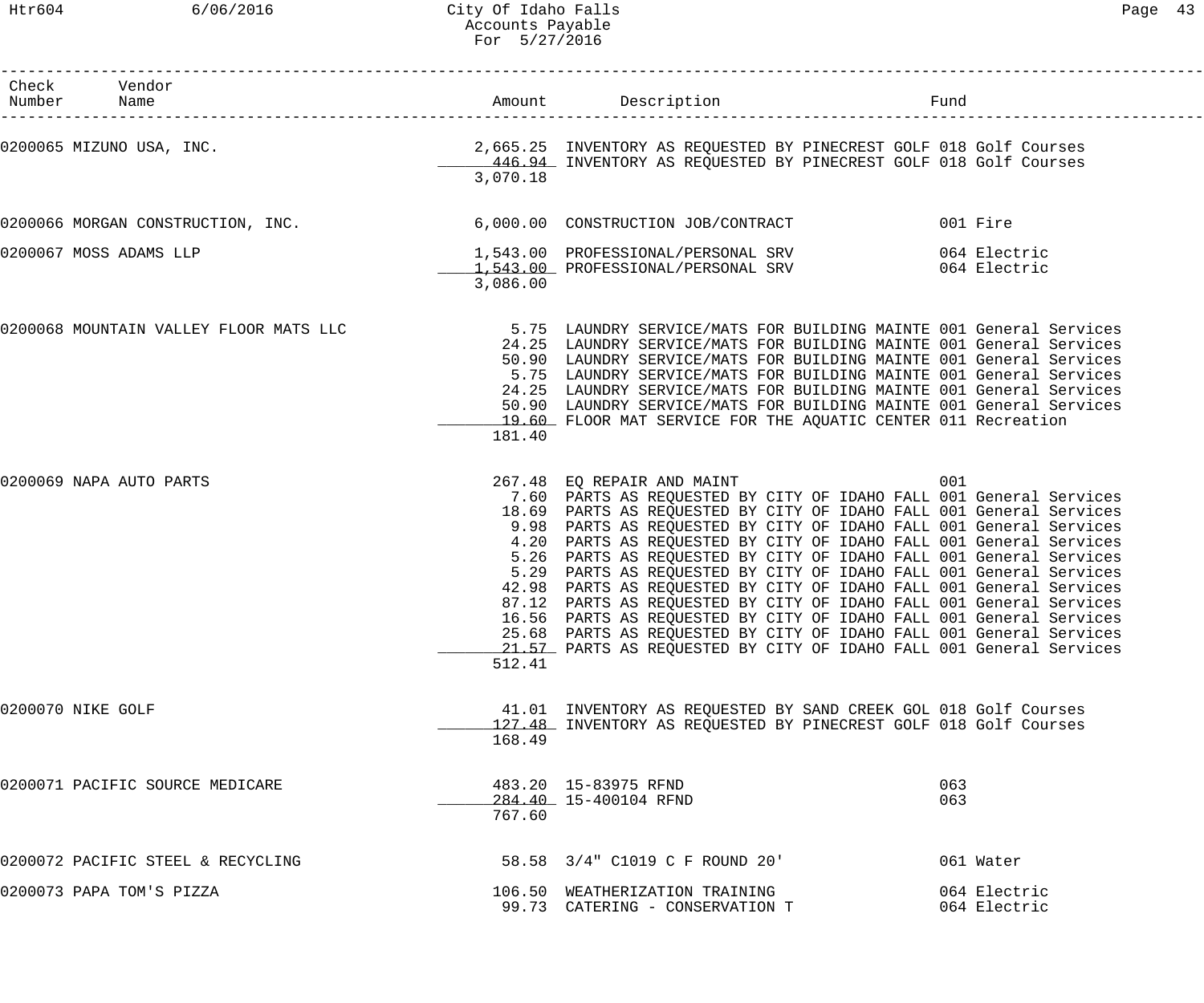City Of Idaho Falls
Accounts Payable
For 5/27/2016

| Check Number | Vendor Name | Amount | Description | Fund |
|---|---|---|---|---|
| 0200065 | MIZUNO USA, INC. | 2,665.25 | INVENTORY AS REQUESTED BY PINECREST GOLF | 018 Golf Courses |
| | | 446.94 | INVENTORY AS REQUESTED BY PINECREST GOLF | 018 Golf Courses |
| | | 3,070.18 | | |
| 0200066 | MORGAN CONSTRUCTION, INC. | 6,000.00 | CONSTRUCTION JOB/CONTRACT | 001 Fire |
| 0200067 | MOSS ADAMS LLP | 1,543.00 | PROFESSIONAL/PERSONAL SRV | 064 Electric |
| | | 1,543.00 | PROFESSIONAL/PERSONAL SRV | 064 Electric |
| | | 3,086.00 | | |
| 0200068 | MOUNTAIN VALLEY FLOOR MATS LLC | 5.75 | LAUNDRY SERVICE/MATS FOR BUILDING MAINTE | 001 General Services |
| | | 24.25 | LAUNDRY SERVICE/MATS FOR BUILDING MAINTE | 001 General Services |
| | | 50.90 | LAUNDRY SERVICE/MATS FOR BUILDING MAINTE | 001 General Services |
| | | 5.75 | LAUNDRY SERVICE/MATS FOR BUILDING MAINTE | 001 General Services |
| | | 24.25 | LAUNDRY SERVICE/MATS FOR BUILDING MAINTE | 001 General Services |
| | | 50.90 | LAUNDRY SERVICE/MATS FOR BUILDING MAINTE | 001 General Services |
| | | 19.60 | FLOOR MAT SERVICE FOR THE AQUATIC CENTER | 011 Recreation |
| | | 181.40 | | |
| 0200069 | NAPA AUTO PARTS | 267.48 | EQ REPAIR AND MAINT | 001 |
| | | 7.60 | PARTS AS REQUESTED BY CITY OF IDAHO FALL | 001 General Services |
| | | 18.69 | PARTS AS REQUESTED BY CITY OF IDAHO FALL | 001 General Services |
| | | 9.98 | PARTS AS REQUESTED BY CITY OF IDAHO FALL | 001 General Services |
| | | 4.20 | PARTS AS REQUESTED BY CITY OF IDAHO FALL | 001 General Services |
| | | 5.26 | PARTS AS REQUESTED BY CITY OF IDAHO FALL | 001 General Services |
| | | 5.29 | PARTS AS REQUESTED BY CITY OF IDAHO FALL | 001 General Services |
| | | 42.98 | PARTS AS REQUESTED BY CITY OF IDAHO FALL | 001 General Services |
| | | 87.12 | PARTS AS REQUESTED BY CITY OF IDAHO FALL | 001 General Services |
| | | 16.56 | PARTS AS REQUESTED BY CITY OF IDAHO FALL | 001 General Services |
| | | 25.68 | PARTS AS REQUESTED BY CITY OF IDAHO FALL | 001 General Services |
| | | 21.57 | PARTS AS REQUESTED BY CITY OF IDAHO FALL | 001 General Services |
| | | 512.41 | | |
| 0200070 | NIKE GOLF | 41.01 | INVENTORY AS REQUESTED BY SAND CREEK GOL | 018 Golf Courses |
| | | 127.48 | INVENTORY AS REQUESTED BY PINECREST GOLF | 018 Golf Courses |
| | | 168.49 | | |
| 0200071 | PACIFIC SOURCE MEDICARE | 483.20 | 15-83975 RFND | 063 |
| | | 284.40 | 15-400104 RFND | 063 |
| | | 767.60 | | |
| 0200072 | PACIFIC STEEL & RECYCLING | 58.58 | 3/4" C1019 C F ROUND 20' | 061 Water |
| 0200073 | PAPA TOM'S PIZZA | 106.50 | WEATHERIZATION TRAINING | 064 Electric |
| | | 99.73 | CATERING - CONSERVATION T | 064 Electric |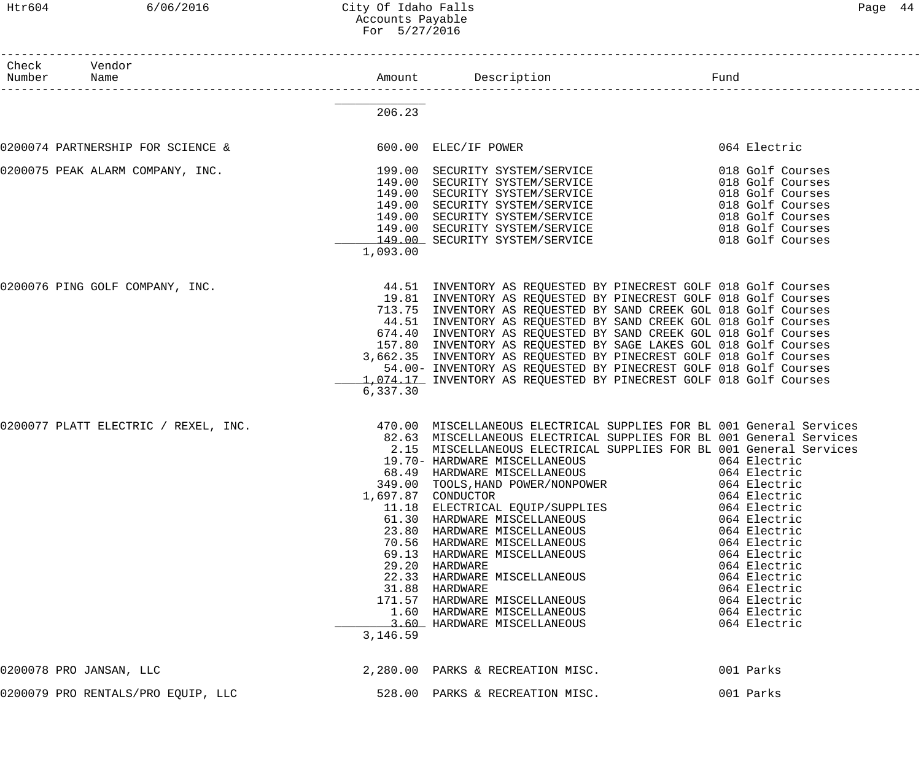| Check Number | Vendor Name | Amount | Description | Fund |
|---|---|---|---|---|
| | | 206.23 | | |
| 0200074 | PARTNERSHIP FOR SCIENCE & | 600.00 | ELEC/IF POWER | 064 Electric |
| 0200075 | PEAK ALARM COMPANY, INC. | 199.00 | SECURITY SYSTEM/SERVICE | 018 Golf Courses |
| | | 149.00 | SECURITY SYSTEM/SERVICE | 018 Golf Courses |
| | | 149.00 | SECURITY SYSTEM/SERVICE | 018 Golf Courses |
| | | 149.00 | SECURITY SYSTEM/SERVICE | 018 Golf Courses |
| | | 149.00 | SECURITY SYSTEM/SERVICE | 018 Golf Courses |
| | | 149.00 | SECURITY SYSTEM/SERVICE | 018 Golf Courses |
| | | 149.00 | SECURITY SYSTEM/SERVICE | 018 Golf Courses |
| | | 1,093.00 | | |
| 0200076 | PING GOLF COMPANY, INC. | 44.51 | INVENTORY AS REQUESTED BY PINECREST GOLF | 018 Golf Courses |
| | | 19.81 | INVENTORY AS REQUESTED BY PINECREST GOLF | 018 Golf Courses |
| | | 713.75 | INVENTORY AS REQUESTED BY SAND CREEK GOL | 018 Golf Courses |
| | | 44.51 | INVENTORY AS REQUESTED BY SAND CREEK GOL | 018 Golf Courses |
| | | 674.40 | INVENTORY AS REQUESTED BY SAND CREEK GOL | 018 Golf Courses |
| | | 157.80 | INVENTORY AS REQUESTED BY SAGE LAKES GOL | 018 Golf Courses |
| | | 3,662.35 | INVENTORY AS REQUESTED BY PINECREST GOLF | 018 Golf Courses |
| | | 54.00- | INVENTORY AS REQUESTED BY PINECREST GOLF | 018 Golf Courses |
| | | 1,074.17 | INVENTORY AS REQUESTED BY PINECREST GOLF | 018 Golf Courses |
| | | 6,337.30 | | |
| 0200077 | PLATT ELECTRIC / REXEL, INC. | 470.00 | MISCELLANEOUS ELECTRICAL SUPPLIES FOR BL | 001 General Services |
| | | 82.63 | MISCELLANEOUS ELECTRICAL SUPPLIES FOR BL | 001 General Services |
| | | 2.15 | MISCELLANEOUS ELECTRICAL SUPPLIES FOR BL | 001 General Services |
| | | 19.70- | HARDWARE MISCELLANEOUS | 064 Electric |
| | | 68.49 | HARDWARE MISCELLANEOUS | 064 Electric |
| | | 349.00 | TOOLS,HAND POWER/NONPOWER | 064 Electric |
| | | 1,697.87 | CONDUCTOR | 064 Electric |
| | | 11.18 | ELECTRICAL EQUIP/SUPPLIES | 064 Electric |
| | | 61.30 | HARDWARE MISCELLANEOUS | 064 Electric |
| | | 23.80 | HARDWARE MISCELLANEOUS | 064 Electric |
| | | 70.56 | HARDWARE MISCELLANEOUS | 064 Electric |
| | | 69.13 | HARDWARE MISCELLANEOUS | 064 Electric |
| | | 29.20 | HARDWARE | 064 Electric |
| | | 22.33 | HARDWARE MISCELLANEOUS | 064 Electric |
| | | 31.88 | HARDWARE | 064 Electric |
| | | 171.57 | HARDWARE MISCELLANEOUS | 064 Electric |
| | | 1.60 | HARDWARE MISCELLANEOUS | 064 Electric |
| | | 3.60 | HARDWARE MISCELLANEOUS | 064 Electric |
| | | 3,146.59 | | |
| 0200078 | PRO JANSAN, LLC | 2,280.00 | PARKS & RECREATION MISC. | 001 Parks |
| 0200079 | PRO RENTALS/PRO EQUIP, LLC | 528.00 | PARKS & RECREATION MISC. | 001 Parks |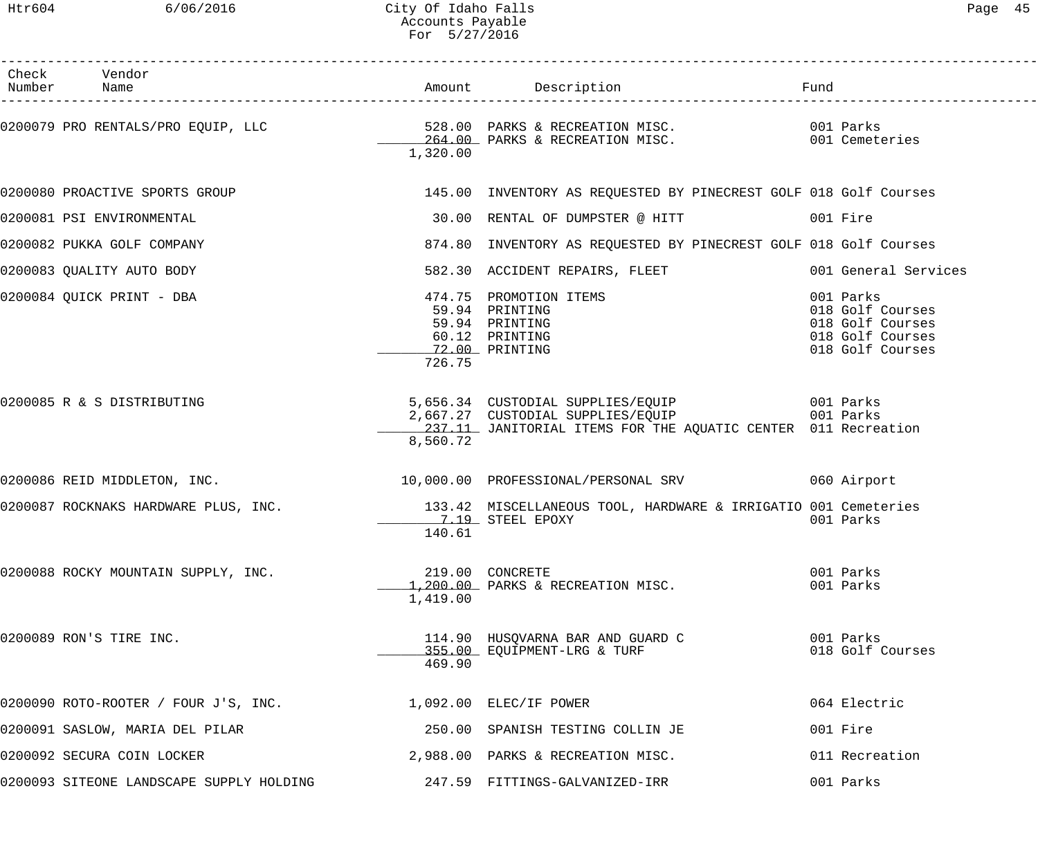# City Of Idaho Falls
## Accounts Payable
### For 5/27/2016

| Check Number | Vendor Name | Amount | Description | Fund |
|---|---|---|---|---|
| 0200079 | PRO RENTALS/PRO EQUIP, LLC | 528.00 | PARKS & RECREATION MISC. | 001 Parks |
| | | 264.00 | PARKS & RECREATION MISC. | 001 Cemeteries |
| | | 1,320.00 | | |
| 0200080 | PROACTIVE SPORTS GROUP | 145.00 | INVENTORY AS REQUESTED BY PINECREST GOLF | 018 Golf Courses |
| 0200081 | PSI ENVIRONMENTAL | 30.00 | RENTAL OF DUMPSTER @ HITT | 001 Fire |
| 0200082 | PUKKA GOLF COMPANY | 874.80 | INVENTORY AS REQUESTED BY PINECREST GOLF | 018 Golf Courses |
| 0200083 | QUALITY AUTO BODY | 582.30 | ACCIDENT REPAIRS, FLEET | 001 General Services |
| 0200084 | QUICK PRINT - DBA | 474.75 | PROMOTION ITEMS | 001 Parks |
| | | 59.94 | PRINTING | 018 Golf Courses |
| | | 59.94 | PRINTING | 018 Golf Courses |
| | | 60.12 | PRINTING | 018 Golf Courses |
| | | 72.00 | PRINTING | 018 Golf Courses |
| | | 726.75 | | |
| 0200085 | R & S DISTRIBUTING | 5,656.34 | CUSTODIAL SUPPLIES/EQUIP | 001 Parks |
| | | 2,667.27 | CUSTODIAL SUPPLIES/EQUIP | 001 Parks |
| | | 237.11 | JANITORIAL ITEMS FOR THE AQUATIC CENTER | 011 Recreation |
| | | 8,560.72 | | |
| 0200086 | REID MIDDLETON, INC. | 10,000.00 | PROFESSIONAL/PERSONAL SRV | 060 Airport |
| 0200087 | ROCKNAKS HARDWARE PLUS, INC. | 133.42 | MISCELLANEOUS TOOL, HARDWARE & IRRIGATIO | 001 Cemeteries |
| | | 7.19 | STEEL EPOXY | 001 Parks |
| | | 140.61 | | |
| 0200088 | ROCKY MOUNTAIN SUPPLY, INC. | 219.00 | CONCRETE | 001 Parks |
| | | 1,200.00 | PARKS & RECREATION MISC. | 001 Parks |
| | | 1,419.00 | | |
| 0200089 | RON'S TIRE INC. | 114.90 | HUSQVARNA BAR AND GUARD C | 001 Parks |
| | | 355.00 | EQUIPMENT-LRG & TURF | 018 Golf Courses |
| | | 469.90 | | |
| 0200090 | ROTO-ROOTER / FOUR J'S, INC. | 1,092.00 | ELEC/IF POWER | 064 Electric |
| 0200091 | SASLOW, MARIA DEL PILAR | 250.00 | SPANISH TESTING COLLIN JE | 001 Fire |
| 0200092 | SECURA COIN LOCKER | 2,988.00 | PARKS & RECREATION MISC. | 011 Recreation |
| 0200093 | SITEONE LANDSCAPE SUPPLY HOLDING | 247.59 | FITTINGS-GALVANIZED-IRR | 001 Parks |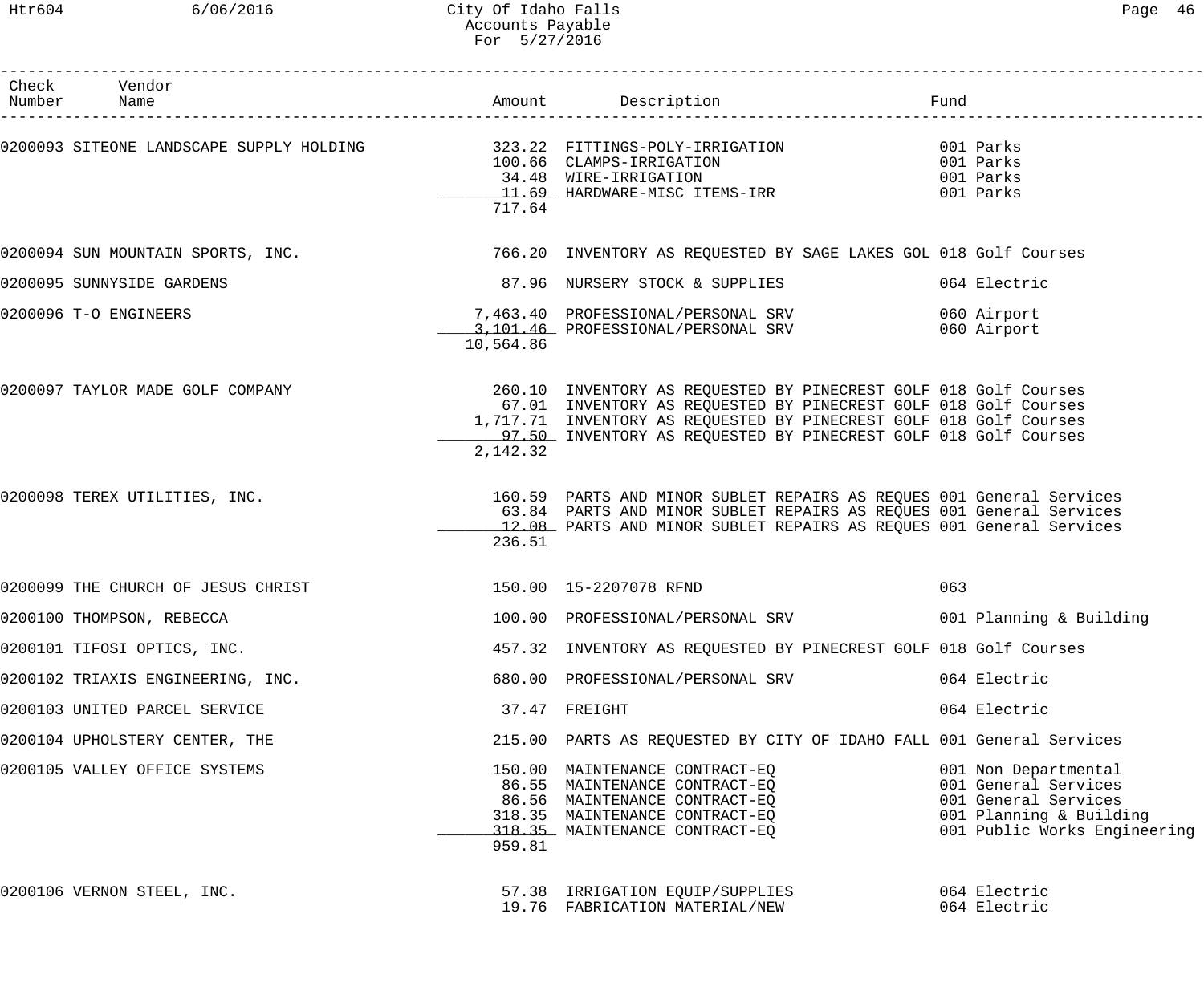| Check Number | Vendor Name | Amount | Description | Fund |
|---|---|---|---|---|
| 0200093 | SITEONE LANDSCAPE SUPPLY HOLDING | 323.22 | FITTINGS-POLY-IRRIGATION | 001 Parks |
| | | 100.66 | CLAMPS-IRRIGATION | 001 Parks |
| | | 34.48 | WIRE-IRRIGATION | 001 Parks |
| | | 11.69 | HARDWARE-MISC ITEMS-IRR | 001 Parks |
| | | 717.64 | | |
| 0200094 | SUN MOUNTAIN SPORTS, INC. | 766.20 | INVENTORY AS REQUESTED BY SAGE LAKES GOL | 018 Golf Courses |
| 0200095 | SUNNYSIDE GARDENS | 87.96 | NURSERY STOCK & SUPPLIES | 064 Electric |
| 0200096 | T-O ENGINEERS | 7,463.40 | PROFESSIONAL/PERSONAL SRV | 060 Airport |
| | | 3,101.46 | PROFESSIONAL/PERSONAL SRV | 060 Airport |
| | | 10,564.86 | | |
| 0200097 | TAYLOR MADE GOLF COMPANY | 260.10 | INVENTORY AS REQUESTED BY PINECREST GOLF | 018 Golf Courses |
| | | 67.01 | INVENTORY AS REQUESTED BY PINECREST GOLF | 018 Golf Courses |
| | | 1,717.71 | INVENTORY AS REQUESTED BY PINECREST GOLF | 018 Golf Courses |
| | | 97.50 | INVENTORY AS REQUESTED BY PINECREST GOLF | 018 Golf Courses |
| | | 2,142.32 | | |
| 0200098 | TEREX UTILITIES, INC. | 160.59 | PARTS AND MINOR SUBLET REPAIRS AS REQUES | 001 General Services |
| | | 63.84 | PARTS AND MINOR SUBLET REPAIRS AS REQUES | 001 General Services |
| | | 12.08 | PARTS AND MINOR SUBLET REPAIRS AS REQUES | 001 General Services |
| | | 236.51 | | |
| 0200099 | THE CHURCH OF JESUS CHRIST | 150.00 | 15-2207078 RFND | 063 |
| 0200100 | THOMPSON, REBECCA | 100.00 | PROFESSIONAL/PERSONAL SRV | 001 Planning & Building |
| 0200101 | TIFOSI OPTICS, INC. | 457.32 | INVENTORY AS REQUESTED BY PINECREST GOLF | 018 Golf Courses |
| 0200102 | TRIAXIS ENGINEERING, INC. | 680.00 | PROFESSIONAL/PERSONAL SRV | 064 Electric |
| 0200103 | UNITED PARCEL SERVICE | 37.47 | FREIGHT | 064 Electric |
| 0200104 | UPHOLSTERY CENTER, THE | 215.00 | PARTS AS REQUESTED BY CITY OF IDAHO FALL | 001 General Services |
| 0200105 | VALLEY OFFICE SYSTEMS | 150.00 | MAINTENANCE CONTRACT-EQ | 001 Non Departmental |
| | | 86.55 | MAINTENANCE CONTRACT-EQ | 001 General Services |
| | | 86.56 | MAINTENANCE CONTRACT-EQ | 001 General Services |
| | | 318.35 | MAINTENANCE CONTRACT-EQ | 001 Planning & Building |
| | | 318.35 | MAINTENANCE CONTRACT-EQ | 001 Public Works Engineering |
| | | 959.81 | | |
| 0200106 | VERNON STEEL, INC. | 57.38 | IRRIGATION EQUIP/SUPPLIES | 064 Electric |
| | | 19.76 | FABRICATION MATERIAL/NEW | 064 Electric |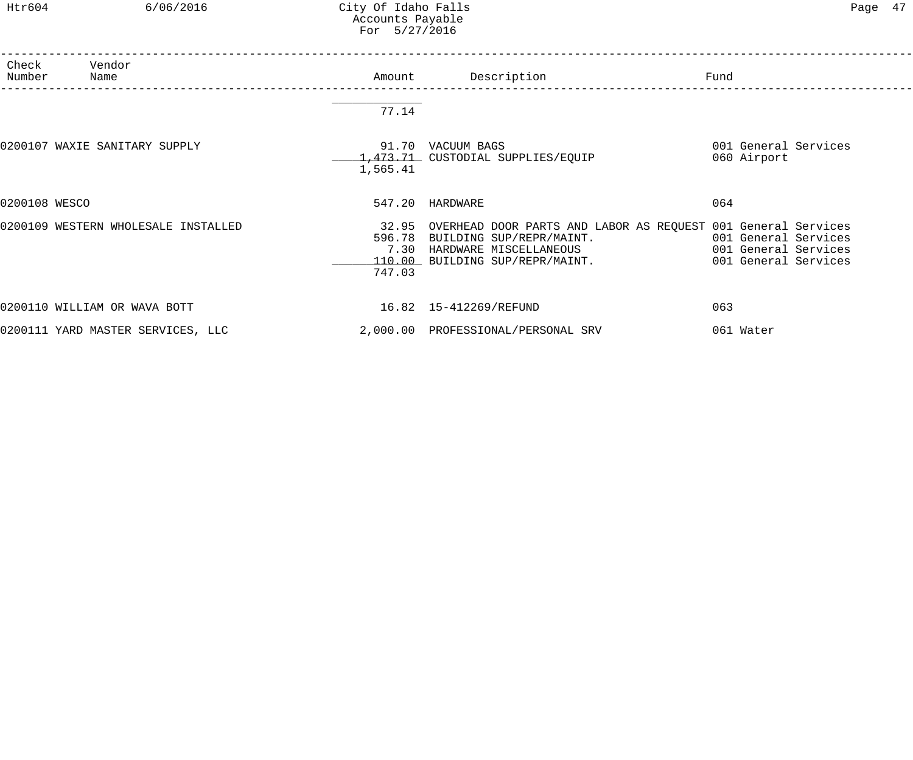| Check Number | Vendor Name | Amount | Description | Fund |
|---|---|---|---|---|
| | | 77.14 | | |
| 0200107 | WAXIE SANITARY SUPPLY | 91.70 | VACUUM BAGS | 001 General Services |
| | | 1,473.71 | CUSTODIAL SUPPLIES/EQUIP | 060 Airport |
| | | 1,565.41 | | |
| 0200108 | WESCO | 547.20 | HARDWARE | 064 |
| 0200109 | WESTERN WHOLESALE INSTALLED | 32.95 | OVERHEAD DOOR PARTS AND LABOR AS REQUEST | 001 General Services |
| | | 596.78 | BUILDING SUP/REPR/MAINT. | 001 General Services |
| | | 7.30 | HARDWARE MISCELLANEOUS | 001 General Services |
| | | 110.00 | BUILDING SUP/REPR/MAINT. | 001 General Services |
| | | 747.03 | | |
| 0200110 | WILLIAM OR WAVA BOTT | 16.82 | 15-412269/REFUND | 063 |
| 0200111 | YARD MASTER SERVICES, LLC | 2,000.00 | PROFESSIONAL/PERSONAL SRV | 061 Water |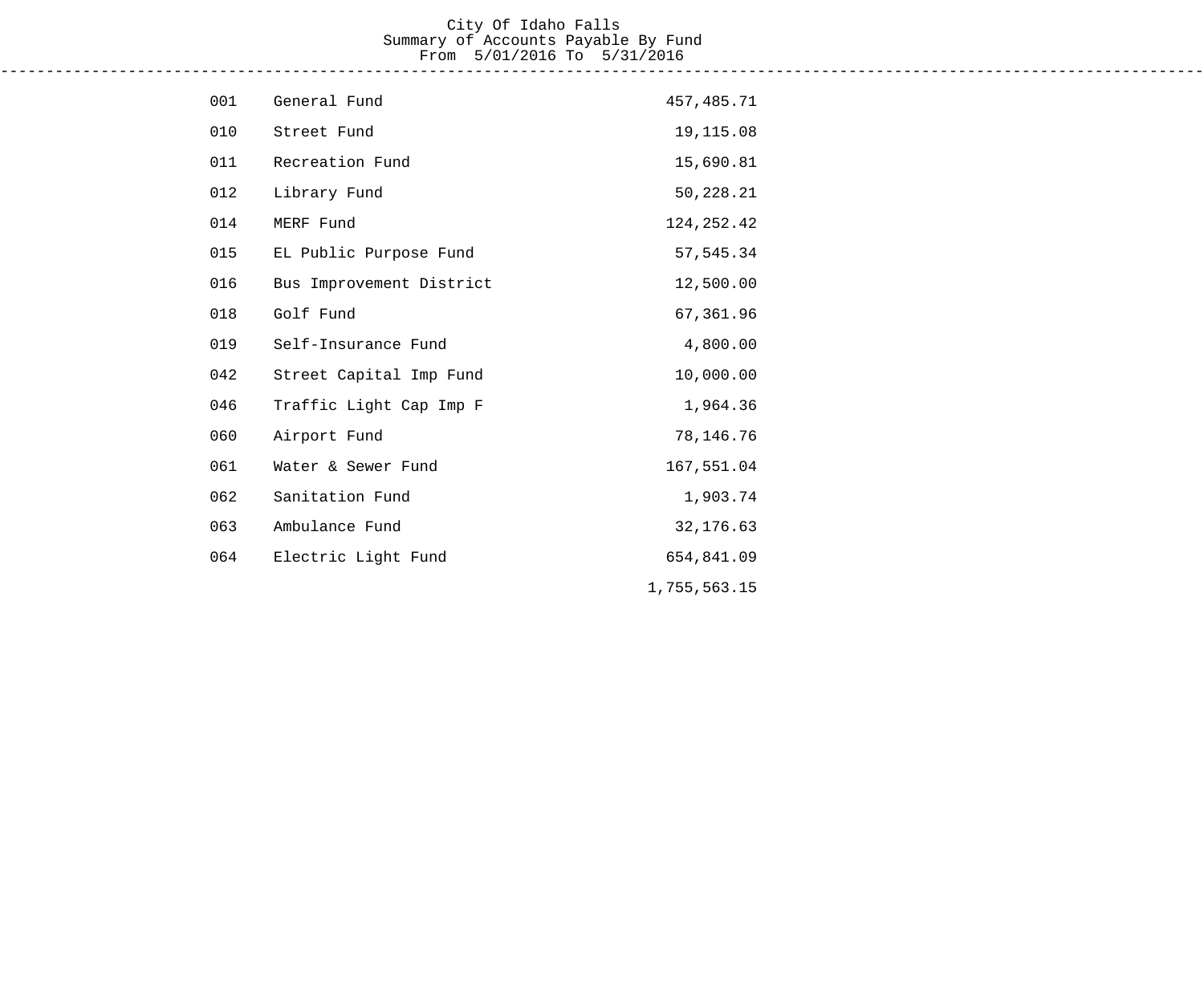City Of Idaho Falls
Summary of Accounts Payable By Fund
From 5/01/2016 To 5/31/2016

| Fund | Name | Amount |
|---|---|---|
| 001 | General Fund | 457,485.71 |
| 010 | Street Fund | 19,115.08 |
| 011 | Recreation Fund | 15,690.81 |
| 012 | Library Fund | 50,228.21 |
| 014 | MERF Fund | 124,252.42 |
| 015 | EL Public Purpose Fund | 57,545.34 |
| 016 | Bus Improvement District | 12,500.00 |
| 018 | Golf Fund | 67,361.96 |
| 019 | Self-Insurance Fund | 4,800.00 |
| 042 | Street Capital Imp Fund | 10,000.00 |
| 046 | Traffic Light Cap Imp F | 1,964.36 |
| 060 | Airport Fund | 78,146.76 |
| 061 | Water & Sewer Fund | 167,551.04 |
| 062 | Sanitation Fund | 1,903.74 |
| 063 | Ambulance Fund | 32,176.63 |
| 064 | Electric Light Fund | 654,841.09 |
| | | 1,755,563.15 |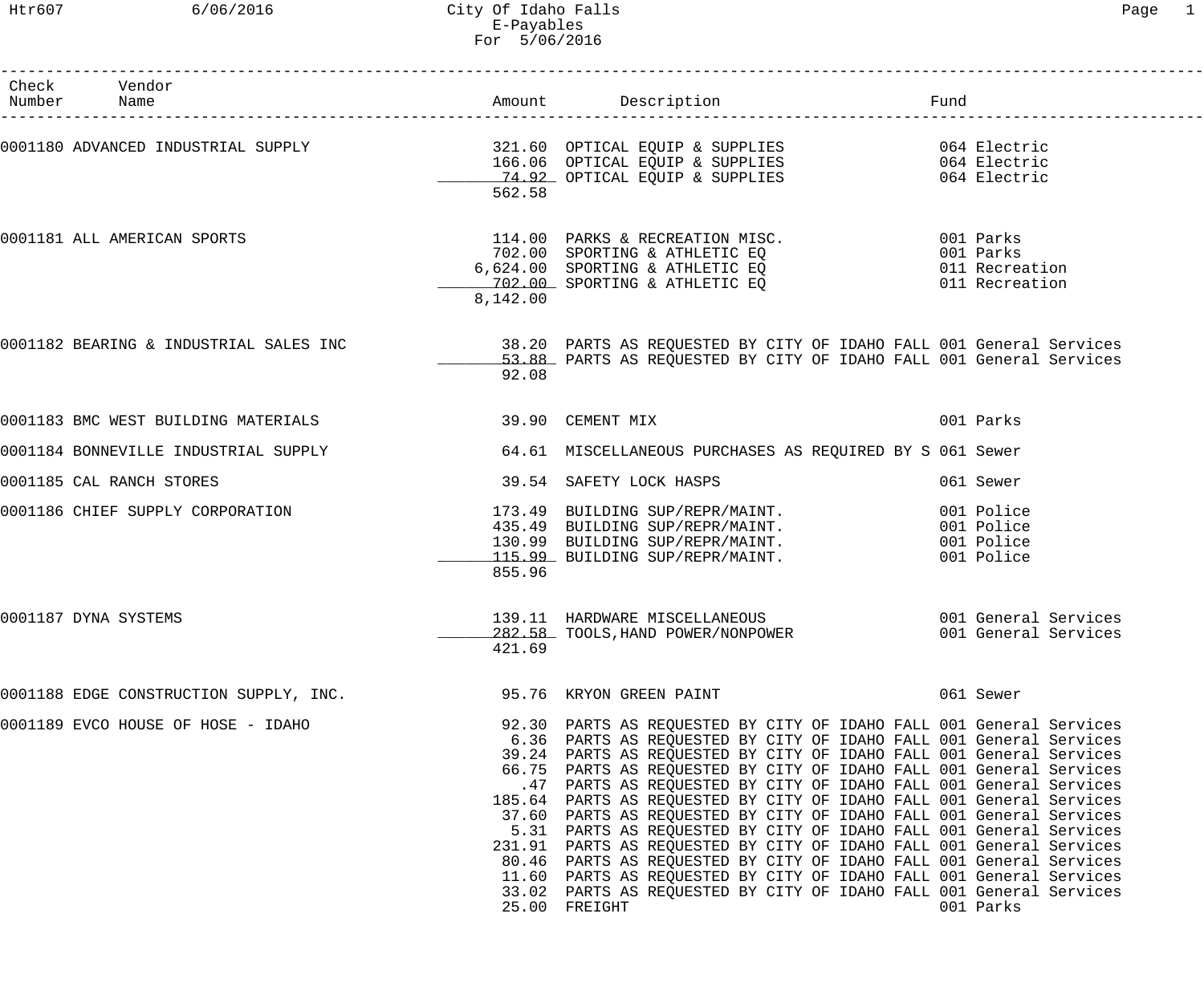City Of Idaho Falls
E-Payables
For 5/06/2016

| Check Number | Vendor Name | Amount | Description | Fund |
|---|---|---|---|---|
| 0001180 | ADVANCED INDUSTRIAL SUPPLY | 321.60 | OPTICAL EQUIP & SUPPLIES | 064 Electric |
| | | 166.06 | OPTICAL EQUIP & SUPPLIES | 064 Electric |
| | | 74.92 | OPTICAL EQUIP & SUPPLIES | 064 Electric |
| | | 562.58 | | |
| 0001181 | ALL AMERICAN SPORTS | 114.00 | PARKS & RECREATION MISC. | 001 Parks |
| | | 702.00 | SPORTING & ATHLETIC EQ | 001 Parks |
| | | 6,624.00 | SPORTING & ATHLETIC EQ | 011 Recreation |
| | | 702.00 | SPORTING & ATHLETIC EQ | 011 Recreation |
| | | 8,142.00 | | |
| 0001182 | BEARING & INDUSTRIAL SALES INC | 38.20 | PARTS AS REQUESTED BY CITY OF IDAHO FALL | 001 General Services |
| | | 53.88 | PARTS AS REQUESTED BY CITY OF IDAHO FALL | 001 General Services |
| | | 92.08 | | |
| 0001183 | BMC WEST BUILDING MATERIALS | 39.90 | CEMENT MIX | 001 Parks |
| 0001184 | BONNEVILLE INDUSTRIAL SUPPLY | 64.61 | MISCELLANEOUS PURCHASES AS REQUIRED BY S | 061 Sewer |
| 0001185 | CAL RANCH STORES | 39.54 | SAFETY LOCK HASPS | 061 Sewer |
| 0001186 | CHIEF SUPPLY CORPORATION | 173.49 | BUILDING SUP/REPR/MAINT. | 001 Police |
| | | 435.49 | BUILDING SUP/REPR/MAINT. | 001 Police |
| | | 130.99 | BUILDING SUP/REPR/MAINT. | 001 Police |
| | | 115.99 | BUILDING SUP/REPR/MAINT. | 001 Police |
| | | 855.96 | | |
| 0001187 | DYNA SYSTEMS | 139.11 | HARDWARE MISCELLANEOUS | 001 General Services |
| | | 282.58 | TOOLS,HAND POWER/NONPOWER | 001 General Services |
| | | 421.69 | | |
| 0001188 | EDGE CONSTRUCTION SUPPLY, INC. | 95.76 | KRYON GREEN PAINT | 061 Sewer |
| 0001189 | EVCO HOUSE OF HOSE - IDAHO | 92.30 | PARTS AS REQUESTED BY CITY OF IDAHO FALL | 001 General Services |
| | | 6.36 | PARTS AS REQUESTED BY CITY OF IDAHO FALL | 001 General Services |
| | | 39.24 | PARTS AS REQUESTED BY CITY OF IDAHO FALL | 001 General Services |
| | | 66.75 | PARTS AS REQUESTED BY CITY OF IDAHO FALL | 001 General Services |
| | | .47 | PARTS AS REQUESTED BY CITY OF IDAHO FALL | 001 General Services |
| | | 185.64 | PARTS AS REQUESTED BY CITY OF IDAHO FALL | 001 General Services |
| | | 37.60 | PARTS AS REQUESTED BY CITY OF IDAHO FALL | 001 General Services |
| | | 5.31 | PARTS AS REQUESTED BY CITY OF IDAHO FALL | 001 General Services |
| | | 231.91 | PARTS AS REQUESTED BY CITY OF IDAHO FALL | 001 General Services |
| | | 80.46 | PARTS AS REQUESTED BY CITY OF IDAHO FALL | 001 General Services |
| | | 11.60 | PARTS AS REQUESTED BY CITY OF IDAHO FALL | 001 General Services |
| | | 33.02 | PARTS AS REQUESTED BY CITY OF IDAHO FALL | 001 General Services |
| | | 25.00 | FREIGHT | 001 Parks |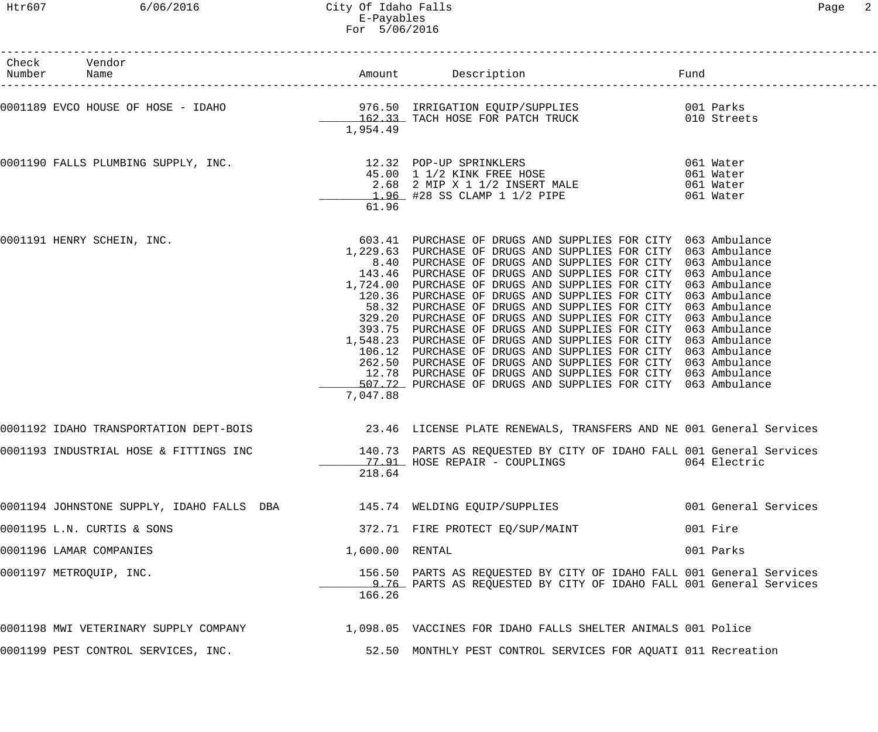City Of Idaho Falls
E-Payables
For 5/06/2016

| Check Number | Vendor Name | Amount | Description | Fund |
|---|---|---|---|---|
| 0001189 | EVCO HOUSE OF HOSE - IDAHO | 976.50 | IRRIGATION EQUIP/SUPPLIES | 001 Parks |
| | | 162.33 | TACH HOSE FOR PATCH TRUCK | 010 Streets |
| | | 1,954.49 | | |
| 0001190 | FALLS PLUMBING SUPPLY, INC. | 12.32 | POP-UP SPRINKLERS | 061 Water |
| | | 45.00 | 1 1/2 KINK FREE HOSE | 061 Water |
| | | 2.68 | 2 MIP X 1 1/2 INSERT MALE | 061 Water |
| | | 1.96 | #28 SS CLAMP 1 1/2 PIPE | 061 Water |
| | | 61.96 | | |
| 0001191 | HENRY SCHEIN, INC. | 603.41 | PURCHASE OF DRUGS AND SUPPLIES FOR CITY | 063 Ambulance |
| | | 1,229.63 | PURCHASE OF DRUGS AND SUPPLIES FOR CITY | 063 Ambulance |
| | | 8.40 | PURCHASE OF DRUGS AND SUPPLIES FOR CITY | 063 Ambulance |
| | | 143.46 | PURCHASE OF DRUGS AND SUPPLIES FOR CITY | 063 Ambulance |
| | | 1,724.00 | PURCHASE OF DRUGS AND SUPPLIES FOR CITY | 063 Ambulance |
| | | 120.36 | PURCHASE OF DRUGS AND SUPPLIES FOR CITY | 063 Ambulance |
| | | 58.32 | PURCHASE OF DRUGS AND SUPPLIES FOR CITY | 063 Ambulance |
| | | 329.20 | PURCHASE OF DRUGS AND SUPPLIES FOR CITY | 063 Ambulance |
| | | 393.75 | PURCHASE OF DRUGS AND SUPPLIES FOR CITY | 063 Ambulance |
| | | 1,548.23 | PURCHASE OF DRUGS AND SUPPLIES FOR CITY | 063 Ambulance |
| | | 106.12 | PURCHASE OF DRUGS AND SUPPLIES FOR CITY | 063 Ambulance |
| | | 262.50 | PURCHASE OF DRUGS AND SUPPLIES FOR CITY | 063 Ambulance |
| | | 12.78 | PURCHASE OF DRUGS AND SUPPLIES FOR CITY | 063 Ambulance |
| | | 507.72 | PURCHASE OF DRUGS AND SUPPLIES FOR CITY | 063 Ambulance |
| | | 7,047.88 | | |
| 0001192 | IDAHO TRANSPORTATION DEPT-BOIS | 23.46 | LICENSE PLATE RENEWALS, TRANSFERS AND NE | 001 General Services |
| 0001193 | INDUSTRIAL HOSE & FITTINGS INC | 140.73 | PARTS AS REQUESTED BY CITY OF IDAHO FALL | 001 General Services |
| | | 77.91 | HOSE REPAIR - COUPLINGS | 064 Electric |
| | | 218.64 | | |
| 0001194 | JOHNSTONE SUPPLY, IDAHO FALLS DBA | 145.74 | WELDING EQUIP/SUPPLIES | 001 General Services |
| 0001195 | L.N. CURTIS & SONS | 372.71 | FIRE PROTECT EQ/SUP/MAINT | 001 Fire |
| 0001196 | LAMAR COMPANIES | 1,600.00 | RENTAL | 001 Parks |
| 0001197 | METROQUIP, INC. | 156.50 | PARTS AS REQUESTED BY CITY OF IDAHO FALL | 001 General Services |
| | | 9.76 | PARTS AS REQUESTED BY CITY OF IDAHO FALL | 001 General Services |
| | | 166.26 | | |
| 0001198 | MWI VETERINARY SUPPLY COMPANY | 1,098.05 | VACCINES FOR IDAHO FALLS SHELTER ANIMALS | 001 Police |
| 0001199 | PEST CONTROL SERVICES, INC. | 52.50 | MONTHLY PEST CONTROL SERVICES FOR AQUATI | 011 Recreation |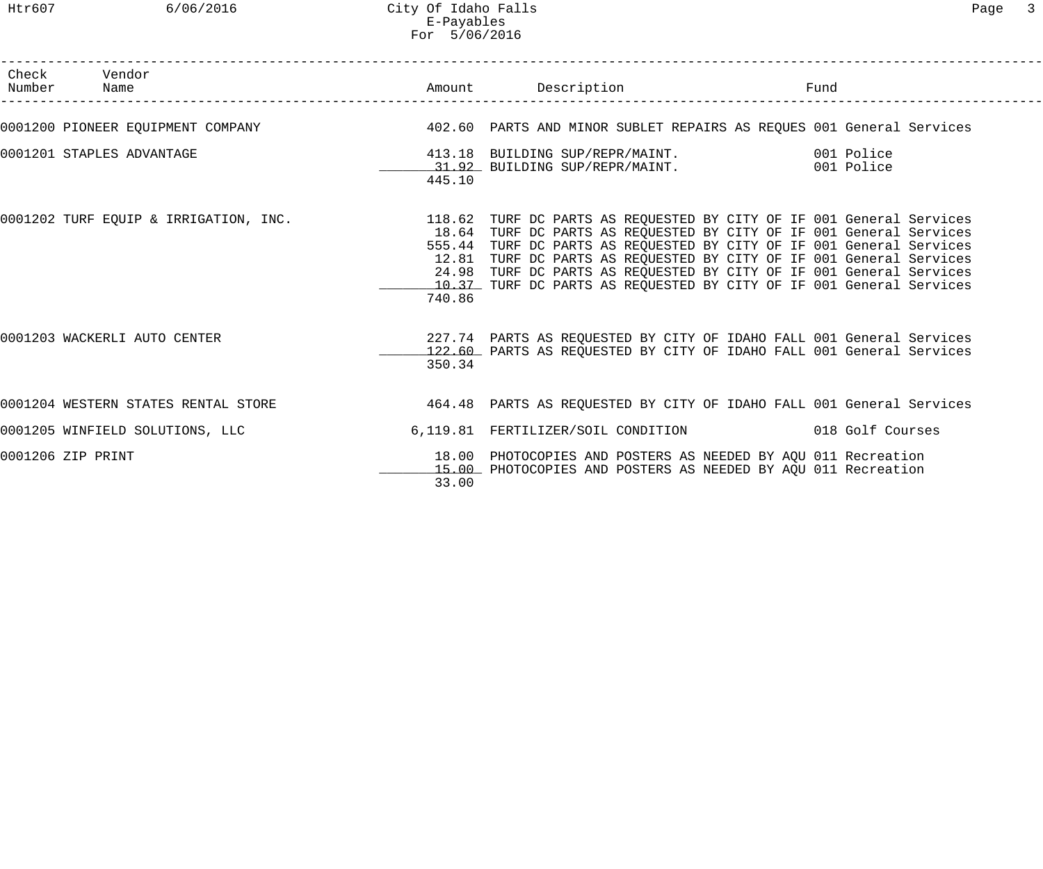City Of Idaho Falls
E-Payables
For 5/06/2016

| Check Number | Vendor Name | Amount | Description | Fund |
|---|---|---|---|---|
| 0001200 | PIONEER EQUIPMENT COMPANY | 402.60 | PARTS AND MINOR SUBLET REPAIRS AS REQUES | 001 General Services |
| 0001201 | STAPLES ADVANTAGE | 413.18 | BUILDING SUP/REPR/MAINT. | 001 Police |
| | | 31.92 | BUILDING SUP/REPR/MAINT. | 001 Police |
| | | 445.10 | | |
| 0001202 | TURF EQUIP & IRRIGATION, INC. | 118.62 | TURF DC PARTS AS REQUESTED BY CITY OF IF | 001 General Services |
| | | 18.64 | TURF DC PARTS AS REQUESTED BY CITY OF IF | 001 General Services |
| | | 555.44 | TURF DC PARTS AS REQUESTED BY CITY OF IF | 001 General Services |
| | | 12.81 | TURF DC PARTS AS REQUESTED BY CITY OF IF | 001 General Services |
| | | 24.98 | TURF DC PARTS AS REQUESTED BY CITY OF IF | 001 General Services |
| | | 10.37 | TURF DC PARTS AS REQUESTED BY CITY OF IF | 001 General Services |
| | | 740.86 | | |
| 0001203 | WACKERLI AUTO CENTER | 227.74 | PARTS AS REQUESTED BY CITY OF IDAHO FALL | 001 General Services |
| | | 122.60 | PARTS AS REQUESTED BY CITY OF IDAHO FALL | 001 General Services |
| | | 350.34 | | |
| 0001204 | WESTERN STATES RENTAL STORE | 464.48 | PARTS AS REQUESTED BY CITY OF IDAHO FALL | 001 General Services |
| 0001205 | WINFIELD SOLUTIONS, LLC | 6,119.81 | FERTILIZER/SOIL CONDITION | 018 Golf Courses |
| 0001206 | ZIP PRINT | 18.00 | PHOTOCOPIES AND POSTERS AS NEEDED BY AQU | 011 Recreation |
| | | 15.00 | PHOTOCOPIES AND POSTERS AS NEEDED BY AQU | 011 Recreation |
| | | 33.00 | | |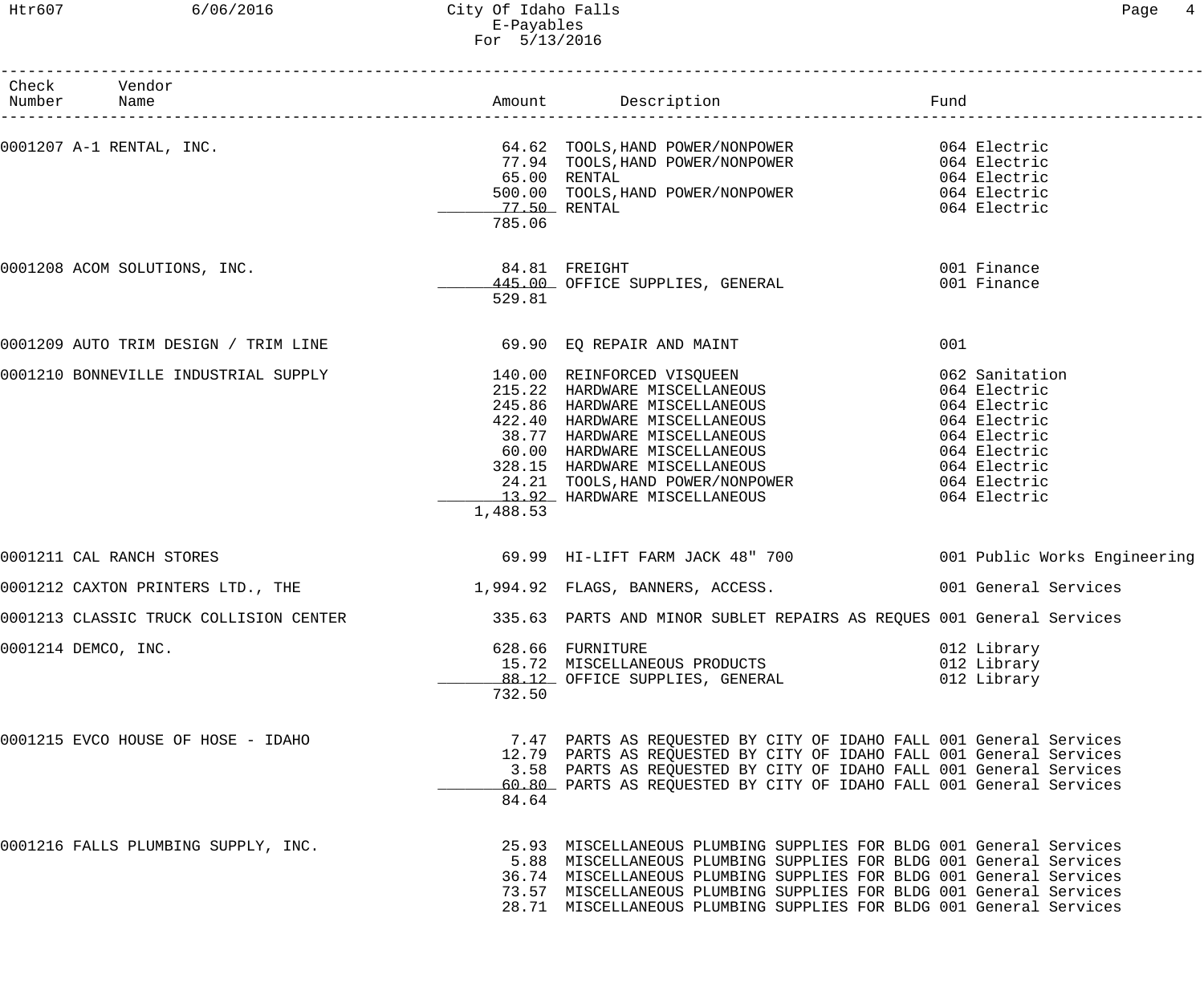# City Of Idaho Falls
## E-Payables
### For 5/13/2016

| Check Number | Vendor Name | Amount | Description | Fund |
|---|---|---|---|---|
| 0001207 | A-1 RENTAL, INC. | 64.62 | TOOLS,HAND POWER/NONPOWER | 064 Electric |
| | | 77.94 | TOOLS,HAND POWER/NONPOWER | 064 Electric |
| | | 65.00 | RENTAL | 064 Electric |
| | | 500.00 | TOOLS,HAND POWER/NONPOWER | 064 Electric |
| | | 77.50 | RENTAL | 064 Electric |
| | | 785.06 | | |
| 0001208 | ACOM SOLUTIONS, INC. | 84.81 | FREIGHT | 001 Finance |
| | | 445.00 | OFFICE SUPPLIES, GENERAL | 001 Finance |
| | | 529.81 | | |
| 0001209 | AUTO TRIM DESIGN / TRIM LINE | 69.90 | EQ REPAIR AND MAINT | 001 |
| 0001210 | BONNEVILLE INDUSTRIAL SUPPLY | 140.00 | REINFORCED VISQUEEN | 062 Sanitation |
| | | 215.22 | HARDWARE MISCELLANEOUS | 064 Electric |
| | | 245.86 | HARDWARE MISCELLANEOUS | 064 Electric |
| | | 422.40 | HARDWARE MISCELLANEOUS | 064 Electric |
| | | 38.77 | HARDWARE MISCELLANEOUS | 064 Electric |
| | | 60.00 | HARDWARE MISCELLANEOUS | 064 Electric |
| | | 328.15 | HARDWARE MISCELLANEOUS | 064 Electric |
| | | 24.21 | TOOLS,HAND POWER/NONPOWER | 064 Electric |
| | | 13.92 | HARDWARE MISCELLANEOUS | 064 Electric |
| | | 1,488.53 | | |
| 0001211 | CAL RANCH STORES | 69.99 | HI-LIFT FARM JACK 48" 700 | 001 Public Works Engineering |
| 0001212 | CAXTON PRINTERS LTD., THE | 1,994.92 | FLAGS, BANNERS, ACCESS. | 001 General Services |
| 0001213 | CLASSIC TRUCK COLLISION CENTER | 335.63 | PARTS AND MINOR SUBLET REPAIRS AS REQUES | 001 General Services |
| 0001214 | DEMCO, INC. | 628.66 | FURNITURE | 012 Library |
| | | 15.72 | MISCELLANEOUS PRODUCTS | 012 Library |
| | | 88.12 | OFFICE SUPPLIES, GENERAL | 012 Library |
| | | 732.50 | | |
| 0001215 | EVCO HOUSE OF HOSE - IDAHO | 7.47 | PARTS AS REQUESTED BY CITY OF IDAHO FALL | 001 General Services |
| | | 12.79 | PARTS AS REQUESTED BY CITY OF IDAHO FALL | 001 General Services |
| | | 3.58 | PARTS AS REQUESTED BY CITY OF IDAHO FALL | 001 General Services |
| | | 60.80 | PARTS AS REQUESTED BY CITY OF IDAHO FALL | 001 General Services |
| | | 84.64 | | |
| 0001216 | FALLS PLUMBING SUPPLY, INC. | 25.93 | MISCELLANEOUS PLUMBING SUPPLIES FOR BLDG | 001 General Services |
| | | 5.88 | MISCELLANEOUS PLUMBING SUPPLIES FOR BLDG | 001 General Services |
| | | 36.74 | MISCELLANEOUS PLUMBING SUPPLIES FOR BLDG | 001 General Services |
| | | 73.57 | MISCELLANEOUS PLUMBING SUPPLIES FOR BLDG | 001 General Services |
| | | 28.71 | MISCELLANEOUS PLUMBING SUPPLIES FOR BLDG | 001 General Services |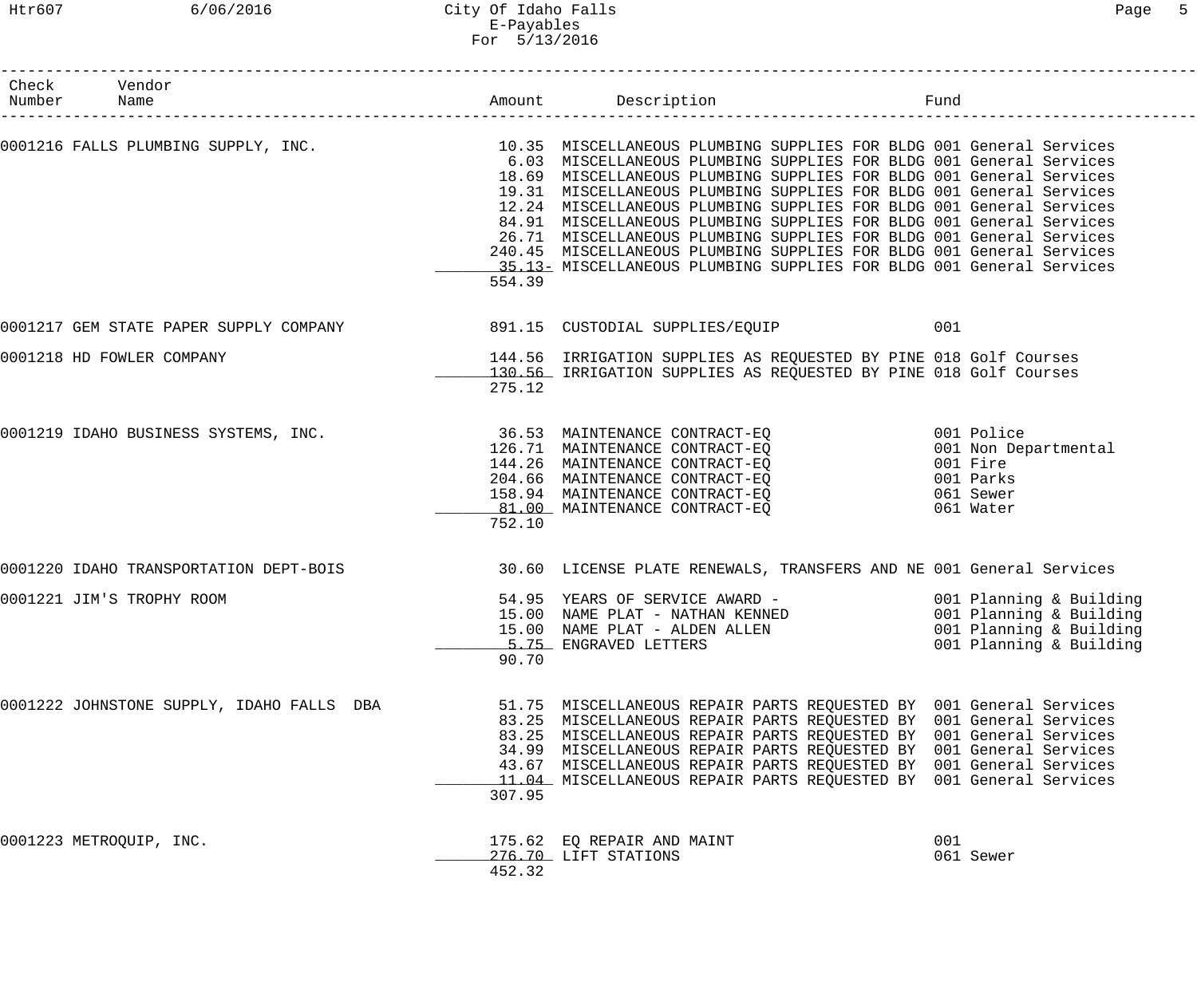# City Of Idaho Falls
## E-Payables
### For 5/13/2016

| Check Number | Vendor Name | Amount | Description | Fund |
|---|---|---|---|---|
| 0001216 | FALLS PLUMBING SUPPLY, INC. | 10.35 | MISCELLANEOUS PLUMBING SUPPLIES FOR BLDG | 001 General Services |
| | | 6.03 | MISCELLANEOUS PLUMBING SUPPLIES FOR BLDG | 001 General Services |
| | | 18.69 | MISCELLANEOUS PLUMBING SUPPLIES FOR BLDG | 001 General Services |
| | | 19.31 | MISCELLANEOUS PLUMBING SUPPLIES FOR BLDG | 001 General Services |
| | | 12.24 | MISCELLANEOUS PLUMBING SUPPLIES FOR BLDG | 001 General Services |
| | | 84.91 | MISCELLANEOUS PLUMBING SUPPLIES FOR BLDG | 001 General Services |
| | | 26.71 | MISCELLANEOUS PLUMBING SUPPLIES FOR BLDG | 001 General Services |
| | | 240.45 | MISCELLANEOUS PLUMBING SUPPLIES FOR BLDG | 001 General Services |
| | | 35.13- | MISCELLANEOUS PLUMBING SUPPLIES FOR BLDG | 001 General Services |
| | | 554.39 | | |
| 0001217 | GEM STATE PAPER SUPPLY COMPANY | 891.15 | CUSTODIAL SUPPLIES/EQUIP | 001 |
| 0001218 | HD FOWLER COMPANY | 144.56 | IRRIGATION SUPPLIES AS REQUESTED BY PINE | 018 Golf Courses |
| | | 130.56 | IRRIGATION SUPPLIES AS REQUESTED BY PINE | 018 Golf Courses |
| | | 275.12 | | |
| 0001219 | IDAHO BUSINESS SYSTEMS, INC. | 36.53 | MAINTENANCE CONTRACT-EQ | 001 Police |
| | | 126.71 | MAINTENANCE CONTRACT-EQ | 001 Non Departmental |
| | | 144.26 | MAINTENANCE CONTRACT-EQ | 001 Fire |
| | | 204.66 | MAINTENANCE CONTRACT-EQ | 001 Parks |
| | | 158.94 | MAINTENANCE CONTRACT-EQ | 061 Sewer |
| | | 81.00 | MAINTENANCE CONTRACT-EQ | 061 Water |
| | | 752.10 | | |
| 0001220 | IDAHO TRANSPORTATION DEPT-BOIS | 30.60 | LICENSE PLATE RENEWALS, TRANSFERS AND NE | 001 General Services |
| 0001221 | JIM'S TROPHY ROOM | 54.95 | YEARS OF SERVICE AWARD - | 001 Planning & Building |
| | | 15.00 | NAME PLAT - NATHAN KENNED | 001 Planning & Building |
| | | 15.00 | NAME PLAT - ALDEN ALLEN | 001 Planning & Building |
| | | 5.75 | ENGRAVED LETTERS | 001 Planning & Building |
| | | 90.70 | | |
| 0001222 | JOHNSTONE SUPPLY, IDAHO FALLS DBA | 51.75 | MISCELLANEOUS REPAIR PARTS REQUESTED BY | 001 General Services |
| | | 83.25 | MISCELLANEOUS REPAIR PARTS REQUESTED BY | 001 General Services |
| | | 83.25 | MISCELLANEOUS REPAIR PARTS REQUESTED BY | 001 General Services |
| | | 34.99 | MISCELLANEOUS REPAIR PARTS REQUESTED BY | 001 General Services |
| | | 43.67 | MISCELLANEOUS REPAIR PARTS REQUESTED BY | 001 General Services |
| | | 11.04 | MISCELLANEOUS REPAIR PARTS REQUESTED BY | 001 General Services |
| | | 307.95 | | |
| 0001223 | METROQUIP, INC. | 175.62 | EQ REPAIR AND MAINT | 001 |
| | | 276.70 | LIFT STATIONS | 061 Sewer |
| | | 452.32 | | |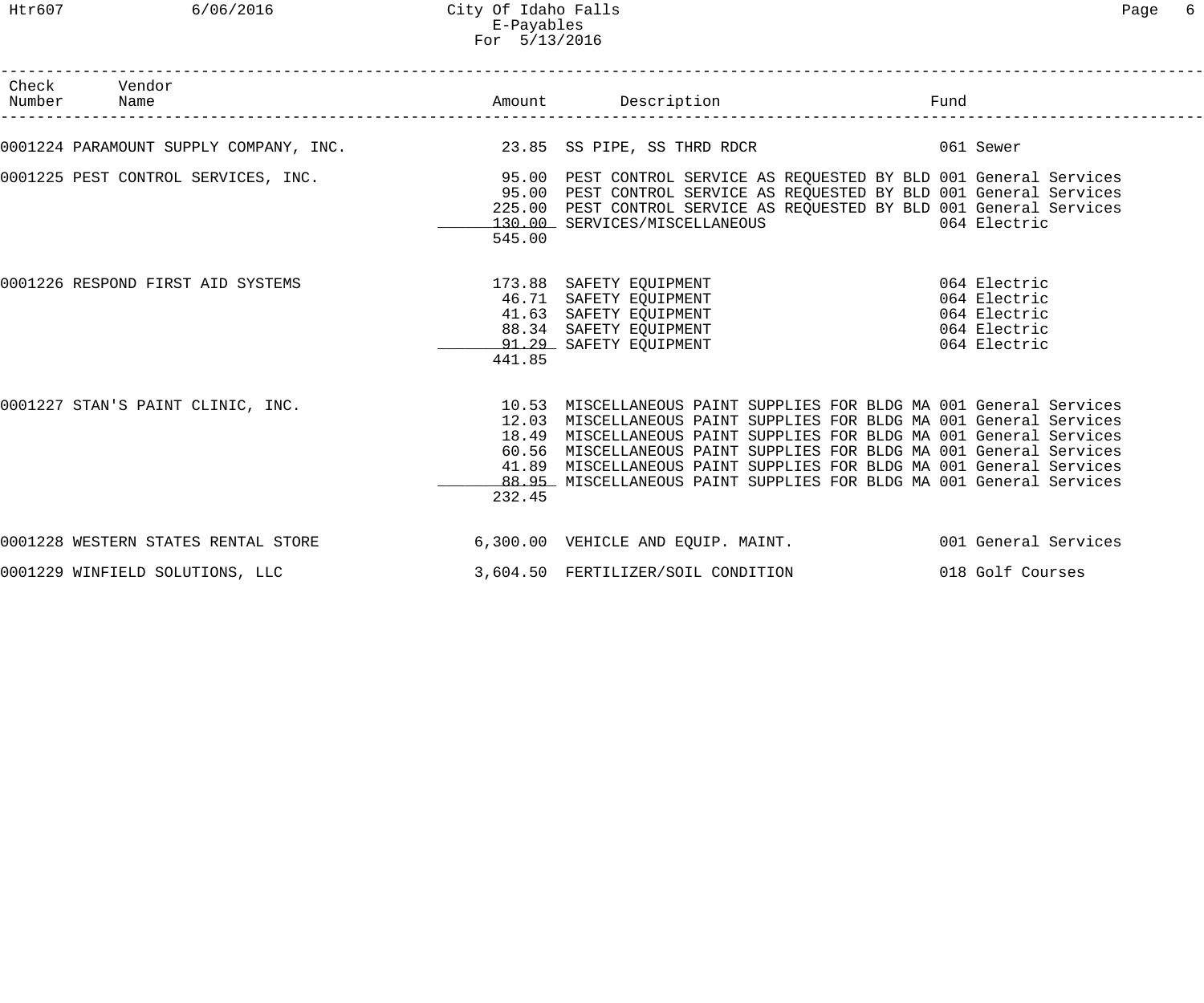| Check Number | Vendor Name | Amount | Description | Fund |
|---|---|---|---|---|
| 0001224 | PARAMOUNT SUPPLY COMPANY, INC. | 23.85 | SS PIPE, SS THRD RDCR | 061 Sewer |
| 0001225 | PEST CONTROL SERVICES, INC. | 95.00 | PEST CONTROL SERVICE AS REQUESTED BY BLD | 001 General Services |
| | | 95.00 | PEST CONTROL SERVICE AS REQUESTED BY BLD | 001 General Services |
| | | 225.00 | PEST CONTROL SERVICE AS REQUESTED BY BLD | 001 General Services |
| | | 130.00 | SERVICES/MISCELLANEOUS | 064 Electric |
| | | 545.00 | | |
| 0001226 | RESPOND FIRST AID SYSTEMS | 173.88 | SAFETY EQUIPMENT | 064 Electric |
| | | 46.71 | SAFETY EQUIPMENT | 064 Electric |
| | | 41.63 | SAFETY EQUIPMENT | 064 Electric |
| | | 88.34 | SAFETY EQUIPMENT | 064 Electric |
| | | 91.29 | SAFETY EQUIPMENT | 064 Electric |
| | | 441.85 | | |
| 0001227 | STAN'S PAINT CLINIC, INC. | 10.53 | MISCELLANEOUS PAINT SUPPLIES FOR BLDG MA | 001 General Services |
| | | 12.03 | MISCELLANEOUS PAINT SUPPLIES FOR BLDG MA | 001 General Services |
| | | 18.49 | MISCELLANEOUS PAINT SUPPLIES FOR BLDG MA | 001 General Services |
| | | 60.56 | MISCELLANEOUS PAINT SUPPLIES FOR BLDG MA | 001 General Services |
| | | 41.89 | MISCELLANEOUS PAINT SUPPLIES FOR BLDG MA | 001 General Services |
| | | 88.95 | MISCELLANEOUS PAINT SUPPLIES FOR BLDG MA | 001 General Services |
| | | 232.45 | | |
| 0001228 | WESTERN STATES RENTAL STORE | 6,300.00 | VEHICLE AND EQUIP. MAINT. | 001 General Services |
| 0001229 | WINFIELD SOLUTIONS, LLC | 3,604.50 | FERTILIZER/SOIL CONDITION | 018 Golf Courses |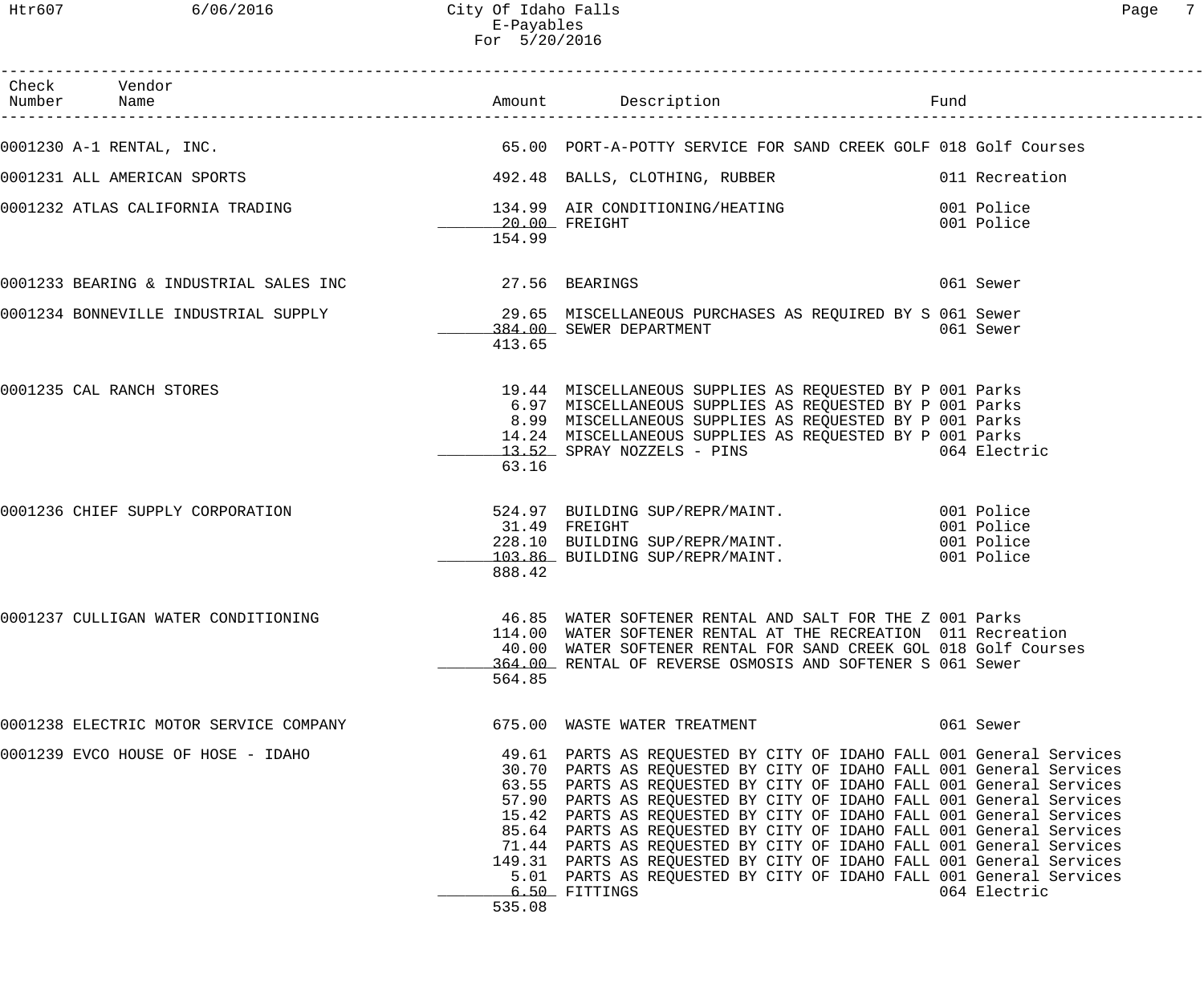City Of Idaho Falls
E-Payables
For 5/20/2016

| Check Number | Vendor Name | Amount | Description | Fund |
|---|---|---|---|---|
| 0001230 | A-1 RENTAL, INC. | 65.00 | PORT-A-POTTY SERVICE FOR SAND CREEK GOLF | 018 Golf Courses |
| 0001231 | ALL AMERICAN SPORTS | 492.48 | BALLS, CLOTHING, RUBBER | 011 Recreation |
| 0001232 | ATLAS CALIFORNIA TRADING | 134.99 | AIR CONDITIONING/HEATING | 001 Police |
| | | 20.00 | FREIGHT | 001 Police |
| | | 154.99 | | |
| 0001233 | BEARING & INDUSTRIAL SALES INC | 27.56 | BEARINGS | 061 Sewer |
| 0001234 | BONNEVILLE INDUSTRIAL SUPPLY | 29.65 | MISCELLANEOUS PURCHASES AS REQUIRED BY S | 061 Sewer |
| | | 384.00 | SEWER DEPARTMENT | 061 Sewer |
| | | 413.65 | | |
| 0001235 | CAL RANCH STORES | 19.44 | MISCELLANEOUS SUPPLIES AS REQUESTED BY P | 001 Parks |
| | | 6.97 | MISCELLANEOUS SUPPLIES AS REQUESTED BY P | 001 Parks |
| | | 8.99 | MISCELLANEOUS SUPPLIES AS REQUESTED BY P | 001 Parks |
| | | 14.24 | MISCELLANEOUS SUPPLIES AS REQUESTED BY P | 001 Parks |
| | | 13.52 | SPRAY NOZZELS - PINS | 064 Electric |
| | | 63.16 | | |
| 0001236 | CHIEF SUPPLY CORPORATION | 524.97 | BUILDING SUP/REPR/MAINT. | 001 Police |
| | | 31.49 | FREIGHT | 001 Police |
| | | 228.10 | BUILDING SUP/REPR/MAINT. | 001 Police |
| | | 103.86 | BUILDING SUP/REPR/MAINT. | 001 Police |
| | | 888.42 | | |
| 0001237 | CULLIGAN WATER CONDITIONING | 46.85 | WATER SOFTENER RENTAL AND SALT FOR THE Z | 001 Parks |
| | | 114.00 | WATER SOFTENER RENTAL AT THE RECREATION | 011 Recreation |
| | | 40.00 | WATER SOFTENER RENTAL FOR SAND CREEK GOL | 018 Golf Courses |
| | | 364.00 | RENTAL OF REVERSE OSMOSIS AND SOFTENER S | 061 Sewer |
| | | 564.85 | | |
| 0001238 | ELECTRIC MOTOR SERVICE COMPANY | 675.00 | WASTE WATER TREATMENT | 061 Sewer |
| 0001239 | EVCO HOUSE OF HOSE - IDAHO | 49.61 | PARTS AS REQUESTED BY CITY OF IDAHO FALL | 001 General Services |
| | | 30.70 | PARTS AS REQUESTED BY CITY OF IDAHO FALL | 001 General Services |
| | | 63.55 | PARTS AS REQUESTED BY CITY OF IDAHO FALL | 001 General Services |
| | | 57.90 | PARTS AS REQUESTED BY CITY OF IDAHO FALL | 001 General Services |
| | | 15.42 | PARTS AS REQUESTED BY CITY OF IDAHO FALL | 001 General Services |
| | | 85.64 | PARTS AS REQUESTED BY CITY OF IDAHO FALL | 001 General Services |
| | | 71.44 | PARTS AS REQUESTED BY CITY OF IDAHO FALL | 001 General Services |
| | | 149.31 | PARTS AS REQUESTED BY CITY OF IDAHO FALL | 001 General Services |
| | | 5.01 | PARTS AS REQUESTED BY CITY OF IDAHO FALL | 001 General Services |
| | | 6.50 | FITTINGS | 064 Electric |
| | | 535.08 | | |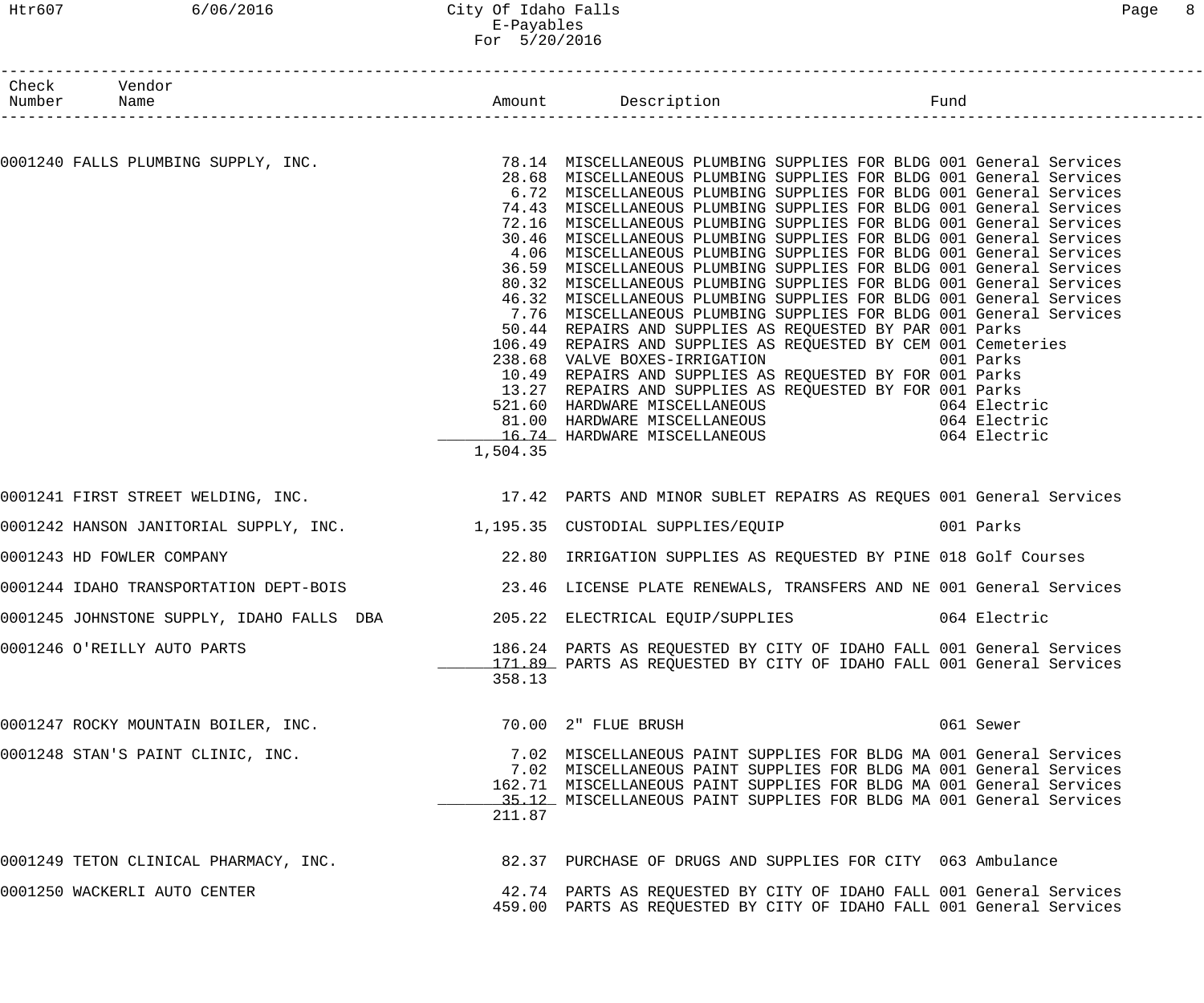City Of Idaho Falls
E-Payables
For 5/20/2016

| Check Number | Vendor Name | Amount | Description | Fund |
|---|---|---|---|---|
| 0001240 | FALLS PLUMBING SUPPLY, INC. | 78.14 | MISCELLANEOUS PLUMBING SUPPLIES FOR BLDG | 001 General Services |
| | | 28.68 | MISCELLANEOUS PLUMBING SUPPLIES FOR BLDG | 001 General Services |
| | | 6.72 | MISCELLANEOUS PLUMBING SUPPLIES FOR BLDG | 001 General Services |
| | | 74.43 | MISCELLANEOUS PLUMBING SUPPLIES FOR BLDG | 001 General Services |
| | | 72.16 | MISCELLANEOUS PLUMBING SUPPLIES FOR BLDG | 001 General Services |
| | | 30.46 | MISCELLANEOUS PLUMBING SUPPLIES FOR BLDG | 001 General Services |
| | | 4.06 | MISCELLANEOUS PLUMBING SUPPLIES FOR BLDG | 001 General Services |
| | | 36.59 | MISCELLANEOUS PLUMBING SUPPLIES FOR BLDG | 001 General Services |
| | | 80.32 | MISCELLANEOUS PLUMBING SUPPLIES FOR BLDG | 001 General Services |
| | | 46.32 | MISCELLANEOUS PLUMBING SUPPLIES FOR BLDG | 001 General Services |
| | | 7.76 | MISCELLANEOUS PLUMBING SUPPLIES FOR BLDG | 001 General Services |
| | | 50.44 | REPAIRS AND SUPPLIES AS REQUESTED BY PAR | 001 Parks |
| | | 106.49 | REPAIRS AND SUPPLIES AS REQUESTED BY CEM | 001 Cemeteries |
| | | 238.68 | VALVE BOXES-IRRIGATION | 001 Parks |
| | | 10.49 | REPAIRS AND SUPPLIES AS REQUESTED BY FOR | 001 Parks |
| | | 13.27 | REPAIRS AND SUPPLIES AS REQUESTED BY FOR | 001 Parks |
| | | 521.60 | HARDWARE MISCELLANEOUS | 064 Electric |
| | | 81.00 | HARDWARE MISCELLANEOUS | 064 Electric |
| | | 16.74 | HARDWARE MISCELLANEOUS | 064 Electric |
| | | 1,504.35 | | |
| 0001241 | FIRST STREET WELDING, INC. | 17.42 | PARTS AND MINOR SUBLET REPAIRS AS REQUES | 001 General Services |
| 0001242 | HANSON JANITORIAL SUPPLY, INC. | 1,195.35 | CUSTODIAL SUPPLIES/EQUIP | 001 Parks |
| 0001243 | HD FOWLER COMPANY | 22.80 | IRRIGATION SUPPLIES AS REQUESTED BY PINE | 018 Golf Courses |
| 0001244 | IDAHO TRANSPORTATION DEPT-BOIS | 23.46 | LICENSE PLATE RENEWALS, TRANSFERS AND NE | 001 General Services |
| 0001245 | JOHNSTONE SUPPLY, IDAHO FALLS DBA | 205.22 | ELECTRICAL EQUIP/SUPPLIES | 064 Electric |
| 0001246 | O'REILLY AUTO PARTS | 186.24 | PARTS AS REQUESTED BY CITY OF IDAHO FALL | 001 General Services |
| | | 171.89 | PARTS AS REQUESTED BY CITY OF IDAHO FALL | 001 General Services |
| | | 358.13 | | |
| 0001247 | ROCKY MOUNTAIN BOILER, INC. | 70.00 | 2" FLUE BRUSH | 061 Sewer |
| 0001248 | STAN'S PAINT CLINIC, INC. | 7.02 | MISCELLANEOUS PAINT SUPPLIES FOR BLDG MA | 001 General Services |
| | | 7.02 | MISCELLANEOUS PAINT SUPPLIES FOR BLDG MA | 001 General Services |
| | | 162.71 | MISCELLANEOUS PAINT SUPPLIES FOR BLDG MA | 001 General Services |
| | | 35.12 | MISCELLANEOUS PAINT SUPPLIES FOR BLDG MA | 001 General Services |
| | | 211.87 | | |
| 0001249 | TETON CLINICAL PHARMACY, INC. | 82.37 | PURCHASE OF DRUGS AND SUPPLIES FOR CITY | 063 Ambulance |
| 0001250 | WACKERLI AUTO CENTER | 42.74 | PARTS AS REQUESTED BY CITY OF IDAHO FALL | 001 General Services |
| | | 459.00 | PARTS AS REQUESTED BY CITY OF IDAHO FALL | 001 General Services |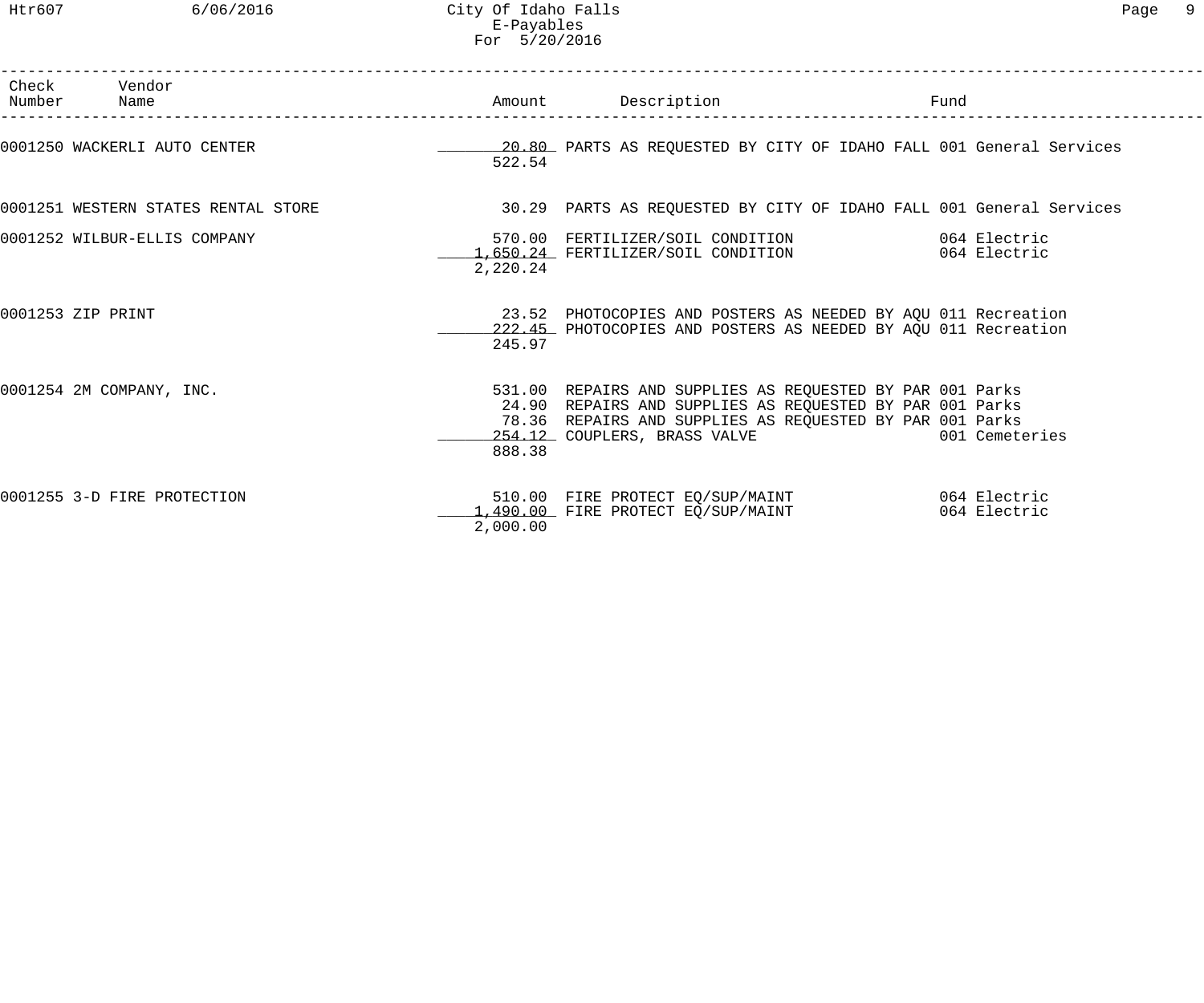| Check Number | Vendor Name | Amount | Description | Fund |
|---|---|---|---|---|
| 0001250 | WACKERLI AUTO CENTER | 20.80 | PARTS AS REQUESTED BY CITY OF IDAHO FALL | 001 General Services |
| | | 522.54 | | |
| 0001251 | WESTERN STATES RENTAL STORE | 30.29 | PARTS AS REQUESTED BY CITY OF IDAHO FALL | 001 General Services |
| 0001252 | WILBUR-ELLIS COMPANY | 570.00 | FERTILIZER/SOIL CONDITION | 064 Electric |
| | | 1,650.24 | FERTILIZER/SOIL CONDITION | 064 Electric |
| | | 2,220.24 | | |
| 0001253 | ZIP PRINT | 23.52 | PHOTOCOPIES AND POSTERS AS NEEDED BY AQU | 011 Recreation |
| | | 222.45 | PHOTOCOPIES AND POSTERS AS NEEDED BY AQU | 011 Recreation |
| | | 245.97 | | |
| 0001254 | 2M COMPANY, INC. | 531.00 | REPAIRS AND SUPPLIES AS REQUESTED BY PAR | 001 Parks |
| | | 24.90 | REPAIRS AND SUPPLIES AS REQUESTED BY PAR | 001 Parks |
| | | 78.36 | REPAIRS AND SUPPLIES AS REQUESTED BY PAR | 001 Parks |
| | | 254.12 | COUPLERS, BRASS VALVE | 001 Cemeteries |
| | | 888.38 | | |
| 0001255 | 3-D FIRE PROTECTION | 510.00 | FIRE PROTECT EQ/SUP/MAINT | 064 Electric |
| | | 1,490.00 | FIRE PROTECT EQ/SUP/MAINT | 064 Electric |
| | | 2,000.00 | | |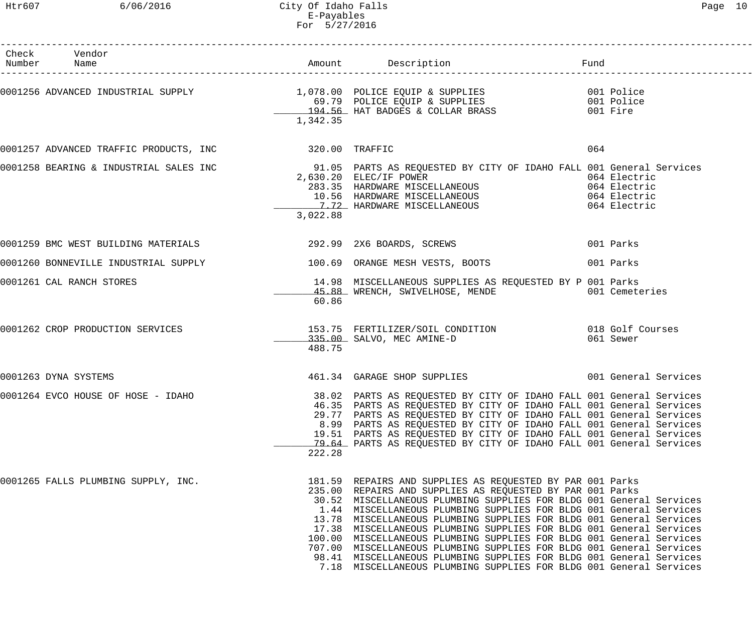# City Of Idaho Falls
## E-Payables
### For 5/27/2016

| Check Number | Vendor Name | Amount | Description | Fund |
|---|---|---|---|---|
| 0001256 | ADVANCED INDUSTRIAL SUPPLY | 1,078.00 | POLICE EQUIP & SUPPLIES | 001 Police |
| | | 69.79 | POLICE EQUIP & SUPPLIES | 001 Police |
| | | 194.56 | HAT BADGES & COLLAR BRASS | 001 Fire |
| | | 1,342.35 | | |
| 0001257 | ADVANCED TRAFFIC PRODUCTS, INC | 320.00 | TRAFFIC | 064 |
| 0001258 | BEARING & INDUSTRIAL SALES INC | 91.05 | PARTS AS REQUESTED BY CITY OF IDAHO FALL | 001 General Services |
| | | 2,630.20 | ELEC/IF POWER | 064 Electric |
| | | 283.35 | HARDWARE MISCELLANEOUS | 064 Electric |
| | | 10.56 | HARDWARE MISCELLANEOUS | 064 Electric |
| | | 7.72 | HARDWARE MISCELLANEOUS | 064 Electric |
| | | 3,022.88 | | |
| 0001259 | BMC WEST BUILDING MATERIALS | 292.99 | 2X6 BOARDS, SCREWS | 001 Parks |
| 0001260 | BONNEVILLE INDUSTRIAL SUPPLY | 100.69 | ORANGE MESH VESTS, BOOTS | 001 Parks |
| 0001261 | CAL RANCH STORES | 14.98 | MISCELLANEOUS SUPPLIES AS REQUESTED BY P | 001 Parks |
| | | 45.88 | WRENCH, SWIVELHOSE, MENDE | 001 Cemeteries |
| | | 60.86 | | |
| 0001262 | CROP PRODUCTION SERVICES | 153.75 | FERTILIZER/SOIL CONDITION | 018 Golf Courses |
| | | 335.00 | SALVO, MEC AMINE-D | 061 Sewer |
| | | 488.75 | | |
| 0001263 | DYNA SYSTEMS | 461.34 | GARAGE SHOP SUPPLIES | 001 General Services |
| 0001264 | EVCO HOUSE OF HOSE - IDAHO | 38.02 | PARTS AS REQUESTED BY CITY OF IDAHO FALL | 001 General Services |
| | | 46.35 | PARTS AS REQUESTED BY CITY OF IDAHO FALL | 001 General Services |
| | | 29.77 | PARTS AS REQUESTED BY CITY OF IDAHO FALL | 001 General Services |
| | | 8.99 | PARTS AS REQUESTED BY CITY OF IDAHO FALL | 001 General Services |
| | | 19.51 | PARTS AS REQUESTED BY CITY OF IDAHO FALL | 001 General Services |
| | | 79.64 | PARTS AS REQUESTED BY CITY OF IDAHO FALL | 001 General Services |
| | | 222.28 | | |
| 0001265 | FALLS PLUMBING SUPPLY, INC. | 181.59 | REPAIRS AND SUPPLIES AS REQUESTED BY PAR | 001 Parks |
| | | 235.00 | REPAIRS AND SUPPLIES AS REQUESTED BY PAR | 001 Parks |
| | | 30.52 | MISCELLANEOUS PLUMBING SUPPLIES FOR BLDG | 001 General Services |
| | | 1.44 | MISCELLANEOUS PLUMBING SUPPLIES FOR BLDG | 001 General Services |
| | | 13.78 | MISCELLANEOUS PLUMBING SUPPLIES FOR BLDG | 001 General Services |
| | | 17.38 | MISCELLANEOUS PLUMBING SUPPLIES FOR BLDG | 001 General Services |
| | | 100.00 | MISCELLANEOUS PLUMBING SUPPLIES FOR BLDG | 001 General Services |
| | | 707.00 | MISCELLANEOUS PLUMBING SUPPLIES FOR BLDG | 001 General Services |
| | | 98.41 | MISCELLANEOUS PLUMBING SUPPLIES FOR BLDG | 001 General Services |
| | | 7.18 | MISCELLANEOUS PLUMBING SUPPLIES FOR BLDG | 001 General Services |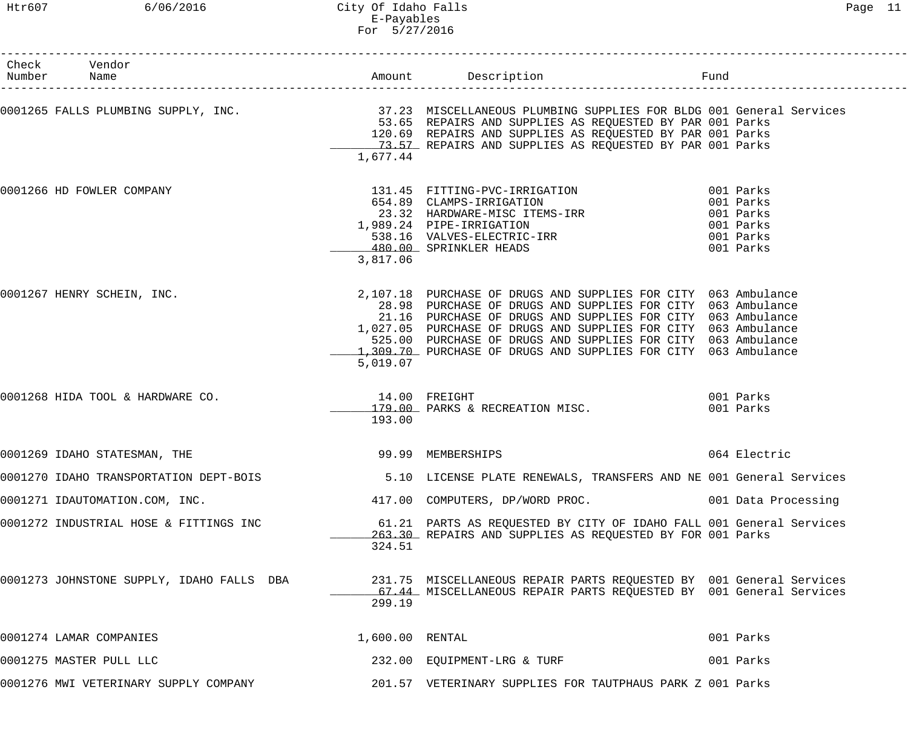# City Of Idaho Falls
## E-Payables
### For 5/27/2016

| Check Number | Vendor Name | Amount | Description | Fund |
|---|---|---|---|---|
| 0001265 | FALLS PLUMBING SUPPLY, INC. | 37.23 | MISCELLANEOUS PLUMBING SUPPLIES FOR BLDG | 001 General Services |
| | | 53.65 | REPAIRS AND SUPPLIES AS REQUESTED BY PAR | 001 Parks |
| | | 120.69 | REPAIRS AND SUPPLIES AS REQUESTED BY PAR | 001 Parks |
| | | 73.57 | REPAIRS AND SUPPLIES AS REQUESTED BY PAR | 001 Parks |
| | | 1,677.44 | | |
| 0001266 | HD FOWLER COMPANY | 131.45 | FITTING-PVC-IRRIGATION | 001 Parks |
| | | 654.89 | CLAMPS-IRRIGATION | 001 Parks |
| | | 23.32 | HARDWARE-MISC ITEMS-IRR | 001 Parks |
| | | 1,989.24 | PIPE-IRRIGATION | 001 Parks |
| | | 538.16 | VALVES-ELECTRIC-IRR | 001 Parks |
| | | 480.00 | SPRINKLER HEADS | 001 Parks |
| | | 3,817.06 | | |
| 0001267 | HENRY SCHEIN, INC. | 2,107.18 | PURCHASE OF DRUGS AND SUPPLIES FOR CITY | 063 Ambulance |
| | | 28.98 | PURCHASE OF DRUGS AND SUPPLIES FOR CITY | 063 Ambulance |
| | | 21.16 | PURCHASE OF DRUGS AND SUPPLIES FOR CITY | 063 Ambulance |
| | | 1,027.05 | PURCHASE OF DRUGS AND SUPPLIES FOR CITY | 063 Ambulance |
| | | 525.00 | PURCHASE OF DRUGS AND SUPPLIES FOR CITY | 063 Ambulance |
| | | 1,309.70 | PURCHASE OF DRUGS AND SUPPLIES FOR CITY | 063 Ambulance |
| | | 5,019.07 | | |
| 0001268 | HIDA TOOL & HARDWARE CO. | 14.00 | FREIGHT | 001 Parks |
| | | 179.00 | PARKS & RECREATION MISC. | 001 Parks |
| | | 193.00 | | |
| 0001269 | IDAHO STATESMAN, THE | 99.99 | MEMBERSHIPS | 064 Electric |
| 0001270 | IDAHO TRANSPORTATION DEPT-BOIS | 5.10 | LICENSE PLATE RENEWALS, TRANSFERS AND NE | 001 General Services |
| 0001271 | IDAUTOMATION.COM, INC. | 417.00 | COMPUTERS, DP/WORD PROC. | 001 Data Processing |
| 0001272 | INDUSTRIAL HOSE & FITTINGS INC | 61.21 | PARTS AS REQUESTED BY CITY OF IDAHO FALL | 001 General Services |
| | | 263.30 | REPAIRS AND SUPPLIES AS REQUESTED BY FOR | 001 Parks |
| | | 324.51 | | |
| 0001273 | JOHNSTONE SUPPLY, IDAHO FALLS DBA | 231.75 | MISCELLANEOUS REPAIR PARTS REQUESTED BY | 001 General Services |
| | | 67.44 | MISCELLANEOUS REPAIR PARTS REQUESTED BY | 001 General Services |
| | | 299.19 | | |
| 0001274 | LAMAR COMPANIES | 1,600.00 | RENTAL | 001 Parks |
| 0001275 | MASTER PULL LLC | 232.00 | EQUIPMENT-LRG & TURF | 001 Parks |
| 0001276 | MWI VETERINARY SUPPLY COMPANY | 201.57 | VETERINARY SUPPLIES FOR TAUTPHAUS PARK Z | 001 Parks |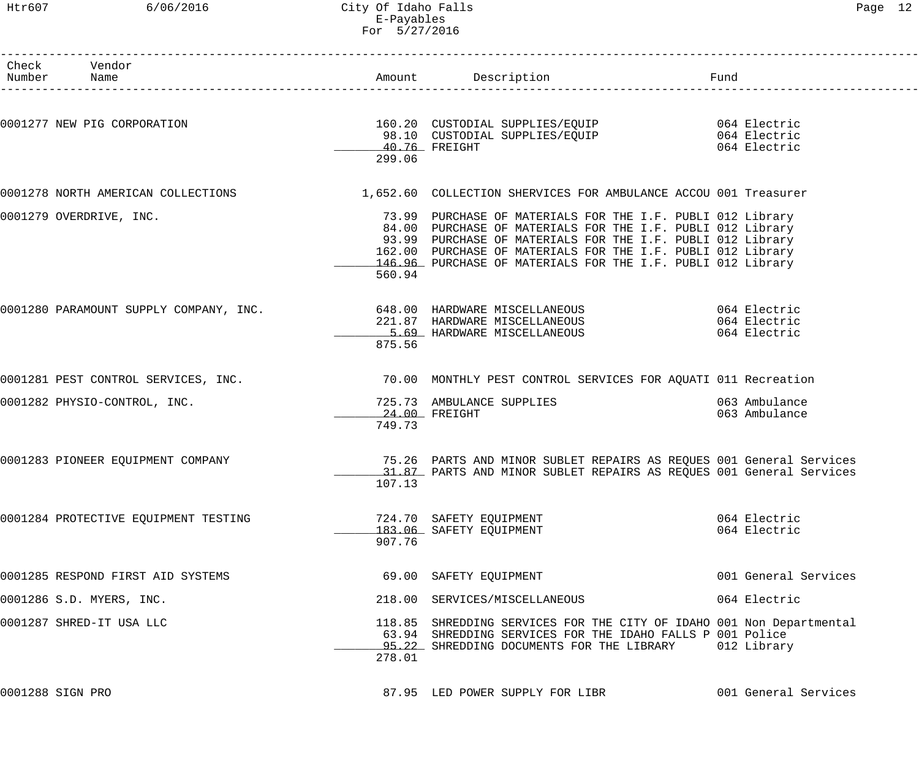City Of Idaho Falls
E-Payables
For 5/27/2016

| Check Number | Vendor Name | Amount | Description | Fund |
|---|---|---|---|---|
| 0001277 | NEW PIG CORPORATION | 160.20 | CUSTODIAL SUPPLIES/EQUIP | 064 Electric |
| | | 98.10 | CUSTODIAL SUPPLIES/EQUIP | 064 Electric |
| | | 40.76 | FREIGHT | 064 Electric |
| | | 299.06 | | |
| 0001278 | NORTH AMERICAN COLLECTIONS | 1,652.60 | COLLECTION SHERVICES FOR AMBULANCE ACCOU | 001 Treasurer |
| 0001279 | OVERDRIVE, INC. | 73.99 | PURCHASE OF MATERIALS FOR THE I.F. PUBLI | 012 Library |
| | | 84.00 | PURCHASE OF MATERIALS FOR THE I.F. PUBLI | 012 Library |
| | | 93.99 | PURCHASE OF MATERIALS FOR THE I.F. PUBLI | 012 Library |
| | | 162.00 | PURCHASE OF MATERIALS FOR THE I.F. PUBLI | 012 Library |
| | | 146.96 | PURCHASE OF MATERIALS FOR THE I.F. PUBLI | 012 Library |
| | | 560.94 | | |
| 0001280 | PARAMOUNT SUPPLY COMPANY, INC. | 648.00 | HARDWARE MISCELLANEOUS | 064 Electric |
| | | 221.87 | HARDWARE MISCELLANEOUS | 064 Electric |
| | | 5.69 | HARDWARE MISCELLANEOUS | 064 Electric |
| | | 875.56 | | |
| 0001281 | PEST CONTROL SERVICES, INC. | 70.00 | MONTHLY PEST CONTROL SERVICES FOR AQUATI | 011 Recreation |
| 0001282 | PHYSIO-CONTROL, INC. | 725.73 | AMBULANCE SUPPLIES | 063 Ambulance |
| | | 24.00 | FREIGHT | 063 Ambulance |
| | | 749.73 | | |
| 0001283 | PIONEER EQUIPMENT COMPANY | 75.26 | PARTS AND MINOR SUBLET REPAIRS AS REQUES | 001 General Services |
| | | 31.87 | PARTS AND MINOR SUBLET REPAIRS AS REQUES | 001 General Services |
| | | 107.13 | | |
| 0001284 | PROTECTIVE EQUIPMENT TESTING | 724.70 | SAFETY EQUIPMENT | 064 Electric |
| | | 183.06 | SAFETY EQUIPMENT | 064 Electric |
| | | 907.76 | | |
| 0001285 | RESPOND FIRST AID SYSTEMS | 69.00 | SAFETY EQUIPMENT | 001 General Services |
| 0001286 | S.D. MYERS, INC. | 218.00 | SERVICES/MISCELLANEOUS | 064 Electric |
| 0001287 | SHRED-IT USA LLC | 118.85 | SHREDDING SERVICES FOR THE CITY OF IDAHO | 001 Non Departmental |
| | | 63.94 | SHREDDING SERVICES FOR THE IDAHO FALLS P | 001 Police |
| | | 95.22 | SHREDDING DOCUMENTS FOR THE LIBRARY | 012 Library |
| | | 278.01 | | |
| 0001288 | SIGN PRO | 87.95 | LED POWER SUPPLY FOR LIBR | 001 General Services |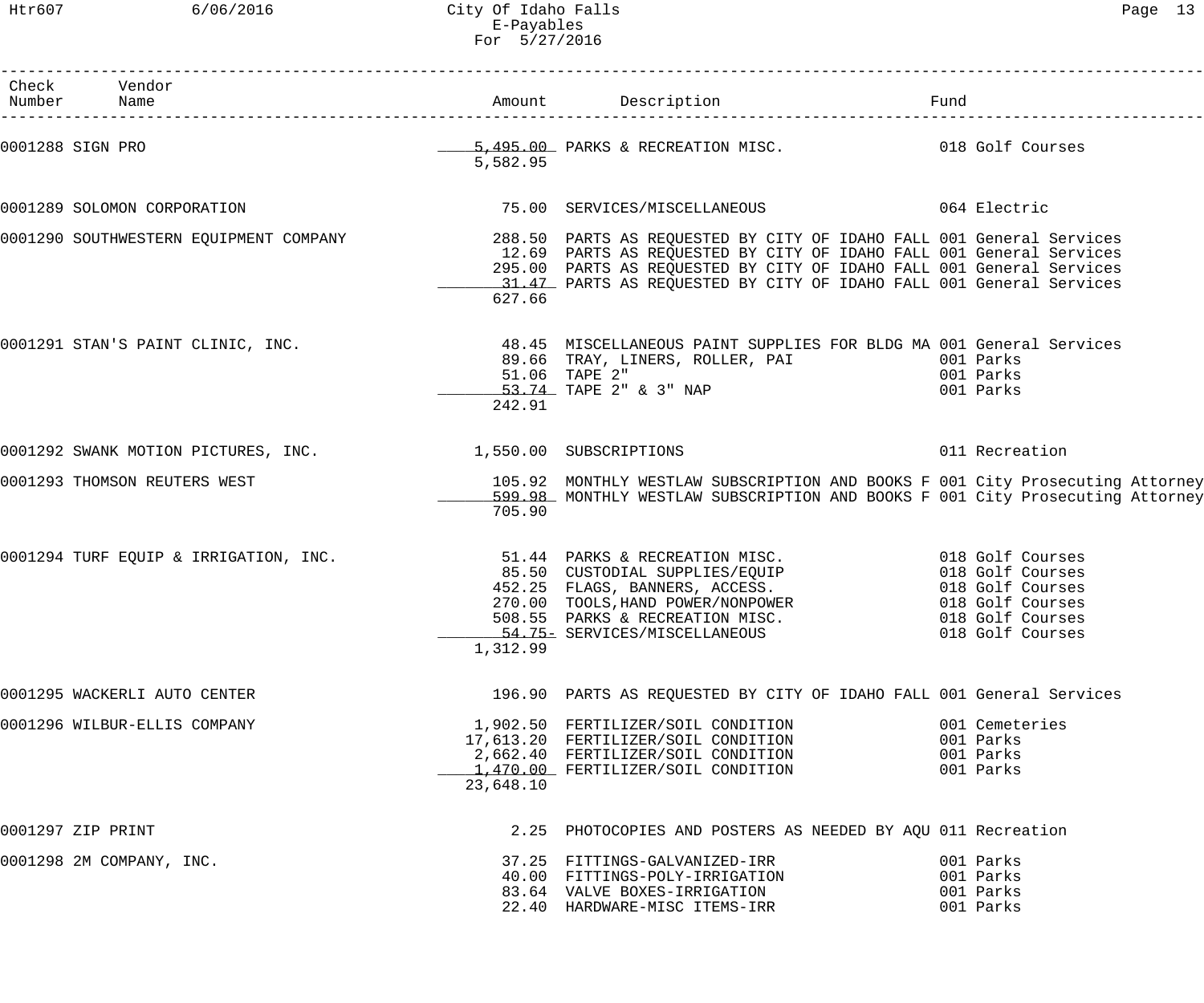| Check Number | Vendor Name | Amount | Description | Fund |
|---|---|---|---|---|
| 0001288 | SIGN PRO | 5,495.00 | PARKS & RECREATION MISC. | 018 Golf Courses |
| | | 5,582.95 | | |
| 0001289 | SOLOMON CORPORATION | 75.00 | SERVICES/MISCELLANEOUS | 064 Electric |
| 0001290 | SOUTHWESTERN EQUIPMENT COMPANY | 288.50 | PARTS AS REQUESTED BY CITY OF IDAHO FALL | 001 General Services |
| | | 12.69 | PARTS AS REQUESTED BY CITY OF IDAHO FALL | 001 General Services |
| | | 295.00 | PARTS AS REQUESTED BY CITY OF IDAHO FALL | 001 General Services |
| | | 31.47 | PARTS AS REQUESTED BY CITY OF IDAHO FALL | 001 General Services |
| | | 627.66 | | |
| 0001291 | STAN'S PAINT CLINIC, INC. | 48.45 | MISCELLANEOUS PAINT SUPPLIES FOR BLDG MA | 001 General Services |
| | | 89.66 | TRAY, LINERS, ROLLER, PAI | 001 Parks |
| | | 51.06 | TAPE 2" | 001 Parks |
| | | 53.74 | TAPE 2" & 3" NAP | 001 Parks |
| | | 242.91 | | |
| 0001292 | SWANK MOTION PICTURES, INC. | 1,550.00 | SUBSCRIPTIONS | 011 Recreation |
| 0001293 | THOMSON REUTERS WEST | 105.92 | MONTHLY WESTLAW SUBSCRIPTION AND BOOKS F | 001 City Prosecuting Attorney |
| | | 599.98 | MONTHLY WESTLAW SUBSCRIPTION AND BOOKS F | 001 City Prosecuting Attorney |
| | | 705.90 | | |
| 0001294 | TURF EQUIP & IRRIGATION, INC. | 51.44 | PARKS & RECREATION MISC. | 018 Golf Courses |
| | | 85.50 | CUSTODIAL SUPPLIES/EQUIP | 018 Golf Courses |
| | | 452.25 | FLAGS, BANNERS, ACCESS. | 018 Golf Courses |
| | | 270.00 | TOOLS,HAND POWER/NONPOWER | 018 Golf Courses |
| | | 508.55 | PARKS & RECREATION MISC. | 018 Golf Courses |
| | | 54.75- | SERVICES/MISCELLANEOUS | 018 Golf Courses |
| | | 1,312.99 | | |
| 0001295 | WACKERLI AUTO CENTER | 196.90 | PARTS AS REQUESTED BY CITY OF IDAHO FALL | 001 General Services |
| 0001296 | WILBUR-ELLIS COMPANY | 1,902.50 | FERTILIZER/SOIL CONDITION | 001 Cemeteries |
| | | 17,613.20 | FERTILIZER/SOIL CONDITION | 001 Parks |
| | | 2,662.40 | FERTILIZER/SOIL CONDITION | 001 Parks |
| | | 1,470.00 | FERTILIZER/SOIL CONDITION | 001 Parks |
| | | 23,648.10 | | |
| 0001297 | ZIP PRINT | 2.25 | PHOTOCOPIES AND POSTERS AS NEEDED BY AQU | 011 Recreation |
| 0001298 | 2M COMPANY, INC. | 37.25 | FITTINGS-GALVANIZED-IRR | 001 Parks |
| | | 40.00 | FITTINGS-POLY-IRRIGATION | 001 Parks |
| | | 83.64 | VALVE BOXES-IRRIGATION | 001 Parks |
| | | 22.40 | HARDWARE-MISC ITEMS-IRR | 001 Parks |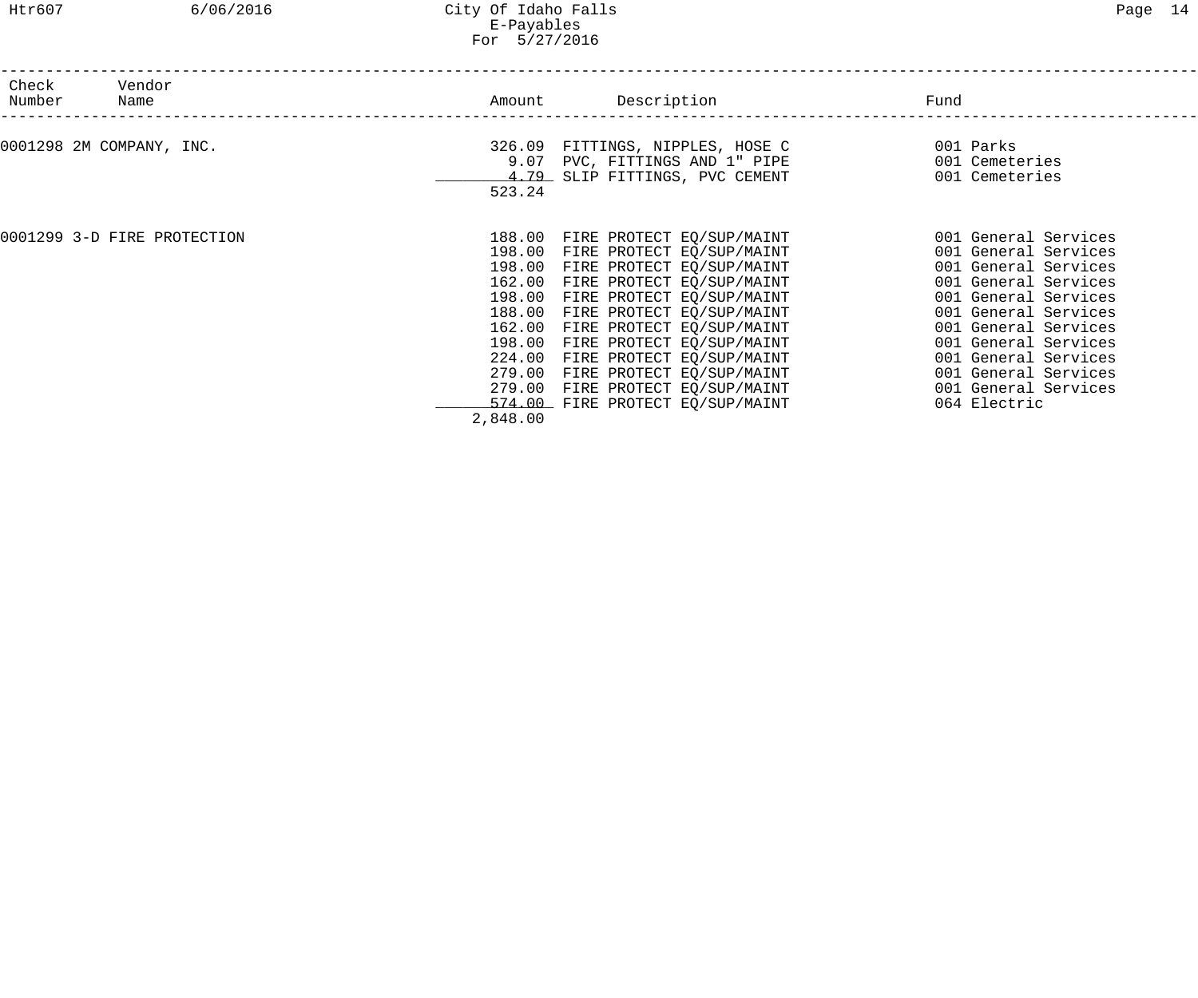# City Of Idaho Falls
## E-Payables
### For 5/27/2016

| Check Number | Vendor Name | Amount | Description | Fund |
|---|---|---|---|---|
| 0001298 | 2M COMPANY, INC. | 326.09 | FITTINGS, NIPPLES, HOSE C | 001 Parks |
| | | 9.07 | PVC, FITTINGS AND 1" PIPE | 001 Cemeteries |
| | | 4.79 | SLIP FITTINGS, PVC CEMENT | 001 Cemeteries |
| | | 523.24 | | |
| 0001299 | 3-D FIRE PROTECTION | 188.00 | FIRE PROTECT EQ/SUP/MAINT | 001 General Services |
| | | 198.00 | FIRE PROTECT EQ/SUP/MAINT | 001 General Services |
| | | 198.00 | FIRE PROTECT EQ/SUP/MAINT | 001 General Services |
| | | 162.00 | FIRE PROTECT EQ/SUP/MAINT | 001 General Services |
| | | 198.00 | FIRE PROTECT EQ/SUP/MAINT | 001 General Services |
| | | 188.00 | FIRE PROTECT EQ/SUP/MAINT | 001 General Services |
| | | 162.00 | FIRE PROTECT EQ/SUP/MAINT | 001 General Services |
| | | 198.00 | FIRE PROTECT EQ/SUP/MAINT | 001 General Services |
| | | 224.00 | FIRE PROTECT EQ/SUP/MAINT | 001 General Services |
| | | 279.00 | FIRE PROTECT EQ/SUP/MAINT | 001 General Services |
| | | 279.00 | FIRE PROTECT EQ/SUP/MAINT | 001 General Services |
| | | 574.00 | FIRE PROTECT EQ/SUP/MAINT | 064 Electric |
| | | 2,848.00 | | |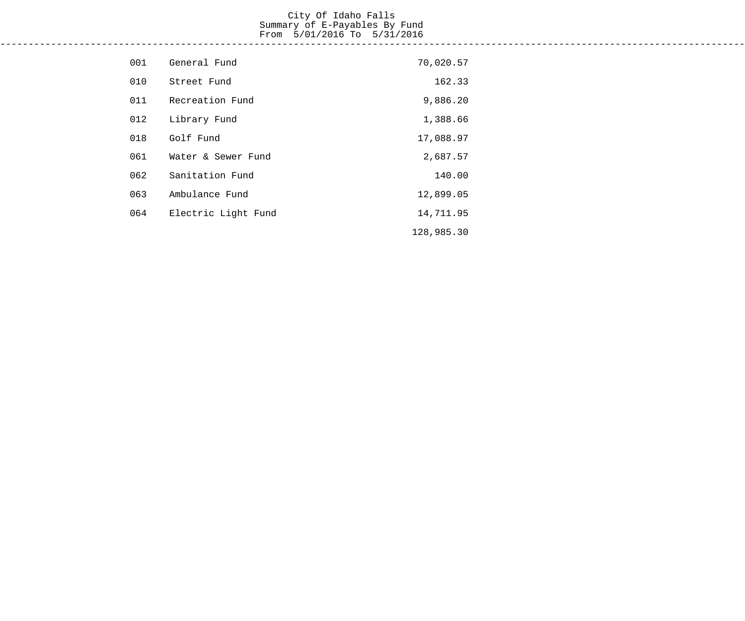City Of Idaho Falls
Summary of E-Payables By Fund
From 5/01/2016 To 5/31/2016

| | | |
|---|---|---|
| 001 | General Fund | 70,020.57 |
| 010 | Street Fund | 162.33 |
| 011 | Recreation Fund | 9,886.20 |
| 012 | Library Fund | 1,388.66 |
| 018 | Golf Fund | 17,088.97 |
| 061 | Water & Sewer Fund | 2,687.57 |
| 062 | Sanitation Fund | 140.00 |
| 063 | Ambulance Fund | 12,899.05 |
| 064 | Electric Light Fund | 14,711.95 |
| | | 128,985.30 |